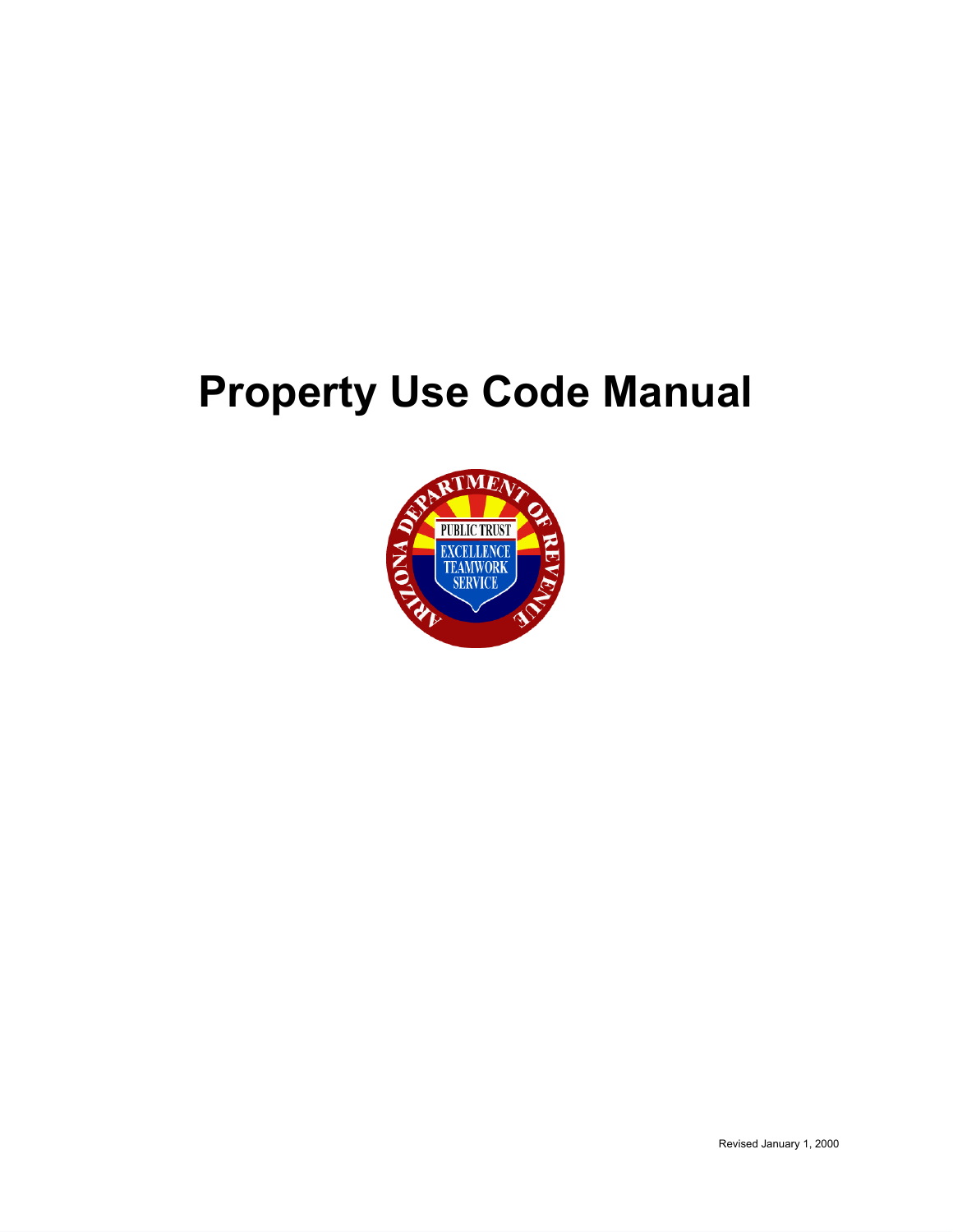# Property Use Code Manual

Revised January 1, 2000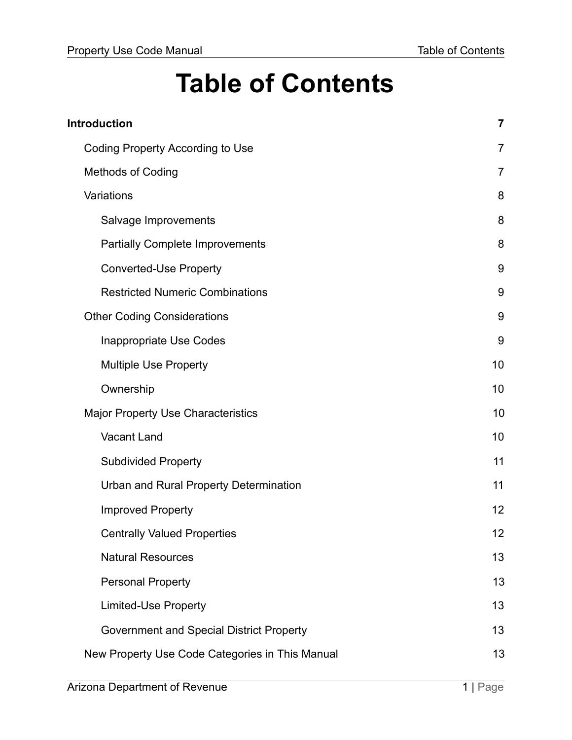# Table of Contents

**Introduction** 7

- Coding Property According to Use 7
- Methods of Coding 7
- Variations 8
  - Salvage Improvements 8
  - Partially Complete Improvements 8
  - Converted-Use Property 9
  - Restricted Numeric Combinations 9
- Other Coding Considerations 9
  - Inappropriate Use Codes 9
  - Multiple Use Property 10
  - Ownership 10
- Major Property Use Characteristics 10
  - Vacant Land 10
  - Subdivided Property 11
  - Urban and Rural Property Determination 11
  - Improved Property 12
  - Centrally Valued Properties 12
  - Natural Resources 13
  - Personal Property 13
  - Limited-Use Property 13
  - Government and Special District Property 13
- New Property Use Code Categories in This Manual 13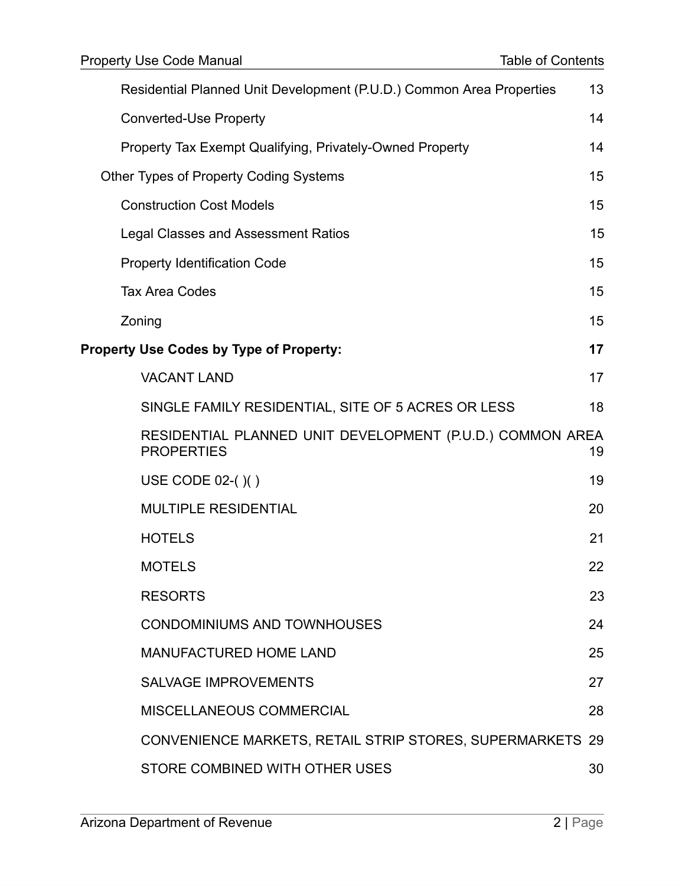Residential Planned Unit Development (P.U.D.) Common Area Properties 13

Converted-Use Property 14

Property Tax Exempt Qualifying, Privately-Owned Property 14

Other Types of Property Coding Systems 15

Construction Cost Models 15

Legal Classes and Assessment Ratios 15

Property Identification Code 15

Tax Area Codes 15

Zoning 15

**Property Use Codes by Type of Property: 17**

VACANT LAND 17

SINGLE FAMILY RESIDENTIAL, SITE OF 5 ACRES OR LESS 18

RESIDENTIAL PLANNED UNIT DEVELOPMENT (P.U.D.) COMMON AREA PROPERTIES 19

USE CODE 02-( )( ) 19

MULTIPLE RESIDENTIAL 20

HOTELS 21

MOTELS 22

RESORTS 23

CONDOMINIUMS AND TOWNHOUSES 24

MANUFACTURED HOME LAND 25

SALVAGE IMPROVEMENTS 27

MISCELLANEOUS COMMERCIAL 28

CONVENIENCE MARKETS, RETAIL STRIP STORES, SUPERMARKETS 29

STORE COMBINED WITH OTHER USES 30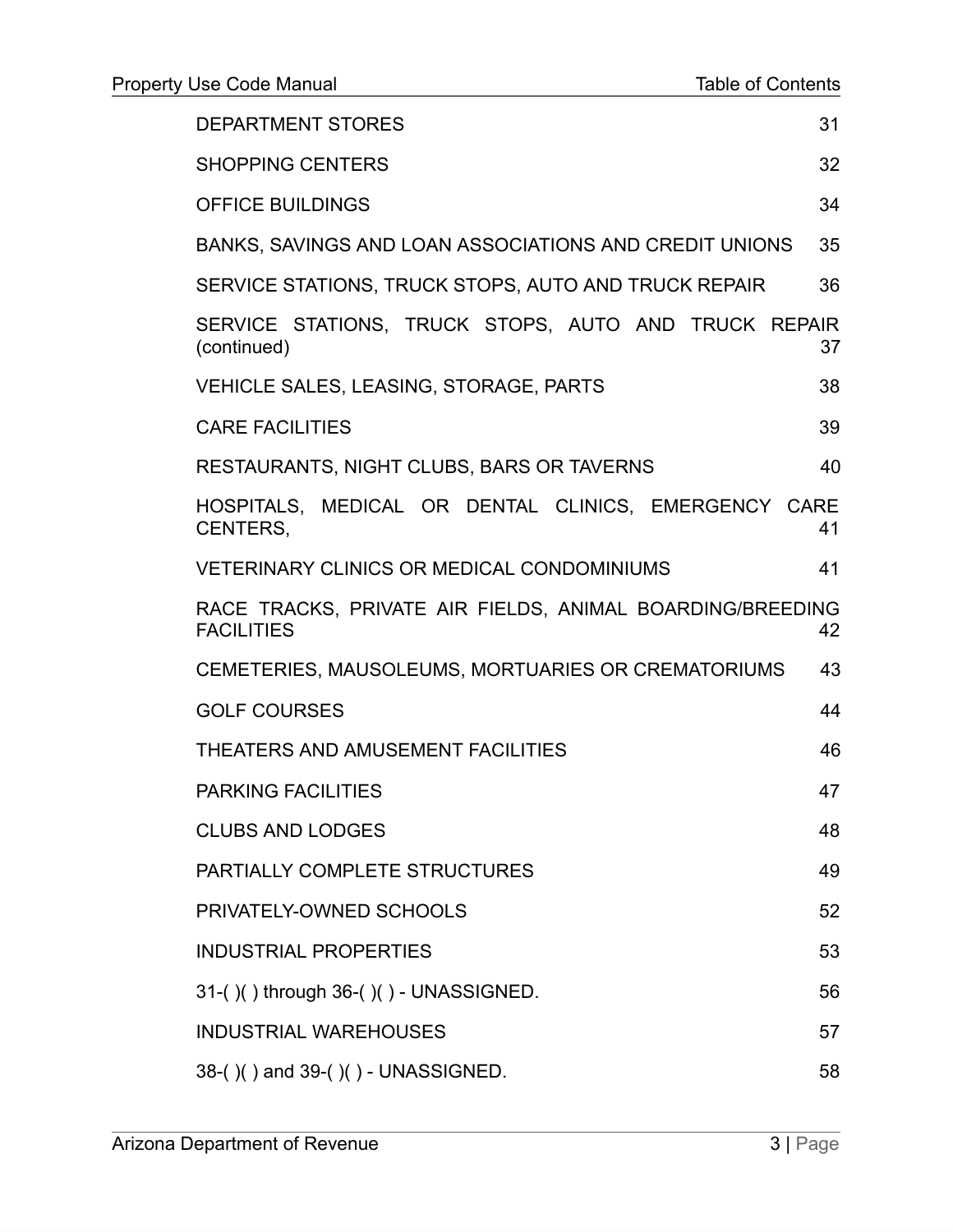| | |
|---|---|
| DEPARTMENT STORES | 31 |
| SHOPPING CENTERS | 32 |
| OFFICE BUILDINGS | 34 |
| BANKS, SAVINGS AND LOAN ASSOCIATIONS AND CREDIT UNIONS | 35 |
| SERVICE STATIONS, TRUCK STOPS, AUTO AND TRUCK REPAIR | 36 |
| SERVICE STATIONS, TRUCK STOPS, AUTO AND TRUCK REPAIR (continued) | 37 |
| VEHICLE SALES, LEASING, STORAGE, PARTS | 38 |
| CARE FACILITIES | 39 |
| RESTAURANTS, NIGHT CLUBS, BARS OR TAVERNS | 40 |
| HOSPITALS, MEDICAL OR DENTAL CLINICS, EMERGENCY CARE CENTERS, | 41 |
| VETERINARY CLINICS OR MEDICAL CONDOMINIUMS | 41 |
| RACE TRACKS, PRIVATE AIR FIELDS, ANIMAL BOARDING/BREEDING FACILITIES | 42 |
| CEMETERIES, MAUSOLEUMS, MORTUARIES OR CREMATORIUMS | 43 |
| GOLF COURSES | 44 |
| THEATERS AND AMUSEMENT FACILITIES | 46 |
| PARKING FACILITIES | 47 |
| CLUBS AND LODGES | 48 |
| PARTIALLY COMPLETE STRUCTURES | 49 |
| PRIVATELY-OWNED SCHOOLS | 52 |
| INDUSTRIAL PROPERTIES | 53 |
| 31-( )( ) through 36-( )( ) - UNASSIGNED. | 56 |
| INDUSTRIAL WAREHOUSES | 57 |
| 38-( )( ) and 39-( )( ) - UNASSIGNED. | 58 |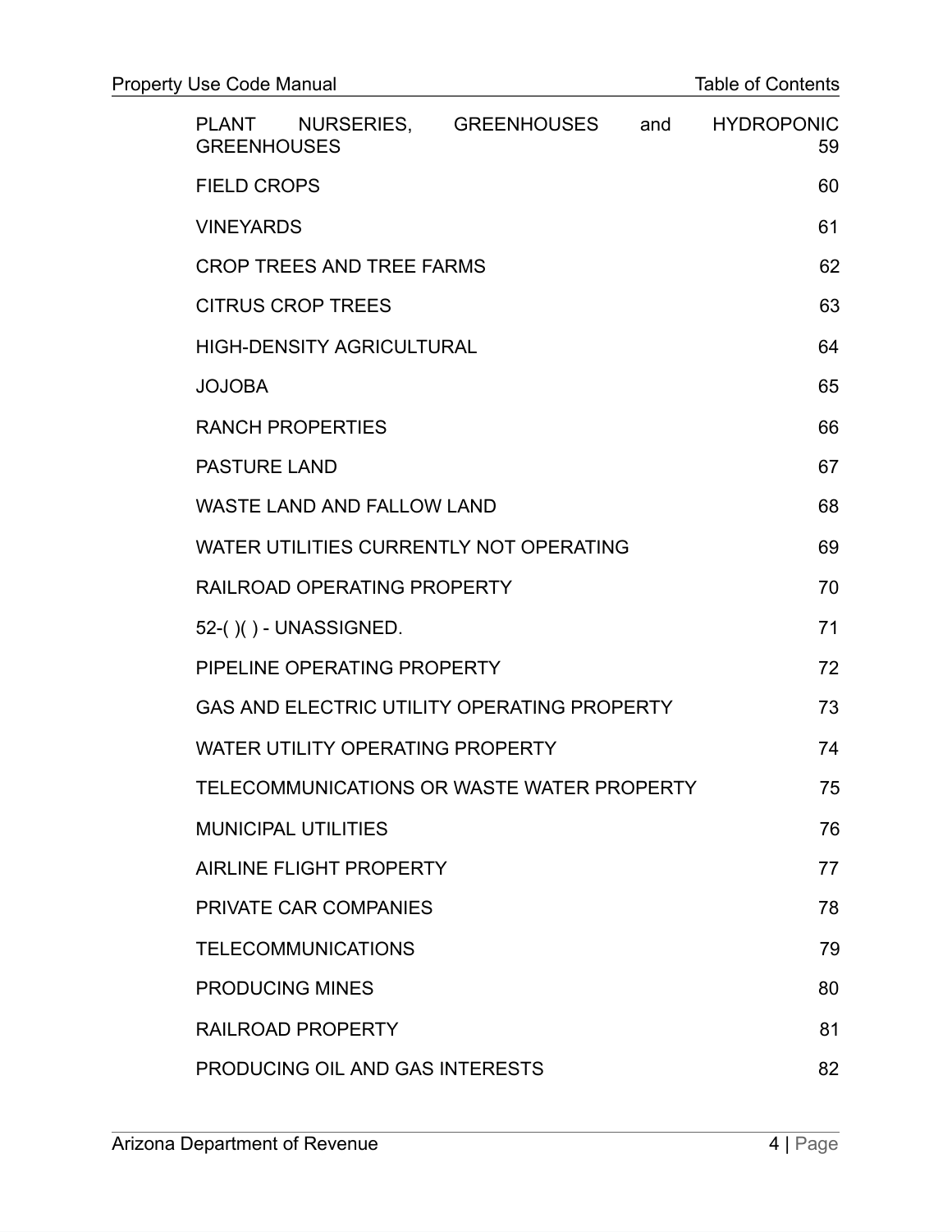| | |
|---|---|
| PLANT NURSERIES, GREENHOUSES and HYDROPONIC GREENHOUSES | 59 |
| FIELD CROPS | 60 |
| VINEYARDS | 61 |
| CROP TREES AND TREE FARMS | 62 |
| CITRUS CROP TREES | 63 |
| HIGH-DENSITY AGRICULTURAL | 64 |
| JOJOBA | 65 |
| RANCH PROPERTIES | 66 |
| PASTURE LAND | 67 |
| WASTE LAND AND FALLOW LAND | 68 |
| WATER UTILITIES CURRENTLY NOT OPERATING | 69 |
| RAILROAD OPERATING PROPERTY | 70 |
| 52-( )( ) - UNASSIGNED. | 71 |
| PIPELINE OPERATING PROPERTY | 72 |
| GAS AND ELECTRIC UTILITY OPERATING PROPERTY | 73 |
| WATER UTILITY OPERATING PROPERTY | 74 |
| TELECOMMUNICATIONS OR WASTE WATER PROPERTY | 75 |
| MUNICIPAL UTILITIES | 76 |
| AIRLINE FLIGHT PROPERTY | 77 |
| PRIVATE CAR COMPANIES | 78 |
| TELECOMMUNICATIONS | 79 |
| PRODUCING MINES | 80 |
| RAILROAD PROPERTY | 81 |
| PRODUCING OIL AND GAS INTERESTS | 82 |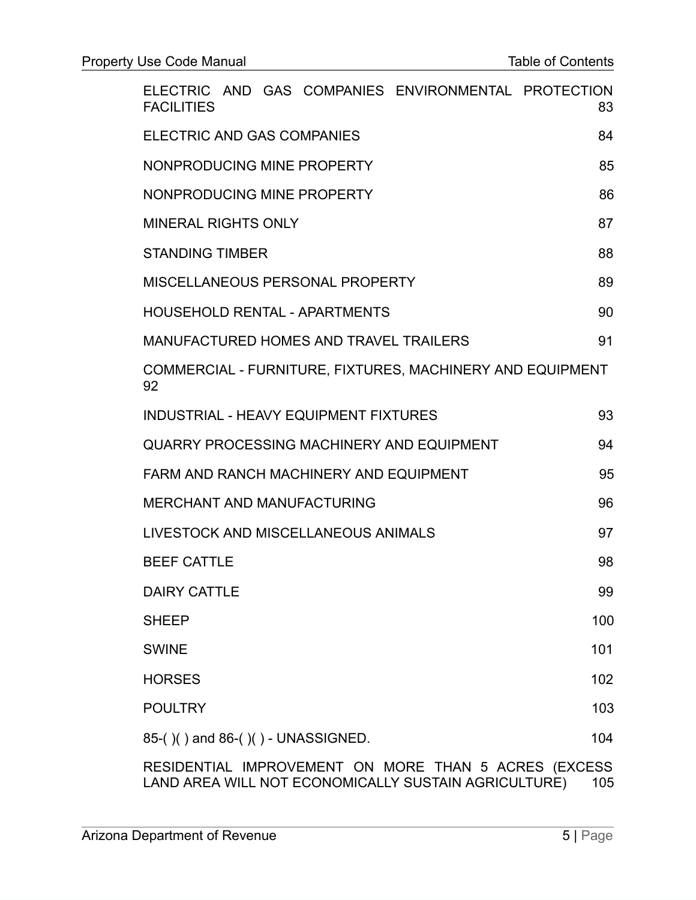ELECTRIC AND GAS COMPANIES ENVIRONMENTAL PROTECTION FACILITIES 83

ELECTRIC AND GAS COMPANIES 84

NONPRODUCING MINE PROPERTY 85

NONPRODUCING MINE PROPERTY 86

MINERAL RIGHTS ONLY 87

STANDING TIMBER 88

MISCELLANEOUS PERSONAL PROPERTY 89

HOUSEHOLD RENTAL - APARTMENTS 90

MANUFACTURED HOMES AND TRAVEL TRAILERS 91

COMMERCIAL - FURNITURE, FIXTURES, MACHINERY AND EQUIPMENT 92

INDUSTRIAL - HEAVY EQUIPMENT FIXTURES 93

QUARRY PROCESSING MACHINERY AND EQUIPMENT 94

FARM AND RANCH MACHINERY AND EQUIPMENT 95

MERCHANT AND MANUFACTURING 96

LIVESTOCK AND MISCELLANEOUS ANIMALS 97

BEEF CATTLE 98

DAIRY CATTLE 99

SHEEP 100

SWINE 101

HORSES 102

POULTRY 103

85-( )( ) and 86-( )( ) - UNASSIGNED. 104

RESIDENTIAL IMPROVEMENT ON MORE THAN 5 ACRES (EXCESS LAND AREA WILL NOT ECONOMICALLY SUSTAIN AGRICULTURE) 105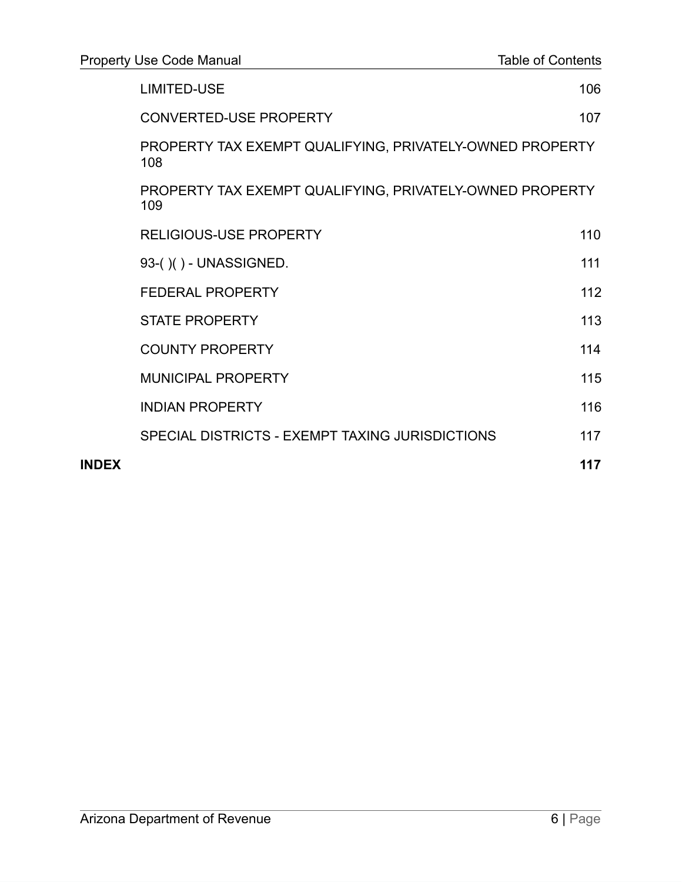| | |
|---|---|
| LIMITED-USE | 106 |
| CONVERTED-USE PROPERTY | 107 |
| PROPERTY TAX EXEMPT QUALIFYING, PRIVATELY-OWNED PROPERTY | 108 |
| PROPERTY TAX EXEMPT QUALIFYING, PRIVATELY-OWNED PROPERTY | 109 |
| RELIGIOUS-USE PROPERTY | 110 |
| 93-( )( ) - UNASSIGNED. | 111 |
| FEDERAL PROPERTY | 112 |
| STATE PROPERTY | 113 |
| COUNTY PROPERTY | 114 |
| MUNICIPAL PROPERTY | 115 |
| INDIAN PROPERTY | 116 |
| SPECIAL DISTRICTS - EXEMPT TAXING JURISDICTIONS | 117 |
| **INDEX** | **117** |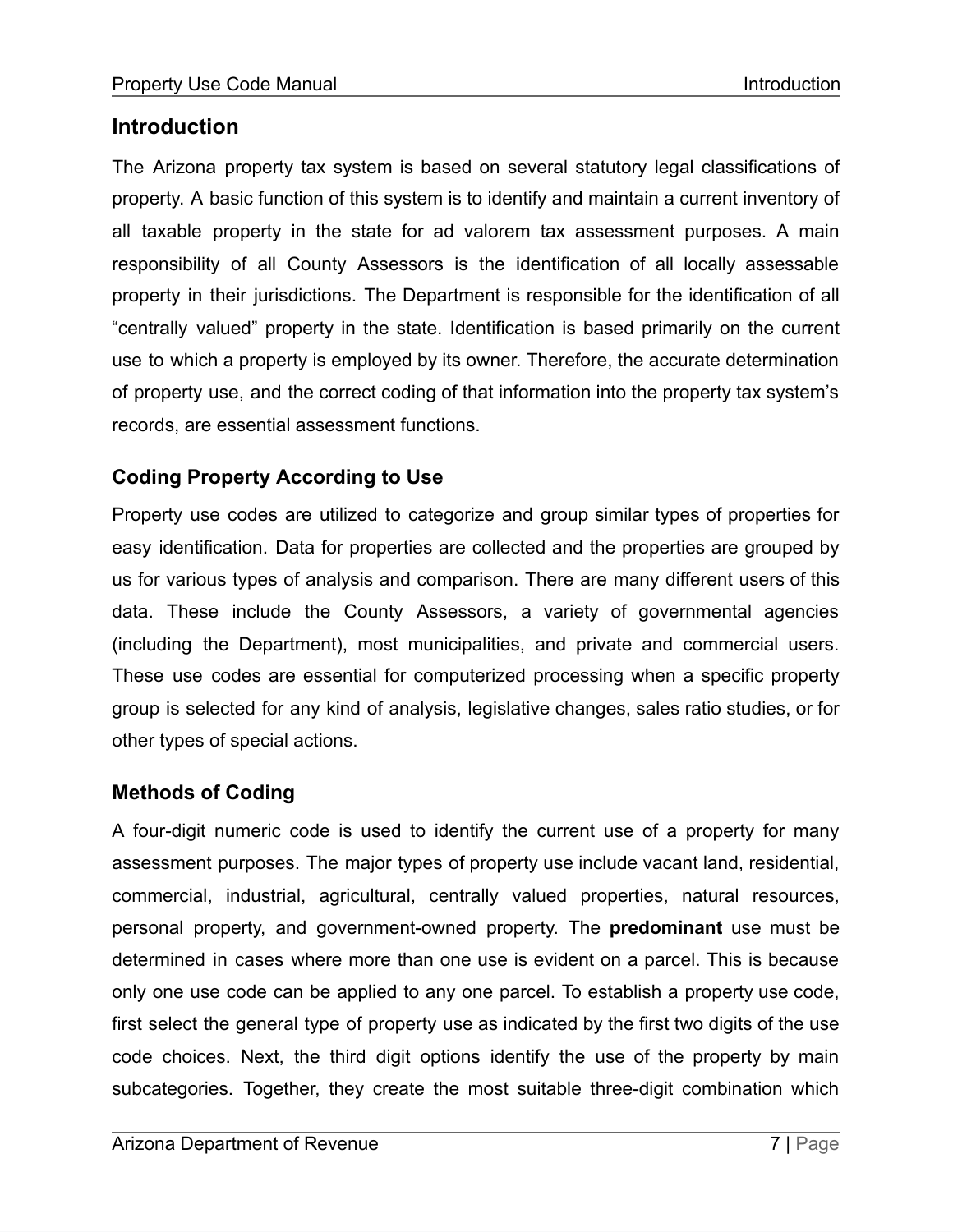# Introduction

The Arizona property tax system is based on several statutory legal classifications of property. A basic function of this system is to identify and maintain a current inventory of all taxable property in the state for ad valorem tax assessment purposes. A main responsibility of all County Assessors is the identification of all locally assessable property in their jurisdictions. The Department is responsible for the identification of all "centrally valued" property in the state. Identification is based primarily on the current use to which a property is employed by its owner. Therefore, the accurate determination of property use, and the correct coding of that information into the property tax system's records, are essential assessment functions.

## Coding Property According to Use

Property use codes are utilized to categorize and group similar types of properties for easy identification. Data for properties are collected and the properties are grouped by us for various types of analysis and comparison. There are many different users of this data. These include the County Assessors, a variety of governmental agencies (including the Department), most municipalities, and private and commercial users. These use codes are essential for computerized processing when a specific property group is selected for any kind of analysis, legislative changes, sales ratio studies, or for other types of special actions.

## Methods of Coding

A four-digit numeric code is used to identify the current use of a property for many assessment purposes. The major types of property use include vacant land, residential, commercial, industrial, agricultural, centrally valued properties, natural resources, personal property, and government-owned property. The **predominant** use must be determined in cases where more than one use is evident on a parcel. This is because only one use code can be applied to any one parcel. To establish a property use code, first select the general type of property use as indicated by the first two digits of the use code choices. Next, the third digit options identify the use of the property by main subcategories. Together, they create the most suitable three-digit combination which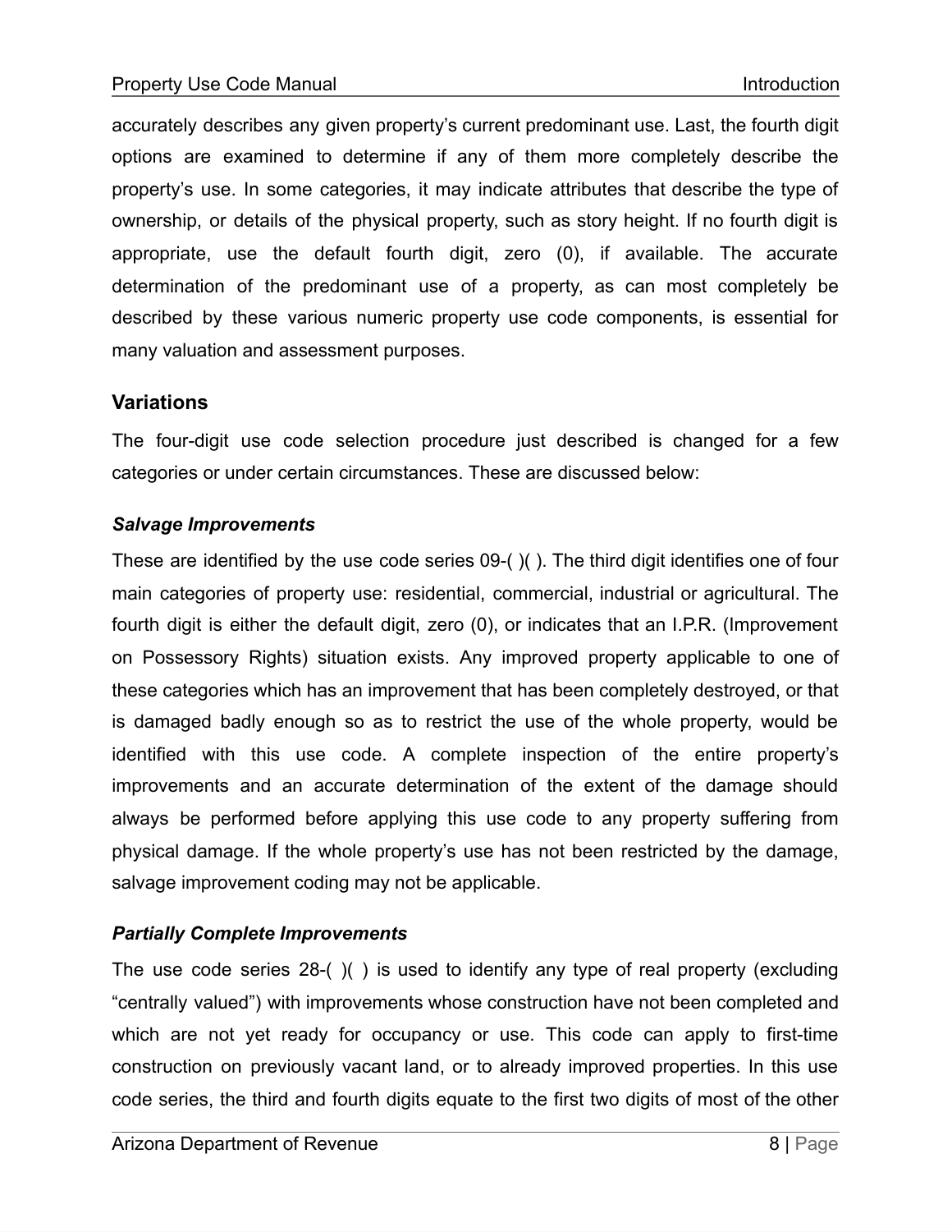accurately describes any given property's current predominant use. Last, the fourth digit options are examined to determine if any of them more completely describe the property's use. In some categories, it may indicate attributes that describe the type of ownership, or details of the physical property, such as story height. If no fourth digit is appropriate, use the default fourth digit, zero (0), if available. The accurate determination of the predominant use of a property, as can most completely be described by these various numeric property use code components, is essential for many valuation and assessment purposes.

## Variations

The four-digit use code selection procedure just described is changed for a few categories or under certain circumstances. These are discussed below:

### *Salvage Improvements*

These are identified by the use code series 09-( )( ). The third digit identifies one of four main categories of property use: residential, commercial, industrial or agricultural. The fourth digit is either the default digit, zero (0), or indicates that an I.P.R. (Improvement on Possessory Rights) situation exists. Any improved property applicable to one of these categories which has an improvement that has been completely destroyed, or that is damaged badly enough so as to restrict the use of the whole property, would be identified with this use code. A complete inspection of the entire property's improvements and an accurate determination of the extent of the damage should always be performed before applying this use code to any property suffering from physical damage. If the whole property's use has not been restricted by the damage, salvage improvement coding may not be applicable.

### *Partially Complete Improvements*

The use code series 28-( )( ) is used to identify any type of real property (excluding "centrally valued") with improvements whose construction have not been completed and which are not yet ready for occupancy or use. This code can apply to first-time construction on previously vacant land, or to already improved properties. In this use code series, the third and fourth digits equate to the first two digits of most of the other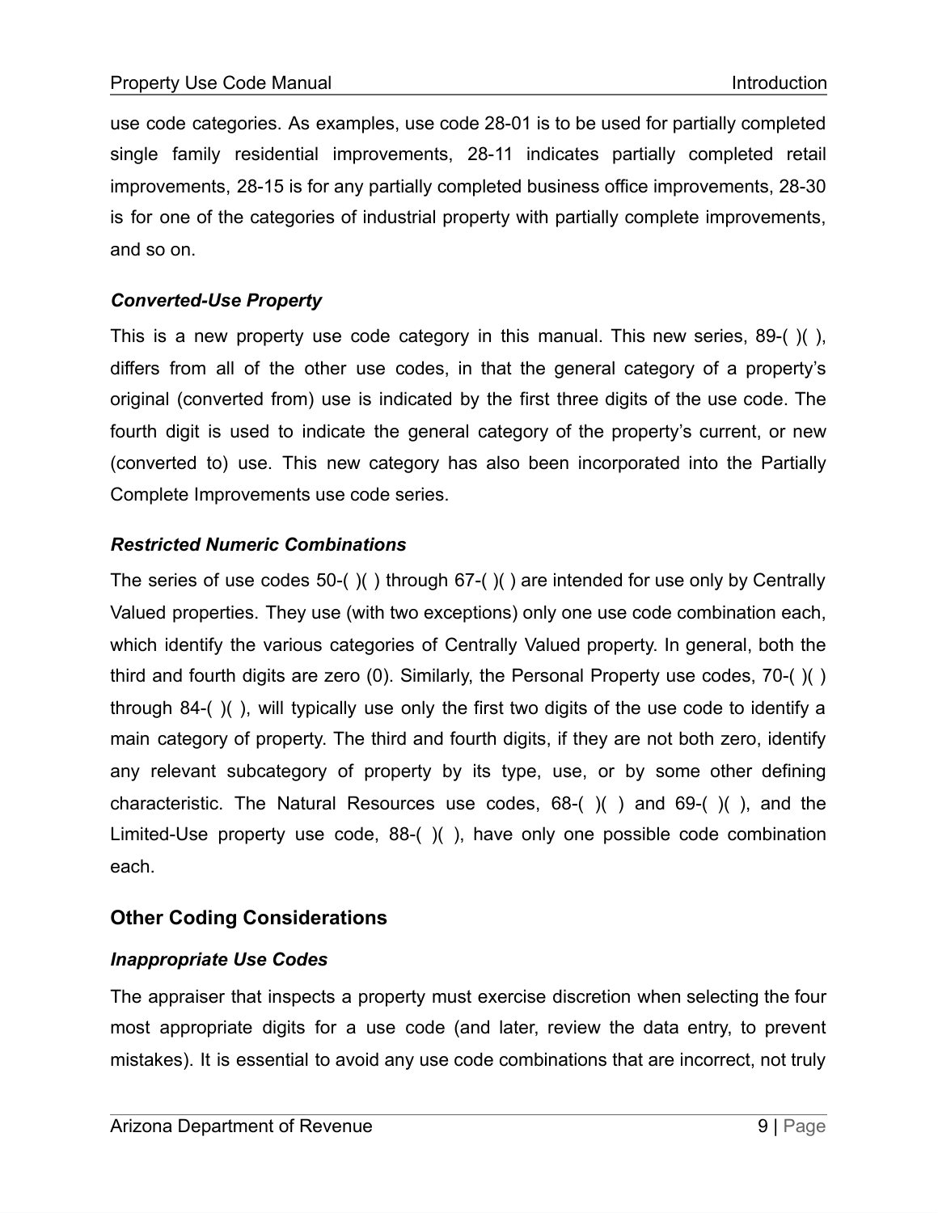use code categories. As examples, use code 28-01 is to be used for partially completed single family residential improvements, 28-11 indicates partially completed retail improvements, 28-15 is for any partially completed business office improvements, 28-30 is for one of the categories of industrial property with partially complete improvements, and so on.

### *Converted-Use Property*

This is a new property use code category in this manual. This new series, 89-( )( ), differs from all of the other use codes, in that the general category of a property's original (converted from) use is indicated by the first three digits of the use code. The fourth digit is used to indicate the general category of the property's current, or new (converted to) use. This new category has also been incorporated into the Partially Complete Improvements use code series.

### *Restricted Numeric Combinations*

The series of use codes 50-( )( ) through 67-( )( ) are intended for use only by Centrally Valued properties. They use (with two exceptions) only one use code combination each, which identify the various categories of Centrally Valued property. In general, both the third and fourth digits are zero (0). Similarly, the Personal Property use codes, 70-( )( ) through 84-( )( ), will typically use only the first two digits of the use code to identify a main category of property. The third and fourth digits, if they are not both zero, identify any relevant subcategory of property by its type, use, or by some other defining characteristic. The Natural Resources use codes, 68-( )( ) and 69-( )( ), and the Limited-Use property use code, 88-( )( ), have only one possible code combination each.

## Other Coding Considerations

### *Inappropriate Use Codes*

The appraiser that inspects a property must exercise discretion when selecting the four most appropriate digits for a use code (and later, review the data entry, to prevent mistakes). It is essential to avoid any use code combinations that are incorrect, not truly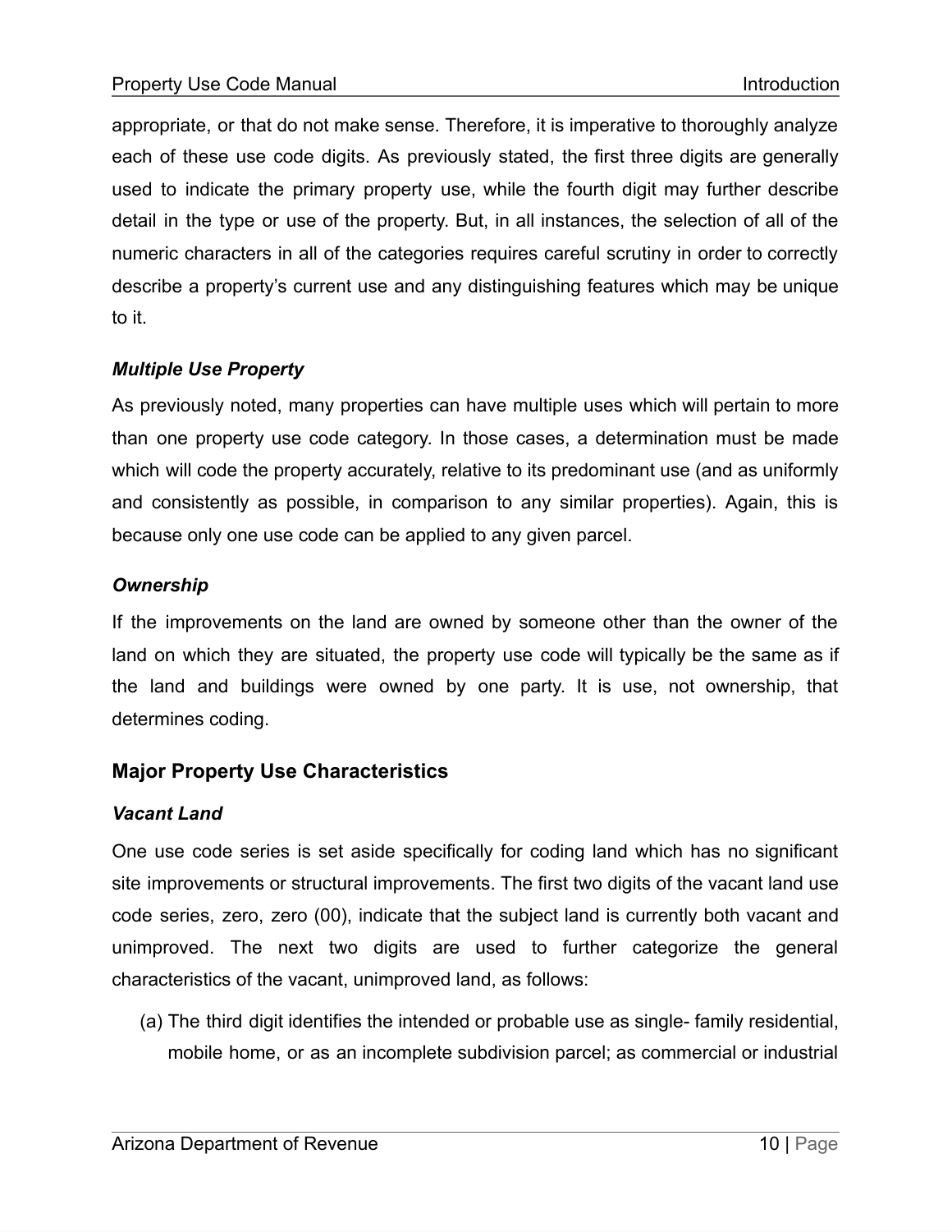appropriate, or that do not make sense. Therefore, it is imperative to thoroughly analyze each of these use code digits. As previously stated, the first three digits are generally used to indicate the primary property use, while the fourth digit may further describe detail in the type or use of the property. But, in all instances, the selection of all of the numeric characters in all of the categories requires careful scrutiny in order to correctly describe a property's current use and any distinguishing features which may be unique to it.

### *Multiple Use Property*

As previously noted, many properties can have multiple uses which will pertain to more than one property use code category. In those cases, a determination must be made which will code the property accurately, relative to its predominant use (and as uniformly and consistently as possible, in comparison to any similar properties). Again, this is because only one use code can be applied to any given parcel.

### *Ownership*

If the improvements on the land are owned by someone other than the owner of the land on which they are situated, the property use code will typically be the same as if the land and buildings were owned by one party. It is use, not ownership, that determines coding.

## Major Property Use Characteristics

### *Vacant Land*

One use code series is set aside specifically for coding land which has no significant site improvements or structural improvements. The first two digits of the vacant land use code series, zero, zero (00), indicate that the subject land is currently both vacant and unimproved. The next two digits are used to further categorize the general characteristics of the vacant, unimproved land, as follows:

(a) The third digit identifies the intended or probable use as single- family residential, mobile home, or as an incomplete subdivision parcel; as commercial or industrial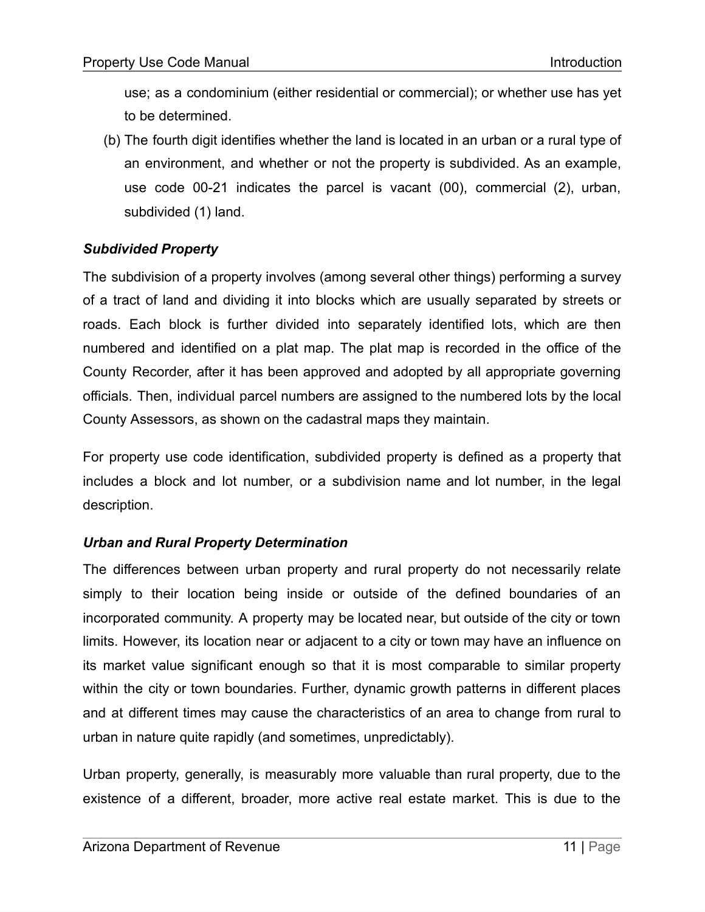use; as a condominium (either residential or commercial); or whether use has yet to be determined.

(b) The fourth digit identifies whether the land is located in an urban or a rural type of an environment, and whether or not the property is subdivided. As an example, use code 00-21 indicates the parcel is vacant (00), commercial (2), urban, subdivided (1) land.

***Subdivided Property***

The subdivision of a property involves (among several other things) performing a survey of a tract of land and dividing it into blocks which are usually separated by streets or roads. Each block is further divided into separately identified lots, which are then numbered and identified on a plat map. The plat map is recorded in the office of the County Recorder, after it has been approved and adopted by all appropriate governing officials. Then, individual parcel numbers are assigned to the numbered lots by the local County Assessors, as shown on the cadastral maps they maintain.

For property use code identification, subdivided property is defined as a property that includes a block and lot number, or a subdivision name and lot number, in the legal description.

***Urban and Rural Property Determination***

The differences between urban property and rural property do not necessarily relate simply to their location being inside or outside of the defined boundaries of an incorporated community. A property may be located near, but outside of the city or town limits. However, its location near or adjacent to a city or town may have an influence on its market value significant enough so that it is most comparable to similar property within the city or town boundaries. Further, dynamic growth patterns in different places and at different times may cause the characteristics of an area to change from rural to urban in nature quite rapidly (and sometimes, unpredictably).

Urban property, generally, is measurably more valuable than rural property, due to the existence of a different, broader, more active real estate market. This is due to the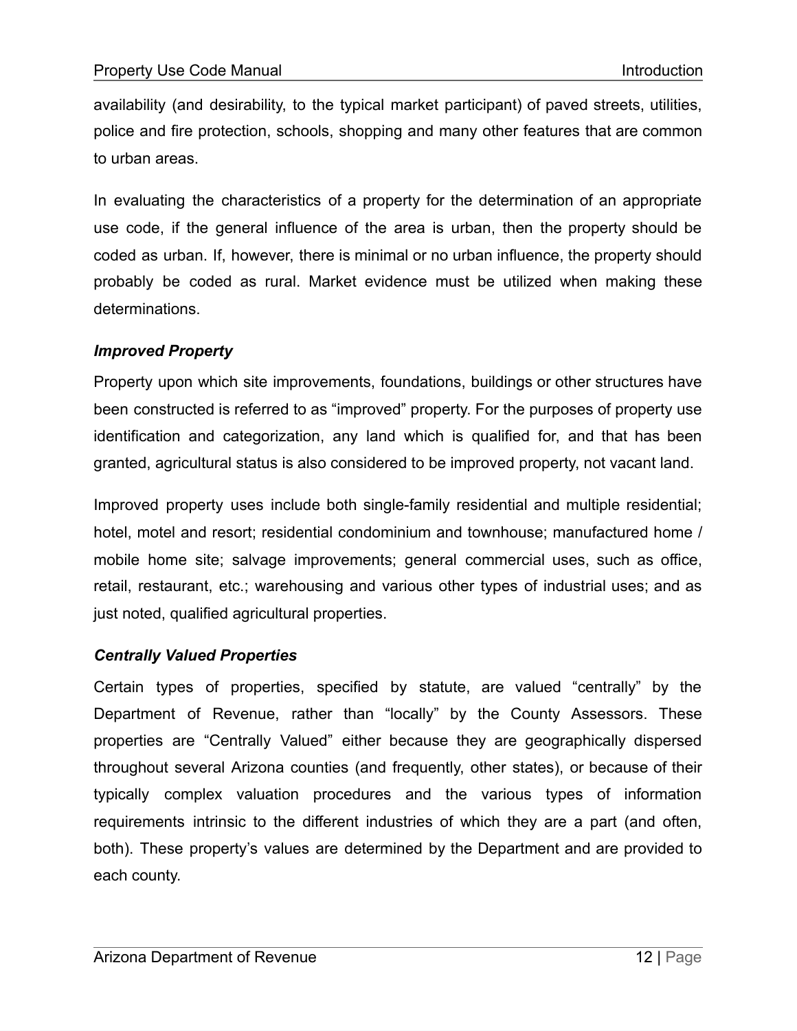availability (and desirability, to the typical market participant) of paved streets, utilities, police and fire protection, schools, shopping and many other features that are common to urban areas.

In evaluating the characteristics of a property for the determination of an appropriate use code, if the general influence of the area is urban, then the property should be coded as urban. If, however, there is minimal or no urban influence, the property should probably be coded as rural. Market evidence must be utilized when making these determinations.

***Improved Property***

Property upon which site improvements, foundations, buildings or other structures have been constructed is referred to as "improved" property. For the purposes of property use identification and categorization, any land which is qualified for, and that has been granted, agricultural status is also considered to be improved property, not vacant land.

Improved property uses include both single-family residential and multiple residential; hotel, motel and resort; residential condominium and townhouse; manufactured home / mobile home site; salvage improvements; general commercial uses, such as office, retail, restaurant, etc.; warehousing and various other types of industrial uses; and as just noted, qualified agricultural properties.

***Centrally Valued Properties***

Certain types of properties, specified by statute, are valued "centrally" by the Department of Revenue, rather than "locally" by the County Assessors. These properties are "Centrally Valued" either because they are geographically dispersed throughout several Arizona counties (and frequently, other states), or because of their typically complex valuation procedures and the various types of information requirements intrinsic to the different industries of which they are a part (and often, both). These property's values are determined by the Department and are provided to each county.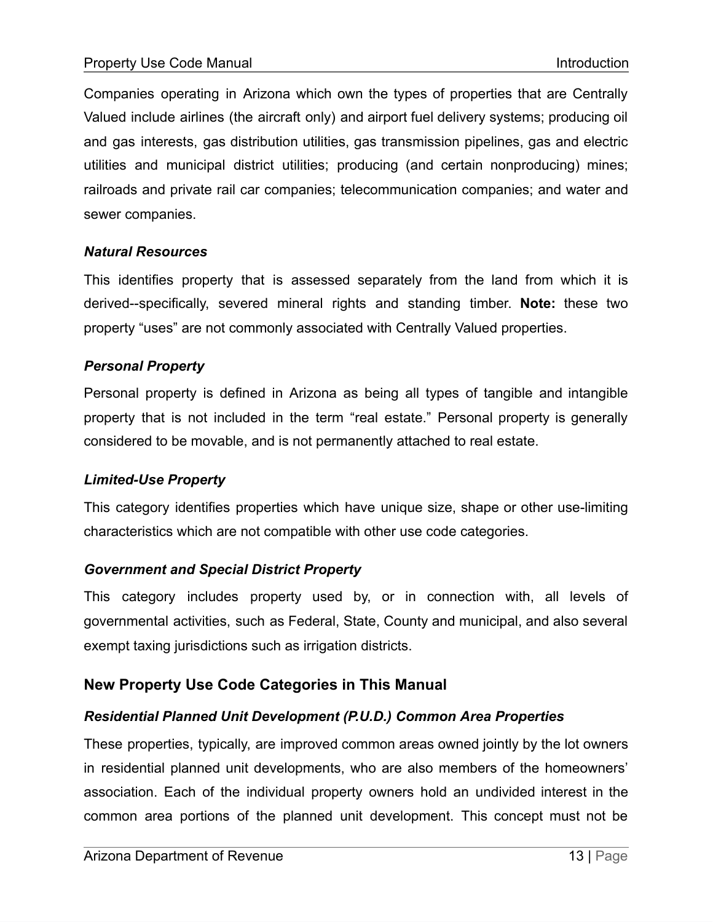Companies operating in Arizona which own the types of properties that are Centrally Valued include airlines (the aircraft only) and airport fuel delivery systems; producing oil and gas interests, gas distribution utilities, gas transmission pipelines, gas and electric utilities and municipal district utilities; producing (and certain nonproducing) mines; railroads and private rail car companies; telecommunication companies; and water and sewer companies.

### *Natural Resources*

This identifies property that is assessed separately from the land from which it is derived--specifically, severed mineral rights and standing timber. **Note:** these two property "uses" are not commonly associated with Centrally Valued properties.

### *Personal Property*

Personal property is defined in Arizona as being all types of tangible and intangible property that is not included in the term "real estate." Personal property is generally considered to be movable, and is not permanently attached to real estate.

### *Limited-Use Property*

This category identifies properties which have unique size, shape or other use-limiting characteristics which are not compatible with other use code categories.

### *Government and Special District Property*

This category includes property used by, or in connection with, all levels of governmental activities, such as Federal, State, County and municipal, and also several exempt taxing jurisdictions such as irrigation districts.

## New Property Use Code Categories in This Manual

### *Residential Planned Unit Development (P.U.D.) Common Area Properties*

These properties, typically, are improved common areas owned jointly by the lot owners in residential planned unit developments, who are also members of the homeowners' association. Each of the individual property owners hold an undivided interest in the common area portions of the planned unit development. This concept must not be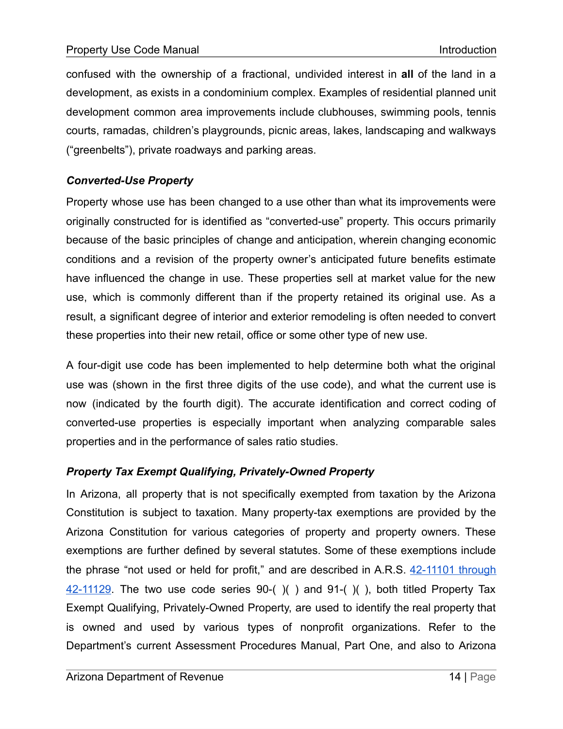confused with the ownership of a fractional, undivided interest in **all** of the land in a development, as exists in a condominium complex. Examples of residential planned unit development common area improvements include clubhouses, swimming pools, tennis courts, ramadas, children's playgrounds, picnic areas, lakes, landscaping and walkways ("greenbelts"), private roadways and parking areas.

### *Converted-Use Property*

Property whose use has been changed to a use other than what its improvements were originally constructed for is identified as "converted-use" property. This occurs primarily because of the basic principles of change and anticipation, wherein changing economic conditions and a revision of the property owner's anticipated future benefits estimate have influenced the change in use. These properties sell at market value for the new use, which is commonly different than if the property retained its original use. As a result, a significant degree of interior and exterior remodeling is often needed to convert these properties into their new retail, office or some other type of new use.

A four-digit use code has been implemented to help determine both what the original use was (shown in the first three digits of the use code), and what the current use is now (indicated by the fourth digit). The accurate identification and correct coding of converted-use properties is especially important when analyzing comparable sales properties and in the performance of sales ratio studies.

### *Property Tax Exempt Qualifying, Privately-Owned Property*

In Arizona, all property that is not specifically exempted from taxation by the Arizona Constitution is subject to taxation. Many property-tax exemptions are provided by the Arizona Constitution for various categories of property and property owners. These exemptions are further defined by several statutes. Some of these exemptions include the phrase "not used or held for profit," and are described in A.R.S. 42-11101 through 42-11129. The two use code series 90-( )( ) and 91-( )( ), both titled Property Tax Exempt Qualifying, Privately-Owned Property, are used to identify the real property that is owned and used by various types of nonprofit organizations. Refer to the Department's current Assessment Procedures Manual, Part One, and also to Arizona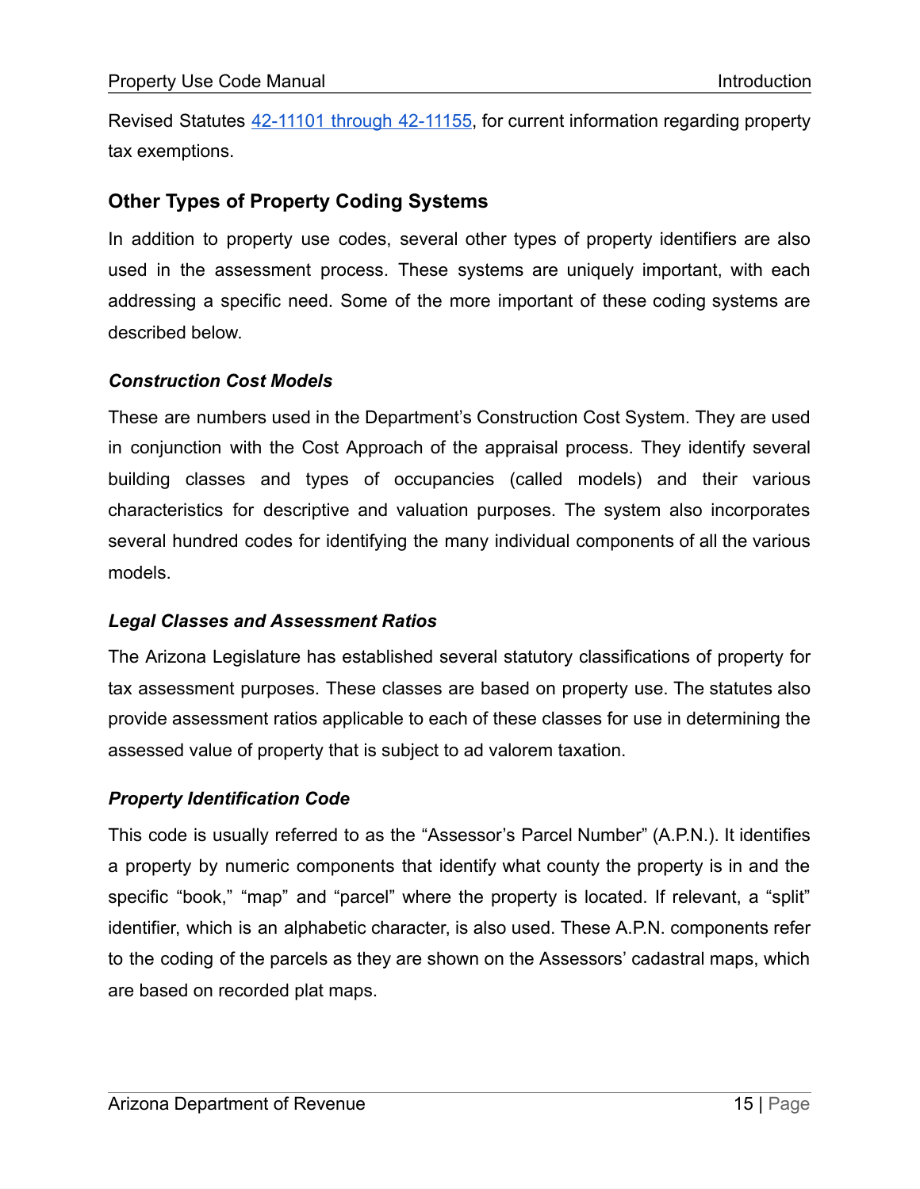Revised Statutes [42-11101 through 42-11155](), for current information regarding property tax exemptions.

## Other Types of Property Coding Systems

In addition to property use codes, several other types of property identifiers are also used in the assessment process. These systems are uniquely important, with each addressing a specific need. Some of the more important of these coding systems are described below.

### *Construction Cost Models*

These are numbers used in the Department's Construction Cost System. They are used in conjunction with the Cost Approach of the appraisal process. They identify several building classes and types of occupancies (called models) and their various characteristics for descriptive and valuation purposes. The system also incorporates several hundred codes for identifying the many individual components of all the various models.

### *Legal Classes and Assessment Ratios*

The Arizona Legislature has established several statutory classifications of property for tax assessment purposes. These classes are based on property use. The statutes also provide assessment ratios applicable to each of these classes for use in determining the assessed value of property that is subject to ad valorem taxation.

### *Property Identification Code*

This code is usually referred to as the "Assessor's Parcel Number" (A.P.N.). It identifies a property by numeric components that identify what county the property is in and the specific "book," "map" and "parcel" where the property is located. If relevant, a "split" identifier, which is an alphabetic character, is also used. These A.P.N. components refer to the coding of the parcels as they are shown on the Assessors' cadastral maps, which are based on recorded plat maps.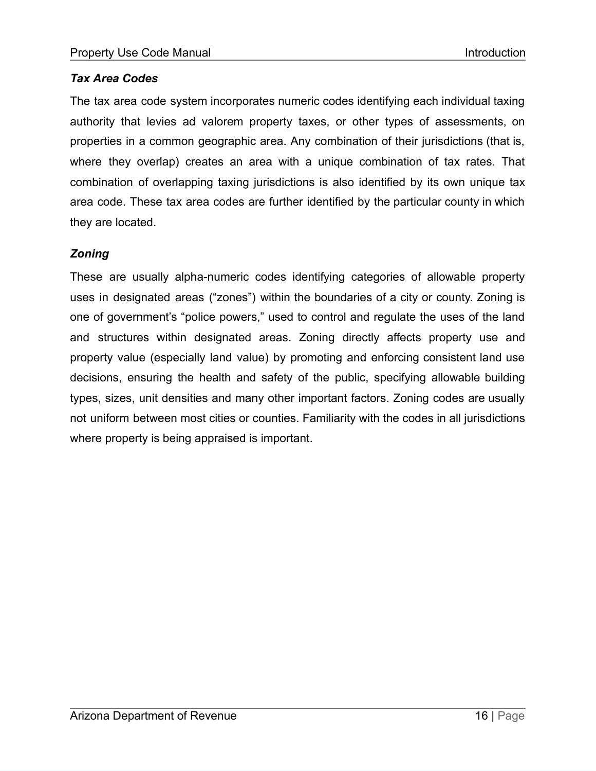### *Tax Area Codes*

The tax area code system incorporates numeric codes identifying each individual taxing authority that levies ad valorem property taxes, or other types of assessments, on properties in a common geographic area. Any combination of their jurisdictions (that is, where they overlap) creates an area with a unique combination of tax rates. That combination of overlapping taxing jurisdictions is also identified by its own unique tax area code. These tax area codes are further identified by the particular county in which they are located.

### *Zoning*

These are usually alpha-numeric codes identifying categories of allowable property uses in designated areas ("zones") within the boundaries of a city or county. Zoning is one of government's "police powers," used to control and regulate the uses of the land and structures within designated areas. Zoning directly affects property use and property value (especially land value) by promoting and enforcing consistent land use decisions, ensuring the health and safety of the public, specifying allowable building types, sizes, unit densities and many other important factors. Zoning codes are usually not uniform between most cities or counties. Familiarity with the codes in all jurisdictions where property is being appraised is important.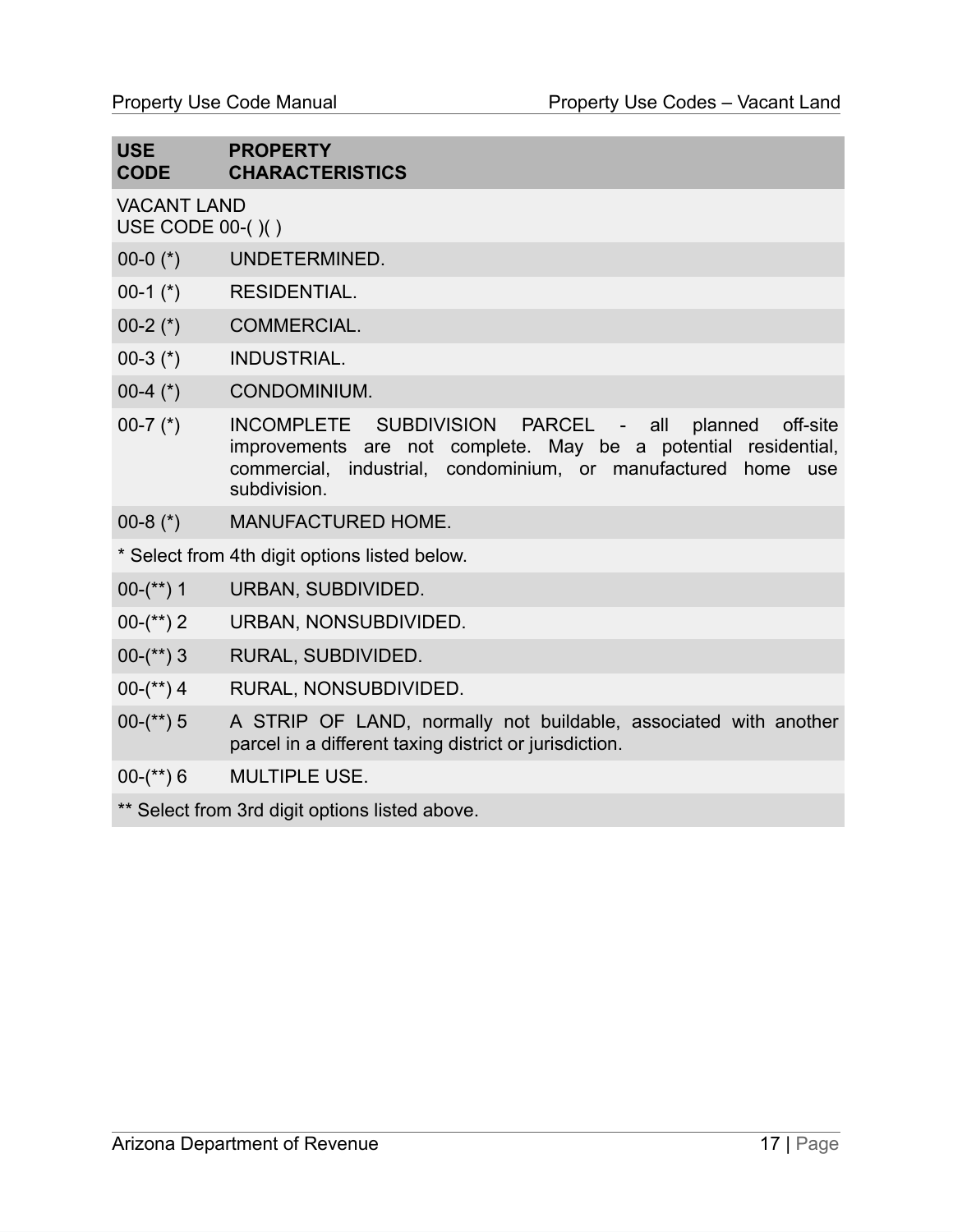| USE CODE | PROPERTY CHARACTERISTICS |
| --- | --- |
| VACANT LAND<br>USE CODE 00-( )( ) | |
| 00-0 (*) | UNDETERMINED. |
| 00-1 (*) | RESIDENTIAL. |
| 00-2 (*) | COMMERCIAL. |
| 00-3 (*) | INDUSTRIAL. |
| 00-4 (*) | CONDOMINIUM. |
| 00-7 (*) | INCOMPLETE SUBDIVISION PARCEL - all planned off-site improvements are not complete. May be a potential residential, commercial, industrial, condominium, or manufactured home use subdivision. |
| 00-8 (*) | MANUFACTURED HOME. |
| * Select from 4th digit options listed below. | |
| 00-(**) 1 | URBAN, SUBDIVIDED. |
| 00-(**) 2 | URBAN, NONSUBDIVIDED. |
| 00-(**) 3 | RURAL, SUBDIVIDED. |
| 00-(**) 4 | RURAL, NONSUBDIVIDED. |
| 00-(**) 5 | A STRIP OF LAND, normally not buildable, associated with another parcel in a different taxing district or jurisdiction. |
| 00-(**) 6 | MULTIPLE USE. |
| ** Select from 3rd digit options listed above. | |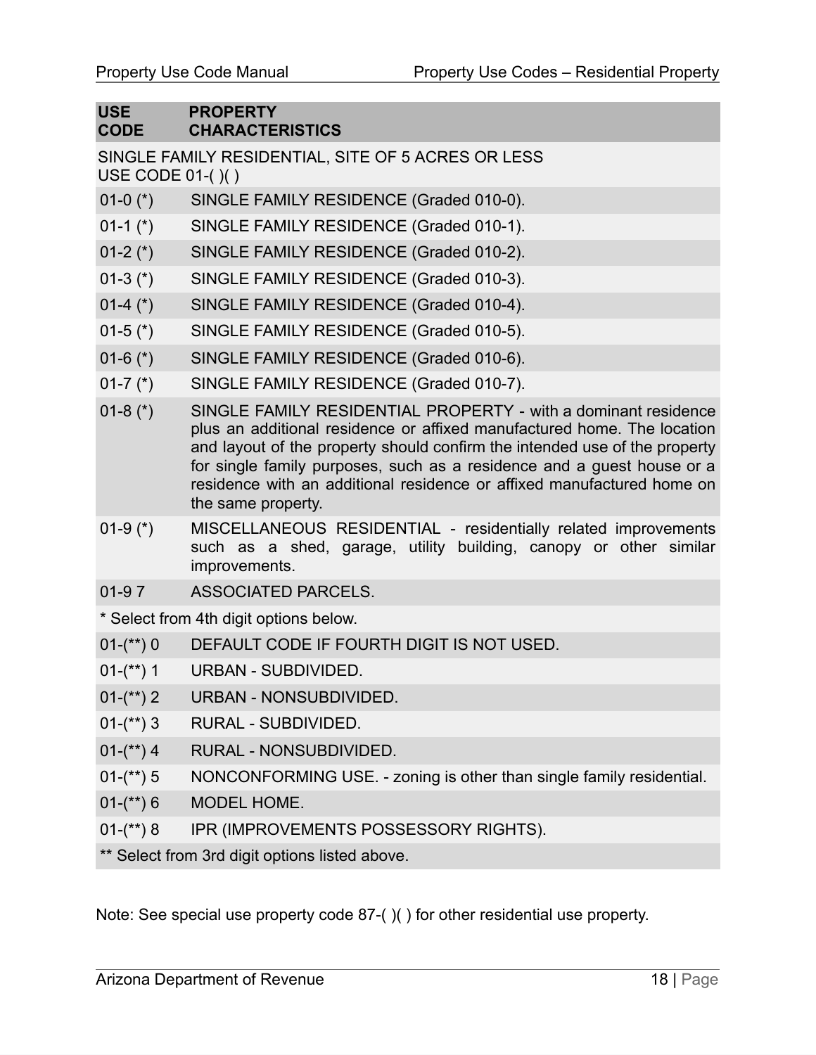| USE CODE | PROPERTY CHARACTERISTICS |
|---|---|
| SINGLE FAMILY RESIDENTIAL, SITE OF 5 ACRES OR LESS USE CODE 01-( )( ) | |
| 01-0 (*) | SINGLE FAMILY RESIDENCE (Graded 010-0). |
| 01-1 (*) | SINGLE FAMILY RESIDENCE (Graded 010-1). |
| 01-2 (*) | SINGLE FAMILY RESIDENCE (Graded 010-2). |
| 01-3 (*) | SINGLE FAMILY RESIDENCE (Graded 010-3). |
| 01-4 (*) | SINGLE FAMILY RESIDENCE (Graded 010-4). |
| 01-5 (*) | SINGLE FAMILY RESIDENCE (Graded 010-5). |
| 01-6 (*) | SINGLE FAMILY RESIDENCE (Graded 010-6). |
| 01-7 (*) | SINGLE FAMILY RESIDENCE (Graded 010-7). |
| 01-8 (*) | SINGLE FAMILY RESIDENTIAL PROPERTY - with a dominant residence plus an additional residence or affixed manufactured home. The location and layout of the property should confirm the intended use of the property for single family purposes, such as a residence and a guest house or a residence with an additional residence or affixed manufactured home on the same property. |
| 01-9 (*) | MISCELLANEOUS RESIDENTIAL - residentially related improvements such as a shed, garage, utility building, canopy or other similar improvements. |
| 01-9 7 | ASSOCIATED PARCELS. |
| * Select from 4th digit options below. | |
| 01-(**) 0 | DEFAULT CODE IF FOURTH DIGIT IS NOT USED. |
| 01-(**) 1 | URBAN - SUBDIVIDED. |
| 01-(**) 2 | URBAN - NONSUBDIVIDED. |
| 01-(**) 3 | RURAL - SUBDIVIDED. |
| 01-(**) 4 | RURAL - NONSUBDIVIDED. |
| 01-(**) 5 | NONCONFORMING USE. - zoning is other than single family residential. |
| 01-(**) 6 | MODEL HOME. |
| 01-(**) 8 | IPR (IMPROVEMENTS POSSESSORY RIGHTS). |
| ** Select from 3rd digit options listed above. | |

Note: See special use property code 87-( )( ) for other residential use property.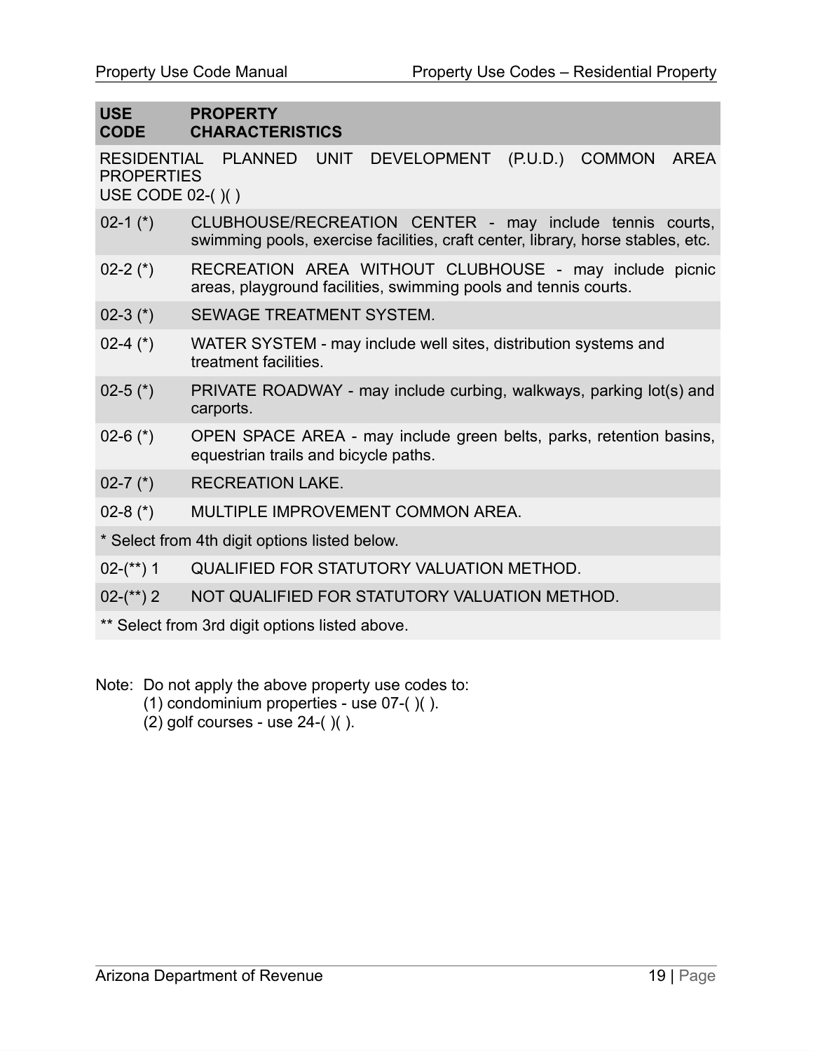| USE CODE | PROPERTY CHARACTERISTICS |
|---|---|
| RESIDENTIAL PLANNED UNIT DEVELOPMENT (P.U.D.) COMMON AREA PROPERTIES USE CODE 02-( )( ) | |
| 02-1 (*) | CLUBHOUSE/RECREATION CENTER - may include tennis courts, swimming pools, exercise facilities, craft center, library, horse stables, etc. |
| 02-2 (*) | RECREATION AREA WITHOUT CLUBHOUSE - may include picnic areas, playground facilities, swimming pools and tennis courts. |
| 02-3 (*) | SEWAGE TREATMENT SYSTEM. |
| 02-4 (*) | WATER SYSTEM - may include well sites, distribution systems and treatment facilities. |
| 02-5 (*) | PRIVATE ROADWAY - may include curbing, walkways, parking lot(s) and carports. |
| 02-6 (*) | OPEN SPACE AREA - may include green belts, parks, retention basins, equestrian trails and bicycle paths. |
| 02-7 (*) | RECREATION LAKE. |
| 02-8 (*) | MULTIPLE IMPROVEMENT COMMON AREA. |
| * Select from 4th digit options listed below. | |
| 02-(**) 1 | QUALIFIED FOR STATUTORY VALUATION METHOD. |
| 02-(**) 2 | NOT QUALIFIED FOR STATUTORY VALUATION METHOD. |
| ** Select from 3rd digit options listed above. | |

Note: Do not apply the above property use codes to:

(1) condominium properties - use 07-( )( ).

(2) golf courses - use 24-( )( ).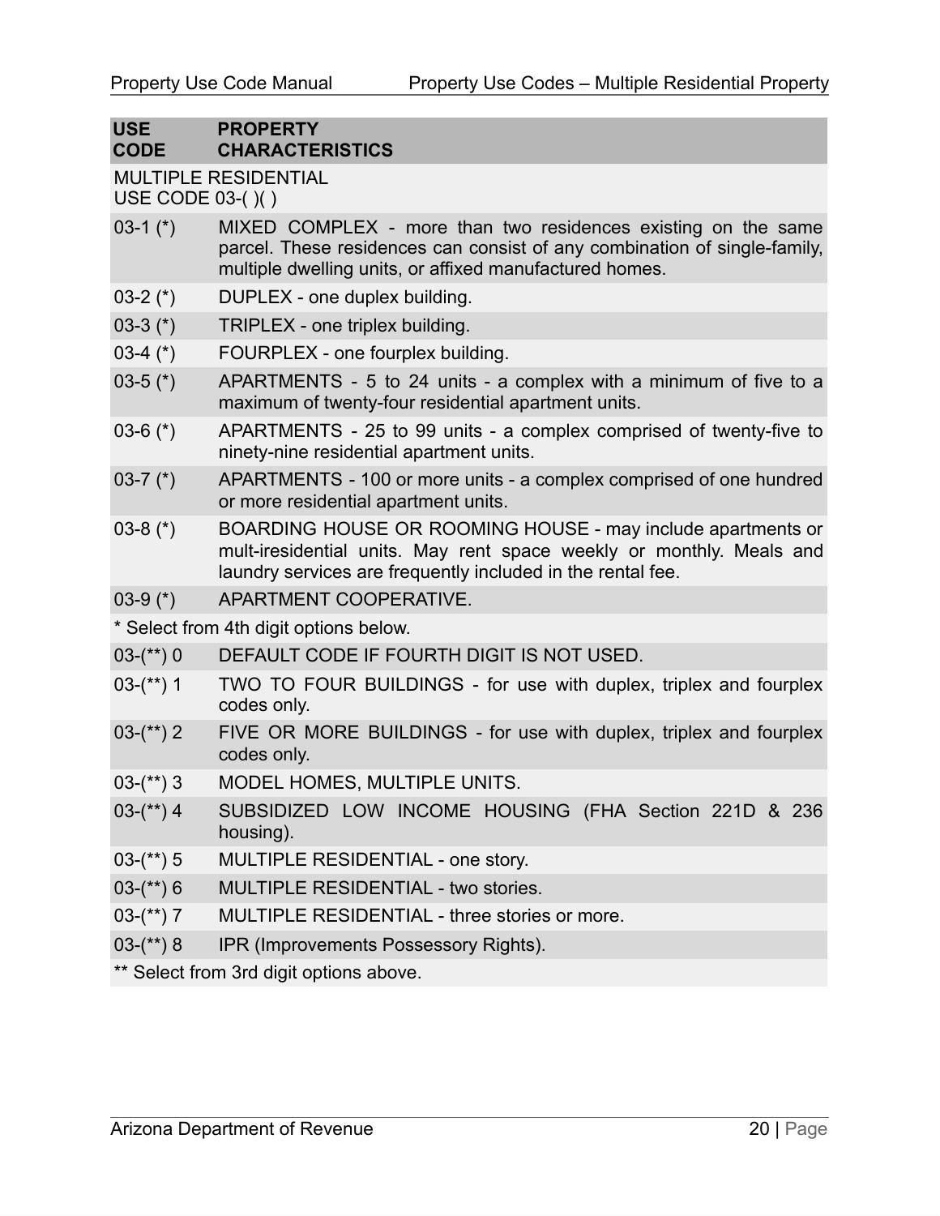| USE CODE | PROPERTY CHARACTERISTICS |
|---|---|
| MULTIPLE RESIDENTIAL USE CODE 03-( )( ) | |
| 03-1 (*) | MIXED COMPLEX - more than two residences existing on the same parcel. These residences can consist of any combination of single-family, multiple dwelling units, or affixed manufactured homes. |
| 03-2 (*) | DUPLEX - one duplex building. |
| 03-3 (*) | TRIPLEX - one triplex building. |
| 03-4 (*) | FOURPLEX - one fourplex building. |
| 03-5 (*) | APARTMENTS - 5 to 24 units - a complex with a minimum of five to a maximum of twenty-four residential apartment units. |
| 03-6 (*) | APARTMENTS - 25 to 99 units - a complex comprised of twenty-five to ninety-nine residential apartment units. |
| 03-7 (*) | APARTMENTS - 100 or more units - a complex comprised of one hundred or more residential apartment units. |
| 03-8 (*) | BOARDING HOUSE OR ROOMING HOUSE - may include apartments or mult-iresidential units. May rent space weekly or monthly. Meals and laundry services are frequently included in the rental fee. |
| 03-9 (*) | APARTMENT COOPERATIVE. |
| * Select from 4th digit options below. | |
| 03-(**) 0 | DEFAULT CODE IF FOURTH DIGIT IS NOT USED. |
| 03-(**) 1 | TWO TO FOUR BUILDINGS - for use with duplex, triplex and fourplex codes only. |
| 03-(**) 2 | FIVE OR MORE BUILDINGS - for use with duplex, triplex and fourplex codes only. |
| 03-(**) 3 | MODEL HOMES, MULTIPLE UNITS. |
| 03-(**) 4 | SUBSIDIZED LOW INCOME HOUSING (FHA Section 221D & 236 housing). |
| 03-(**) 5 | MULTIPLE RESIDENTIAL - one story. |
| 03-(**) 6 | MULTIPLE RESIDENTIAL - two stories. |
| 03-(**) 7 | MULTIPLE RESIDENTIAL - three stories or more. |
| 03-(**) 8 | IPR (Improvements Possessory Rights). |
| ** Select from 3rd digit options above. | |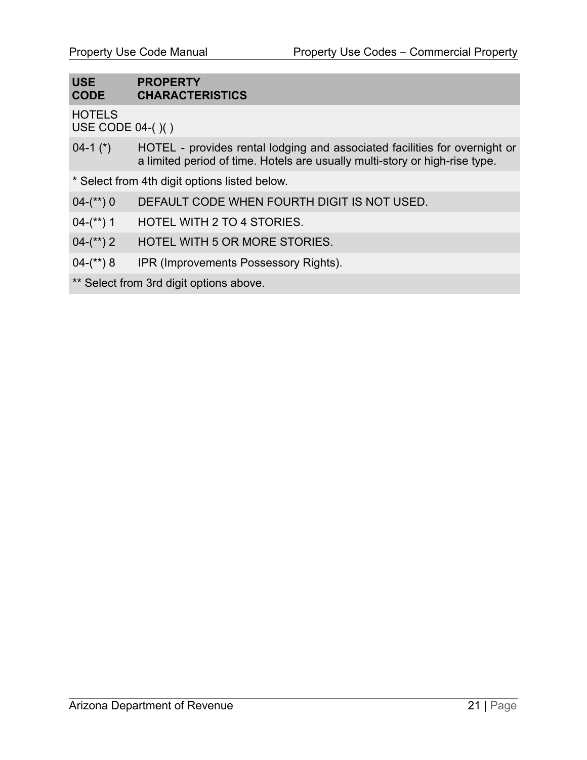| USE CODE | PROPERTY CHARACTERISTICS |
| --- | --- |
| HOTELS USE CODE 04-( )( ) | |
| 04-1 (*) | HOTEL - provides rental lodging and associated facilities for overnight or a limited period of time. Hotels are usually multi-story or high-rise type. |
| * Select from 4th digit options listed below. | |
| 04-(**) 0 | DEFAULT CODE WHEN FOURTH DIGIT IS NOT USED. |
| 04-(**) 1 | HOTEL WITH 2 TO 4 STORIES. |
| 04-(**) 2 | HOTEL WITH 5 OR MORE STORIES. |
| 04-(**) 8 | IPR (Improvements Possessory Rights). |
| ** Select from 3rd digit options above. | |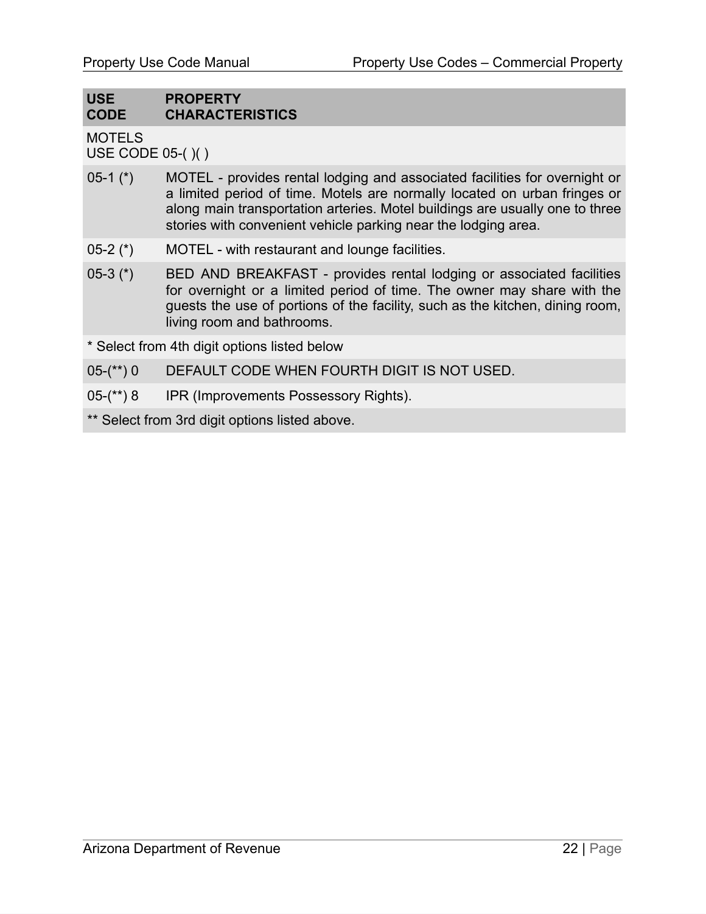| USE CODE | PROPERTY CHARACTERISTICS |
|---|---|
| MOTELS<br>USE CODE 05-( )( ) | |
| 05-1 (*) | MOTEL - provides rental lodging and associated facilities for overnight or a limited period of time. Motels are normally located on urban fringes or along main transportation arteries. Motel buildings are usually one to three stories with convenient vehicle parking near the lodging area. |
| 05-2 (*) | MOTEL - with restaurant and lounge facilities. |
| 05-3 (*) | BED AND BREAKFAST - provides rental lodging or associated facilities for overnight or a limited period of time. The owner may share with the guests the use of portions of the facility, such as the kitchen, dining room, living room and bathrooms. |
| * Select from 4th digit options listed below | |
| 05-(**) 0 | DEFAULT CODE WHEN FOURTH DIGIT IS NOT USED. |
| 05-(**) 8 | IPR (Improvements Possessory Rights). |
| ** Select from 3rd digit options listed above. | |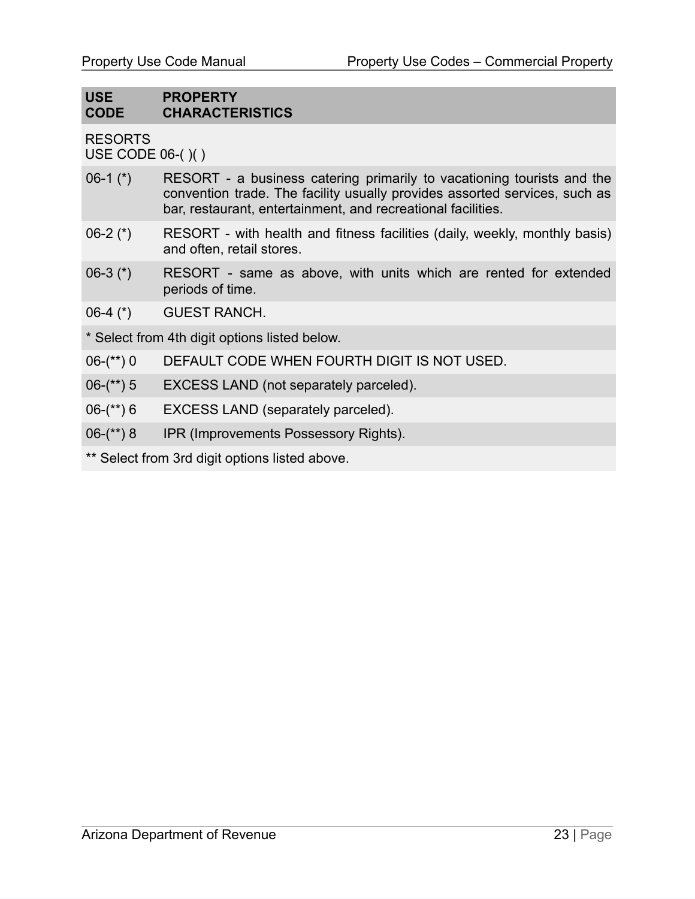| USE CODE | PROPERTY CHARACTERISTICS |
|---|---|
| RESORTS<br>USE CODE 06-( )( ) | |
| 06-1 (*) | RESORT - a business catering primarily to vacationing tourists and the convention trade. The facility usually provides assorted services, such as bar, restaurant, entertainment, and recreational facilities. |
| 06-2 (*) | RESORT - with health and fitness facilities (daily, weekly, monthly basis) and often, retail stores. |
| 06-3 (*) | RESORT - same as above, with units which are rented for extended periods of time. |
| 06-4 (*) | GUEST RANCH. |
| * Select from 4th digit options listed below. | |
| 06-(**) 0 | DEFAULT CODE WHEN FOURTH DIGIT IS NOT USED. |
| 06-(**) 5 | EXCESS LAND (not separately parceled). |
| 06-(**) 6 | EXCESS LAND (separately parceled). |
| 06-(**) 8 | IPR (Improvements Possessory Rights). |
| ** Select from 3rd digit options listed above. | |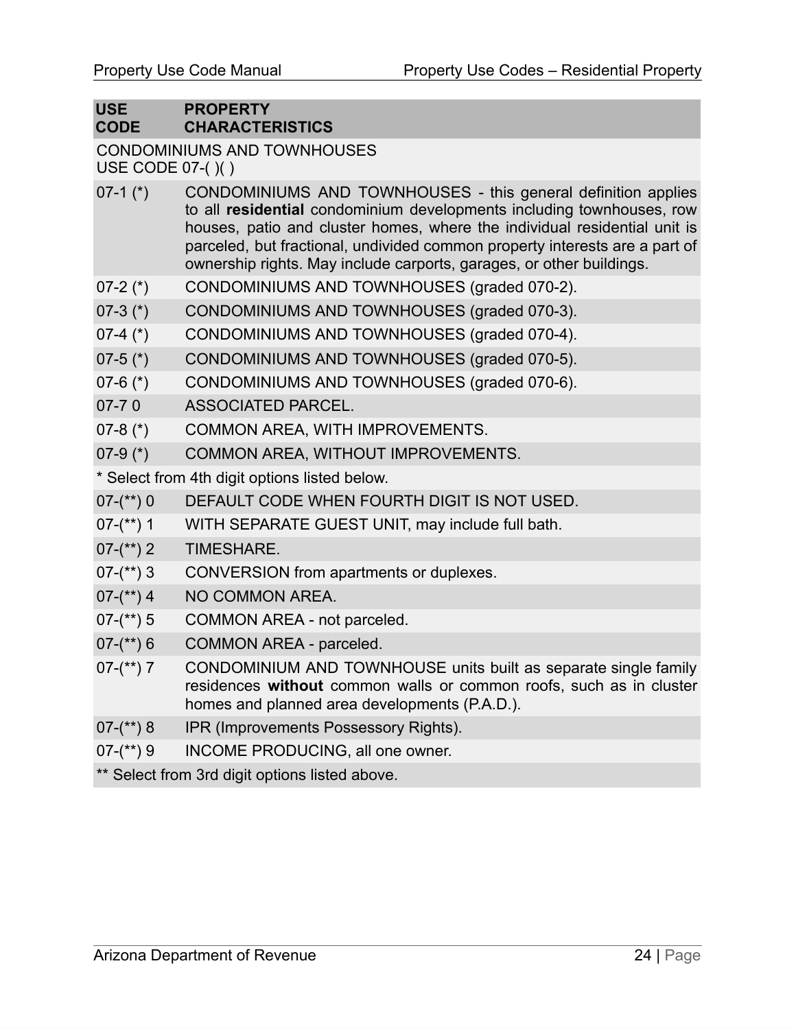| USE CODE | PROPERTY CHARACTERISTICS |
|---|---|
| CONDOMINIUMS AND TOWNHOUSES USE CODE 07-( )( ) | |
| 07-1 (*) | CONDOMINIUMS AND TOWNHOUSES - this general definition applies to all **residential** condominium developments including townhouses, row houses, patio and cluster homes, where the individual residential unit is parceled, but fractional, undivided common property interests are a part of ownership rights. May include carports, garages, or other buildings. |
| 07-2 (*) | CONDOMINIUMS AND TOWNHOUSES (graded 070-2). |
| 07-3 (*) | CONDOMINIUMS AND TOWNHOUSES (graded 070-3). |
| 07-4 (*) | CONDOMINIUMS AND TOWNHOUSES (graded 070-4). |
| 07-5 (*) | CONDOMINIUMS AND TOWNHOUSES (graded 070-5). |
| 07-6 (*) | CONDOMINIUMS AND TOWNHOUSES (graded 070-6). |
| 07-7 0 | ASSOCIATED PARCEL. |
| 07-8 (*) | COMMON AREA, WITH IMPROVEMENTS. |
| 07-9 (*) | COMMON AREA, WITHOUT IMPROVEMENTS. |
| * Select from 4th digit options listed below. | |
| 07-(**) 0 | DEFAULT CODE WHEN FOURTH DIGIT IS NOT USED. |
| 07-(**) 1 | WITH SEPARATE GUEST UNIT, may include full bath. |
| 07-(**) 2 | TIMESHARE. |
| 07-(**) 3 | CONVERSION from apartments or duplexes. |
| 07-(**) 4 | NO COMMON AREA. |
| 07-(**) 5 | COMMON AREA - not parceled. |
| 07-(**) 6 | COMMON AREA - parceled. |
| 07-(**) 7 | CONDOMINIUM AND TOWNHOUSE units built as separate single family residences **without** common walls or common roofs, such as in cluster homes and planned area developments (P.A.D.). |
| 07-(**) 8 | IPR (Improvements Possessory Rights). |
| 07-(**) 9 | INCOME PRODUCING, all one owner. |
| ** Select from 3rd digit options listed above. | |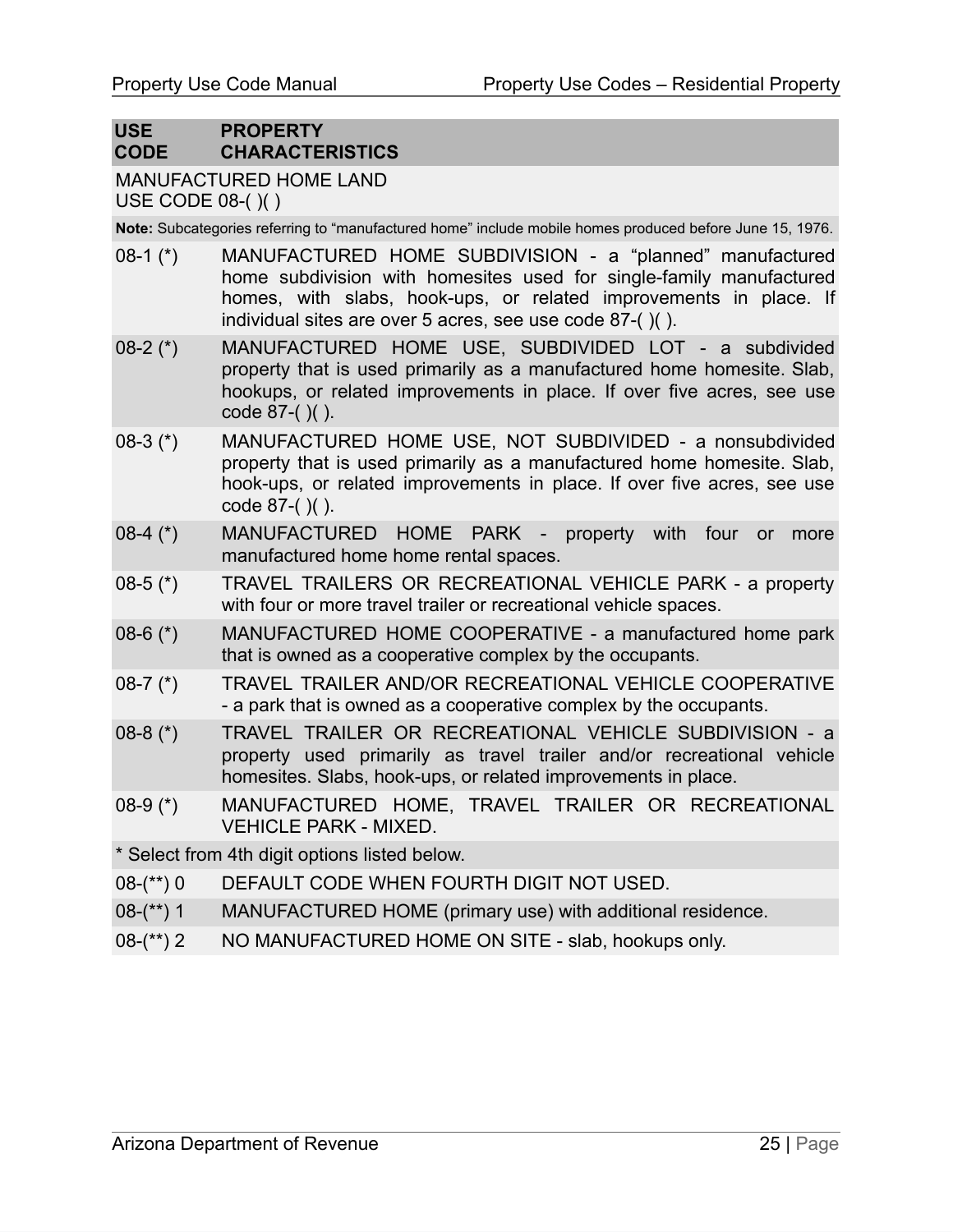| USE CODE | PROPERTY CHARACTERISTICS |
|---|---|
| MANUFACTURED HOME LAND USE CODE 08-( )( ) | |
| **Note:** Subcategories referring to “manufactured home” include mobile homes produced before June 15, 1976. | |
| 08-1 (*) | MANUFACTURED HOME SUBDIVISION - a “planned” manufactured home subdivision with homesites used for single-family manufactured homes, with slabs, hook-ups, or related improvements in place. If individual sites are over 5 acres, see use code 87-( )( ). |
| 08-2 (*) | MANUFACTURED HOME USE, SUBDIVIDED LOT - a subdivided property that is used primarily as a manufactured home homesite. Slab, hookups, or related improvements in place. If over five acres, see use code 87-( )( ). |
| 08-3 (*) | MANUFACTURED HOME USE, NOT SUBDIVIDED - a nonsubdivided property that is used primarily as a manufactured home homesite. Slab, hook-ups, or related improvements in place. If over five acres, see use code 87-( )( ). |
| 08-4 (*) | MANUFACTURED HOME PARK - property with four or more manufactured home home rental spaces. |
| 08-5 (*) | TRAVEL TRAILERS OR RECREATIONAL VEHICLE PARK - a property with four or more travel trailer or recreational vehicle spaces. |
| 08-6 (*) | MANUFACTURED HOME COOPERATIVE - a manufactured home park that is owned as a cooperative complex by the occupants. |
| 08-7 (*) | TRAVEL TRAILER AND/OR RECREATIONAL VEHICLE COOPERATIVE - a park that is owned as a cooperative complex by the occupants. |
| 08-8 (*) | TRAVEL TRAILER OR RECREATIONAL VEHICLE SUBDIVISION - a property used primarily as travel trailer and/or recreational vehicle homesites. Slabs, hook-ups, or related improvements in place. |
| 08-9 (*) | MANUFACTURED HOME, TRAVEL TRAILER OR RECREATIONAL VEHICLE PARK - MIXED. |
| * Select from 4th digit options listed below. | |
| 08-(**) 0 | DEFAULT CODE WHEN FOURTH DIGIT NOT USED. |
| 08-(**) 1 | MANUFACTURED HOME (primary use) with additional residence. |
| 08-(**) 2 | NO MANUFACTURED HOME ON SITE - slab, hookups only. |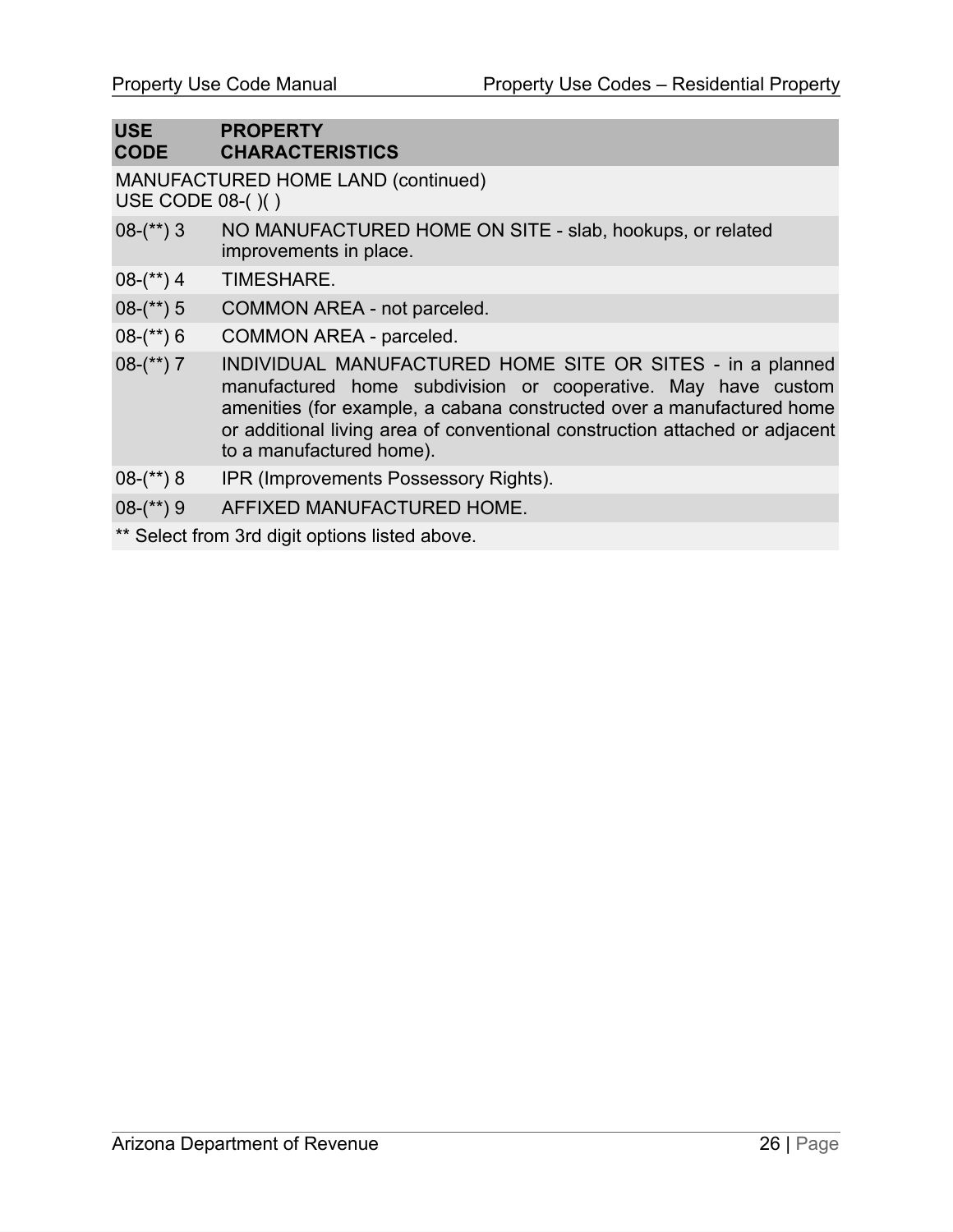| USE CODE | PROPERTY CHARACTERISTICS |
| --- | --- |
| MANUFACTURED HOME LAND (continued) USE CODE 08-( )( ) | |
| 08-(**) 3 | NO MANUFACTURED HOME ON SITE - slab, hookups, or related improvements in place. |
| 08-(**) 4 | TIMESHARE. |
| 08-(**) 5 | COMMON AREA - not parceled. |
| 08-(**) 6 | COMMON AREA - parceled. |
| 08-(**) 7 | INDIVIDUAL MANUFACTURED HOME SITE OR SITES - in a planned manufactured home subdivision or cooperative. May have custom amenities (for example, a cabana constructed over a manufactured home or additional living area of conventional construction attached or adjacent to a manufactured home). |
| 08-(**) 8 | IPR (Improvements Possessory Rights). |
| 08-(**) 9 | AFFIXED MANUFACTURED HOME. |
| ** Select from 3rd digit options listed above. | |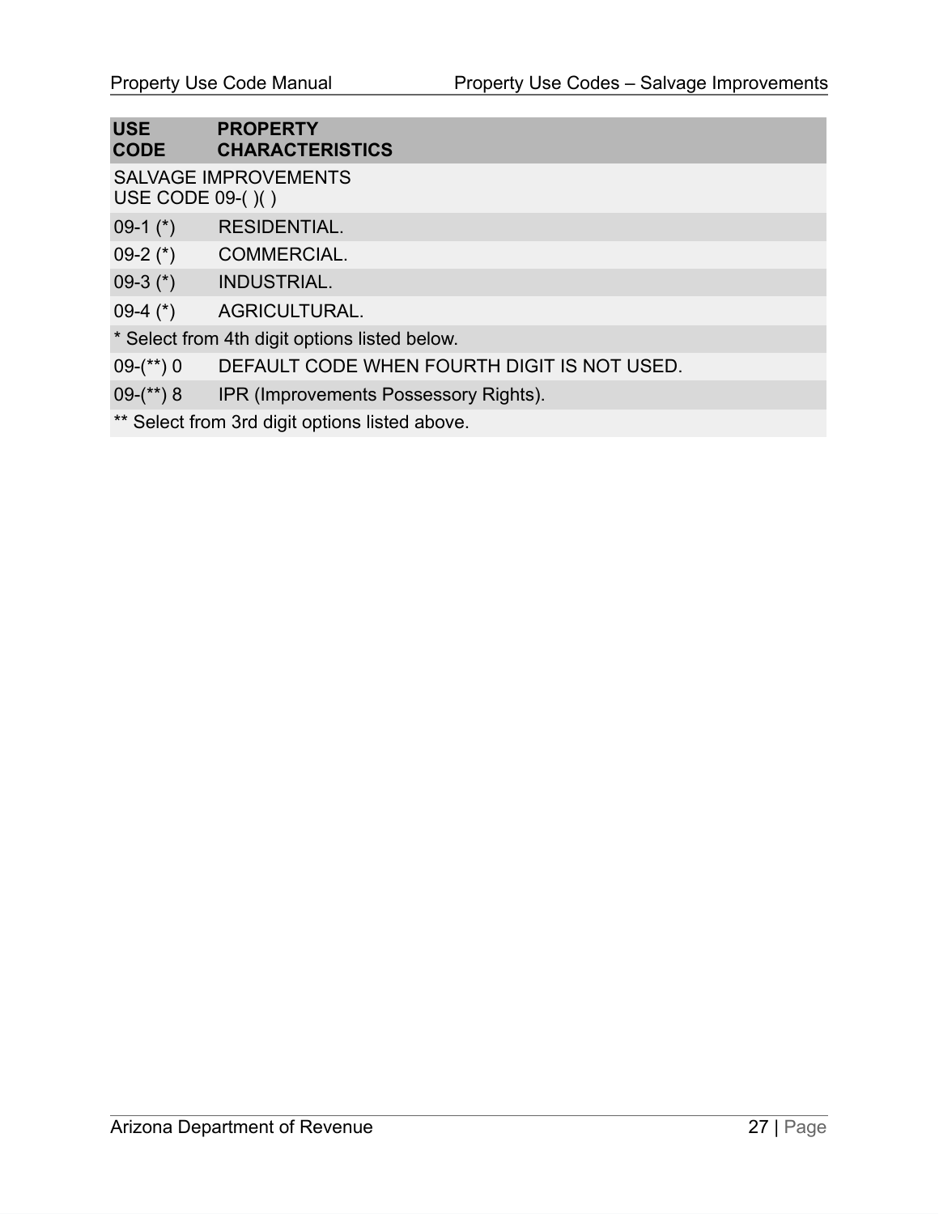| USE CODE | PROPERTY CHARACTERISTICS |
|---|---|
| SALVAGE IMPROVEMENTS<br>USE CODE 09-( )( ) | |
| 09-1 (*) | RESIDENTIAL. |
| 09-2 (*) | COMMERCIAL. |
| 09-3 (*) | INDUSTRIAL. |
| 09-4 (*) | AGRICULTURAL. |
| * Select from 4th digit options listed below. | |
| 09-(**) 0 | DEFAULT CODE WHEN FOURTH DIGIT IS NOT USED. |
| 09-(**) 8 | IPR (Improvements Possessory Rights). |
| ** Select from 3rd digit options listed above. | |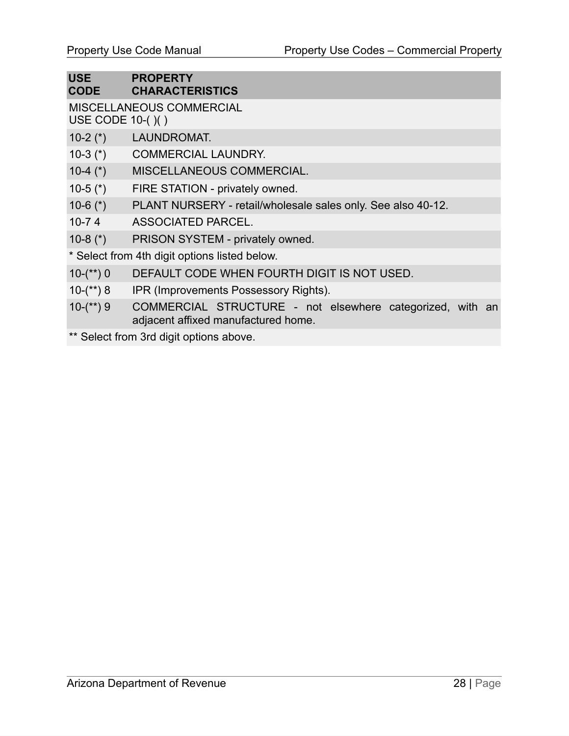| USE CODE | PROPERTY CHARACTERISTICS |
|---|---|
| MISCELLANEOUS COMMERCIAL USE CODE 10-( )( ) | |
| 10-2 (*) | LAUNDROMAT. |
| 10-3 (*) | COMMERCIAL LAUNDRY. |
| 10-4 (*) | MISCELLANEOUS COMMERCIAL. |
| 10-5 (*) | FIRE STATION - privately owned. |
| 10-6 (*) | PLANT NURSERY - retail/wholesale sales only. See also 40-12. |
| 10-7 4 | ASSOCIATED PARCEL. |
| 10-8 (*) | PRISON SYSTEM - privately owned. |
| * Select from 4th digit options listed below. | |
| 10-(**) 0 | DEFAULT CODE WHEN FOURTH DIGIT IS NOT USED. |
| 10-(**) 8 | IPR (Improvements Possessory Rights). |
| 10-(**) 9 | COMMERCIAL STRUCTURE - not elsewhere categorized, with an adjacent affixed manufactured home. |
| ** Select from 3rd digit options above. | |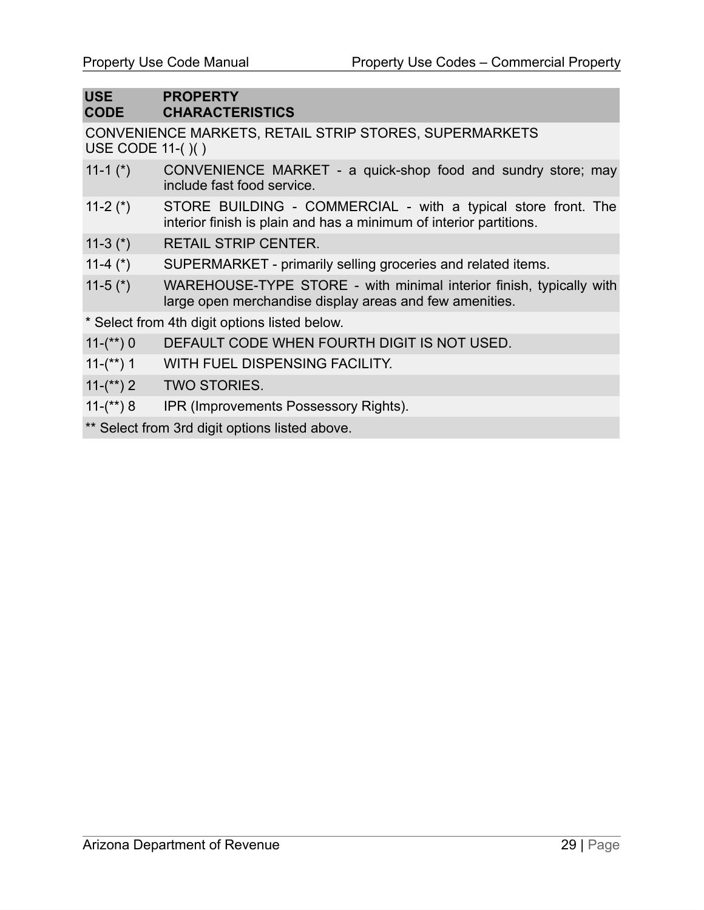| USE CODE | PROPERTY CHARACTERISTICS |
|---|---|
| CONVENIENCE MARKETS, RETAIL STRIP STORES, SUPERMARKETS USE CODE 11-( )( ) | |
| 11-1 (*) | CONVENIENCE MARKET - a quick-shop food and sundry store; may include fast food service. |
| 11-2 (*) | STORE BUILDING - COMMERCIAL - with a typical store front. The interior finish is plain and has a minimum of interior partitions. |
| 11-3 (*) | RETAIL STRIP CENTER. |
| 11-4 (*) | SUPERMARKET - primarily selling groceries and related items. |
| 11-5 (*) | WAREHOUSE-TYPE STORE - with minimal interior finish, typically with large open merchandise display areas and few amenities. |
| * Select from 4th digit options listed below. | |
| 11-(**) 0 | DEFAULT CODE WHEN FOURTH DIGIT IS NOT USED. |
| 11-(**) 1 | WITH FUEL DISPENSING FACILITY. |
| 11-(**) 2 | TWO STORIES. |
| 11-(**) 8 | IPR (Improvements Possessory Rights). |
| ** Select from 3rd digit options listed above. | |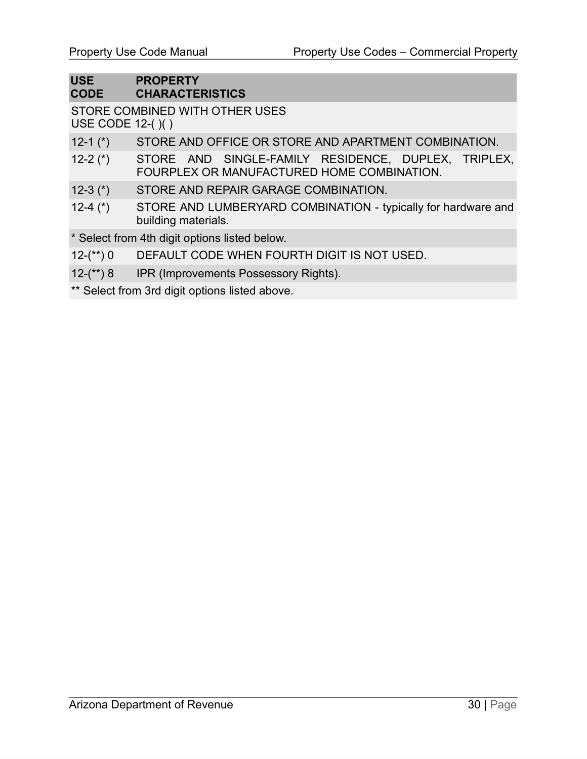| USE CODE | PROPERTY CHARACTERISTICS |
|---|---|
| STORE COMBINED WITH OTHER USES<br>USE CODE 12-( )( ) | |
| 12-1 (*) | STORE AND OFFICE OR STORE AND APARTMENT COMBINATION. |
| 12-2 (*) | STORE AND SINGLE-FAMILY RESIDENCE, DUPLEX, TRIPLEX, FOURPLEX OR MANUFACTURED HOME COMBINATION. |
| 12-3 (*) | STORE AND REPAIR GARAGE COMBINATION. |
| 12-4 (*) | STORE AND LUMBERYARD COMBINATION - typically for hardware and building materials. |
| * Select from 4th digit options listed below. | |
| 12-(**) 0 | DEFAULT CODE WHEN FOURTH DIGIT IS NOT USED. |
| 12-(**) 8 | IPR (Improvements Possessory Rights). |
| ** Select from 3rd digit options listed above. | |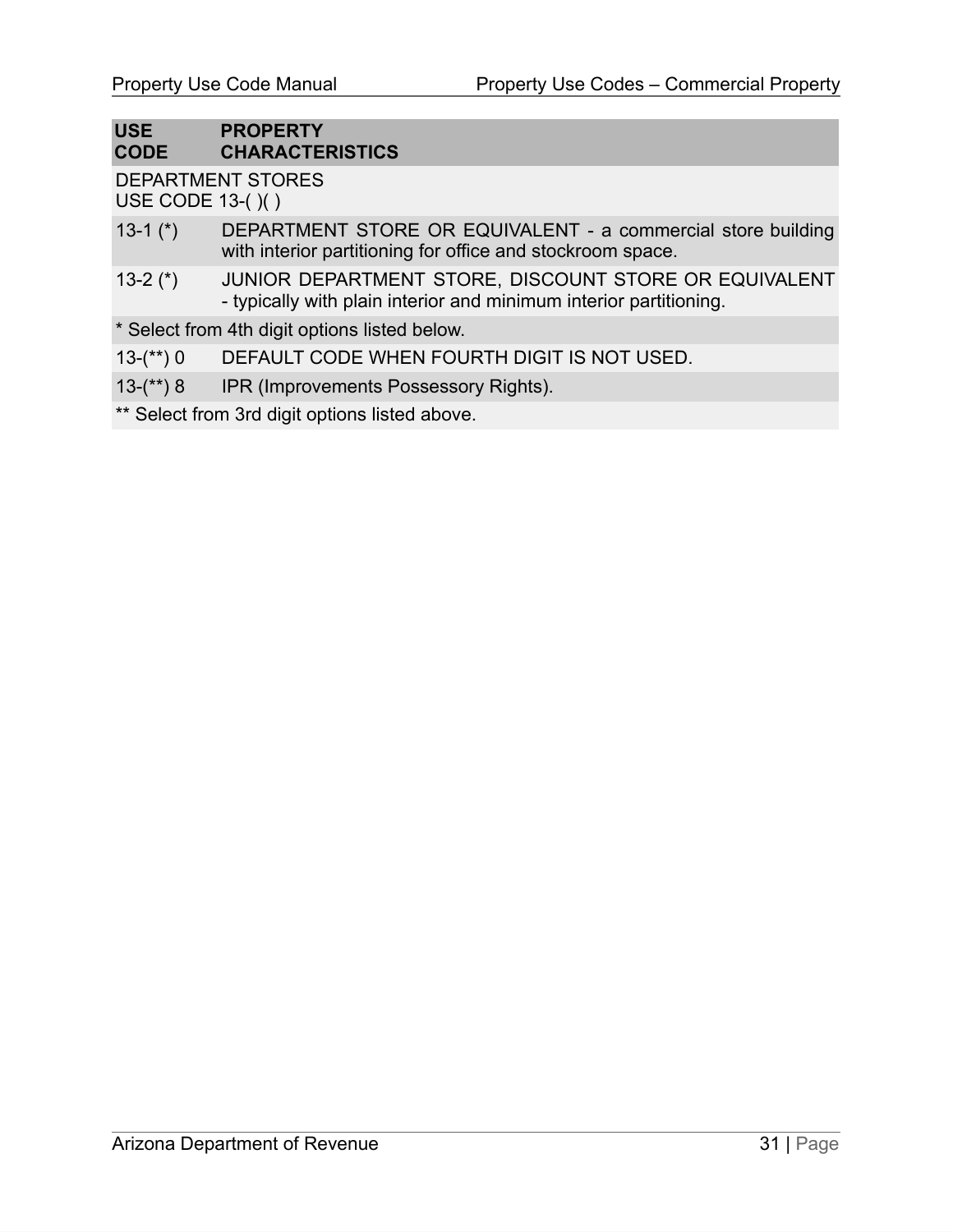| USE CODE | PROPERTY CHARACTERISTICS |
|---|---|
| DEPARTMENT STORES<br>USE CODE 13-( )( ) | |
| 13-1 (*) | DEPARTMENT STORE OR EQUIVALENT - a commercial store building with interior partitioning for office and stockroom space. |
| 13-2 (*) | JUNIOR DEPARTMENT STORE, DISCOUNT STORE OR EQUIVALENT - typically with plain interior and minimum interior partitioning. |
| * Select from 4th digit options listed below. | |
| 13-(**) 0 | DEFAULT CODE WHEN FOURTH DIGIT IS NOT USED. |
| 13-(**) 8 | IPR (Improvements Possessory Rights). |
| ** Select from 3rd digit options listed above. | |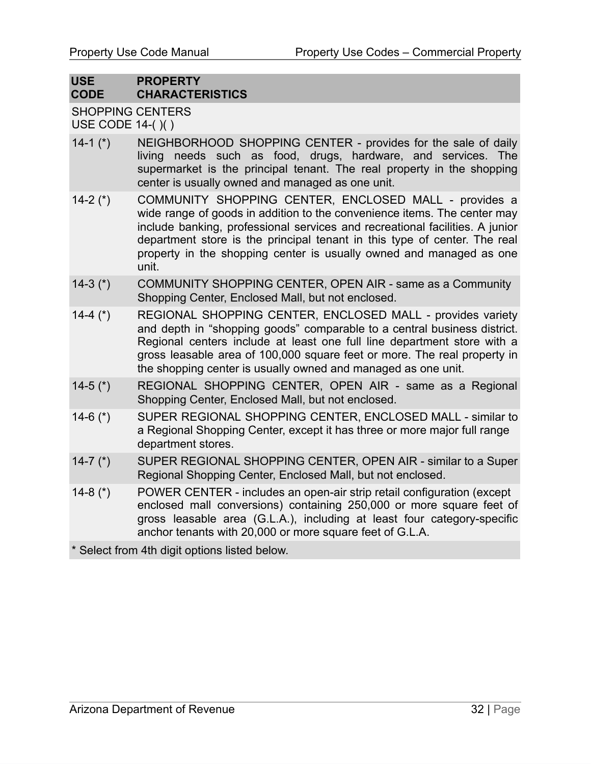| USE CODE | PROPERTY CHARACTERISTICS |
|---|---|
| SHOPPING CENTERS<br>USE CODE 14-( )( ) | |
| 14-1 (*) | NEIGHBORHOOD SHOPPING CENTER - provides for the sale of daily living needs such as food, drugs, hardware, and services. The supermarket is the principal tenant. The real property in the shopping center is usually owned and managed as one unit. |
| 14-2 (*) | COMMUNITY SHOPPING CENTER, ENCLOSED MALL - provides a wide range of goods in addition to the convenience items. The center may include banking, professional services and recreational facilities. A junior department store is the principal tenant in this type of center. The real property in the shopping center is usually owned and managed as one unit. |
| 14-3 (*) | COMMUNITY SHOPPING CENTER, OPEN AIR - same as a Community Shopping Center, Enclosed Mall, but not enclosed. |
| 14-4 (*) | REGIONAL SHOPPING CENTER, ENCLOSED MALL - provides variety and depth in "shopping goods" comparable to a central business district. Regional centers include at least one full line department store with a gross leasable area of 100,000 square feet or more. The real property in the shopping center is usually owned and managed as one unit. |
| 14-5 (*) | REGIONAL SHOPPING CENTER, OPEN AIR - same as a Regional Shopping Center, Enclosed Mall, but not enclosed. |
| 14-6 (*) | SUPER REGIONAL SHOPPING CENTER, ENCLOSED MALL - similar to a Regional Shopping Center, except it has three or more major full range department stores. |
| 14-7 (*) | SUPER REGIONAL SHOPPING CENTER, OPEN AIR - similar to a Super Regional Shopping Center, Enclosed Mall, but not enclosed. |
| 14-8 (*) | POWER CENTER - includes an open-air strip retail configuration (except enclosed mall conversions) containing 250,000 or more square feet of gross leasable area (G.L.A.), including at least four category-specific anchor tenants with 20,000 or more square feet of G.L.A. |
| * Select from 4th digit options listed below. | |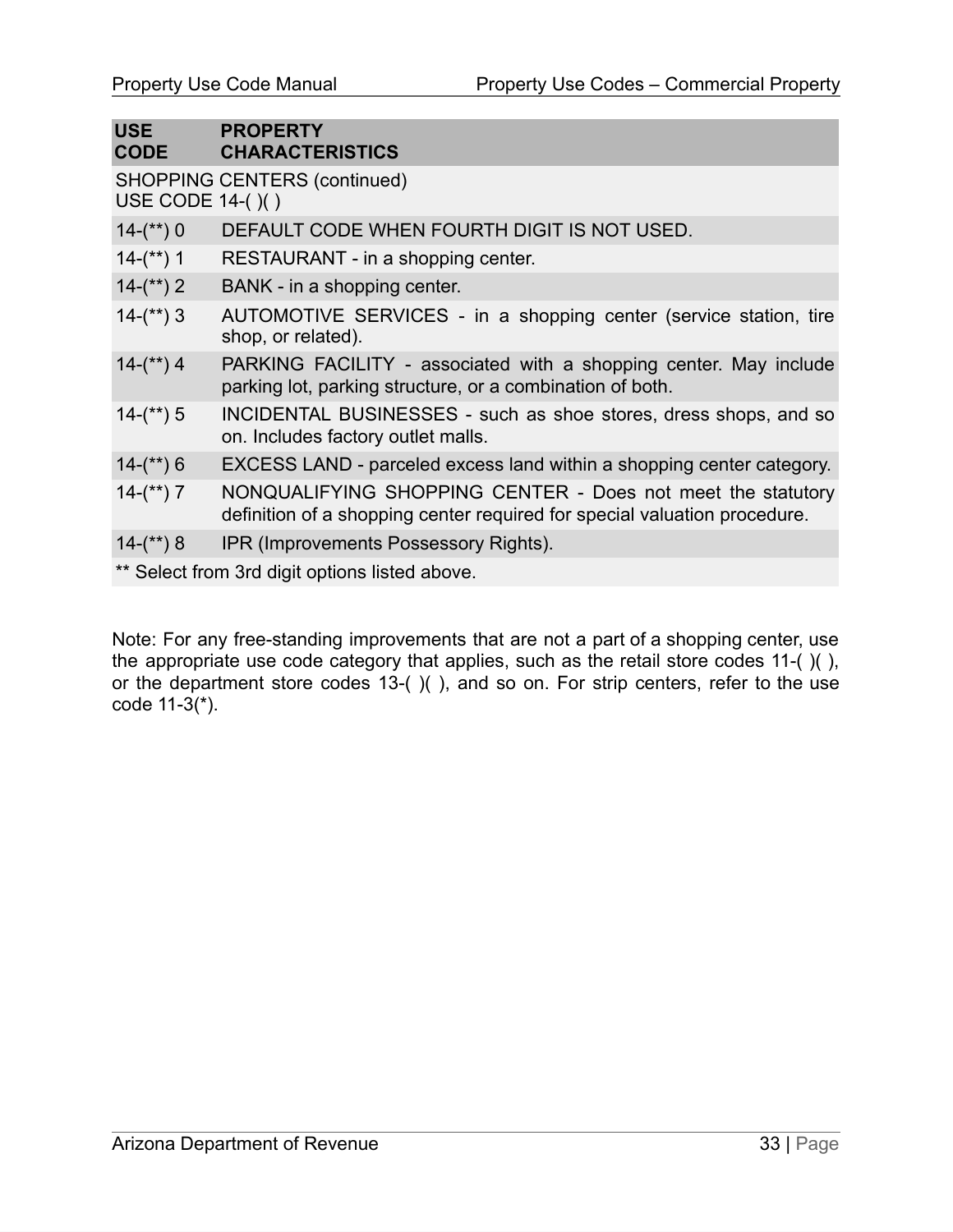| USE CODE | PROPERTY CHARACTERISTICS |
|---|---|
| SHOPPING CENTERS (continued)<br>USE CODE 14-( )( ) | |
| 14-(**) 0 | DEFAULT CODE WHEN FOURTH DIGIT IS NOT USED. |
| 14-(**) 1 | RESTAURANT - in a shopping center. |
| 14-(**) 2 | BANK - in a shopping center. |
| 14-(**) 3 | AUTOMOTIVE SERVICES - in a shopping center (service station, tire shop, or related). |
| 14-(**) 4 | PARKING FACILITY - associated with a shopping center. May include parking lot, parking structure, or a combination of both. |
| 14-(**) 5 | INCIDENTAL BUSINESSES - such as shoe stores, dress shops, and so on. Includes factory outlet malls. |
| 14-(**) 6 | EXCESS LAND - parceled excess land within a shopping center category. |
| 14-(**) 7 | NONQUALIFYING SHOPPING CENTER - Does not meet the statutory definition of a shopping center required for special valuation procedure. |
| 14-(**) 8 | IPR (Improvements Possessory Rights). |
| ** Select from 3rd digit options listed above. | |

Note: For any free-standing improvements that are not a part of a shopping center, use the appropriate use code category that applies, such as the retail store codes 11-( )( ), or the department store codes 13-( )( ), and so on. For strip centers, refer to the use code 11-3(*).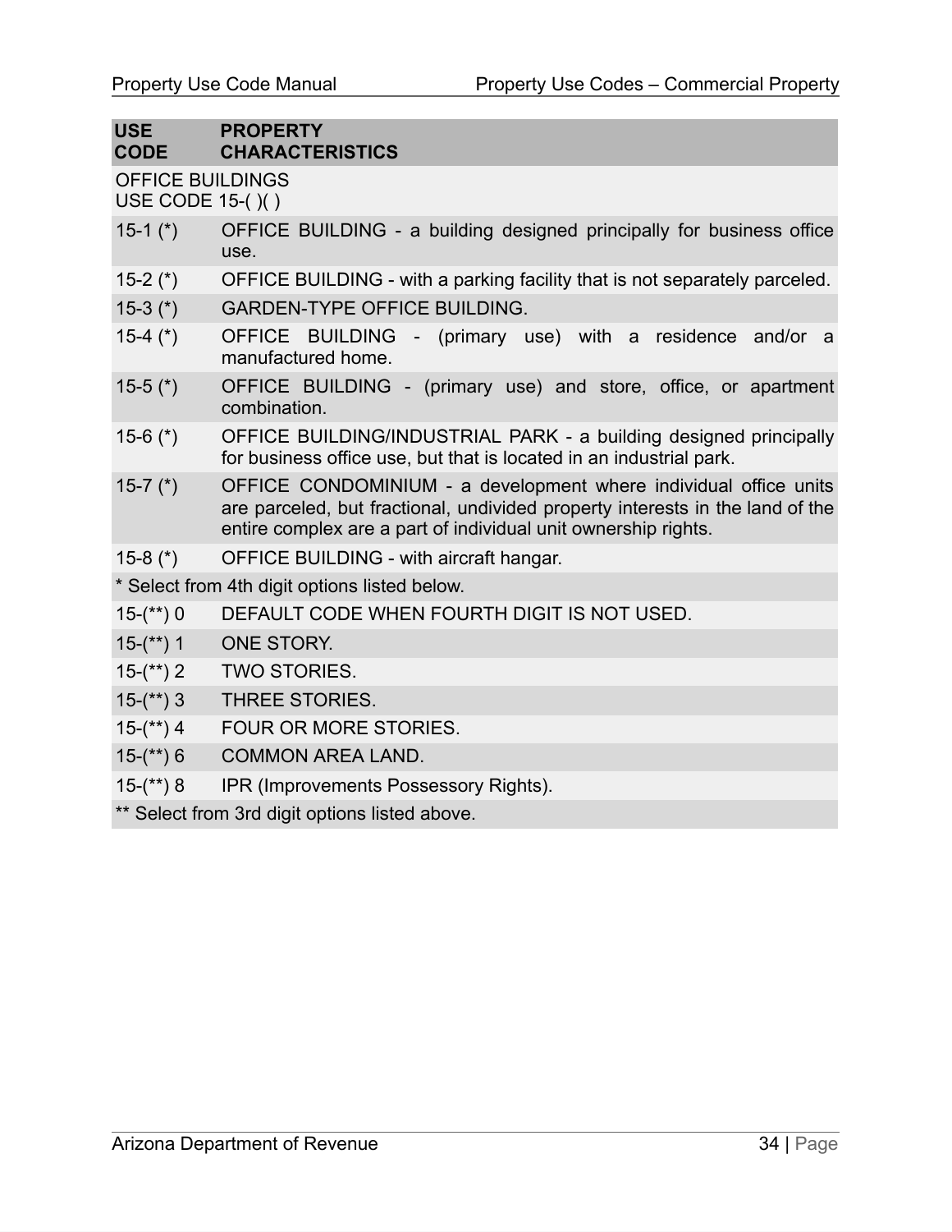| USE CODE | PROPERTY CHARACTERISTICS |
|---|---|
| OFFICE BUILDINGS<br>USE CODE 15-( )( ) | |
| 15-1 (*) | OFFICE BUILDING - a building designed principally for business office use. |
| 15-2 (*) | OFFICE BUILDING - with a parking facility that is not separately parceled. |
| 15-3 (*) | GARDEN-TYPE OFFICE BUILDING. |
| 15-4 (*) | OFFICE BUILDING - (primary use) with a residence and/or a manufactured home. |
| 15-5 (*) | OFFICE BUILDING - (primary use) and store, office, or apartment combination. |
| 15-6 (*) | OFFICE BUILDING/INDUSTRIAL PARK - a building designed principally for business office use, but that is located in an industrial park. |
| 15-7 (*) | OFFICE CONDOMINIUM - a development where individual office units are parceled, but fractional, undivided property interests in the land of the entire complex are a part of individual unit ownership rights. |
| 15-8 (*) | OFFICE BUILDING - with aircraft hangar. |
| * Select from 4th digit options listed below. | |
| 15-(**) 0 | DEFAULT CODE WHEN FOURTH DIGIT IS NOT USED. |
| 15-(**) 1 | ONE STORY. |
| 15-(**) 2 | TWO STORIES. |
| 15-(**) 3 | THREE STORIES. |
| 15-(**) 4 | FOUR OR MORE STORIES. |
| 15-(**) 6 | COMMON AREA LAND. |
| 15-(**) 8 | IPR (Improvements Possessory Rights). |
| ** Select from 3rd digit options listed above. | |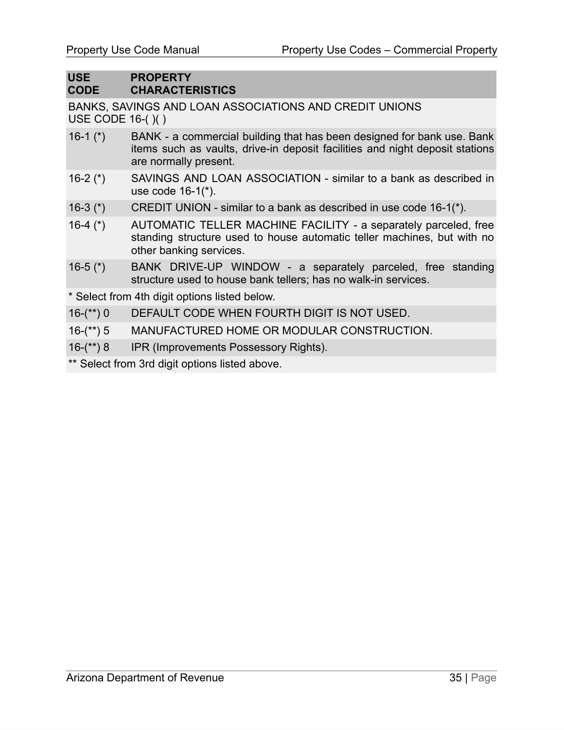| USE CODE | PROPERTY CHARACTERISTICS |
| --- | --- |
| BANKS, SAVINGS AND LOAN ASSOCIATIONS AND CREDIT UNIONS USE CODE 16-( )( ) | |
| 16-1 (*) | BANK - a commercial building that has been designed for bank use. Bank items such as vaults, drive-in deposit facilities and night deposit stations are normally present. |
| 16-2 (*) | SAVINGS AND LOAN ASSOCIATION - similar to a bank as described in use code 16-1(*). |
| 16-3 (*) | CREDIT UNION - similar to a bank as described in use code 16-1(*). |
| 16-4 (*) | AUTOMATIC TELLER MACHINE FACILITY - a separately parceled, free standing structure used to house automatic teller machines, but with no other banking services. |
| 16-5 (*) | BANK DRIVE-UP WINDOW - a separately parceled, free standing structure used to house bank tellers; has no walk-in services. |
| * Select from 4th digit options listed below. | |
| 16-(**) 0 | DEFAULT CODE WHEN FOURTH DIGIT IS NOT USED. |
| 16-(**) 5 | MANUFACTURED HOME OR MODULAR CONSTRUCTION. |
| 16-(**) 8 | IPR (Improvements Possessory Rights). |
| ** Select from 3rd digit options listed above. | |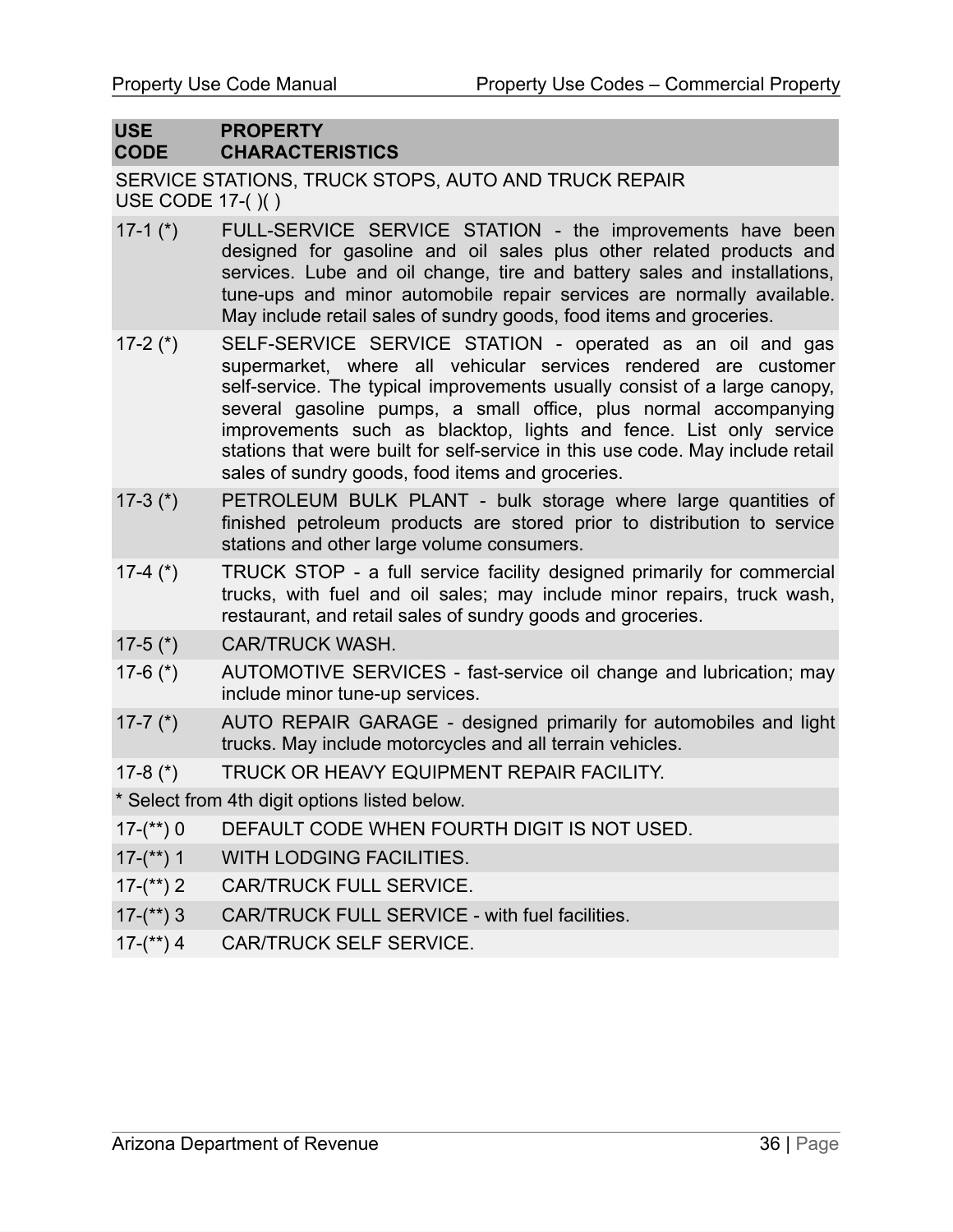| USE CODE | PROPERTY CHARACTERISTICS |
|---|---|
| SERVICE STATIONS, TRUCK STOPS, AUTO AND TRUCK REPAIR USE CODE 17-( )( ) | |
| 17-1 (*) | FULL-SERVICE SERVICE STATION - the improvements have been designed for gasoline and oil sales plus other related products and services. Lube and oil change, tire and battery sales and installations, tune-ups and minor automobile repair services are normally available. May include retail sales of sundry goods, food items and groceries. |
| 17-2 (*) | SELF-SERVICE SERVICE STATION - operated as an oil and gas supermarket, where all vehicular services rendered are customer self-service. The typical improvements usually consist of a large canopy, several gasoline pumps, a small office, plus normal accompanying improvements such as blacktop, lights and fence. List only service stations that were built for self-service in this use code. May include retail sales of sundry goods, food items and groceries. |
| 17-3 (*) | PETROLEUM BULK PLANT - bulk storage where large quantities of finished petroleum products are stored prior to distribution to service stations and other large volume consumers. |
| 17-4 (*) | TRUCK STOP - a full service facility designed primarily for commercial trucks, with fuel and oil sales; may include minor repairs, truck wash, restaurant, and retail sales of sundry goods and groceries. |
| 17-5 (*) | CAR/TRUCK WASH. |
| 17-6 (*) | AUTOMOTIVE SERVICES - fast-service oil change and lubrication; may include minor tune-up services. |
| 17-7 (*) | AUTO REPAIR GARAGE - designed primarily for automobiles and light trucks. May include motorcycles and all terrain vehicles. |
| 17-8 (*) | TRUCK OR HEAVY EQUIPMENT REPAIR FACILITY. |
| * Select from 4th digit options listed below. | |
| 17-(**) 0 | DEFAULT CODE WHEN FOURTH DIGIT IS NOT USED. |
| 17-(**) 1 | WITH LODGING FACILITIES. |
| 17-(**) 2 | CAR/TRUCK FULL SERVICE. |
| 17-(**) 3 | CAR/TRUCK FULL SERVICE - with fuel facilities. |
| 17-(**) 4 | CAR/TRUCK SELF SERVICE. |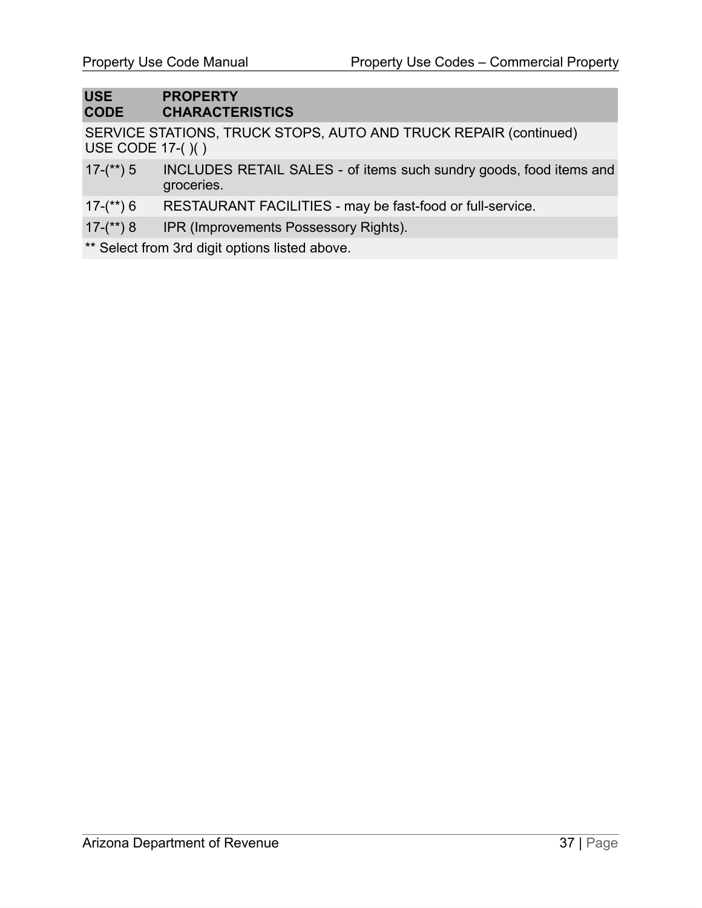| USE CODE | PROPERTY CHARACTERISTICS |
|---|---|
| SERVICE STATIONS, TRUCK STOPS, AUTO AND TRUCK REPAIR (continued) USE CODE 17-( )( ) | |
| 17-(**) 5 | INCLUDES RETAIL SALES - of items such sundry goods, food items and groceries. |
| 17-(**) 6 | RESTAURANT FACILITIES - may be fast-food or full-service. |
| 17-(**) 8 | IPR (Improvements Possessory Rights). |
| ** Select from 3rd digit options listed above. | |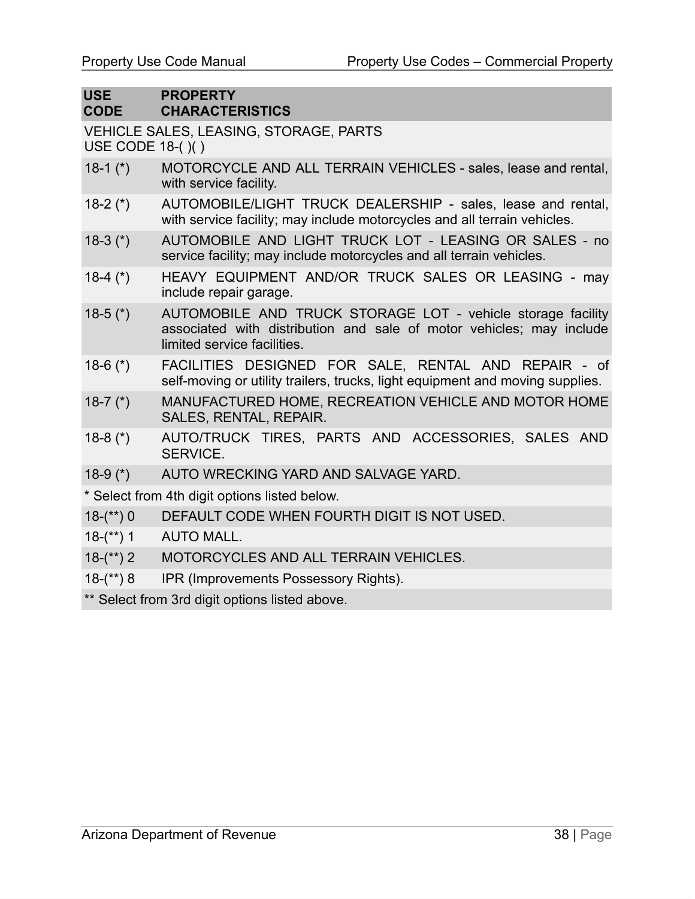| USE CODE | PROPERTY CHARACTERISTICS |
|---|---|
| VEHICLE SALES, LEASING, STORAGE, PARTS USE CODE 18-( )( ) | |
| 18-1 (*) | MOTORCYCLE AND ALL TERRAIN VEHICLES - sales, lease and rental, with service facility. |
| 18-2 (*) | AUTOMOBILE/LIGHT TRUCK DEALERSHIP - sales, lease and rental, with service facility; may include motorcycles and all terrain vehicles. |
| 18-3 (*) | AUTOMOBILE AND LIGHT TRUCK LOT - LEASING OR SALES - no service facility; may include motorcycles and all terrain vehicles. |
| 18-4 (*) | HEAVY EQUIPMENT AND/OR TRUCK SALES OR LEASING - may include repair garage. |
| 18-5 (*) | AUTOMOBILE AND TRUCK STORAGE LOT - vehicle storage facility associated with distribution and sale of motor vehicles; may include limited service facilities. |
| 18-6 (*) | FACILITIES DESIGNED FOR SALE, RENTAL AND REPAIR - of self-moving or utility trailers, trucks, light equipment and moving supplies. |
| 18-7 (*) | MANUFACTURED HOME, RECREATION VEHICLE AND MOTOR HOME SALES, RENTAL, REPAIR. |
| 18-8 (*) | AUTO/TRUCK TIRES, PARTS AND ACCESSORIES, SALES AND SERVICE. |
| 18-9 (*) | AUTO WRECKING YARD AND SALVAGE YARD. |
| * Select from 4th digit options listed below. | |
| 18-(**) 0 | DEFAULT CODE WHEN FOURTH DIGIT IS NOT USED. |
| 18-(**) 1 | AUTO MALL. |
| 18-(**) 2 | MOTORCYCLES AND ALL TERRAIN VEHICLES. |
| 18-(**) 8 | IPR (Improvements Possessory Rights). |
| ** Select from 3rd digit options listed above. | |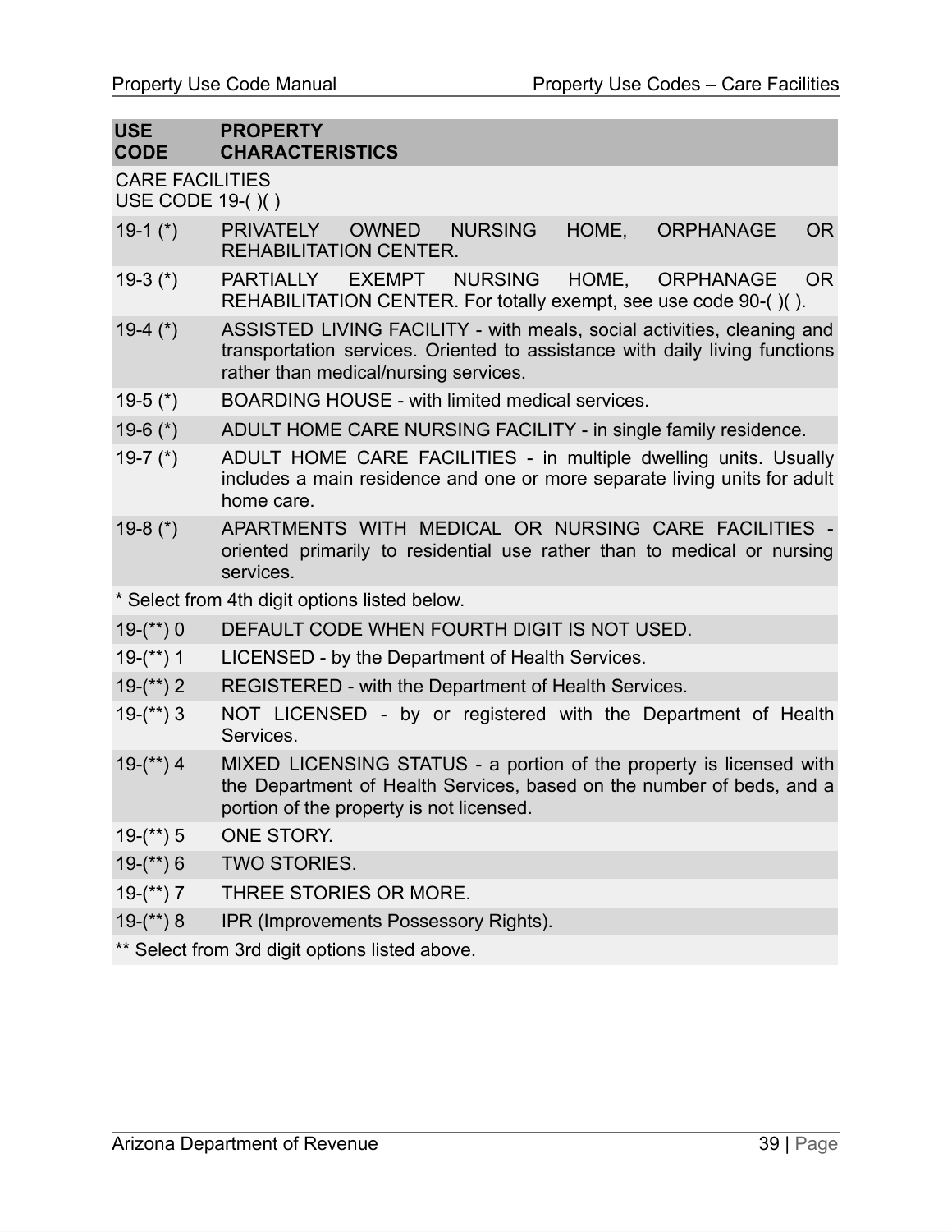| USE CODE | PROPERTY CHARACTERISTICS |
|---|---|
| CARE FACILITIES<br>USE CODE 19-( )( ) | |
| 19-1 (*) | PRIVATELY OWNED NURSING HOME, ORPHANAGE OR REHABILITATION CENTER. |
| 19-3 (*) | PARTIALLY EXEMPT NURSING HOME, ORPHANAGE OR REHABILITATION CENTER. For totally exempt, see use code 90-( )( ). |
| 19-4 (*) | ASSISTED LIVING FACILITY - with meals, social activities, cleaning and transportation services. Oriented to assistance with daily living functions rather than medical/nursing services. |
| 19-5 (*) | BOARDING HOUSE - with limited medical services. |
| 19-6 (*) | ADULT HOME CARE NURSING FACILITY - in single family residence. |
| 19-7 (*) | ADULT HOME CARE FACILITIES - in multiple dwelling units. Usually includes a main residence and one or more separate living units for adult home care. |
| 19-8 (*) | APARTMENTS WITH MEDICAL OR NURSING CARE FACILITIES - oriented primarily to residential use rather than to medical or nursing services. |
| * Select from 4th digit options listed below. | |
| 19-(**) 0 | DEFAULT CODE WHEN FOURTH DIGIT IS NOT USED. |
| 19-(**) 1 | LICENSED - by the Department of Health Services. |
| 19-(**) 2 | REGISTERED - with the Department of Health Services. |
| 19-(**) 3 | NOT LICENSED - by or registered with the Department of Health Services. |
| 19-(**) 4 | MIXED LICENSING STATUS - a portion of the property is licensed with the Department of Health Services, based on the number of beds, and a portion of the property is not licensed. |
| 19-(**) 5 | ONE STORY. |
| 19-(**) 6 | TWO STORIES. |
| 19-(**) 7 | THREE STORIES OR MORE. |
| 19-(**) 8 | IPR (Improvements Possessory Rights). |
| ** Select from 3rd digit options listed above. | |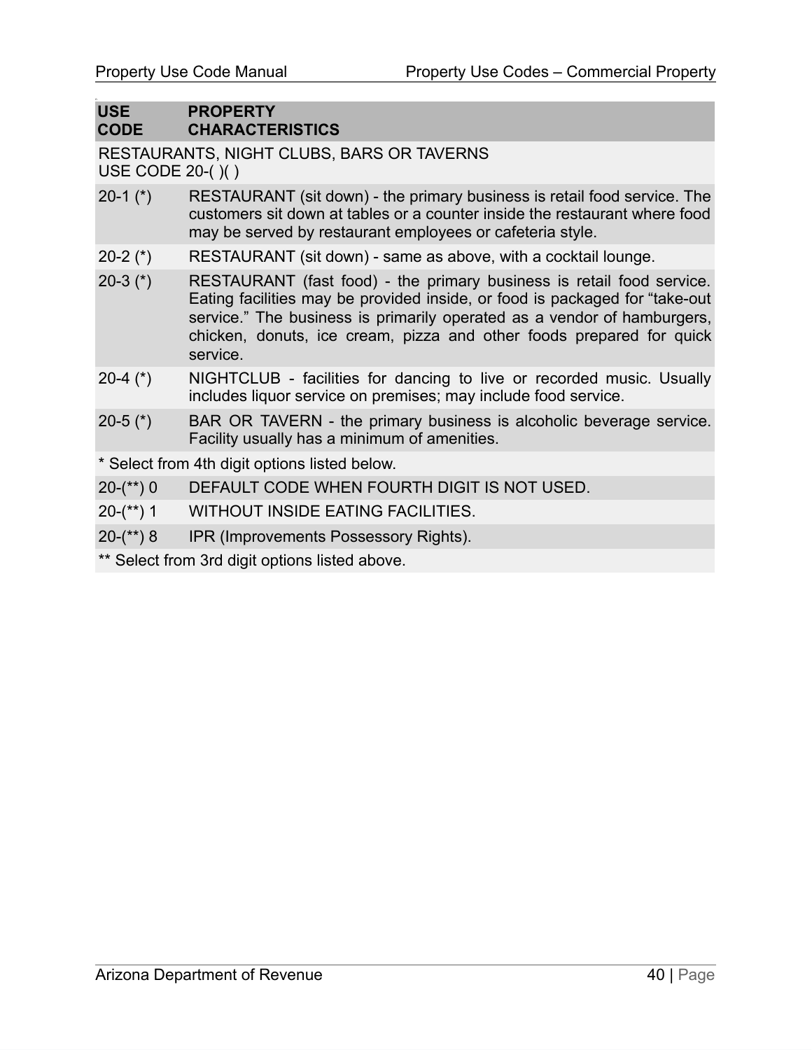| USE CODE | PROPERTY CHARACTERISTICS |
|---|---|
| RESTAURANTS, NIGHT CLUBS, BARS OR TAVERNS USE CODE 20-( )( ) | |
| 20-1 (*) | RESTAURANT (sit down) - the primary business is retail food service. The customers sit down at tables or a counter inside the restaurant where food may be served by restaurant employees or cafeteria style. |
| 20-2 (*) | RESTAURANT (sit down) - same as above, with a cocktail lounge. |
| 20-3 (*) | RESTAURANT (fast food) - the primary business is retail food service. Eating facilities may be provided inside, or food is packaged for “take-out service.” The business is primarily operated as a vendor of hamburgers, chicken, donuts, ice cream, pizza and other foods prepared for quick service. |
| 20-4 (*) | NIGHTCLUB - facilities for dancing to live or recorded music. Usually includes liquor service on premises; may include food service. |
| 20-5 (*) | BAR OR TAVERN - the primary business is alcoholic beverage service. Facility usually has a minimum of amenities. |
| * Select from 4th digit options listed below. | |
| 20-(**) 0 | DEFAULT CODE WHEN FOURTH DIGIT IS NOT USED. |
| 20-(**) 1 | WITHOUT INSIDE EATING FACILITIES. |
| 20-(**) 8 | IPR (Improvements Possessory Rights). |
| ** Select from 3rd digit options listed above. | |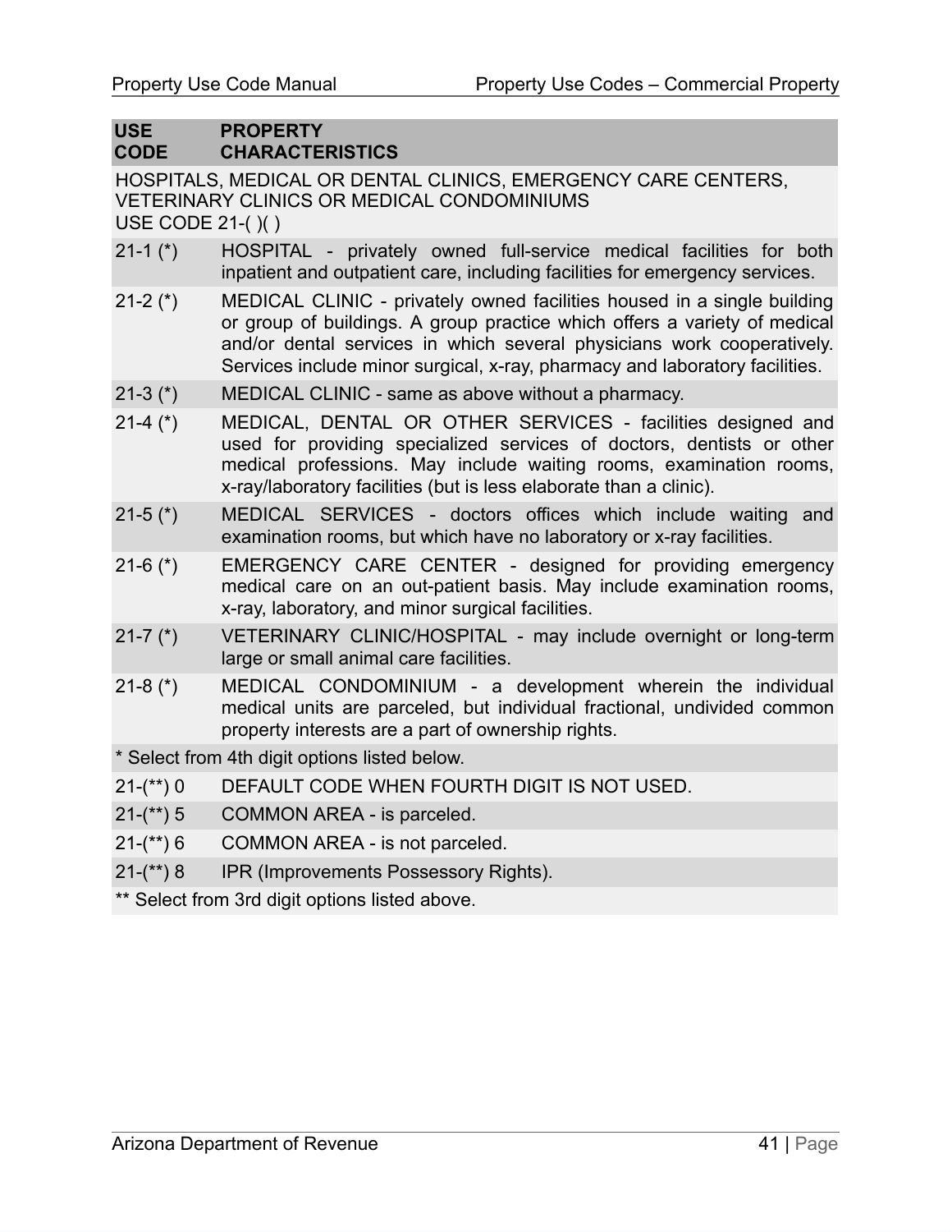| USE CODE | PROPERTY CHARACTERISTICS |
| --- | --- |
| HOSPITALS, MEDICAL OR DENTAL CLINICS, EMERGENCY CARE CENTERS, VETERINARY CLINICS OR MEDICAL CONDOMINIUMS USE CODE 21-( )( ) | |
| 21-1 (*) | HOSPITAL - privately owned full-service medical facilities for both inpatient and outpatient care, including facilities for emergency services. |
| 21-2 (*) | MEDICAL CLINIC - privately owned facilities housed in a single building or group of buildings. A group practice which offers a variety of medical and/or dental services in which several physicians work cooperatively. Services include minor surgical, x-ray, pharmacy and laboratory facilities. |
| 21-3 (*) | MEDICAL CLINIC - same as above without a pharmacy. |
| 21-4 (*) | MEDICAL, DENTAL OR OTHER SERVICES - facilities designed and used for providing specialized services of doctors, dentists or other medical professions. May include waiting rooms, examination rooms, x-ray/laboratory facilities (but is less elaborate than a clinic). |
| 21-5 (*) | MEDICAL SERVICES - doctors offices which include waiting and examination rooms, but which have no laboratory or x-ray facilities. |
| 21-6 (*) | EMERGENCY CARE CENTER - designed for providing emergency medical care on an out-patient basis. May include examination rooms, x-ray, laboratory, and minor surgical facilities. |
| 21-7 (*) | VETERINARY CLINIC/HOSPITAL - may include overnight or long-term large or small animal care facilities. |
| 21-8 (*) | MEDICAL CONDOMINIUM - a development wherein the individual medical units are parceled, but individual fractional, undivided common property interests are a part of ownership rights. |
| * Select from 4th digit options listed below. | |
| 21-(**) 0 | DEFAULT CODE WHEN FOURTH DIGIT IS NOT USED. |
| 21-(**) 5 | COMMON AREA - is parceled. |
| 21-(**) 6 | COMMON AREA - is not parceled. |
| 21-(**) 8 | IPR (Improvements Possessory Rights). |
| ** Select from 3rd digit options listed above. | |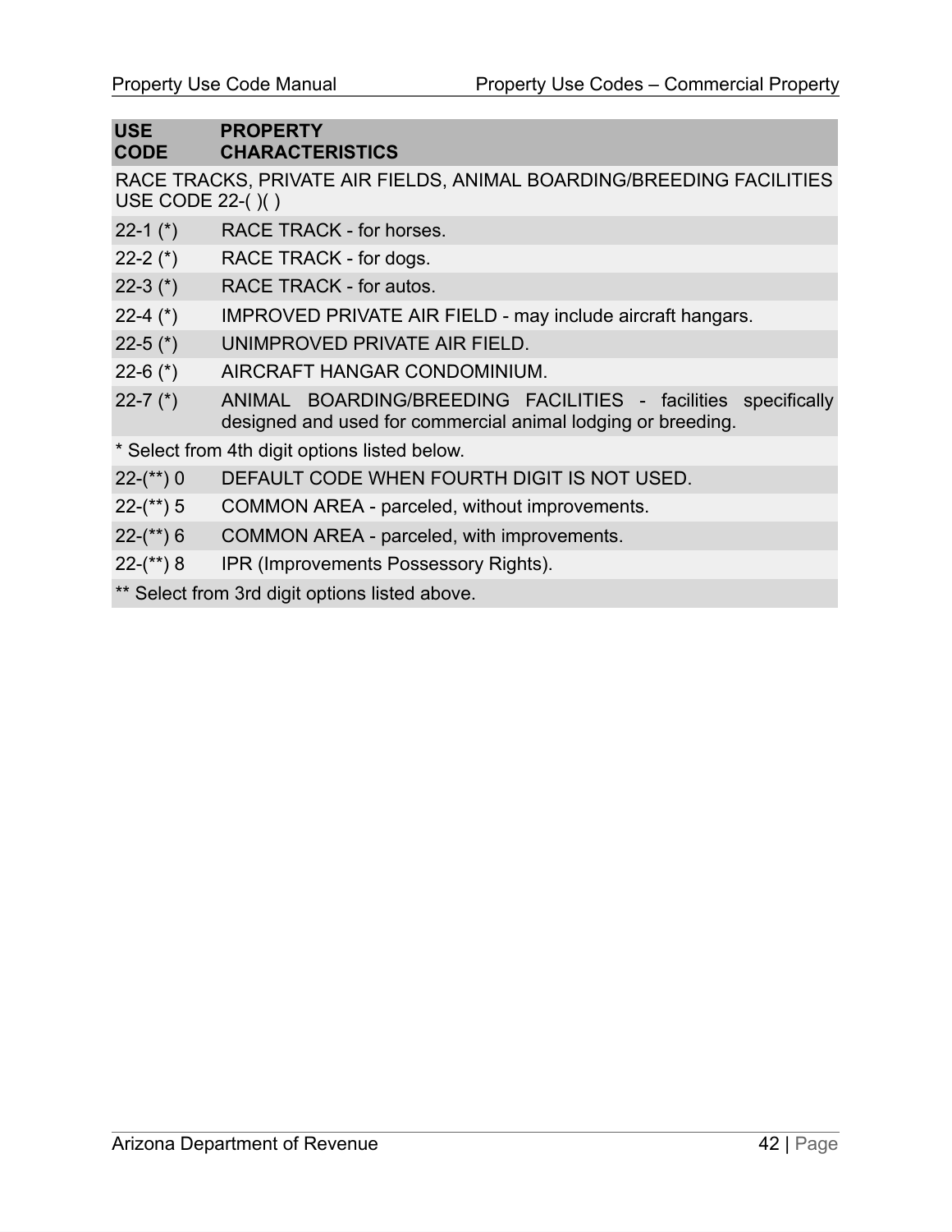| USE CODE | PROPERTY CHARACTERISTICS |
|---|---|
| RACE TRACKS, PRIVATE AIR FIELDS, ANIMAL BOARDING/BREEDING FACILITIES USE CODE 22-( )( ) | |
| 22-1 (*) | RACE TRACK - for horses. |
| 22-2 (*) | RACE TRACK - for dogs. |
| 22-3 (*) | RACE TRACK - for autos. |
| 22-4 (*) | IMPROVED PRIVATE AIR FIELD - may include aircraft hangars. |
| 22-5 (*) | UNIMPROVED PRIVATE AIR FIELD. |
| 22-6 (*) | AIRCRAFT HANGAR CONDOMINIUM. |
| 22-7 (*) | ANIMAL BOARDING/BREEDING FACILITIES - facilities specifically designed and used for commercial animal lodging or breeding. |
| * Select from 4th digit options listed below. | |
| 22-(**) 0 | DEFAULT CODE WHEN FOURTH DIGIT IS NOT USED. |
| 22-(**) 5 | COMMON AREA - parceled, without improvements. |
| 22-(**) 6 | COMMON AREA - parceled, with improvements. |
| 22-(**) 8 | IPR (Improvements Possessory Rights). |
| ** Select from 3rd digit options listed above. | |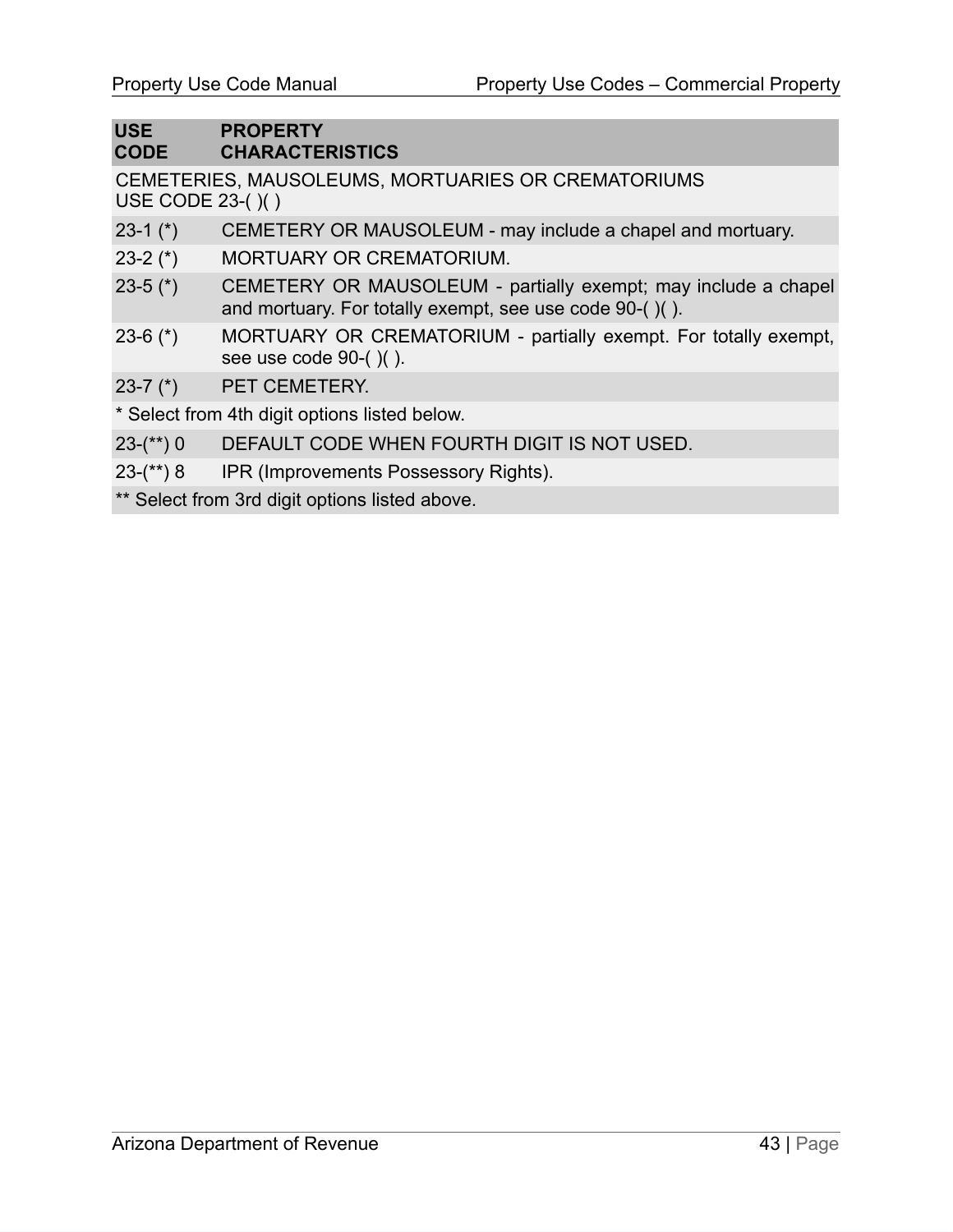| USE CODE | PROPERTY CHARACTERISTICS |
|---|---|
| CEMETERIES, MAUSOLEUMS, MORTUARIES OR CREMATORIUMS USE CODE 23-( )( ) | |
| 23-1 (*) | CEMETERY OR MAUSOLEUM - may include a chapel and mortuary. |
| 23-2 (*) | MORTUARY OR CREMATORIUM. |
| 23-5 (*) | CEMETERY OR MAUSOLEUM - partially exempt; may include a chapel and mortuary. For totally exempt, see use code 90-( )( ). |
| 23-6 (*) | MORTUARY OR CREMATORIUM - partially exempt. For totally exempt, see use code 90-( )( ). |
| 23-7 (*) | PET CEMETERY. |
| * Select from 4th digit options listed below. | |
| 23-(**) 0 | DEFAULT CODE WHEN FOURTH DIGIT IS NOT USED. |
| 23-(**) 8 | IPR (Improvements Possessory Rights). |
| ** Select from 3rd digit options listed above. | |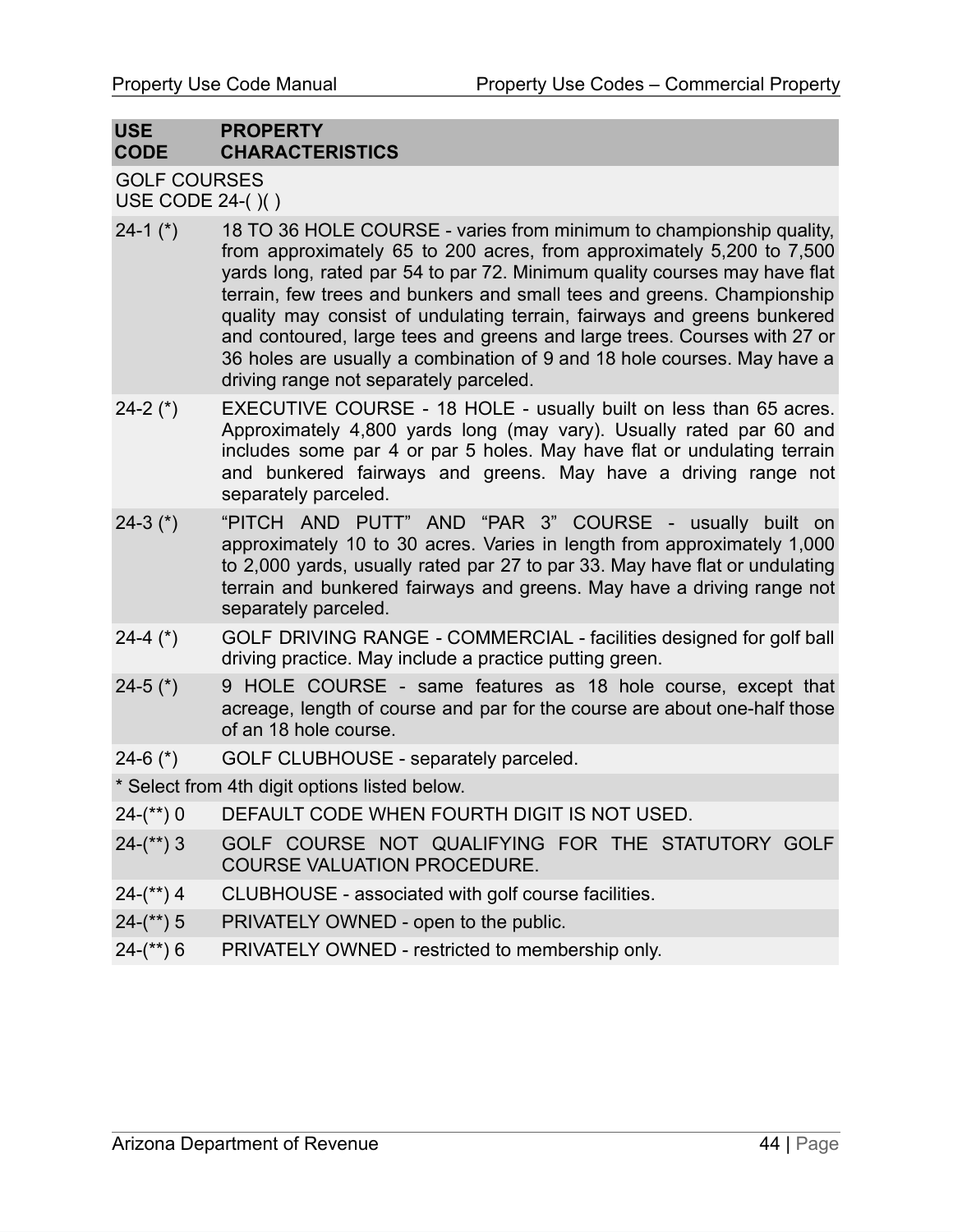| USE CODE | PROPERTY CHARACTERISTICS |
|---|---|
| GOLF COURSES<br>USE CODE 24-( )( ) | |
| 24-1 (*) | 18 TO 36 HOLE COURSE - varies from minimum to championship quality, from approximately 65 to 200 acres, from approximately 5,200 to 7,500 yards long, rated par 54 to par 72. Minimum quality courses may have flat terrain, few trees and bunkers and small tees and greens. Championship quality may consist of undulating terrain, fairways and greens bunkered and contoured, large tees and greens and large trees. Courses with 27 or 36 holes are usually a combination of 9 and 18 hole courses. May have a driving range not separately parceled. |
| 24-2 (*) | EXECUTIVE COURSE - 18 HOLE - usually built on less than 65 acres. Approximately 4,800 yards long (may vary). Usually rated par 60 and includes some par 4 or par 5 holes. May have flat or undulating terrain and bunkered fairways and greens. May have a driving range not separately parceled. |
| 24-3 (*) | "PITCH AND PUTT" AND "PAR 3" COURSE - usually built on approximately 10 to 30 acres. Varies in length from approximately 1,000 to 2,000 yards, usually rated par 27 to par 33. May have flat or undulating terrain and bunkered fairways and greens. May have a driving range not separately parceled. |
| 24-4 (*) | GOLF DRIVING RANGE - COMMERCIAL - facilities designed for golf ball driving practice. May include a practice putting green. |
| 24-5 (*) | 9 HOLE COURSE - same features as 18 hole course, except that acreage, length of course and par for the course are about one-half those of an 18 hole course. |
| 24-6 (*) | GOLF CLUBHOUSE - separately parceled. |
| * Select from 4th digit options listed below. | |
| 24-(**) 0 | DEFAULT CODE WHEN FOURTH DIGIT IS NOT USED. |
| 24-(**) 3 | GOLF COURSE NOT QUALIFYING FOR THE STATUTORY GOLF COURSE VALUATION PROCEDURE. |
| 24-(**) 4 | CLUBHOUSE - associated with golf course facilities. |
| 24-(**) 5 | PRIVATELY OWNED - open to the public. |
| 24-(**) 6 | PRIVATELY OWNED - restricted to membership only. |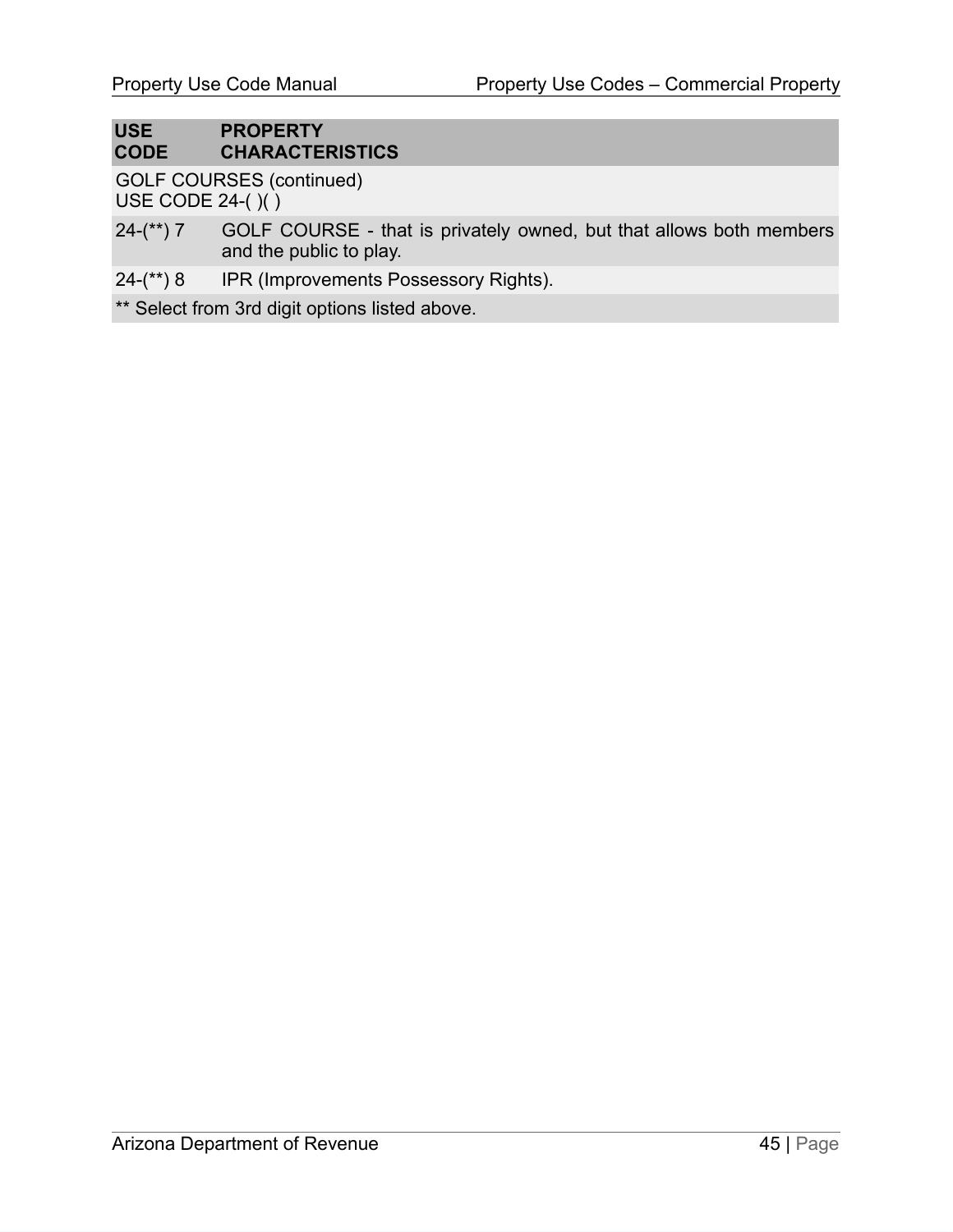| USE CODE | PROPERTY CHARACTERISTICS |
|---|---|
| GOLF COURSES (continued)<br>USE CODE 24-( )( ) | |
| 24-(**) 7 | GOLF COURSE - that is privately owned, but that allows both members and the public to play. |
| 24-(**) 8 | IPR (Improvements Possessory Rights). |
| ** Select from 3rd digit options listed above. | |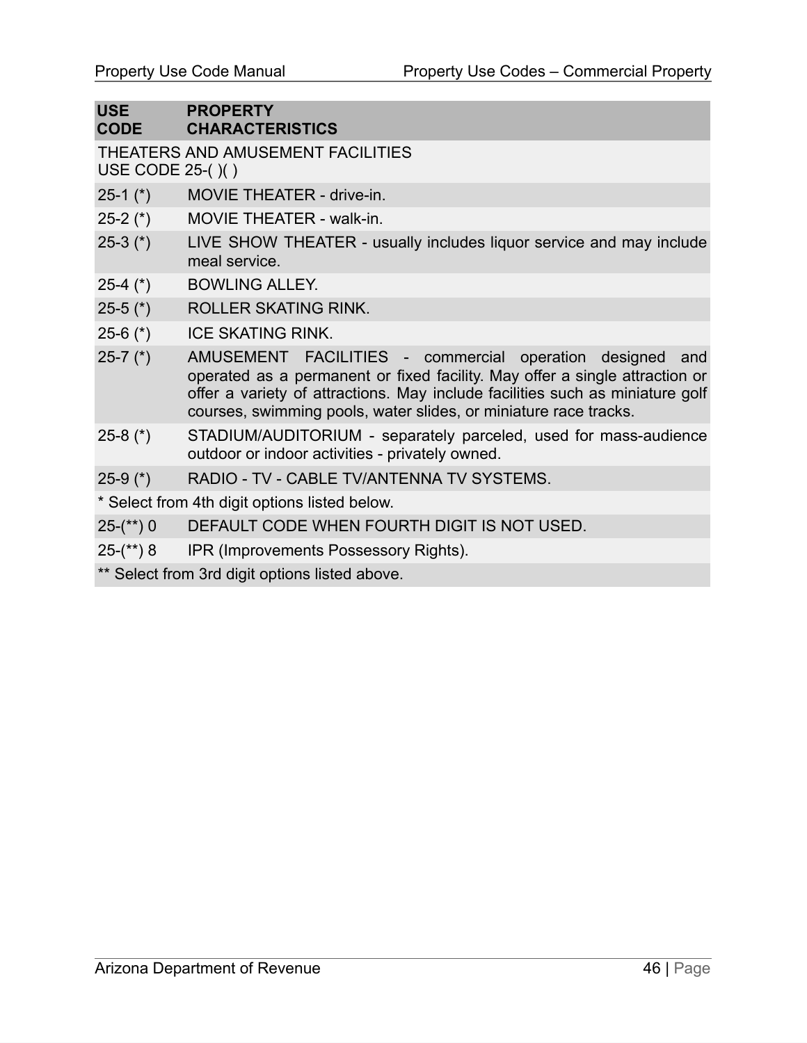| USE CODE | PROPERTY CHARACTERISTICS |
|---|---|
| THEATERS AND AMUSEMENT FACILITIES USE CODE 25-( )( ) | |
| 25-1 (*) | MOVIE THEATER - drive-in. |
| 25-2 (*) | MOVIE THEATER - walk-in. |
| 25-3 (*) | LIVE SHOW THEATER - usually includes liquor service and may include meal service. |
| 25-4 (*) | BOWLING ALLEY. |
| 25-5 (*) | ROLLER SKATING RINK. |
| 25-6 (*) | ICE SKATING RINK. |
| 25-7 (*) | AMUSEMENT FACILITIES - commercial operation designed and operated as a permanent or fixed facility. May offer a single attraction or offer a variety of attractions. May include facilities such as miniature golf courses, swimming pools, water slides, or miniature race tracks. |
| 25-8 (*) | STADIUM/AUDITORIUM - separately parceled, used for mass-audience outdoor or indoor activities - privately owned. |
| 25-9 (*) | RADIO - TV - CABLE TV/ANTENNA TV SYSTEMS. |
| * Select from 4th digit options listed below. | |
| 25-(**) 0 | DEFAULT CODE WHEN FOURTH DIGIT IS NOT USED. |
| 25-(**) 8 | IPR (Improvements Possessory Rights). |
| ** Select from 3rd digit options listed above. | |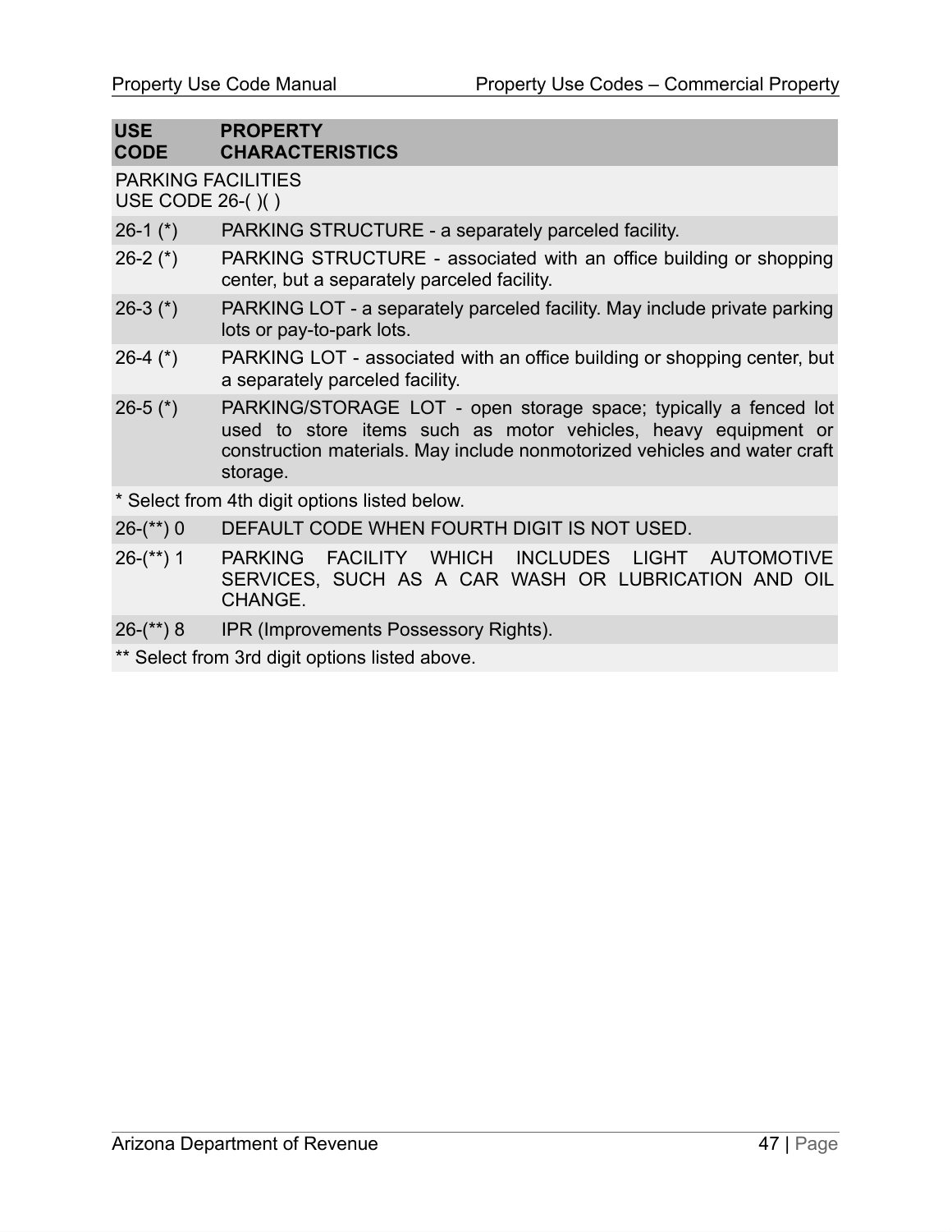| USE CODE | PROPERTY CHARACTERISTICS |
| --- | --- |
| PARKING FACILITIES<br>USE CODE 26-( )( ) | |
| 26-1 (*) | PARKING STRUCTURE - a separately parceled facility. |
| 26-2 (*) | PARKING STRUCTURE - associated with an office building or shopping center, but a separately parceled facility. |
| 26-3 (*) | PARKING LOT - a separately parceled facility. May include private parking lots or pay-to-park lots. |
| 26-4 (*) | PARKING LOT - associated with an office building or shopping center, but a separately parceled facility. |
| 26-5 (*) | PARKING/STORAGE LOT - open storage space; typically a fenced lot used to store items such as motor vehicles, heavy equipment or construction materials. May include nonmotorized vehicles and water craft storage. |
| * Select from 4th digit options listed below. | |
| 26-(**) 0 | DEFAULT CODE WHEN FOURTH DIGIT IS NOT USED. |
| 26-(**) 1 | PARKING FACILITY WHICH INCLUDES LIGHT AUTOMOTIVE SERVICES, SUCH AS A CAR WASH OR LUBRICATION AND OIL CHANGE. |
| 26-(**) 8 | IPR (Improvements Possessory Rights). |
| ** Select from 3rd digit options listed above. | |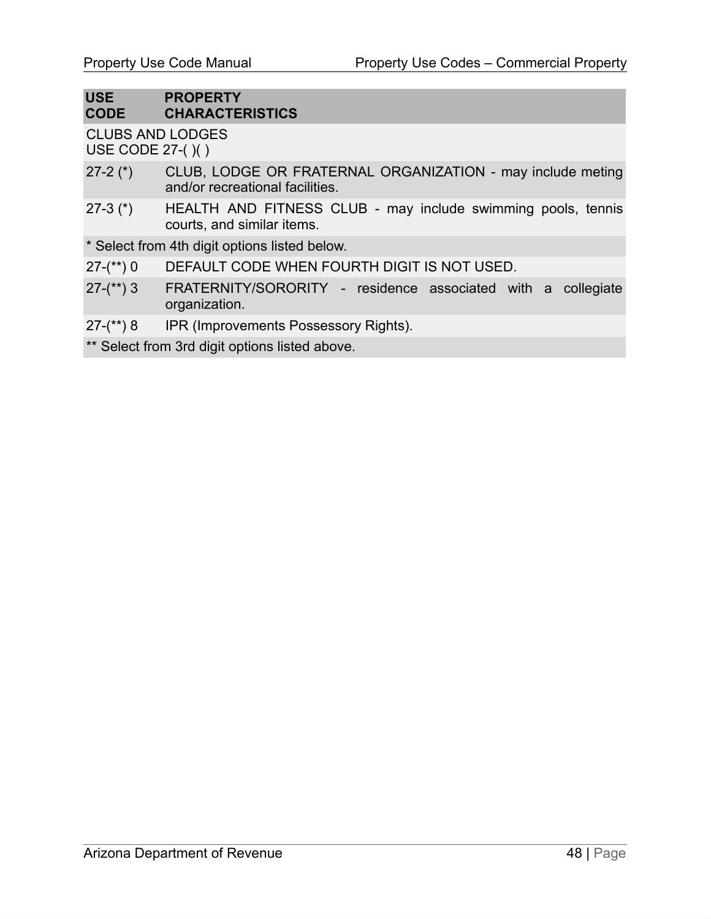| USE CODE | PROPERTY CHARACTERISTICS |
|---|---|
| CLUBS AND LODGES<br>USE CODE 27-( )( ) | |
| 27-2 (*) | CLUB, LODGE OR FRATERNAL ORGANIZATION - may include meting and/or recreational facilities. |
| 27-3 (*) | HEALTH AND FITNESS CLUB - may include swimming pools, tennis courts, and similar items. |
| * Select from 4th digit options listed below. | |
| 27-(**) 0 | DEFAULT CODE WHEN FOURTH DIGIT IS NOT USED. |
| 27-(**) 3 | FRATERNITY/SORORITY - residence associated with a collegiate organization. |
| 27-(**) 8 | IPR (Improvements Possessory Rights). |
| ** Select from 3rd digit options listed above. | |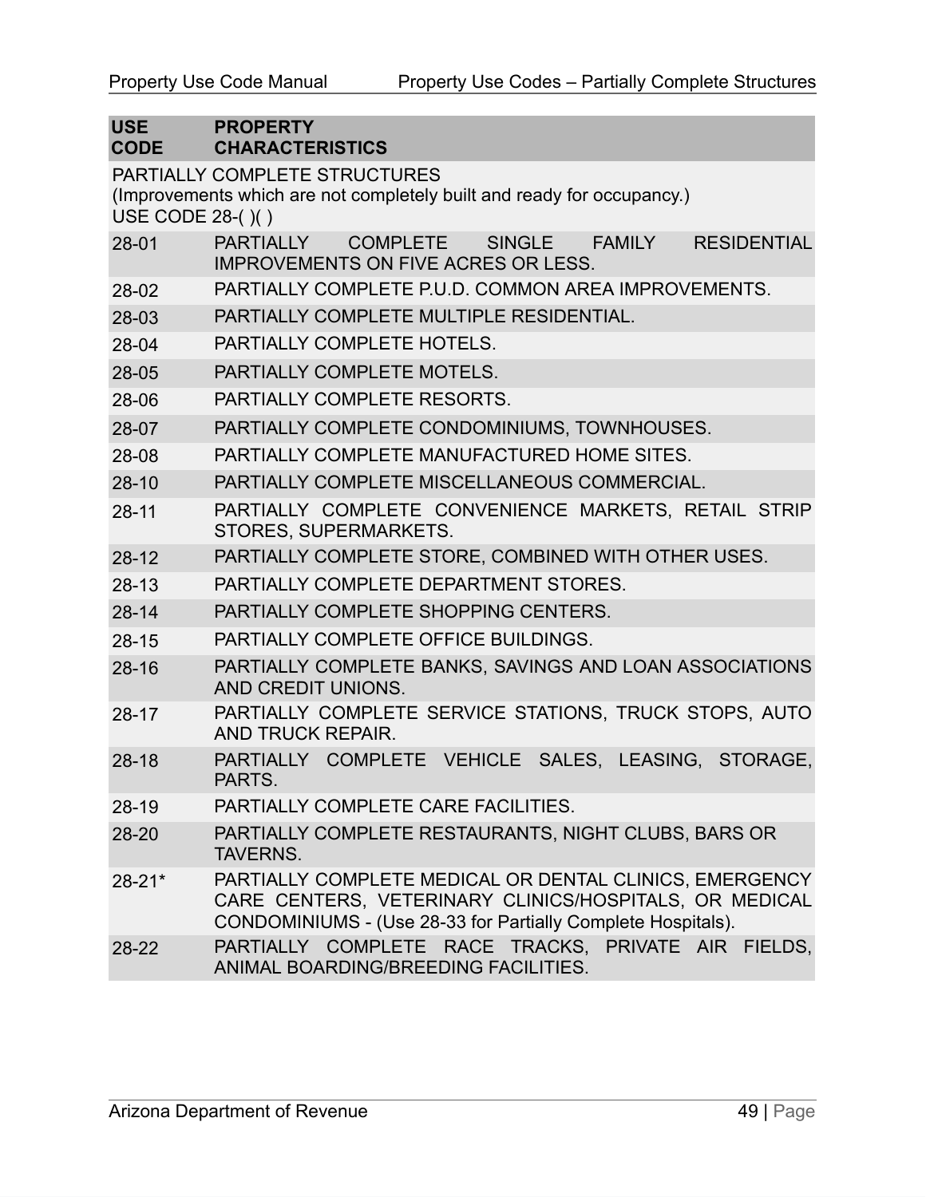| USE CODE | PROPERTY CHARACTERISTICS |
|---|---|
| PARTIALLY COMPLETE STRUCTURES<br>(Improvements which are not completely built and ready for occupancy.)<br>USE CODE 28-( )( ) | |
| 28-01 | PARTIALLY COMPLETE SINGLE FAMILY RESIDENTIAL IMPROVEMENTS ON FIVE ACRES OR LESS. |
| 28-02 | PARTIALLY COMPLETE P.U.D. COMMON AREA IMPROVEMENTS. |
| 28-03 | PARTIALLY COMPLETE MULTIPLE RESIDENTIAL. |
| 28-04 | PARTIALLY COMPLETE HOTELS. |
| 28-05 | PARTIALLY COMPLETE MOTELS. |
| 28-06 | PARTIALLY COMPLETE RESORTS. |
| 28-07 | PARTIALLY COMPLETE CONDOMINIUMS, TOWNHOUSES. |
| 28-08 | PARTIALLY COMPLETE MANUFACTURED HOME SITES. |
| 28-10 | PARTIALLY COMPLETE MISCELLANEOUS COMMERCIAL. |
| 28-11 | PARTIALLY COMPLETE CONVENIENCE MARKETS, RETAIL STRIP STORES, SUPERMARKETS. |
| 28-12 | PARTIALLY COMPLETE STORE, COMBINED WITH OTHER USES. |
| 28-13 | PARTIALLY COMPLETE DEPARTMENT STORES. |
| 28-14 | PARTIALLY COMPLETE SHOPPING CENTERS. |
| 28-15 | PARTIALLY COMPLETE OFFICE BUILDINGS. |
| 28-16 | PARTIALLY COMPLETE BANKS, SAVINGS AND LOAN ASSOCIATIONS AND CREDIT UNIONS. |
| 28-17 | PARTIALLY COMPLETE SERVICE STATIONS, TRUCK STOPS, AUTO AND TRUCK REPAIR. |
| 28-18 | PARTIALLY COMPLETE VEHICLE SALES, LEASING, STORAGE, PARTS. |
| 28-19 | PARTIALLY COMPLETE CARE FACILITIES. |
| 28-20 | PARTIALLY COMPLETE RESTAURANTS, NIGHT CLUBS, BARS OR TAVERNS. |
| 28-21* | PARTIALLY COMPLETE MEDICAL OR DENTAL CLINICS, EMERGENCY CARE CENTERS, VETERINARY CLINICS/HOSPITALS, OR MEDICAL CONDOMINIUMS - (Use 28-33 for Partially Complete Hospitals). |
| 28-22 | PARTIALLY COMPLETE RACE TRACKS, PRIVATE AIR FIELDS, ANIMAL BOARDING/BREEDING FACILITIES. |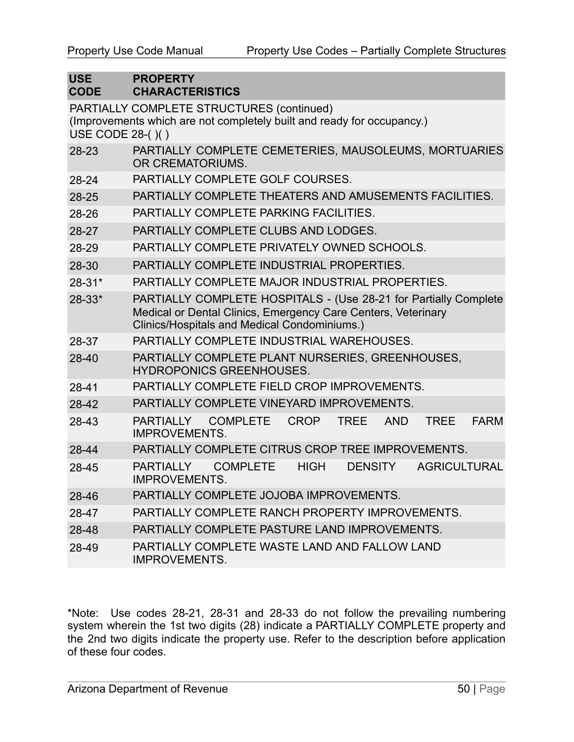| USE CODE | PROPERTY CHARACTERISTICS |
|---|---|
| PARTIALLY COMPLETE STRUCTURES (continued) (Improvements which are not completely built and ready for occupancy.) USE CODE 28-( )( ) | |
| 28-23 | PARTIALLY COMPLETE CEMETERIES, MAUSOLEUMS, MORTUARIES OR CREMATORIUMS. |
| 28-24 | PARTIALLY COMPLETE GOLF COURSES. |
| 28-25 | PARTIALLY COMPLETE THEATERS AND AMUSEMENTS FACILITIES. |
| 28-26 | PARTIALLY COMPLETE PARKING FACILITIES. |
| 28-27 | PARTIALLY COMPLETE CLUBS AND LODGES. |
| 28-29 | PARTIALLY COMPLETE PRIVATELY OWNED SCHOOLS. |
| 28-30 | PARTIALLY COMPLETE INDUSTRIAL PROPERTIES. |
| 28-31* | PARTIALLY COMPLETE MAJOR INDUSTRIAL PROPERTIES. |
| 28-33* | PARTIALLY COMPLETE HOSPITALS - (Use 28-21 for Partially Complete Medical or Dental Clinics, Emergency Care Centers, Veterinary Clinics/Hospitals and Medical Condominiums.) |
| 28-37 | PARTIALLY COMPLETE INDUSTRIAL WAREHOUSES. |
| 28-40 | PARTIALLY COMPLETE PLANT NURSERIES, GREENHOUSES, HYDROPONICS GREENHOUSES. |
| 28-41 | PARTIALLY COMPLETE FIELD CROP IMPROVEMENTS. |
| 28-42 | PARTIALLY COMPLETE VINEYARD IMPROVEMENTS. |
| 28-43 | PARTIALLY COMPLETE CROP TREE AND TREE FARM IMPROVEMENTS. |
| 28-44 | PARTIALLY COMPLETE CITRUS CROP TREE IMPROVEMENTS. |
| 28-45 | PARTIALLY COMPLETE HIGH DENSITY AGRICULTURAL IMPROVEMENTS. |
| 28-46 | PARTIALLY COMPLETE JOJOBA IMPROVEMENTS. |
| 28-47 | PARTIALLY COMPLETE RANCH PROPERTY IMPROVEMENTS. |
| 28-48 | PARTIALLY COMPLETE PASTURE LAND IMPROVEMENTS. |
| 28-49 | PARTIALLY COMPLETE WASTE LAND AND FALLOW LAND IMPROVEMENTS. |

*Note: Use codes 28-21, 28-31 and 28-33 do not follow the prevailing numbering system wherein the 1st two digits (28) indicate a PARTIALLY COMPLETE property and the 2nd two digits indicate the property use. Refer to the description before application of these four codes.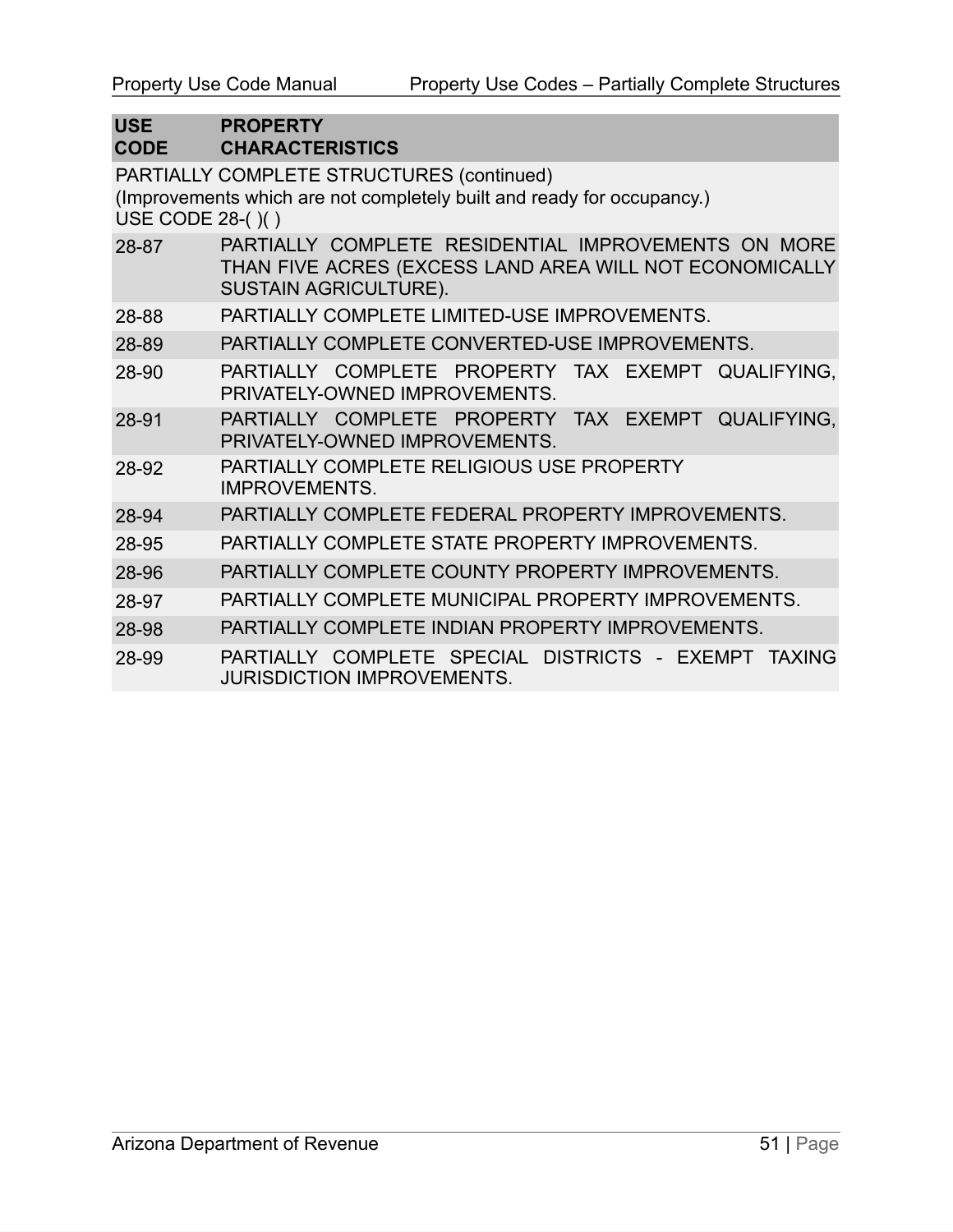| USE CODE | PROPERTY CHARACTERISTICS |
|---|---|
| PARTIALLY COMPLETE STRUCTURES (continued) (Improvements which are not completely built and ready for occupancy.) USE CODE 28-( )( ) | |
| 28-87 | PARTIALLY COMPLETE RESIDENTIAL IMPROVEMENTS ON MORE THAN FIVE ACRES (EXCESS LAND AREA WILL NOT ECONOMICALLY SUSTAIN AGRICULTURE). |
| 28-88 | PARTIALLY COMPLETE LIMITED-USE IMPROVEMENTS. |
| 28-89 | PARTIALLY COMPLETE CONVERTED-USE IMPROVEMENTS. |
| 28-90 | PARTIALLY COMPLETE PROPERTY TAX EXEMPT QUALIFYING, PRIVATELY-OWNED IMPROVEMENTS. |
| 28-91 | PARTIALLY COMPLETE PROPERTY TAX EXEMPT QUALIFYING, PRIVATELY-OWNED IMPROVEMENTS. |
| 28-92 | PARTIALLY COMPLETE RELIGIOUS USE PROPERTY IMPROVEMENTS. |
| 28-94 | PARTIALLY COMPLETE FEDERAL PROPERTY IMPROVEMENTS. |
| 28-95 | PARTIALLY COMPLETE STATE PROPERTY IMPROVEMENTS. |
| 28-96 | PARTIALLY COMPLETE COUNTY PROPERTY IMPROVEMENTS. |
| 28-97 | PARTIALLY COMPLETE MUNICIPAL PROPERTY IMPROVEMENTS. |
| 28-98 | PARTIALLY COMPLETE INDIAN PROPERTY IMPROVEMENTS. |
| 28-99 | PARTIALLY COMPLETE SPECIAL DISTRICTS - EXEMPT TAXING JURISDICTION IMPROVEMENTS. |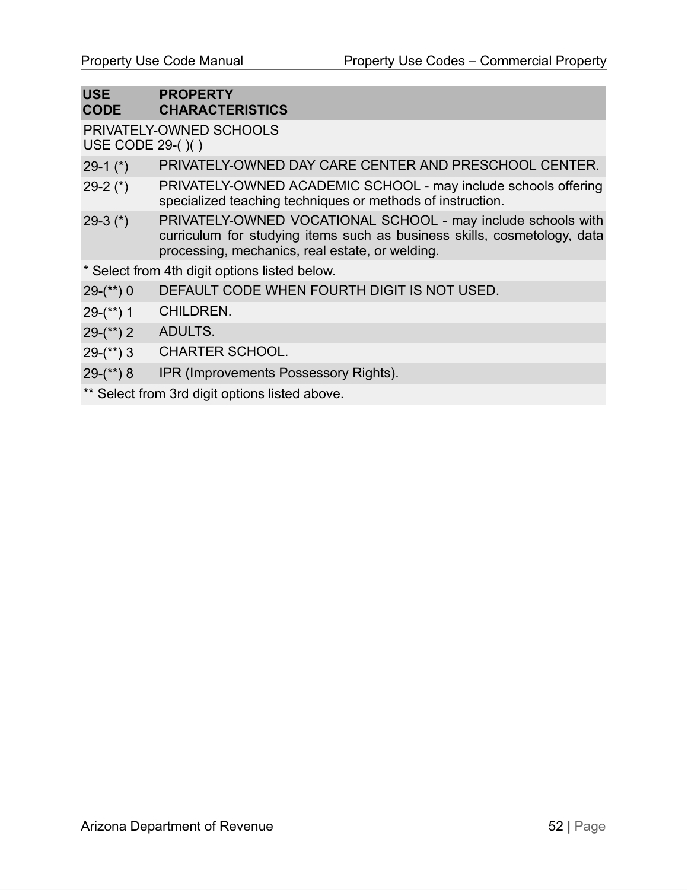| USE CODE | PROPERTY CHARACTERISTICS |
|---|---|
| PRIVATELY-OWNED SCHOOLS<br>USE CODE 29-( )( ) | |
| 29-1 (*) | PRIVATELY-OWNED DAY CARE CENTER AND PRESCHOOL CENTER. |
| 29-2 (*) | PRIVATELY-OWNED ACADEMIC SCHOOL - may include schools offering specialized teaching techniques or methods of instruction. |
| 29-3 (*) | PRIVATELY-OWNED VOCATIONAL SCHOOL - may include schools with curriculum for studying items such as business skills, cosmetology, data processing, mechanics, real estate, or welding. |
| * Select from 4th digit options listed below. | |
| 29-(**) 0 | DEFAULT CODE WHEN FOURTH DIGIT IS NOT USED. |
| 29-(**) 1 | CHILDREN. |
| 29-(**) 2 | ADULTS. |
| 29-(**) 3 | CHARTER SCHOOL. |
| 29-(**) 8 | IPR (Improvements Possessory Rights). |
| ** Select from 3rd digit options listed above. | |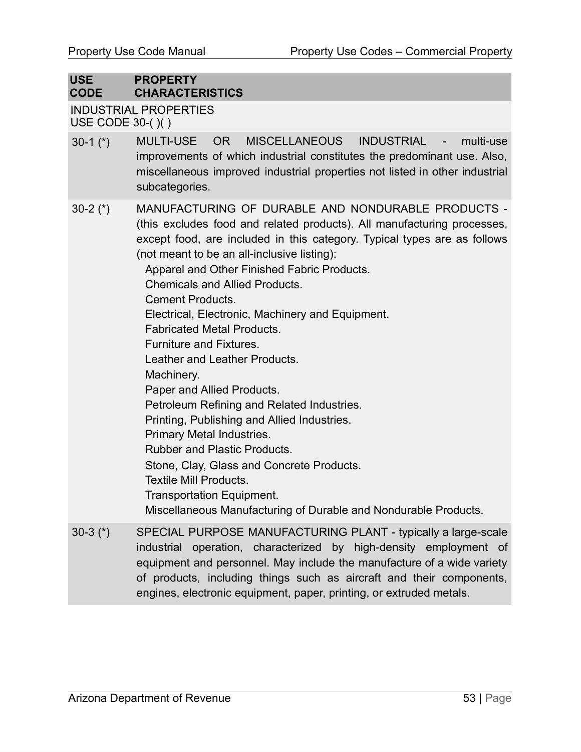| USE CODE | PROPERTY CHARACTERISTICS |
|---|---|
| INDUSTRIAL PROPERTIES<br>USE CODE 30-( )( ) | |
| 30-1 (*) | MULTI-USE OR MISCELLANEOUS INDUSTRIAL - multi-use improvements of which industrial constitutes the predominant use. Also, miscellaneous improved industrial properties not listed in other industrial subcategories. |
| 30-2 (*) | MANUFACTURING OF DURABLE AND NONDURABLE PRODUCTS - (this excludes food and related products). All manufacturing processes, except food, are included in this category. Typical types are as follows (not meant to be an all-inclusive listing):<br>Apparel and Other Finished Fabric Products.<br>Chemicals and Allied Products.<br>Cement Products.<br>Electrical, Electronic, Machinery and Equipment.<br>Fabricated Metal Products.<br>Furniture and Fixtures.<br>Leather and Leather Products.<br>Machinery.<br>Paper and Allied Products.<br>Petroleum Refining and Related Industries.<br>Printing, Publishing and Allied Industries.<br>Primary Metal Industries.<br>Rubber and Plastic Products.<br>Stone, Clay, Glass and Concrete Products.<br>Textile Mill Products.<br>Transportation Equipment.<br>Miscellaneous Manufacturing of Durable and Nondurable Products. |
| 30-3 (*) | SPECIAL PURPOSE MANUFACTURING PLANT - typically a large-scale industrial operation, characterized by high-density employment of equipment and personnel. May include the manufacture of a wide variety of products, including things such as aircraft and their components, engines, electronic equipment, paper, printing, or extruded metals. |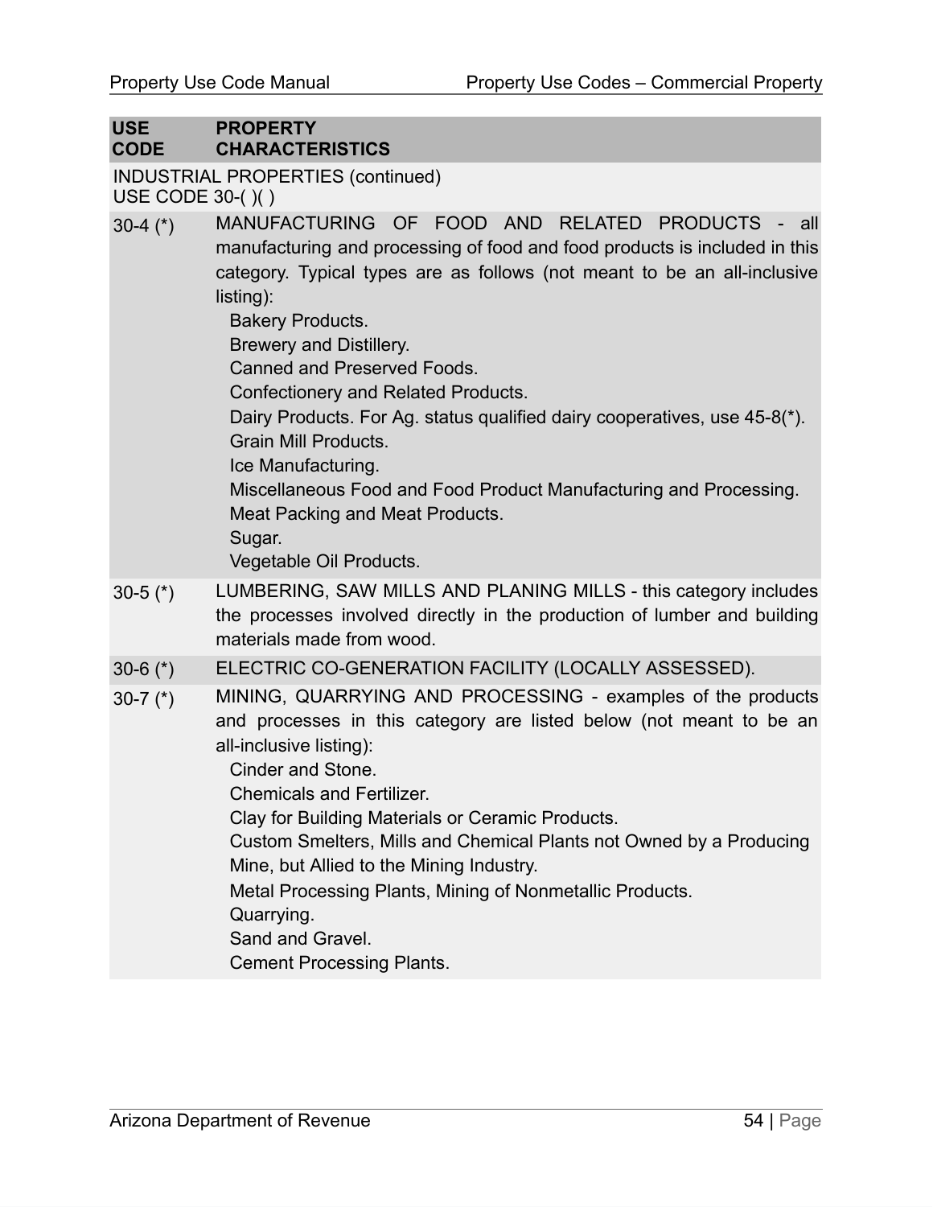| USE CODE | PROPERTY CHARACTERISTICS |
|---|---|
| INDUSTRIAL PROPERTIES (continued) USE CODE 30-( )( ) | |
| 30-4 (*) | MANUFACTURING OF FOOD AND RELATED PRODUCTS - all manufacturing and processing of food and food products is included in this category. Typical types are as follows (not meant to be an all-inclusive listing):<br>Bakery Products.<br>Brewery and Distillery.<br>Canned and Preserved Foods.<br>Confectionery and Related Products.<br>Dairy Products. For Ag. status qualified dairy cooperatives, use 45-8(*).<br>Grain Mill Products.<br>Ice Manufacturing.<br>Miscellaneous Food and Food Product Manufacturing and Processing.<br>Meat Packing and Meat Products.<br>Sugar.<br>Vegetable Oil Products. |
| 30-5 (*) | LUMBERING, SAW MILLS AND PLANING MILLS - this category includes the processes involved directly in the production of lumber and building materials made from wood. |
| 30-6 (*) | ELECTRIC CO-GENERATION FACILITY (LOCALLY ASSESSED). |
| 30-7 (*) | MINING, QUARRYING AND PROCESSING - examples of the products and processes in this category are listed below (not meant to be an all-inclusive listing):<br>Cinder and Stone.<br>Chemicals and Fertilizer.<br>Clay for Building Materials or Ceramic Products.<br>Custom Smelters, Mills and Chemical Plants not Owned by a Producing Mine, but Allied to the Mining Industry.<br>Metal Processing Plants, Mining of Nonmetallic Products.<br>Quarrying.<br>Sand and Gravel.<br>Cement Processing Plants. |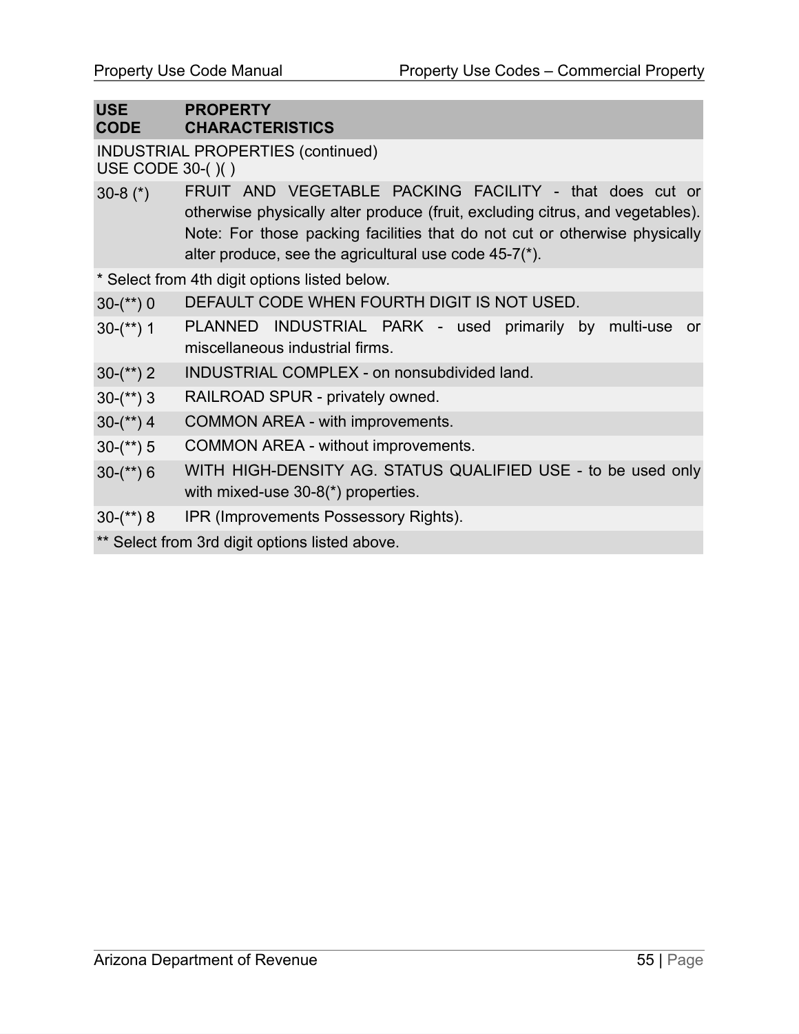| USE CODE | PROPERTY CHARACTERISTICS |
| --- | --- |
| INDUSTRIAL PROPERTIES (continued)<br>USE CODE 30-( )( ) | |
| 30-8 (*) | FRUIT AND VEGETABLE PACKING FACILITY - that does cut or otherwise physically alter produce (fruit, excluding citrus, and vegetables). Note: For those packing facilities that do not cut or otherwise physically alter produce, see the agricultural use code 45-7(*). |
| * Select from 4th digit options listed below. | |
| 30-(**) 0 | DEFAULT CODE WHEN FOURTH DIGIT IS NOT USED. |
| 30-(**) 1 | PLANNED INDUSTRIAL PARK - used primarily by multi-use or miscellaneous industrial firms. |
| 30-(**) 2 | INDUSTRIAL COMPLEX - on nonsubdivided land. |
| 30-(**) 3 | RAILROAD SPUR - privately owned. |
| 30-(**) 4 | COMMON AREA - with improvements. |
| 30-(**) 5 | COMMON AREA - without improvements. |
| 30-(**) 6 | WITH HIGH-DENSITY AG. STATUS QUALIFIED USE - to be used only with mixed-use 30-8(*) properties. |
| 30-(**) 8 | IPR (Improvements Possessory Rights). |
| ** Select from 3rd digit options listed above. | |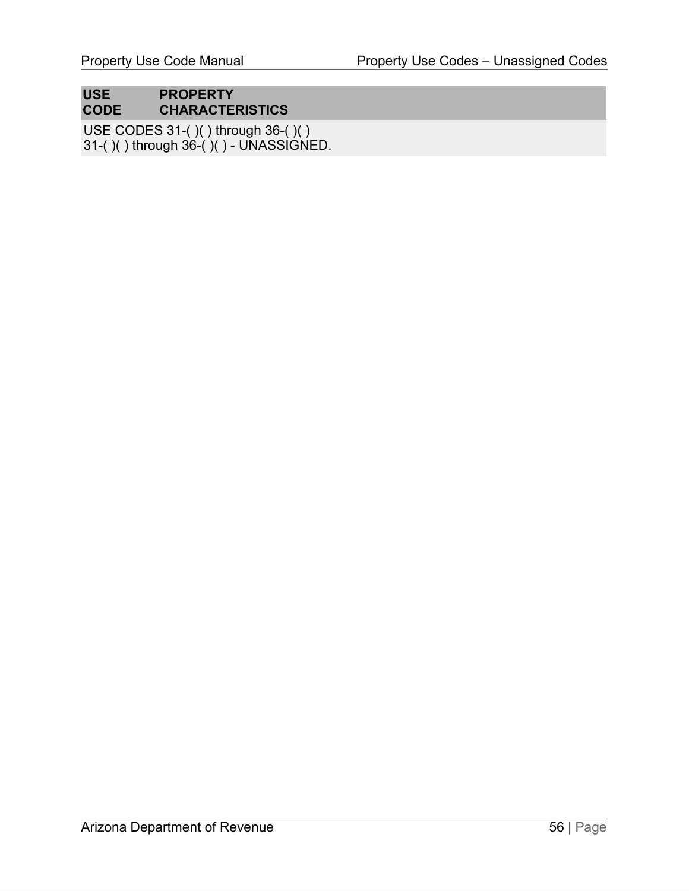| USE CODE | PROPERTY CHARACTERISTICS |
| --- | --- |
| USE CODES 31-( )( ) through 36-( )( ) | |
| 31-( )( ) through 36-( )( ) - UNASSIGNED. | |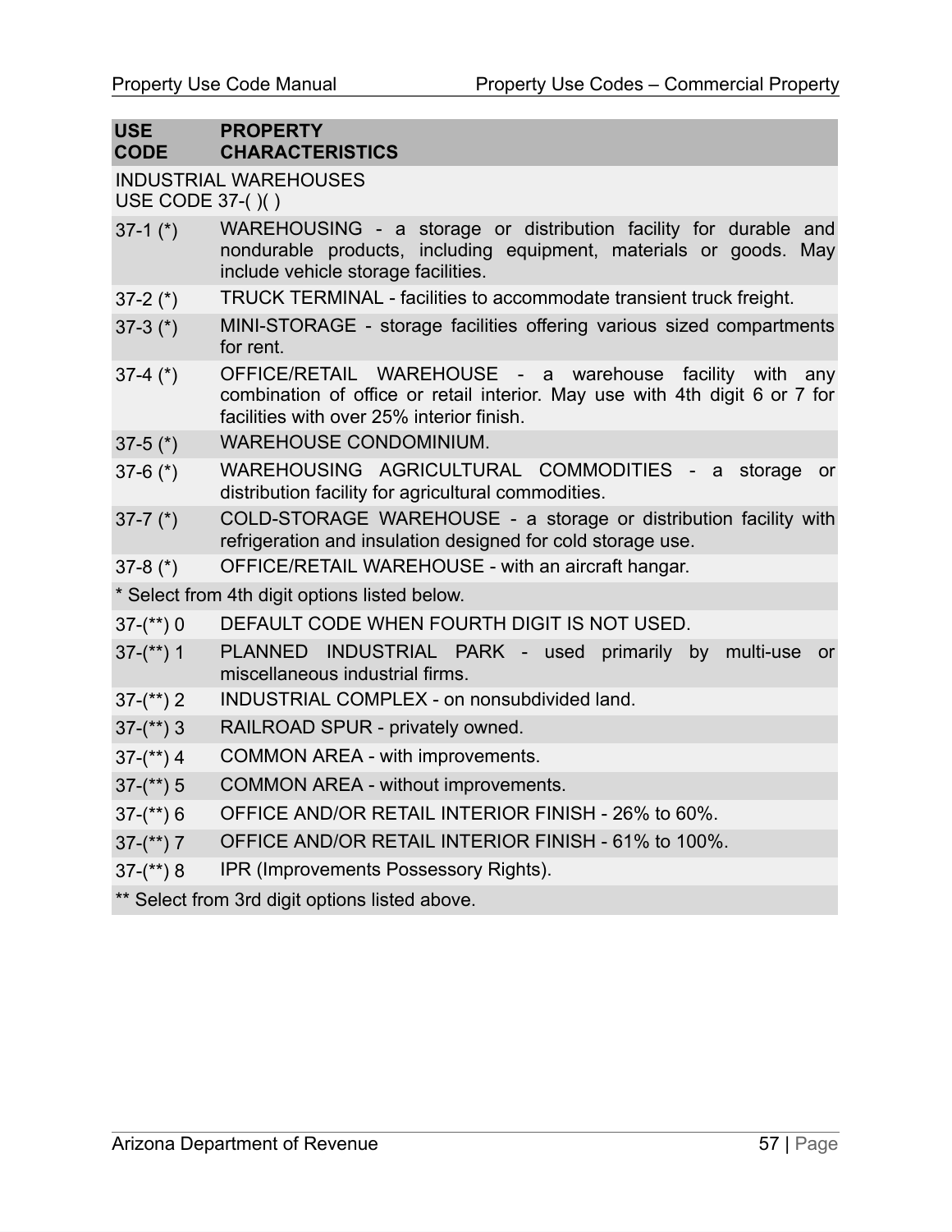| USE CODE | PROPERTY CHARACTERISTICS |
|---|---|
| INDUSTRIAL WAREHOUSES<br>USE CODE 37-( )( ) | |
| 37-1 (*) | WAREHOUSING - a storage or distribution facility for durable and nondurable products, including equipment, materials or goods. May include vehicle storage facilities. |
| 37-2 (*) | TRUCK TERMINAL - facilities to accommodate transient truck freight. |
| 37-3 (*) | MINI-STORAGE - storage facilities offering various sized compartments for rent. |
| 37-4 (*) | OFFICE/RETAIL WAREHOUSE - a warehouse facility with any combination of office or retail interior. May use with 4th digit 6 or 7 for facilities with over 25% interior finish. |
| 37-5 (*) | WAREHOUSE CONDOMINIUM. |
| 37-6 (*) | WAREHOUSING AGRICULTURAL COMMODITIES - a storage or distribution facility for agricultural commodities. |
| 37-7 (*) | COLD-STORAGE WAREHOUSE - a storage or distribution facility with refrigeration and insulation designed for cold storage use. |
| 37-8 (*) | OFFICE/RETAIL WAREHOUSE - with an aircraft hangar. |
| * Select from 4th digit options listed below. | |
| 37-(**) 0 | DEFAULT CODE WHEN FOURTH DIGIT IS NOT USED. |
| 37-(**) 1 | PLANNED INDUSTRIAL PARK - used primarily by multi-use or miscellaneous industrial firms. |
| 37-(**) 2 | INDUSTRIAL COMPLEX - on nonsubdivided land. |
| 37-(**) 3 | RAILROAD SPUR - privately owned. |
| 37-(**) 4 | COMMON AREA - with improvements. |
| 37-(**) 5 | COMMON AREA - without improvements. |
| 37-(**) 6 | OFFICE AND/OR RETAIL INTERIOR FINISH - 26% to 60%. |
| 37-(**) 7 | OFFICE AND/OR RETAIL INTERIOR FINISH - 61% to 100%. |
| 37-(**) 8 | IPR (Improvements Possessory Rights). |
| ** Select from 3rd digit options listed above. | |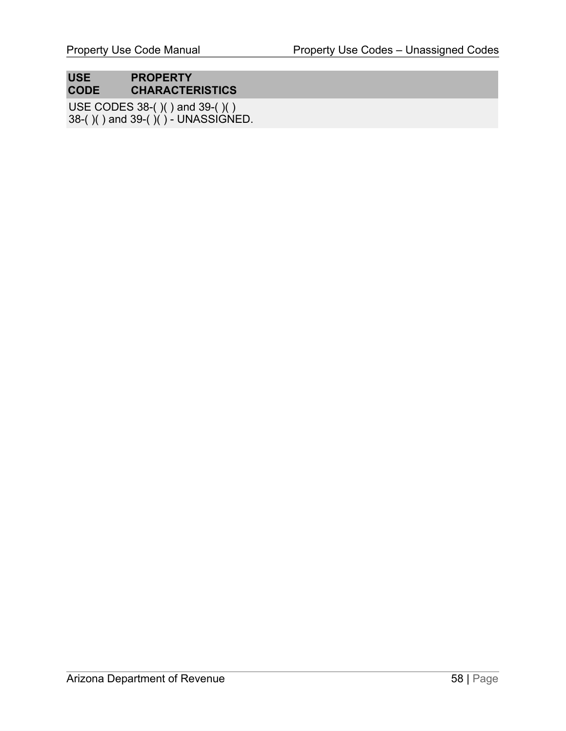| USE CODE | PROPERTY CHARACTERISTICS |
|---|---|
| USE CODES 38-( )( ) and 39-( )( )<br>38-( )( ) and 39-( )( ) - UNASSIGNED. | |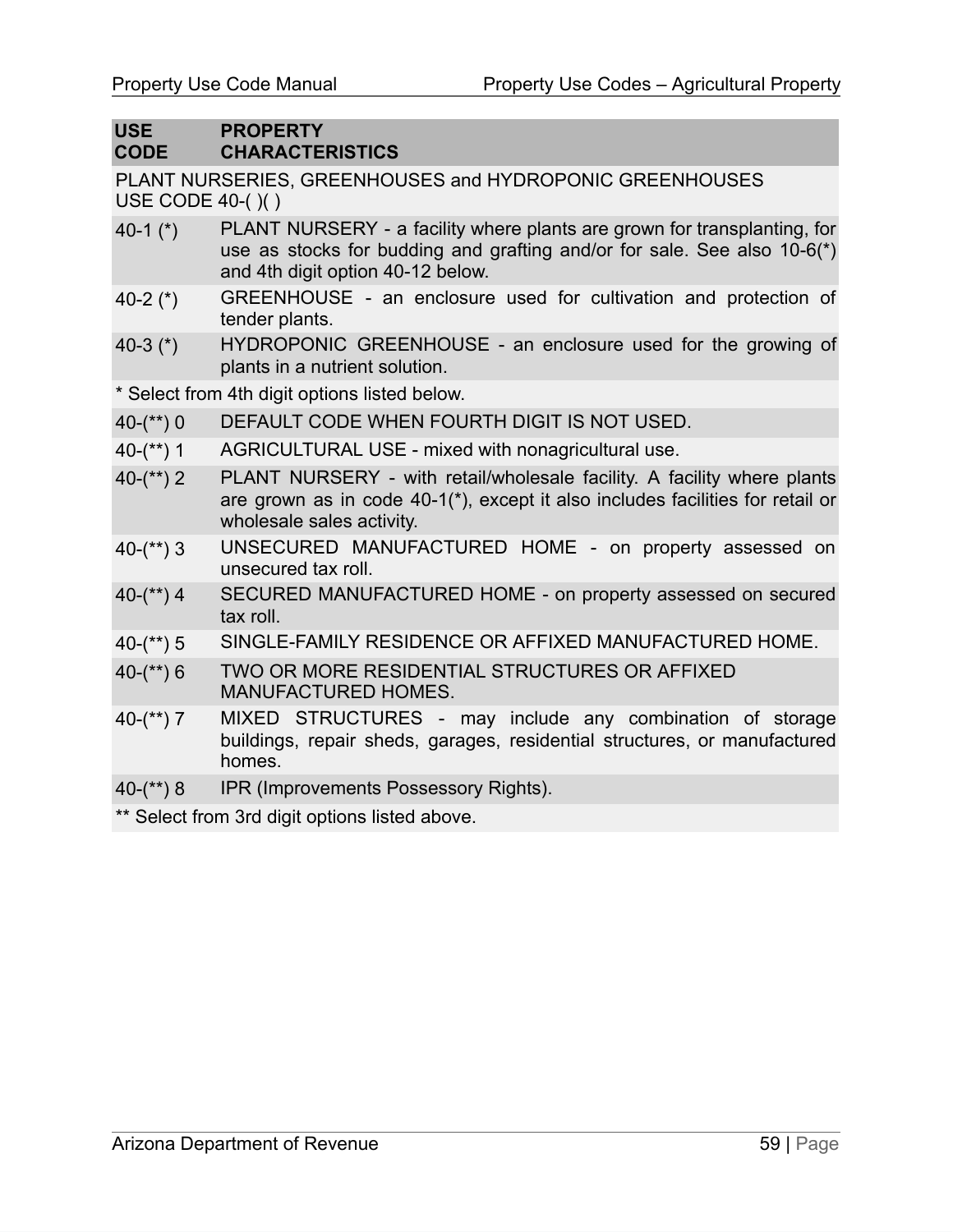| USE CODE | PROPERTY CHARACTERISTICS |
|---|---|
| PLANT NURSERIES, GREENHOUSES and HYDROPONIC GREENHOUSES USE CODE 40-( )( ) | |
| 40-1 (*) | PLANT NURSERY - a facility where plants are grown for transplanting, for use as stocks for budding and grafting and/or for sale. See also 10-6(*) and 4th digit option 40-12 below. |
| 40-2 (*) | GREENHOUSE - an enclosure used for cultivation and protection of tender plants. |
| 40-3 (*) | HYDROPONIC GREENHOUSE - an enclosure used for the growing of plants in a nutrient solution. |
| * Select from 4th digit options listed below. | |
| 40-(**) 0 | DEFAULT CODE WHEN FOURTH DIGIT IS NOT USED. |
| 40-(**) 1 | AGRICULTURAL USE - mixed with nonagricultural use. |
| 40-(**) 2 | PLANT NURSERY - with retail/wholesale facility. A facility where plants are grown as in code 40-1(*), except it also includes facilities for retail or wholesale sales activity. |
| 40-(**) 3 | UNSECURED MANUFACTURED HOME - on property assessed on unsecured tax roll. |
| 40-(**) 4 | SECURED MANUFACTURED HOME - on property assessed on secured tax roll. |
| 40-(**) 5 | SINGLE-FAMILY RESIDENCE OR AFFIXED MANUFACTURED HOME. |
| 40-(**) 6 | TWO OR MORE RESIDENTIAL STRUCTURES OR AFFIXED MANUFACTURED HOMES. |
| 40-(**) 7 | MIXED STRUCTURES - may include any combination of storage buildings, repair sheds, garages, residential structures, or manufactured homes. |
| 40-(**) 8 | IPR (Improvements Possessory Rights). |
| ** Select from 3rd digit options listed above. | |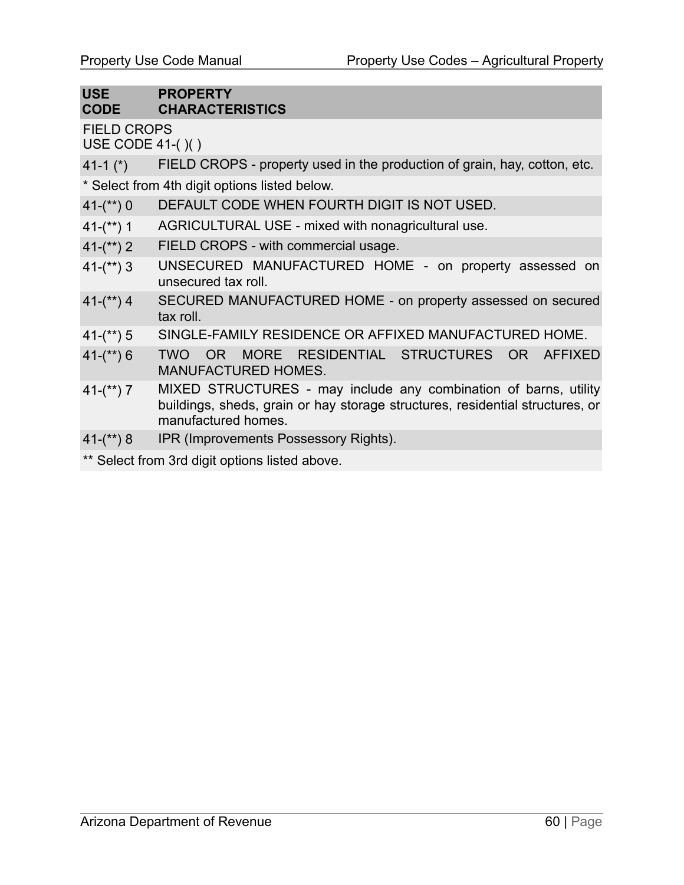| USE CODE | PROPERTY CHARACTERISTICS |
|---|---|
| FIELD CROPS<br>USE CODE 41-( )( ) | |
| 41-1 (*) | FIELD CROPS - property used in the production of grain, hay, cotton, etc. |
| * Select from 4th digit options listed below. | |
| 41-(**) 0 | DEFAULT CODE WHEN FOURTH DIGIT IS NOT USED. |
| 41-(**) 1 | AGRICULTURAL USE - mixed with nonagricultural use. |
| 41-(**) 2 | FIELD CROPS - with commercial usage. |
| 41-(**) 3 | UNSECURED MANUFACTURED HOME - on property assessed on unsecured tax roll. |
| 41-(**) 4 | SECURED MANUFACTURED HOME - on property assessed on secured tax roll. |
| 41-(**) 5 | SINGLE-FAMILY RESIDENCE OR AFFIXED MANUFACTURED HOME. |
| 41-(**) 6 | TWO OR MORE RESIDENTIAL STRUCTURES OR AFFIXED MANUFACTURED HOMES. |
| 41-(**) 7 | MIXED STRUCTURES - may include any combination of barns, utility buildings, sheds, grain or hay storage structures, residential structures, or manufactured homes. |
| 41-(**) 8 | IPR (Improvements Possessory Rights). |
| ** Select from 3rd digit options listed above. | |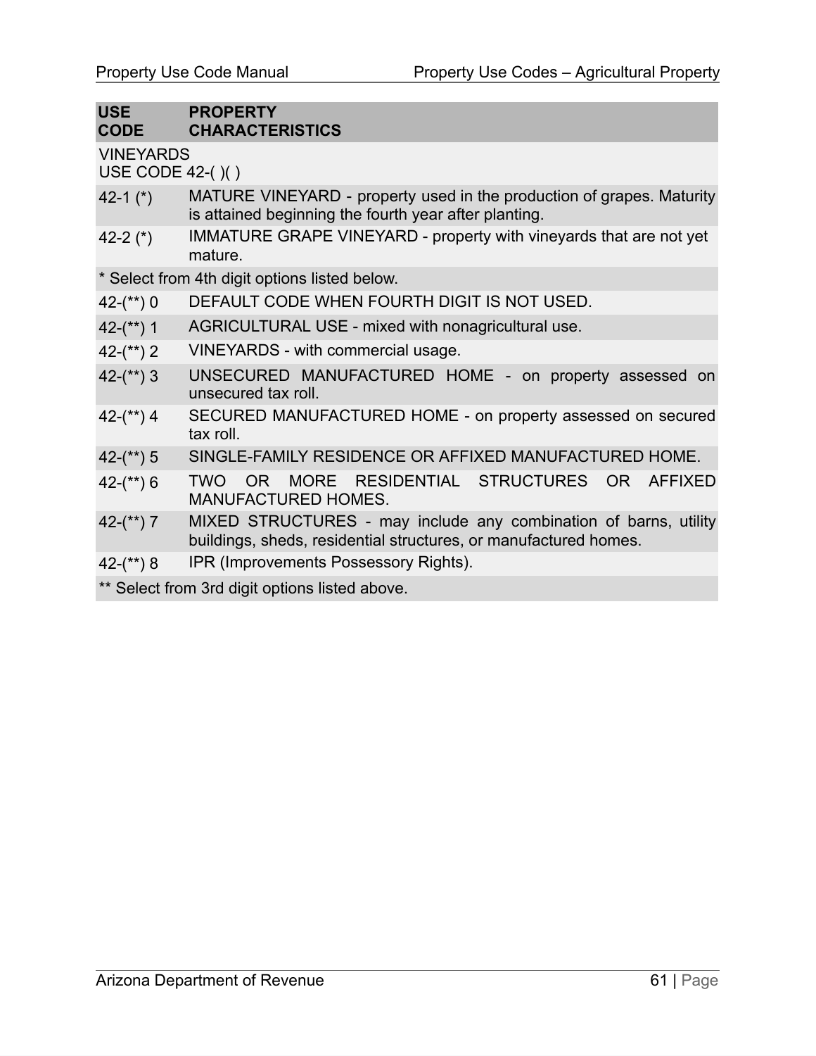| USE CODE | PROPERTY CHARACTERISTICS |
|---|---|
| VINEYARDS<br>USE CODE 42-( )( ) | |
| 42-1 (*) | MATURE VINEYARD - property used in the production of grapes. Maturity is attained beginning the fourth year after planting. |
| 42-2 (*) | IMMATURE GRAPE VINEYARD - property with vineyards that are not yet mature. |
| * Select from 4th digit options listed below. | |
| 42-(**) 0 | DEFAULT CODE WHEN FOURTH DIGIT IS NOT USED. |
| 42-(**) 1 | AGRICULTURAL USE - mixed with nonagricultural use. |
| 42-(**) 2 | VINEYARDS - with commercial usage. |
| 42-(**) 3 | UNSECURED MANUFACTURED HOME - on property assessed on unsecured tax roll. |
| 42-(**) 4 | SECURED MANUFACTURED HOME - on property assessed on secured tax roll. |
| 42-(**) 5 | SINGLE-FAMILY RESIDENCE OR AFFIXED MANUFACTURED HOME. |
| 42-(**) 6 | TWO OR MORE RESIDENTIAL STRUCTURES OR AFFIXED MANUFACTURED HOMES. |
| 42-(**) 7 | MIXED STRUCTURES - may include any combination of barns, utility buildings, sheds, residential structures, or manufactured homes. |
| 42-(**) 8 | IPR (Improvements Possessory Rights). |
| ** Select from 3rd digit options listed above. | |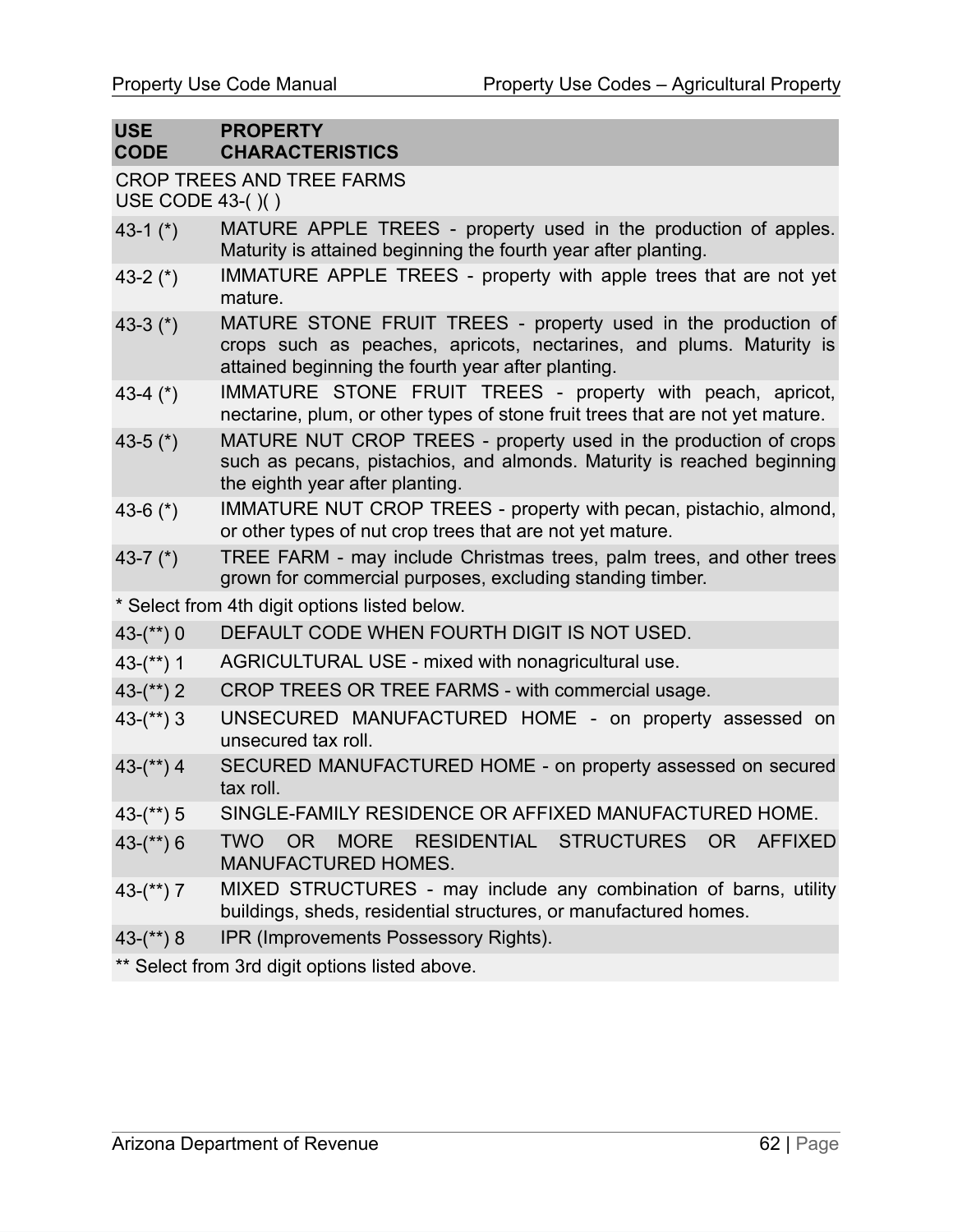| USE CODE | PROPERTY CHARACTERISTICS |
|---|---|
| CROP TREES AND TREE FARMS<br>USE CODE 43-( )( ) | |
| 43-1 (*) | MATURE APPLE TREES - property used in the production of apples. Maturity is attained beginning the fourth year after planting. |
| 43-2 (*) | IMMATURE APPLE TREES - property with apple trees that are not yet mature. |
| 43-3 (*) | MATURE STONE FRUIT TREES - property used in the production of crops such as peaches, apricots, nectarines, and plums. Maturity is attained beginning the fourth year after planting. |
| 43-4 (*) | IMMATURE STONE FRUIT TREES - property with peach, apricot, nectarine, plum, or other types of stone fruit trees that are not yet mature. |
| 43-5 (*) | MATURE NUT CROP TREES - property used in the production of crops such as pecans, pistachios, and almonds. Maturity is reached beginning the eighth year after planting. |
| 43-6 (*) | IMMATURE NUT CROP TREES - property with pecan, pistachio, almond, or other types of nut crop trees that are not yet mature. |
| 43-7 (*) | TREE FARM - may include Christmas trees, palm trees, and other trees grown for commercial purposes, excluding standing timber. |
| * Select from 4th digit options listed below. | |
| 43-(**) 0 | DEFAULT CODE WHEN FOURTH DIGIT IS NOT USED. |
| 43-(**) 1 | AGRICULTURAL USE - mixed with nonagricultural use. |
| 43-(**) 2 | CROP TREES OR TREE FARMS - with commercial usage. |
| 43-(**) 3 | UNSECURED MANUFACTURED HOME - on property assessed on unsecured tax roll. |
| 43-(**) 4 | SECURED MANUFACTURED HOME - on property assessed on secured tax roll. |
| 43-(**) 5 | SINGLE-FAMILY RESIDENCE OR AFFIXED MANUFACTURED HOME. |
| 43-(**) 6 | TWO OR MORE RESIDENTIAL STRUCTURES OR AFFIXED MANUFACTURED HOMES. |
| 43-(**) 7 | MIXED STRUCTURES - may include any combination of barns, utility buildings, sheds, residential structures, or manufactured homes. |
| 43-(**) 8 | IPR (Improvements Possessory Rights). |
| ** Select from 3rd digit options listed above. | |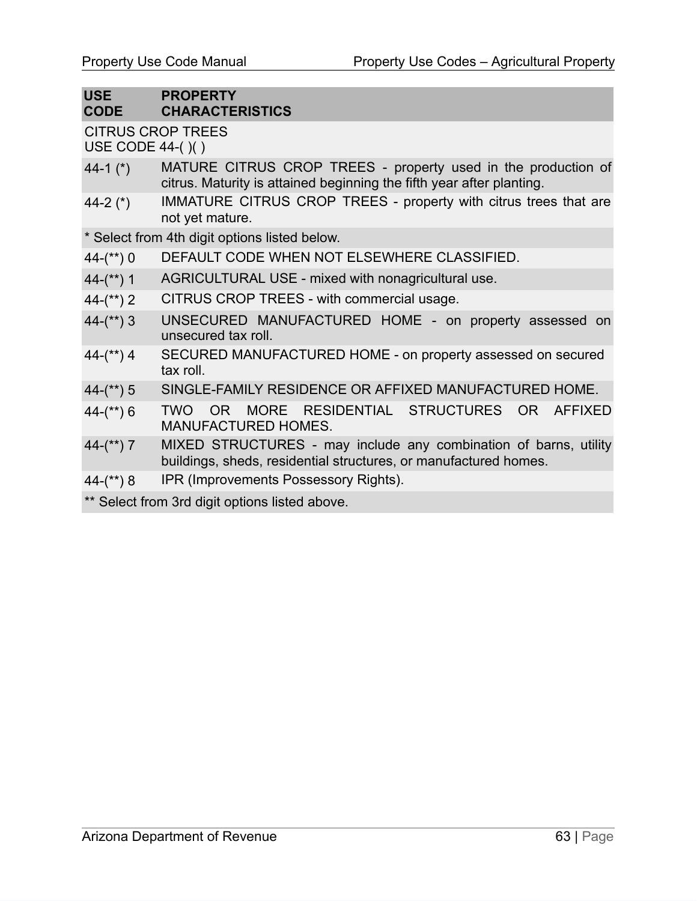| USE CODE | PROPERTY CHARACTERISTICS |
| --- | --- |
| CITRUS CROP TREES USE CODE 44-( )( ) | |
| 44-1 (*) | MATURE CITRUS CROP TREES - property used in the production of citrus. Maturity is attained beginning the fifth year after planting. |
| 44-2 (*) | IMMATURE CITRUS CROP TREES - property with citrus trees that are not yet mature. |
| * Select from 4th digit options listed below. | |
| 44-(**) 0 | DEFAULT CODE WHEN NOT ELSEWHERE CLASSIFIED. |
| 44-(**) 1 | AGRICULTURAL USE - mixed with nonagricultural use. |
| 44-(**) 2 | CITRUS CROP TREES - with commercial usage. |
| 44-(**) 3 | UNSECURED MANUFACTURED HOME - on property assessed on unsecured tax roll. |
| 44-(**) 4 | SECURED MANUFACTURED HOME - on property assessed on secured tax roll. |
| 44-(**) 5 | SINGLE-FAMILY RESIDENCE OR AFFIXED MANUFACTURED HOME. |
| 44-(**) 6 | TWO OR MORE RESIDENTIAL STRUCTURES OR AFFIXED MANUFACTURED HOMES. |
| 44-(**) 7 | MIXED STRUCTURES - may include any combination of barns, utility buildings, sheds, residential structures, or manufactured homes. |
| 44-(**) 8 | IPR (Improvements Possessory Rights). |
| ** Select from 3rd digit options listed above. | |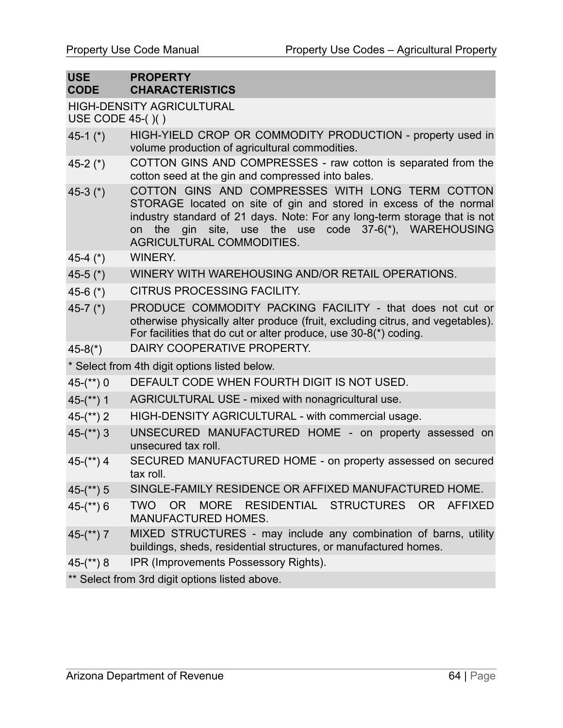| USE CODE | PROPERTY CHARACTERISTICS |
|---|---|
| HIGH-DENSITY AGRICULTURAL USE CODE 45-( )( ) | |
| 45-1 (*) | HIGH-YIELD CROP OR COMMODITY PRODUCTION - property used in volume production of agricultural commodities. |
| 45-2 (*) | COTTON GINS AND COMPRESSES - raw cotton is separated from the cotton seed at the gin and compressed into bales. |
| 45-3 (*) | COTTON GINS AND COMPRESSES WITH LONG TERM COTTON STORAGE located on site of gin and stored in excess of the normal industry standard of 21 days. Note: For any long-term storage that is not on the gin site, use the use code 37-6(*), WAREHOUSING AGRICULTURAL COMMODITIES. |
| 45-4 (*) | WINERY. |
| 45-5 (*) | WINERY WITH WAREHOUSING AND/OR RETAIL OPERATIONS. |
| 45-6 (*) | CITRUS PROCESSING FACILITY. |
| 45-7 (*) | PRODUCE COMMODITY PACKING FACILITY - that does not cut or otherwise physically alter produce (fruit, excluding citrus, and vegetables). For facilities that do cut or alter produce, use 30-8(*) coding. |
| 45-8(*) | DAIRY COOPERATIVE PROPERTY. |
| * Select from 4th digit options listed below. | |
| 45-(**) 0 | DEFAULT CODE WHEN FOURTH DIGIT IS NOT USED. |
| 45-(**) 1 | AGRICULTURAL USE - mixed with nonagricultural use. |
| 45-(**) 2 | HIGH-DENSITY AGRICULTURAL - with commercial usage. |
| 45-(**) 3 | UNSECURED MANUFACTURED HOME - on property assessed on unsecured tax roll. |
| 45-(**) 4 | SECURED MANUFACTURED HOME - on property assessed on secured tax roll. |
| 45-(**) 5 | SINGLE-FAMILY RESIDENCE OR AFFIXED MANUFACTURED HOME. |
| 45-(**) 6 | TWO OR MORE RESIDENTIAL STRUCTURES OR AFFIXED MANUFACTURED HOMES. |
| 45-(**) 7 | MIXED STRUCTURES - may include any combination of barns, utility buildings, sheds, residential structures, or manufactured homes. |
| 45-(**) 8 | IPR (Improvements Possessory Rights). |
| ** Select from 3rd digit options listed above. | |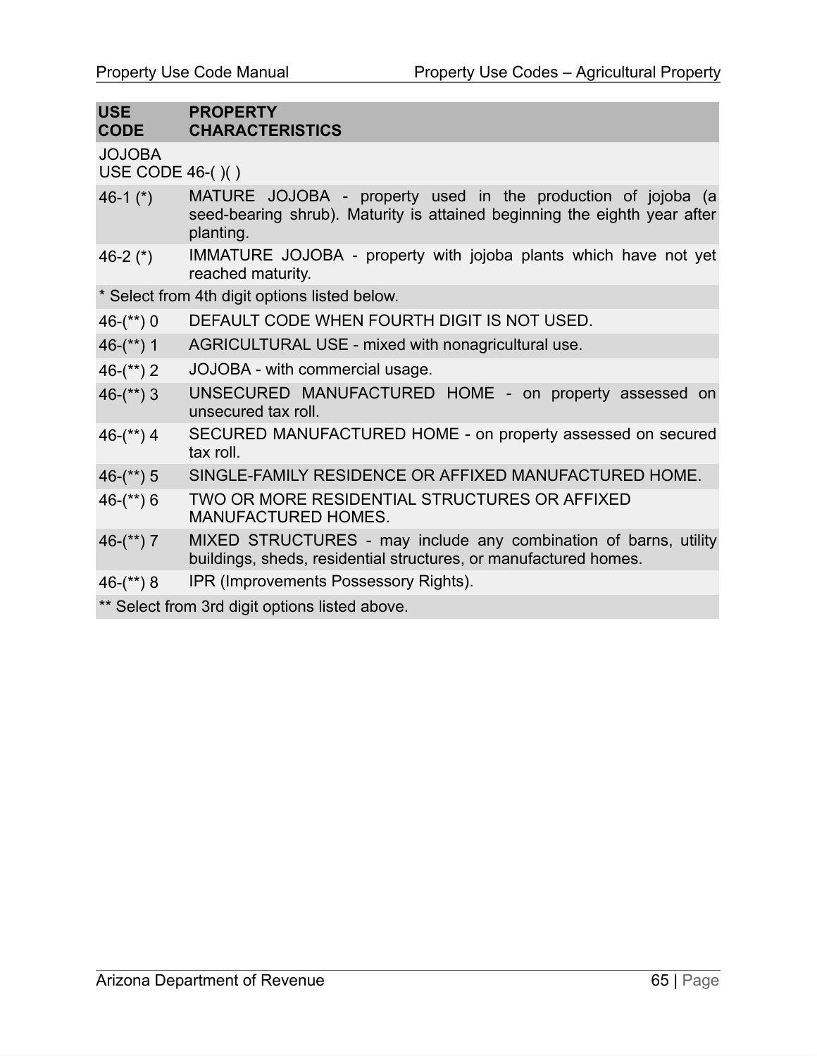| USE CODE | PROPERTY CHARACTERISTICS |
|---|---|
| JOJOBA<br>USE CODE 46-( )( ) | |
| 46-1 (*) | MATURE JOJOBA - property used in the production of jojoba (a seed-bearing shrub). Maturity is attained beginning the eighth year after planting. |
| 46-2 (*) | IMMATURE JOJOBA - property with jojoba plants which have not yet reached maturity. |
| * Select from 4th digit options listed below. | |
| 46-(**) 0 | DEFAULT CODE WHEN FOURTH DIGIT IS NOT USED. |
| 46-(**) 1 | AGRICULTURAL USE - mixed with nonagricultural use. |
| 46-(**) 2 | JOJOBA - with commercial usage. |
| 46-(**) 3 | UNSECURED MANUFACTURED HOME - on property assessed on unsecured tax roll. |
| 46-(**) 4 | SECURED MANUFACTURED HOME - on property assessed on secured tax roll. |
| 46-(**) 5 | SINGLE-FAMILY RESIDENCE OR AFFIXED MANUFACTURED HOME. |
| 46-(**) 6 | TWO OR MORE RESIDENTIAL STRUCTURES OR AFFIXED MANUFACTURED HOMES. |
| 46-(**) 7 | MIXED STRUCTURES - may include any combination of barns, utility buildings, sheds, residential structures, or manufactured homes. |
| 46-(**) 8 | IPR (Improvements Possessory Rights). |
| ** Select from 3rd digit options listed above. | |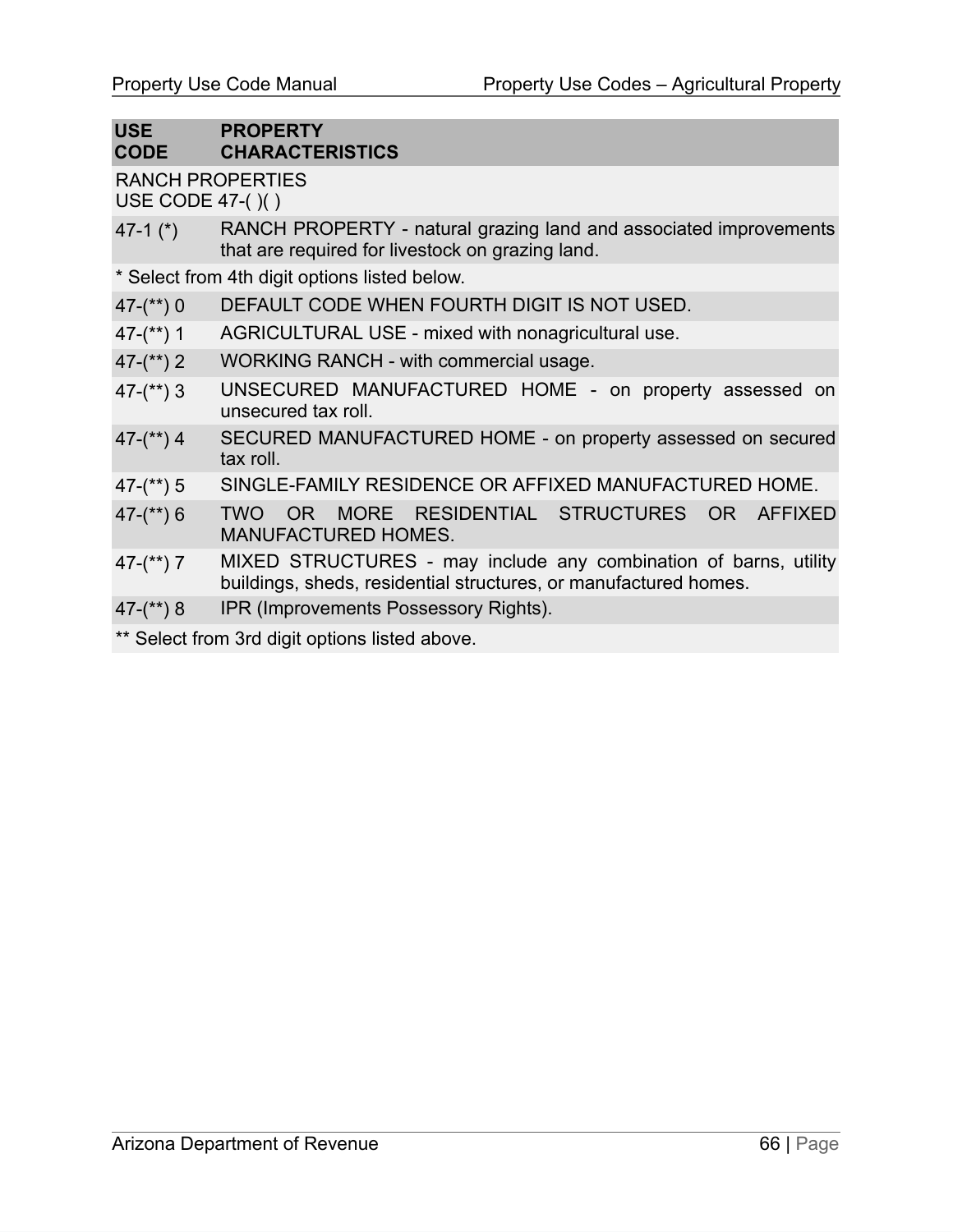| USE CODE | PROPERTY CHARACTERISTICS |
|---|---|
| RANCH PROPERTIES<br>USE CODE 47-( )( ) | |
| 47-1 (*) | RANCH PROPERTY - natural grazing land and associated improvements that are required for livestock on grazing land. |
| * Select from 4th digit options listed below. | |
| 47-(**) 0 | DEFAULT CODE WHEN FOURTH DIGIT IS NOT USED. |
| 47-(**) 1 | AGRICULTURAL USE - mixed with nonagricultural use. |
| 47-(**) 2 | WORKING RANCH - with commercial usage. |
| 47-(**) 3 | UNSECURED MANUFACTURED HOME - on property assessed on unsecured tax roll. |
| 47-(**) 4 | SECURED MANUFACTURED HOME - on property assessed on secured tax roll. |
| 47-(**) 5 | SINGLE-FAMILY RESIDENCE OR AFFIXED MANUFACTURED HOME. |
| 47-(**) 6 | TWO OR MORE RESIDENTIAL STRUCTURES OR AFFIXED MANUFACTURED HOMES. |
| 47-(**) 7 | MIXED STRUCTURES - may include any combination of barns, utility buildings, sheds, residential structures, or manufactured homes. |
| 47-(**) 8 | IPR (Improvements Possessory Rights). |
| ** Select from 3rd digit options listed above. | |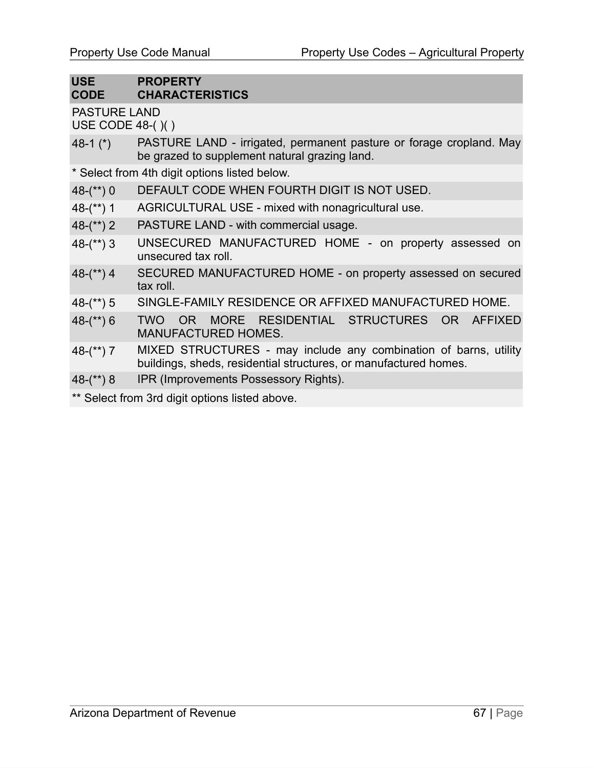| USE CODE | PROPERTY CHARACTERISTICS |
|---|---|
| PASTURE LAND<br>USE CODE 48-( )( ) | |
| 48-1 (*) | PASTURE LAND - irrigated, permanent pasture or forage cropland. May be grazed to supplement natural grazing land. |
| * Select from 4th digit options listed below. | |
| 48-(**) 0 | DEFAULT CODE WHEN FOURTH DIGIT IS NOT USED. |
| 48-(**) 1 | AGRICULTURAL USE - mixed with nonagricultural use. |
| 48-(**) 2 | PASTURE LAND - with commercial usage. |
| 48-(**) 3 | UNSECURED MANUFACTURED HOME - on property assessed on unsecured tax roll. |
| 48-(**) 4 | SECURED MANUFACTURED HOME - on property assessed on secured tax roll. |
| 48-(**) 5 | SINGLE-FAMILY RESIDENCE OR AFFIXED MANUFACTURED HOME. |
| 48-(**) 6 | TWO OR MORE RESIDENTIAL STRUCTURES OR AFFIXED MANUFACTURED HOMES. |
| 48-(**) 7 | MIXED STRUCTURES - may include any combination of barns, utility buildings, sheds, residential structures, or manufactured homes. |
| 48-(**) 8 | IPR (Improvements Possessory Rights). |
| ** Select from 3rd digit options listed above. | |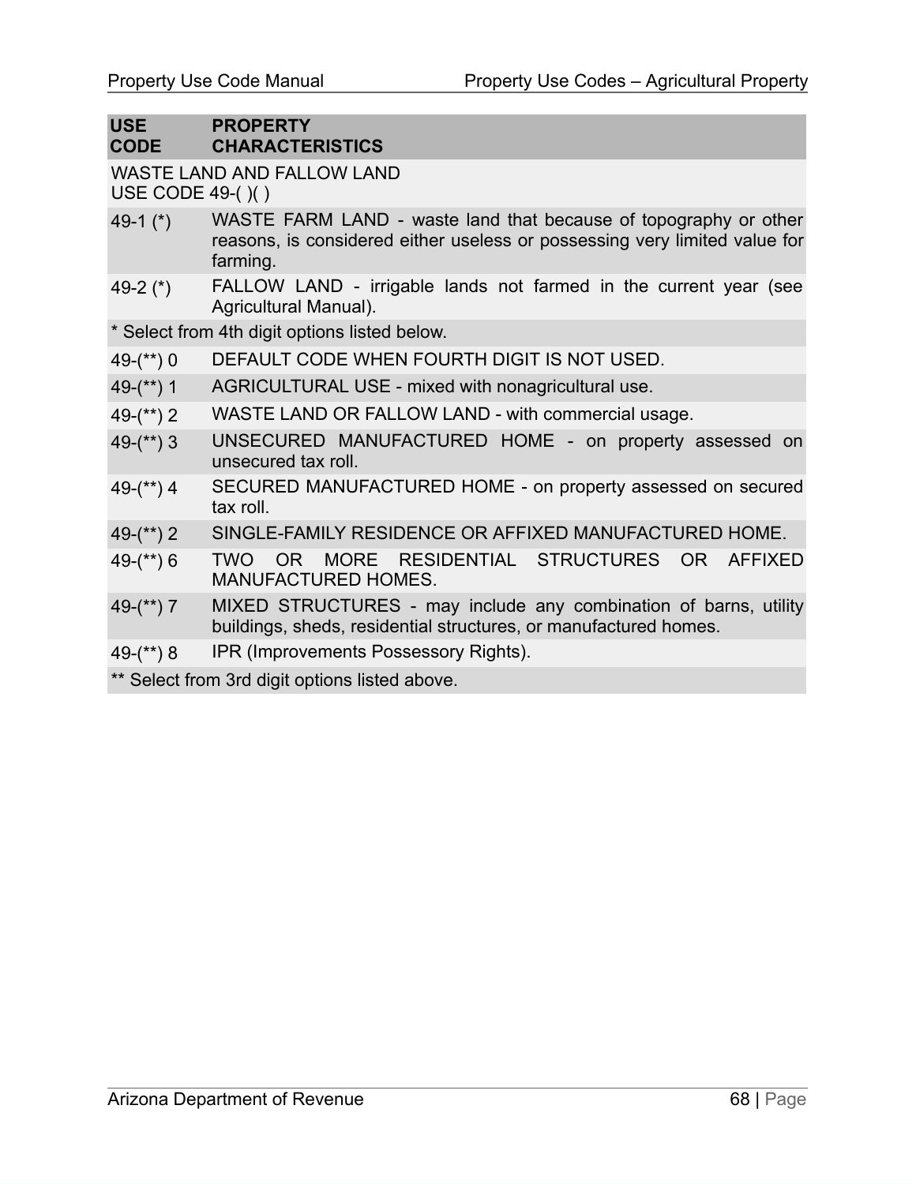| USE CODE | PROPERTY CHARACTERISTICS |
|---|---|
| WASTE LAND AND FALLOW LAND<br>USE CODE 49-( )( ) | |
| 49-1 (*) | WASTE FARM LAND - waste land that because of topography or other reasons, is considered either useless or possessing very limited value for farming. |
| 49-2 (*) | FALLOW LAND - irrigable lands not farmed in the current year (see Agricultural Manual). |
| * Select from 4th digit options listed below. | |
| 49-(**) 0 | DEFAULT CODE WHEN FOURTH DIGIT IS NOT USED. |
| 49-(**) 1 | AGRICULTURAL USE - mixed with nonagricultural use. |
| 49-(**) 2 | WASTE LAND OR FALLOW LAND - with commercial usage. |
| 49-(**) 3 | UNSECURED MANUFACTURED HOME - on property assessed on unsecured tax roll. |
| 49-(**) 4 | SECURED MANUFACTURED HOME - on property assessed on secured tax roll. |
| 49-(**) 2 | SINGLE-FAMILY RESIDENCE OR AFFIXED MANUFACTURED HOME. |
| 49-(**) 6 | TWO OR MORE RESIDENTIAL STRUCTURES OR AFFIXED MANUFACTURED HOMES. |
| 49-(**) 7 | MIXED STRUCTURES - may include any combination of barns, utility buildings, sheds, residential structures, or manufactured homes. |
| 49-(**) 8 | IPR (Improvements Possessory Rights). |
| ** Select from 3rd digit options listed above. | |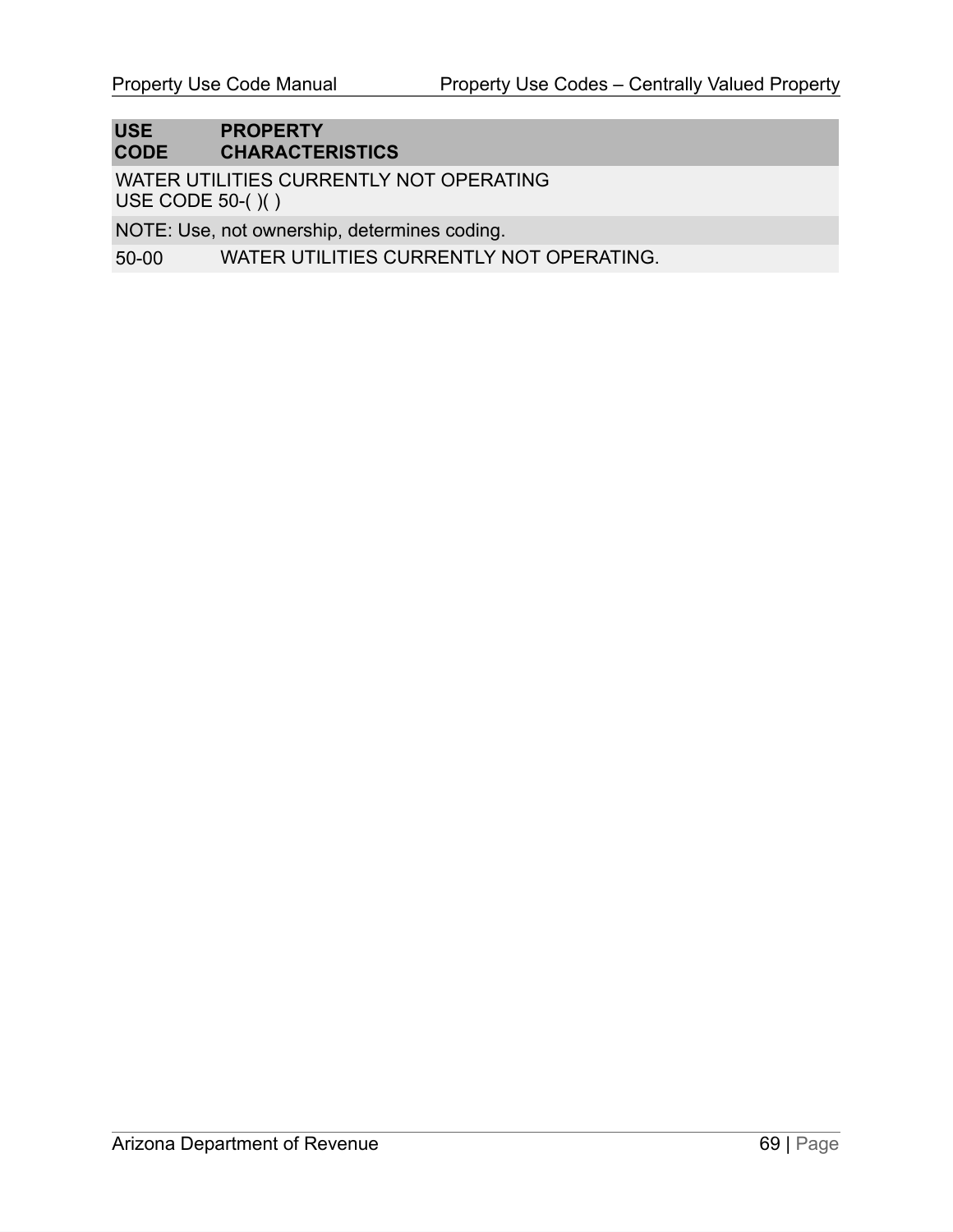| USE CODE | PROPERTY CHARACTERISTICS |
|---|---|
| WATER UTILITIES CURRENTLY NOT OPERATING USE CODE 50-( )( ) | |
| NOTE: Use, not ownership, determines coding. | |
| 50-00 | WATER UTILITIES CURRENTLY NOT OPERATING. |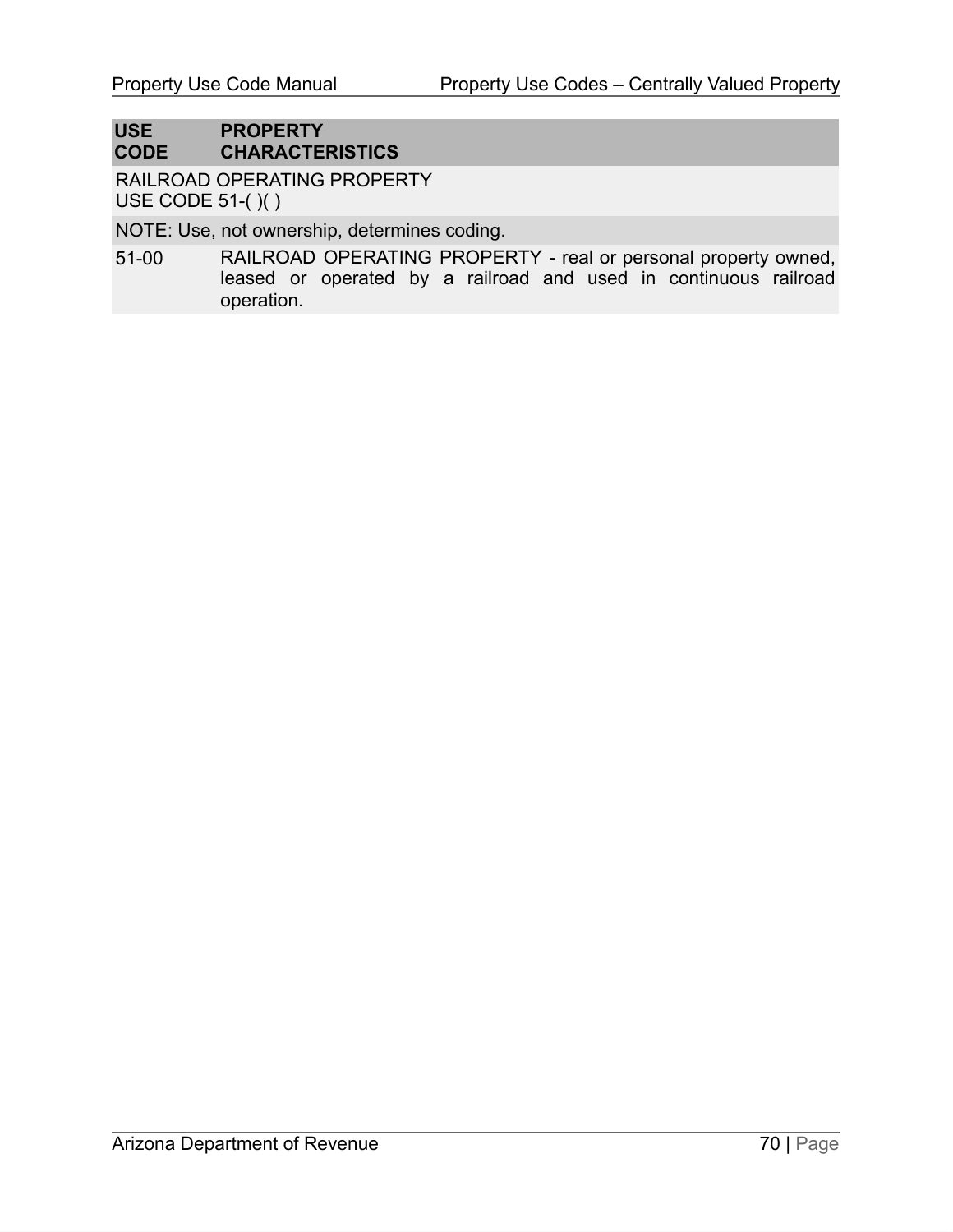| USE CODE | PROPERTY CHARACTERISTICS |
|---|---|
| RAILROAD OPERATING PROPERTY<br>USE CODE 51-( )( ) | |
| NOTE: Use, not ownership, determines coding. | |
| 51-00 | RAILROAD OPERATING PROPERTY - real or personal property owned, leased or operated by a railroad and used in continuous railroad operation. |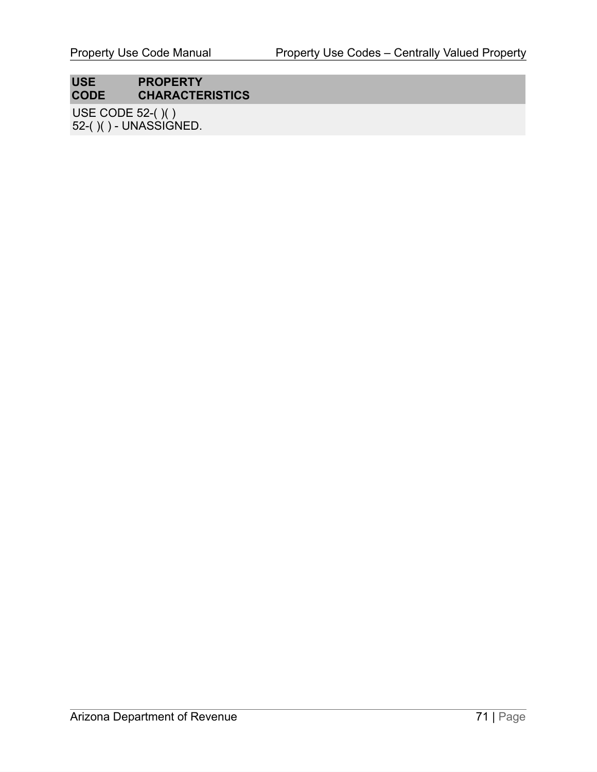| USE CODE | PROPERTY CHARACTERISTICS |
|---|---|
| USE CODE 52-( )( ) | |
| 52-( )( ) - UNASSIGNED. | |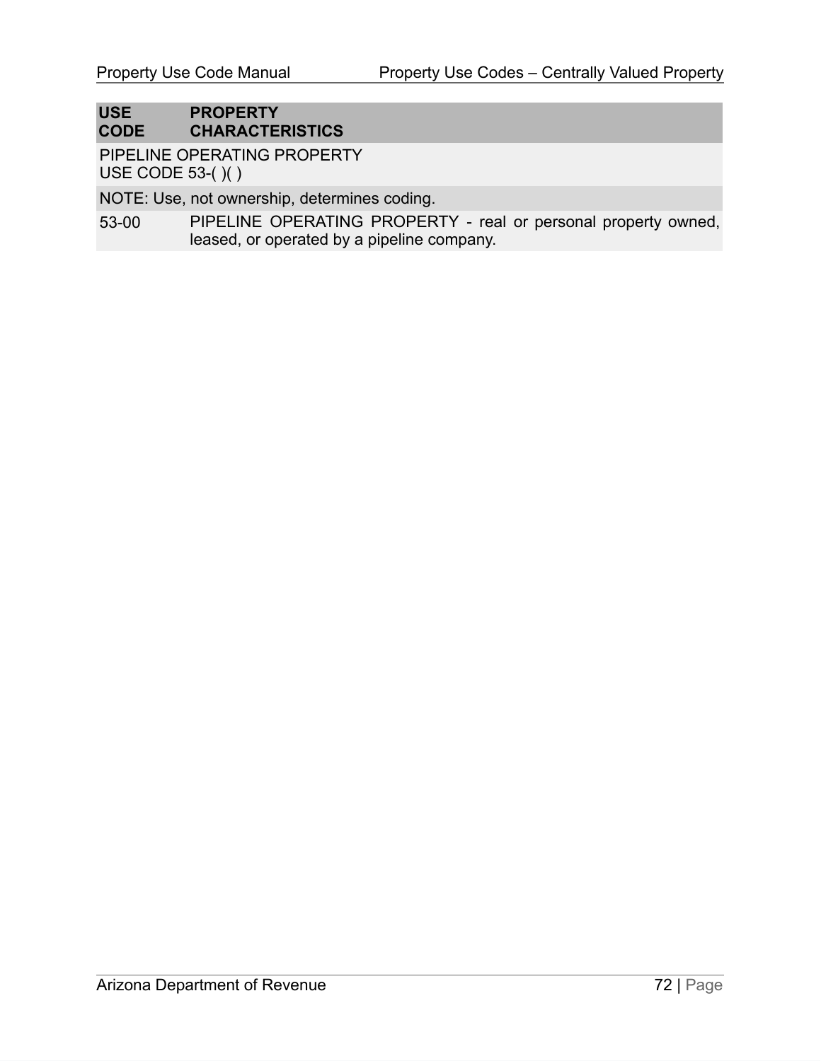| USE CODE | PROPERTY CHARACTERISTICS |
|---|---|
| PIPELINE OPERATING PROPERTY<br>USE CODE 53-( )( ) | |
| NOTE: Use, not ownership, determines coding. | |
| 53-00 | PIPELINE OPERATING PROPERTY - real or personal property owned, leased, or operated by a pipeline company. |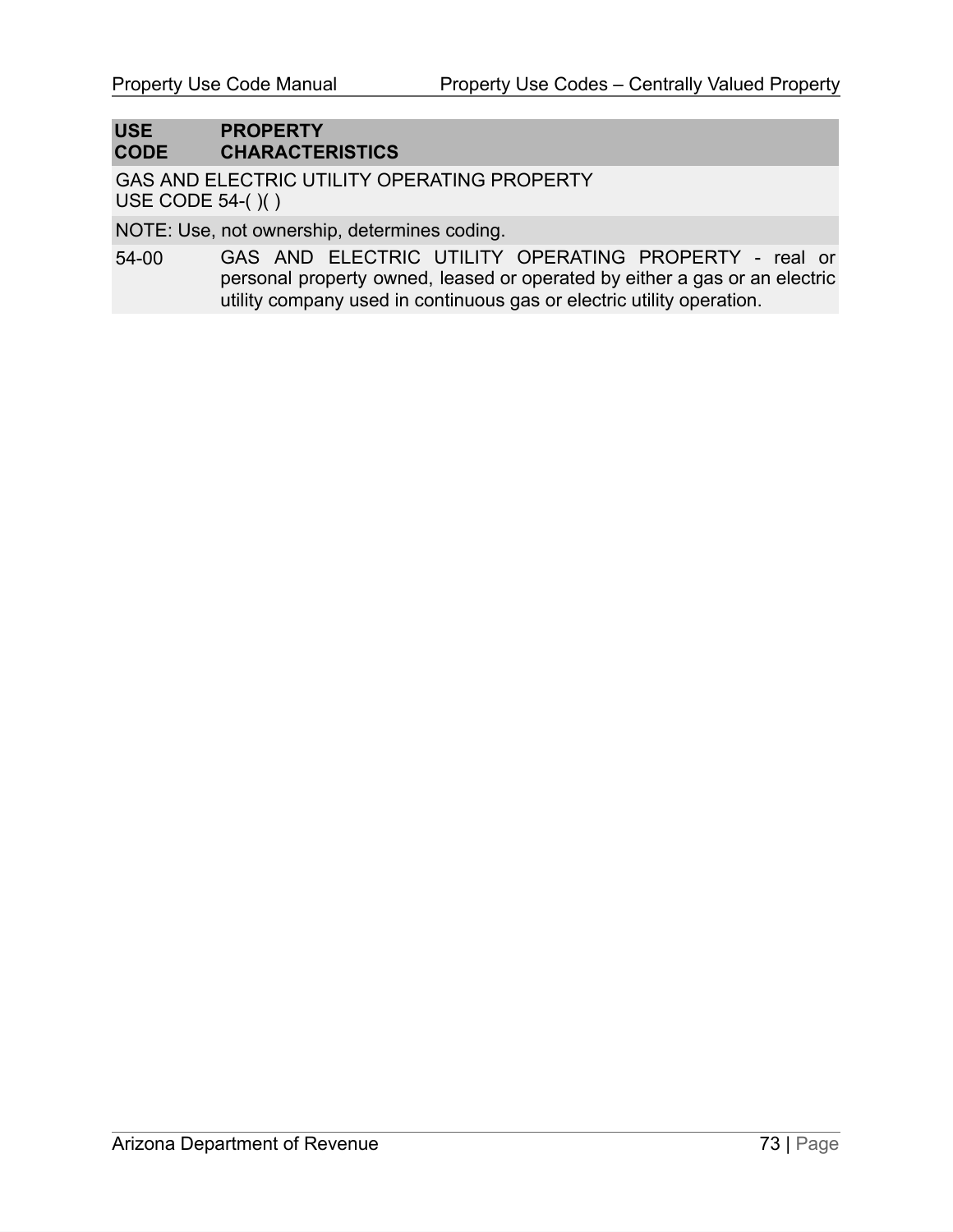| USE CODE | PROPERTY CHARACTERISTICS |
| --- | --- |
| GAS AND ELECTRIC UTILITY OPERATING PROPERTY<br>USE CODE 54-( )( ) | |
| NOTE: Use, not ownership, determines coding. | |
| 54-00 | GAS AND ELECTRIC UTILITY OPERATING PROPERTY - real or personal property owned, leased or operated by either a gas or an electric utility company used in continuous gas or electric utility operation. |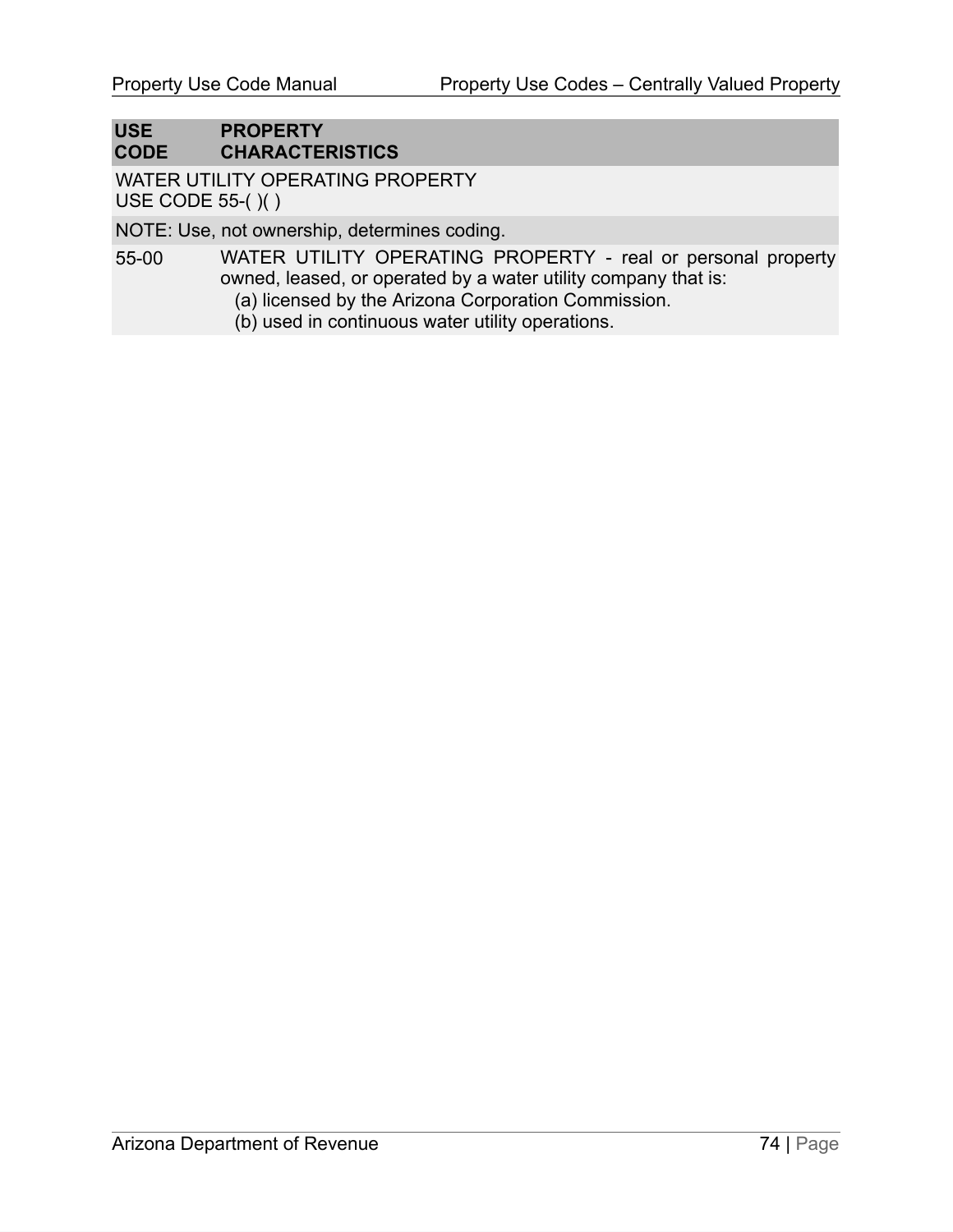| USE CODE | PROPERTY CHARACTERISTICS |
|---|---|
| WATER UTILITY OPERATING PROPERTY<br>USE CODE 55-( )( ) | |
| NOTE: Use, not ownership, determines coding. | |
| 55-00 | WATER UTILITY OPERATING PROPERTY - real or personal property owned, leased, or operated by a water utility company that is:<br>(a) licensed by the Arizona Corporation Commission.<br>(b) used in continuous water utility operations. |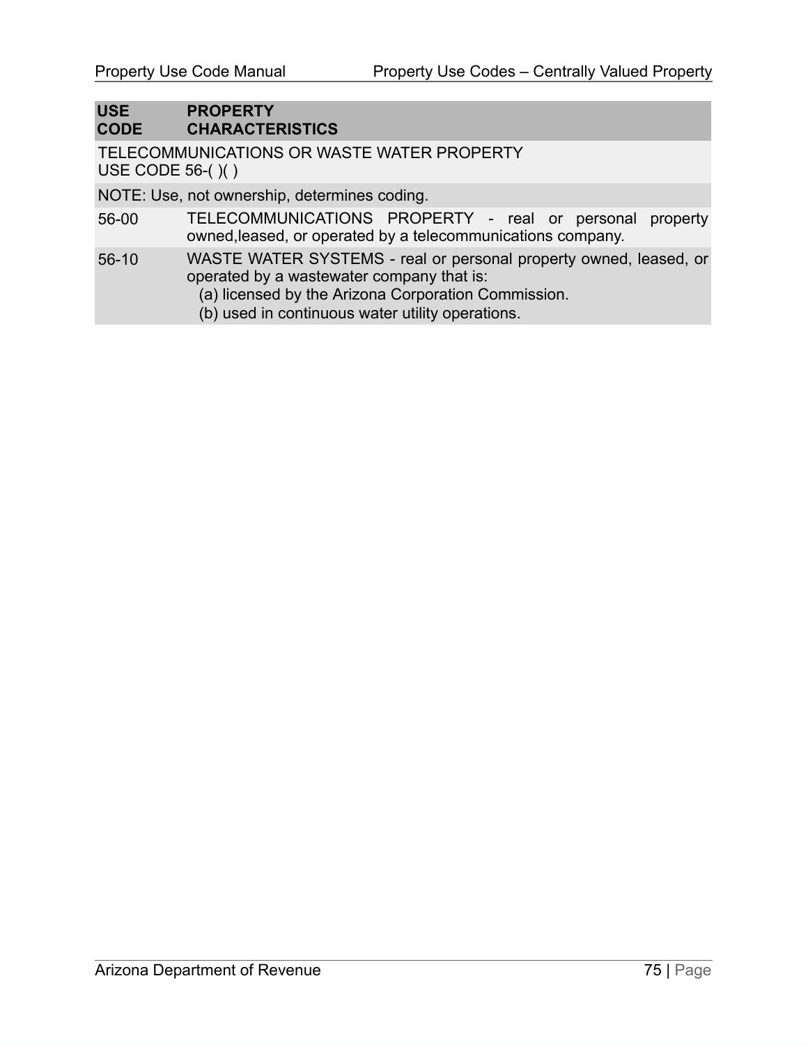| USE CODE | PROPERTY CHARACTERISTICS |
| --- | --- |
| TELECOMMUNICATIONS OR WASTE WATER PROPERTY<br>USE CODE 56-( )( ) | |
| NOTE: Use, not ownership, determines coding. | |
| 56-00 | TELECOMMUNICATIONS PROPERTY - real or personal property owned,leased, or operated by a telecommunications company. |
| 56-10 | WASTE WATER SYSTEMS - real or personal property owned, leased, or operated by a wastewater company that is:<br>(a) licensed by the Arizona Corporation Commission.<br>(b) used in continuous water utility operations. |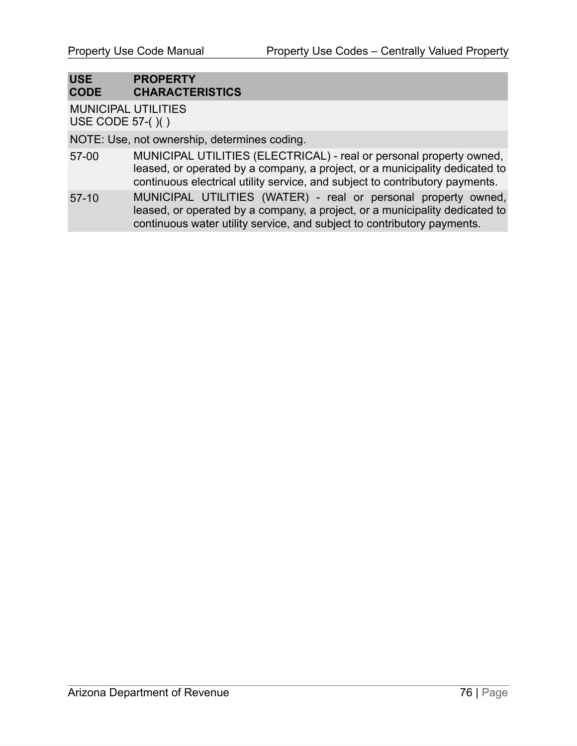| USE CODE | PROPERTY CHARACTERISTICS |
|---|---|
| MUNICIPAL UTILITIES<br>USE CODE 57-( )( ) | |
| NOTE: Use, not ownership, determines coding. | |
| 57-00 | MUNICIPAL UTILITIES (ELECTRICAL) - real or personal property owned, leased, or operated by a company, a project, or a municipality dedicated to continuous electrical utility service, and subject to contributory payments. |
| 57-10 | MUNICIPAL UTILITIES (WATER) - real or personal property owned, leased, or operated by a company, a project, or a municipality dedicated to continuous water utility service, and subject to contributory payments. |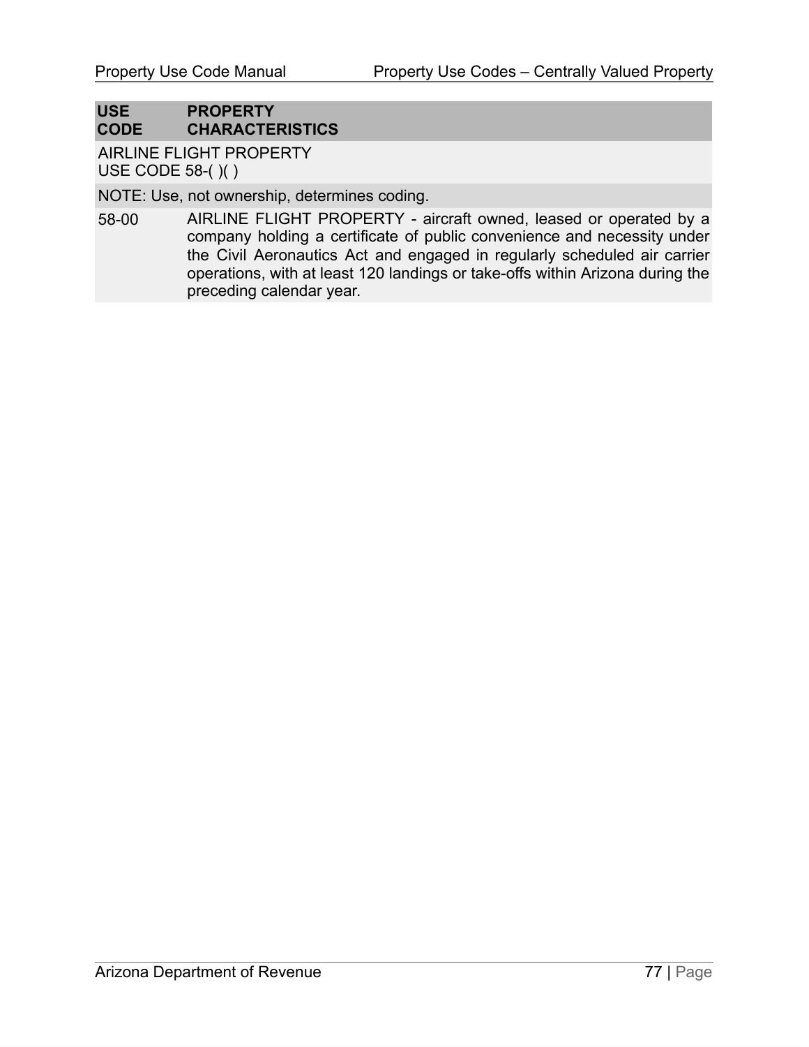| USE CODE | PROPERTY CHARACTERISTICS |
|---|---|
| AIRLINE FLIGHT PROPERTY<br>USE CODE 58-( )( ) | |
| NOTE: Use, not ownership, determines coding. | |
| 58-00 | AIRLINE FLIGHT PROPERTY - aircraft owned, leased or operated by a company holding a certificate of public convenience and necessity under the Civil Aeronautics Act and engaged in regularly scheduled air carrier operations, with at least 120 landings or take-offs within Arizona during the preceding calendar year. |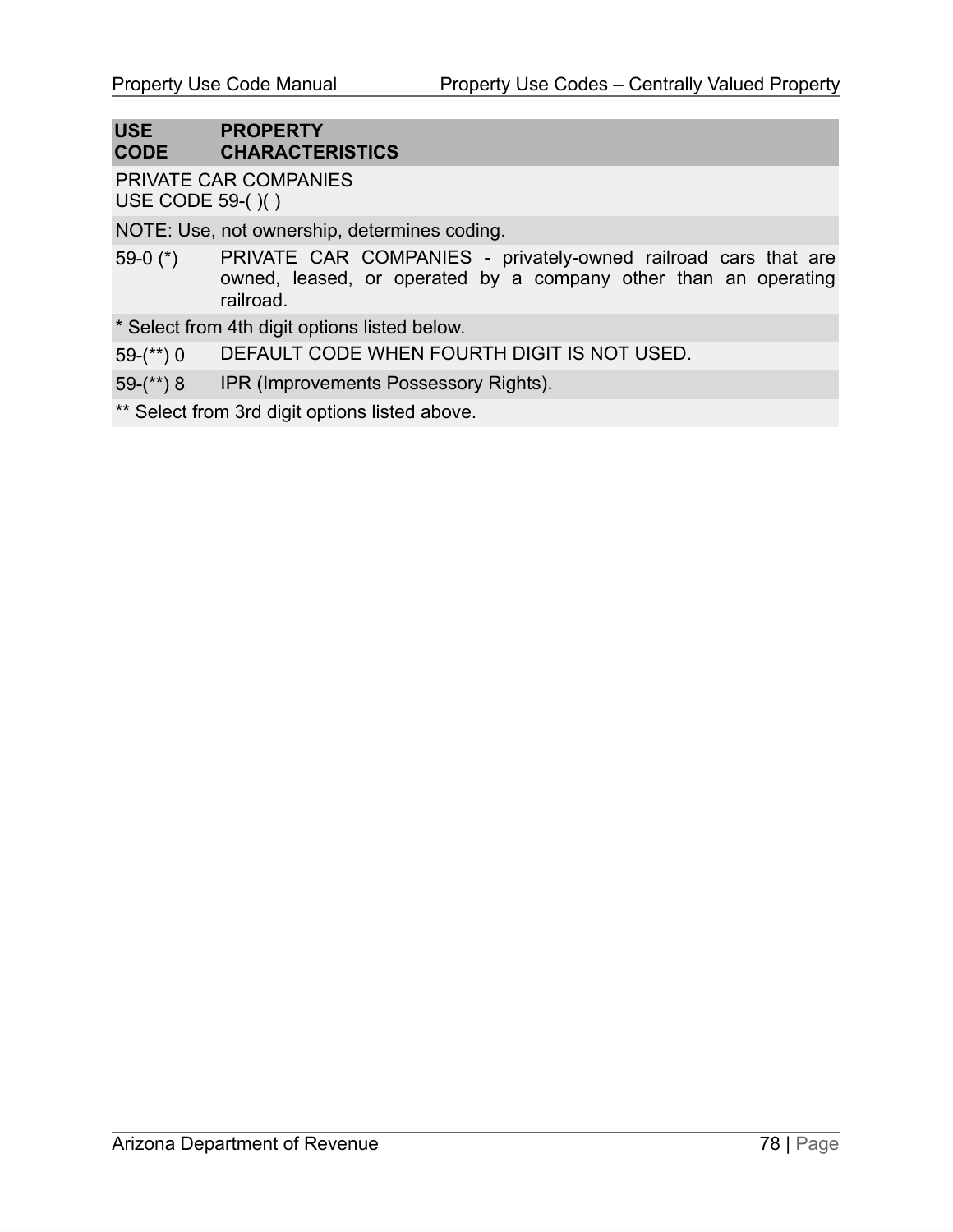| USE CODE | PROPERTY CHARACTERISTICS |
|---|---|
| PRIVATE CAR COMPANIES<br>USE CODE 59-( )( ) | |
| NOTE: Use, not ownership, determines coding. | |
| 59-0 (*) | PRIVATE CAR COMPANIES - privately-owned railroad cars that are owned, leased, or operated by a company other than an operating railroad. |
| * Select from 4th digit options listed below. | |
| 59-(**) 0 | DEFAULT CODE WHEN FOURTH DIGIT IS NOT USED. |
| 59-(**) 8 | IPR (Improvements Possessory Rights). |
| ** Select from 3rd digit options listed above. | |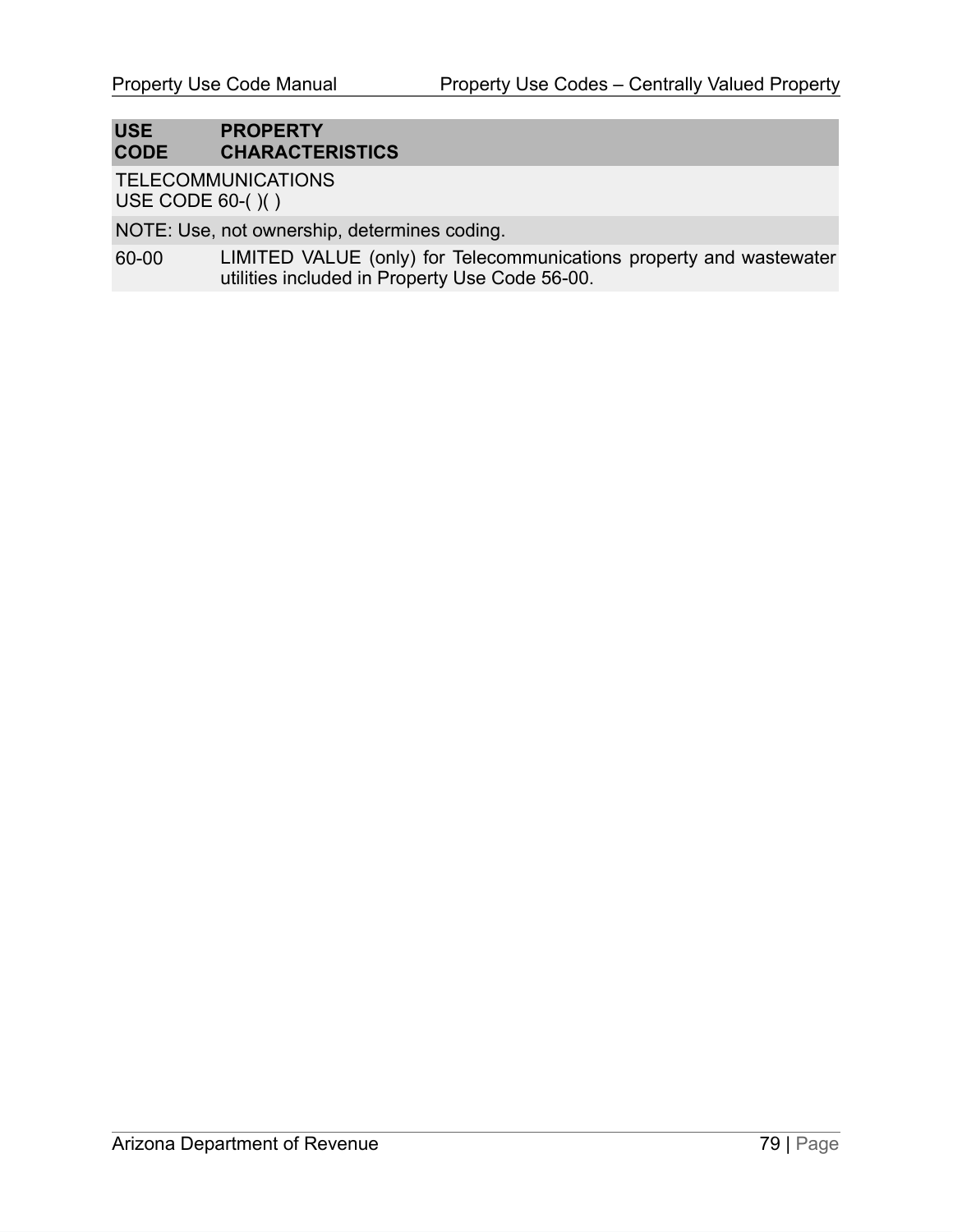| USE CODE | PROPERTY CHARACTERISTICS |
|---|---|
| TELECOMMUNICATIONS<br>USE CODE 60-( )( ) | |
| NOTE: Use, not ownership, determines coding. | |
| 60-00 | LIMITED VALUE (only) for Telecommunications property and wastewater utilities included in Property Use Code 56-00. |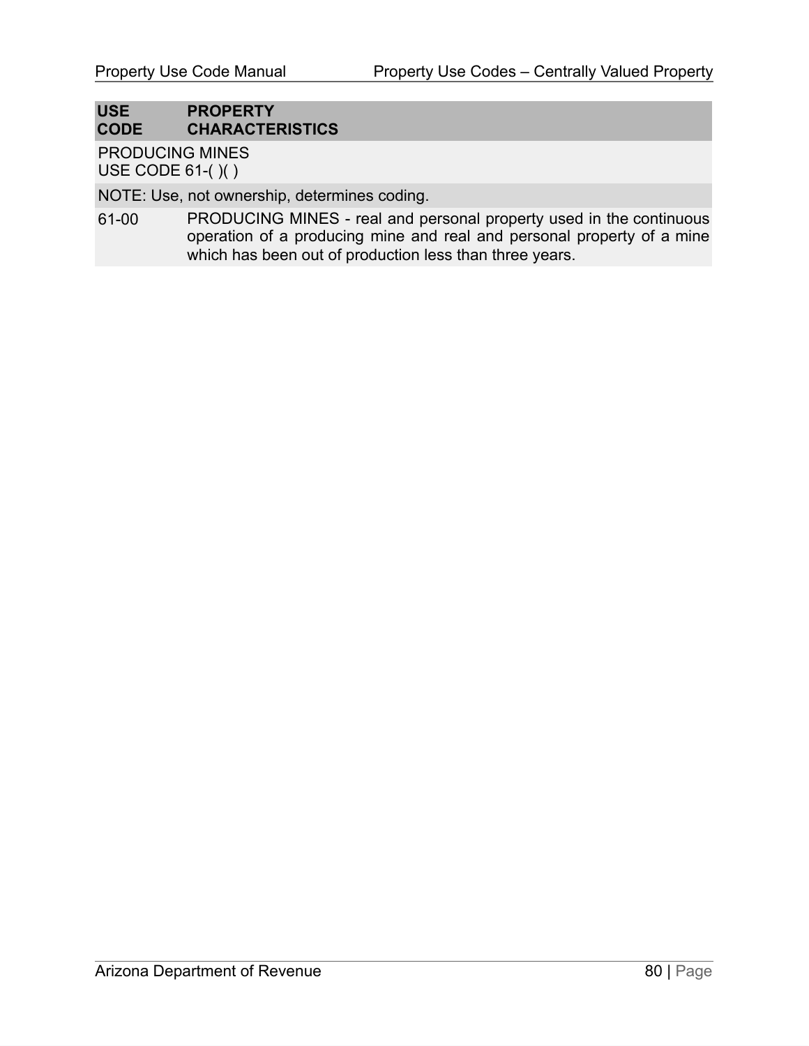| USE CODE | PROPERTY CHARACTERISTICS |
|---|---|
| PRODUCING MINES<br>USE CODE 61-( )( ) | |
| NOTE: Use, not ownership, determines coding. | |
| 61-00 | PRODUCING MINES - real and personal property used in the continuous operation of a producing mine and real and personal property of a mine which has been out of production less than three years. |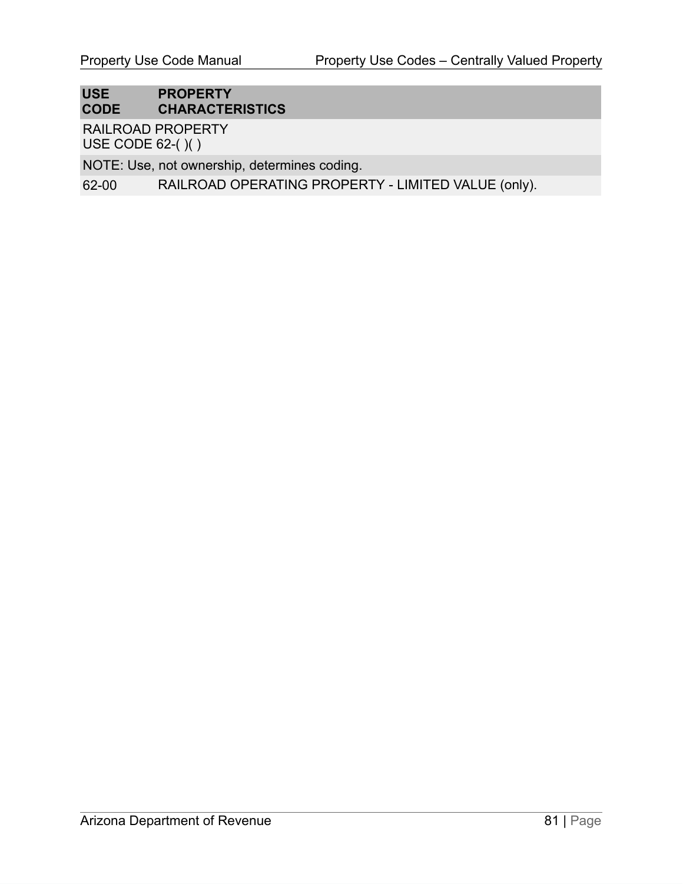| USE CODE | PROPERTY CHARACTERISTICS |
|---|---|
| RAILROAD PROPERTY<br>USE CODE 62-( )( ) | |
| NOTE: Use, not ownership, determines coding. | |
| 62-00 | RAILROAD OPERATING PROPERTY - LIMITED VALUE (only). |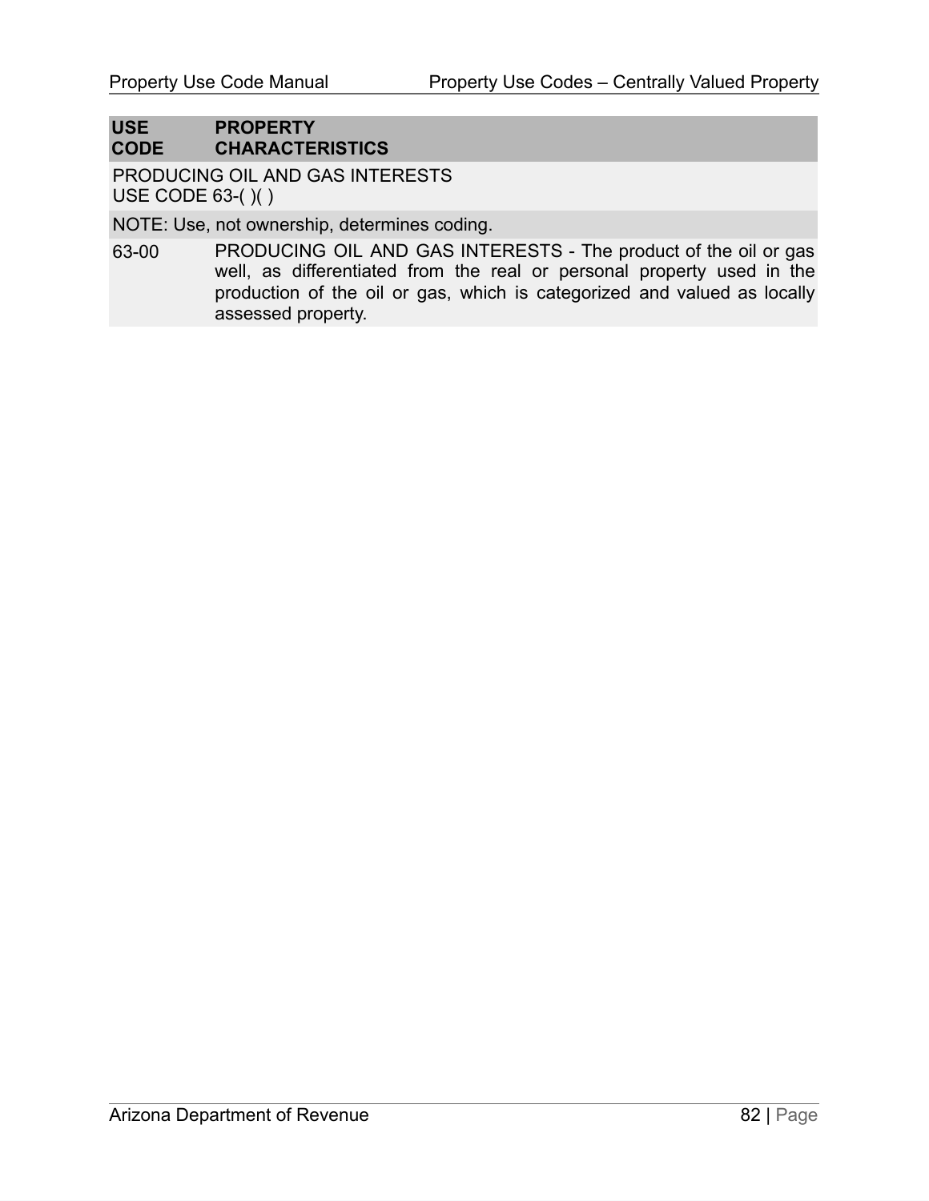| USE CODE | PROPERTY CHARACTERISTICS |
| --- | --- |
| PRODUCING OIL AND GAS INTERESTS<br>USE CODE 63-( )( ) | |
| NOTE: Use, not ownership, determines coding. | |
| 63-00 | PRODUCING OIL AND GAS INTERESTS - The product of the oil or gas well, as differentiated from the real or personal property used in the production of the oil or gas, which is categorized and valued as locally assessed property. |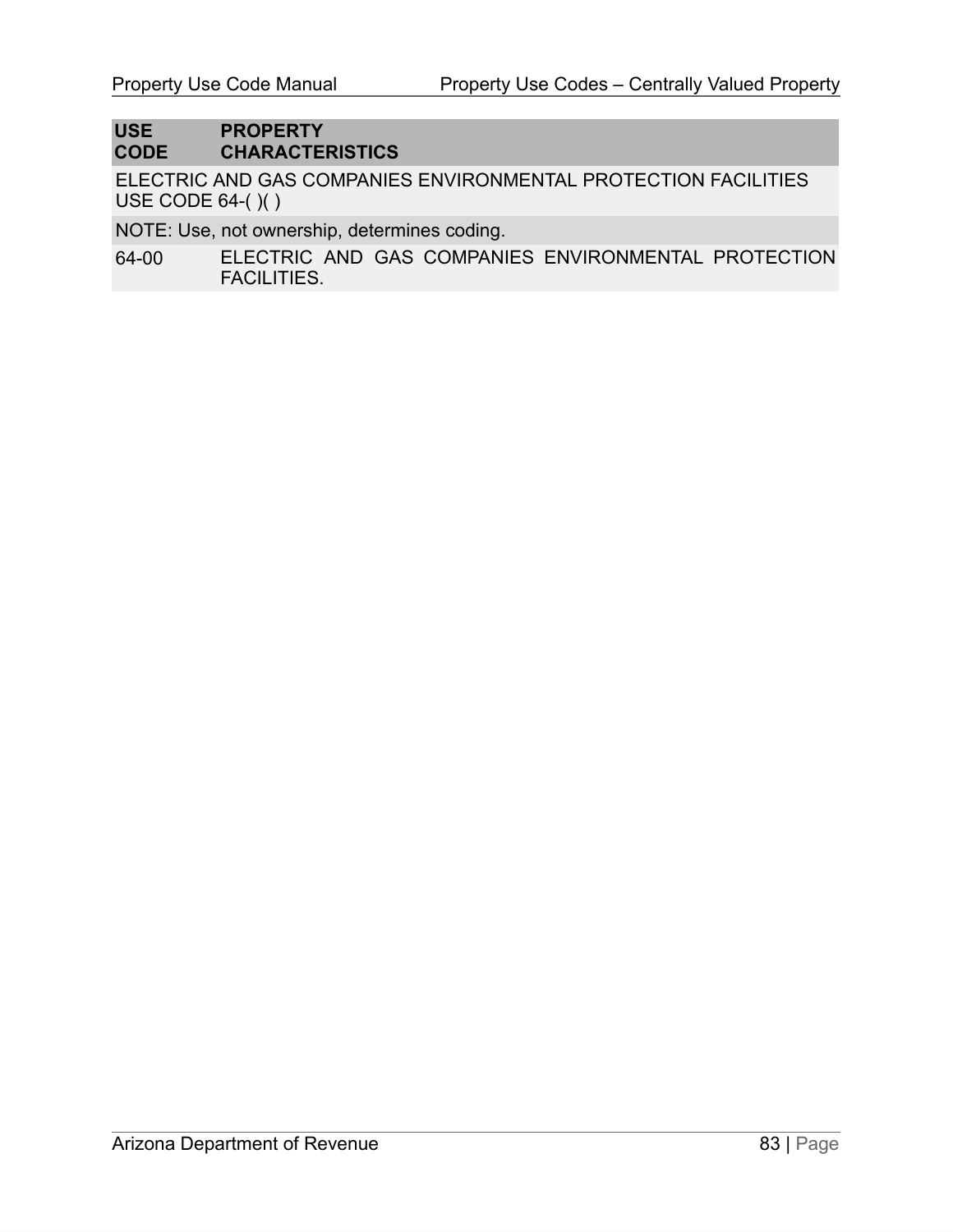| USE CODE | PROPERTY CHARACTERISTICS |
|---|---|
| ELECTRIC AND GAS COMPANIES ENVIRONMENTAL PROTECTION FACILITIES USE CODE 64-( )( ) | |
| NOTE: Use, not ownership, determines coding. | |
| 64-00 | ELECTRIC AND GAS COMPANIES ENVIRONMENTAL PROTECTION FACILITIES. |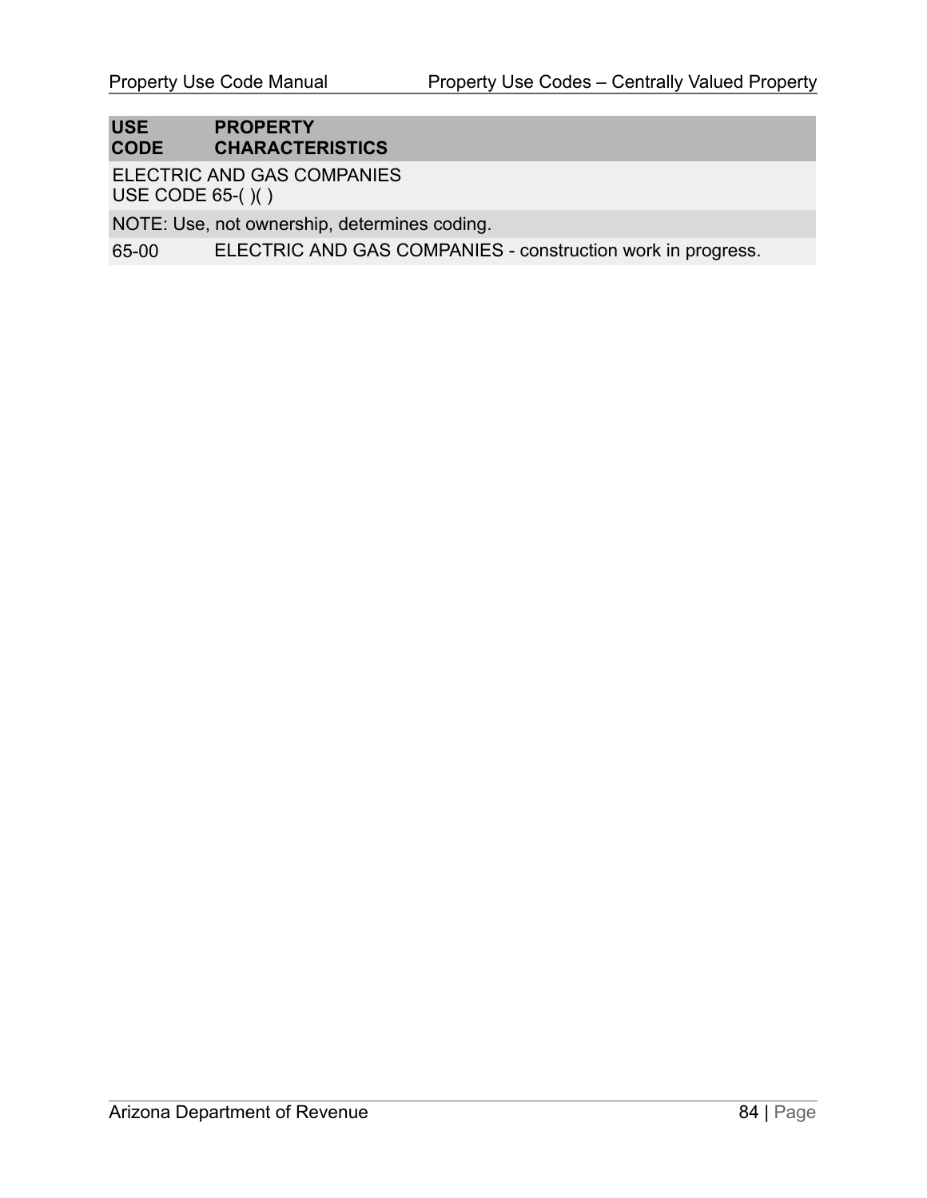| USE CODE | PROPERTY CHARACTERISTICS |
|---|---|
| ELECTRIC AND GAS COMPANIES<br>USE CODE 65-( )( ) | |
| NOTE: Use, not ownership, determines coding. | |
| 65-00 | ELECTRIC AND GAS COMPANIES - construction work in progress. |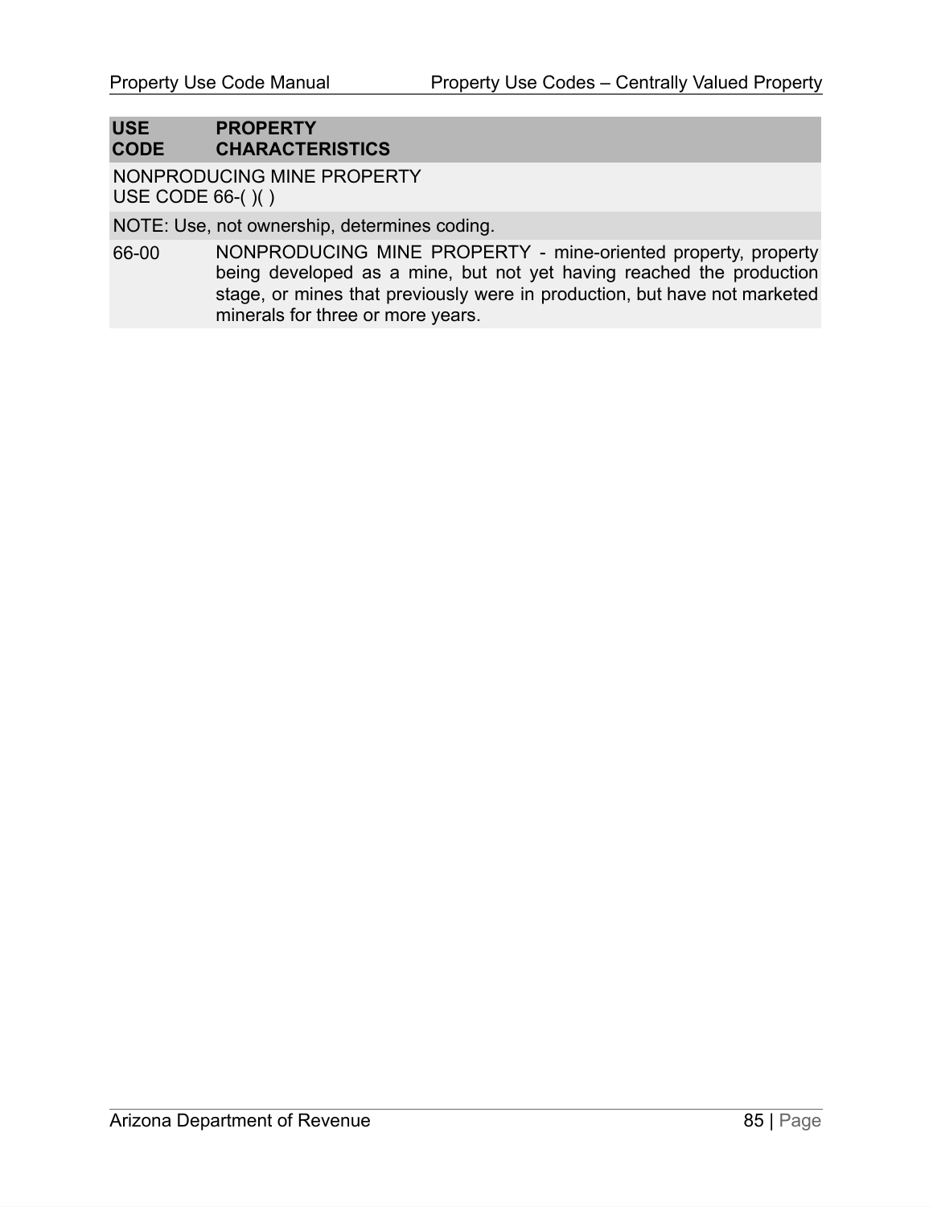| USE CODE | PROPERTY CHARACTERISTICS |
|---|---|
| NONPRODUCING MINE PROPERTY<br>USE CODE 66-( )( ) | |
| NOTE: Use, not ownership, determines coding. | |
| 66-00 | NONPRODUCING MINE PROPERTY - mine-oriented property, property being developed as a mine, but not yet having reached the production stage, or mines that previously were in production, but have not marketed minerals for three or more years. |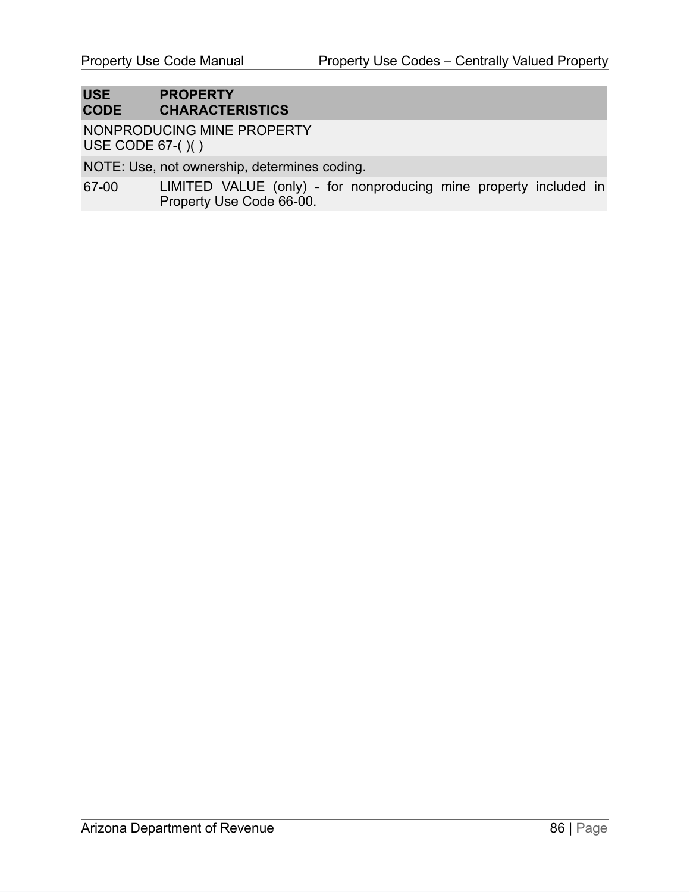| USE CODE | PROPERTY CHARACTERISTICS |
| --- | --- |
| NONPRODUCING MINE PROPERTY<br>USE CODE 67-( )( ) | |
| NOTE: Use, not ownership, determines coding. | |
| 67-00 | LIMITED VALUE (only) - for nonproducing mine property included in Property Use Code 66-00. |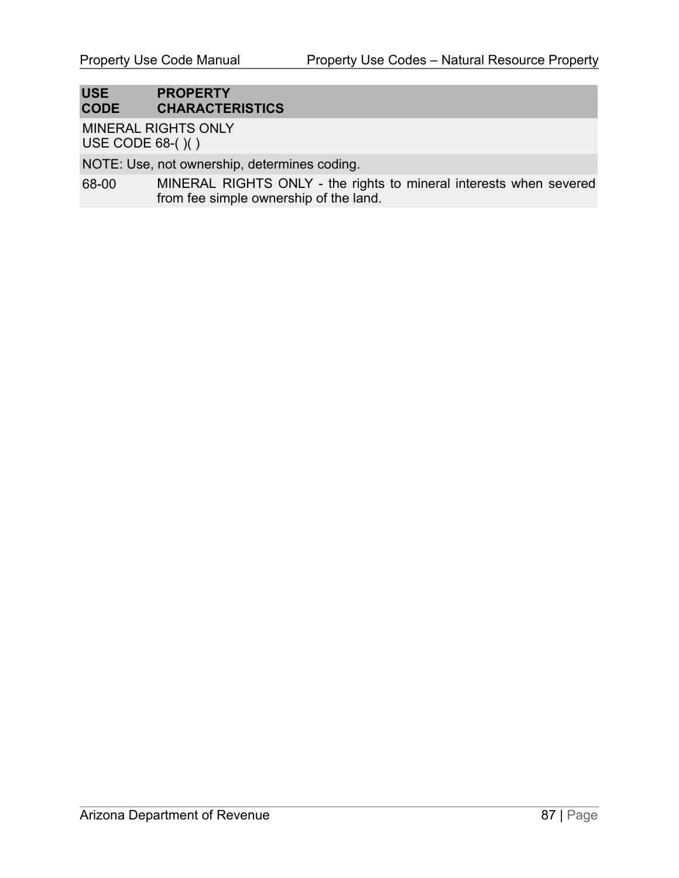| USE CODE | PROPERTY CHARACTERISTICS |
|---|---|
| MINERAL RIGHTS ONLY<br>USE CODE 68-( )( ) | |
| NOTE: Use, not ownership, determines coding. | |
| 68-00 | MINERAL RIGHTS ONLY - the rights to mineral interests when severed from fee simple ownership of the land. |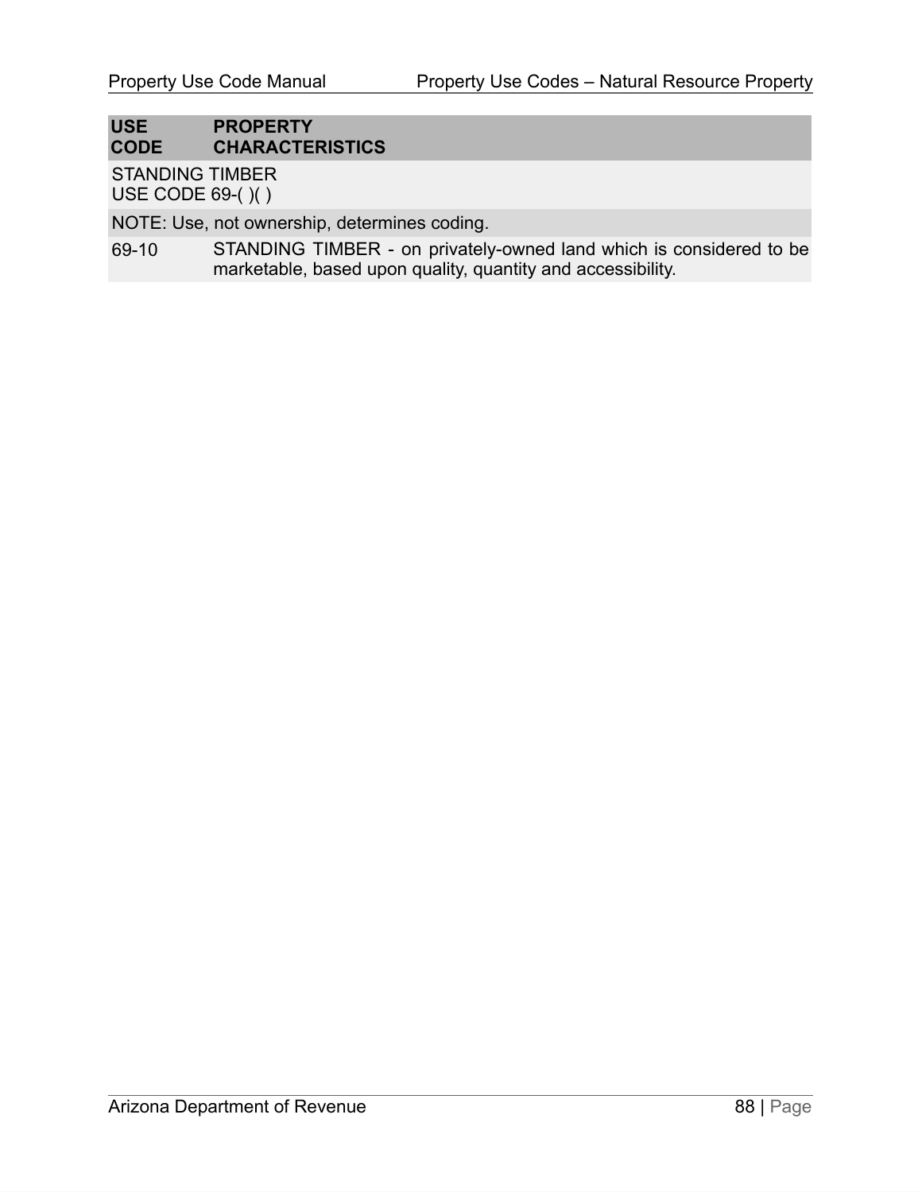| USE CODE | PROPERTY CHARACTERISTICS |
| --- | --- |
| STANDING TIMBER<br>USE CODE 69-( )( ) | |
| NOTE: Use, not ownership, determines coding. | |
| 69-10 | STANDING TIMBER - on privately-owned land which is considered to be marketable, based upon quality, quantity and accessibility. |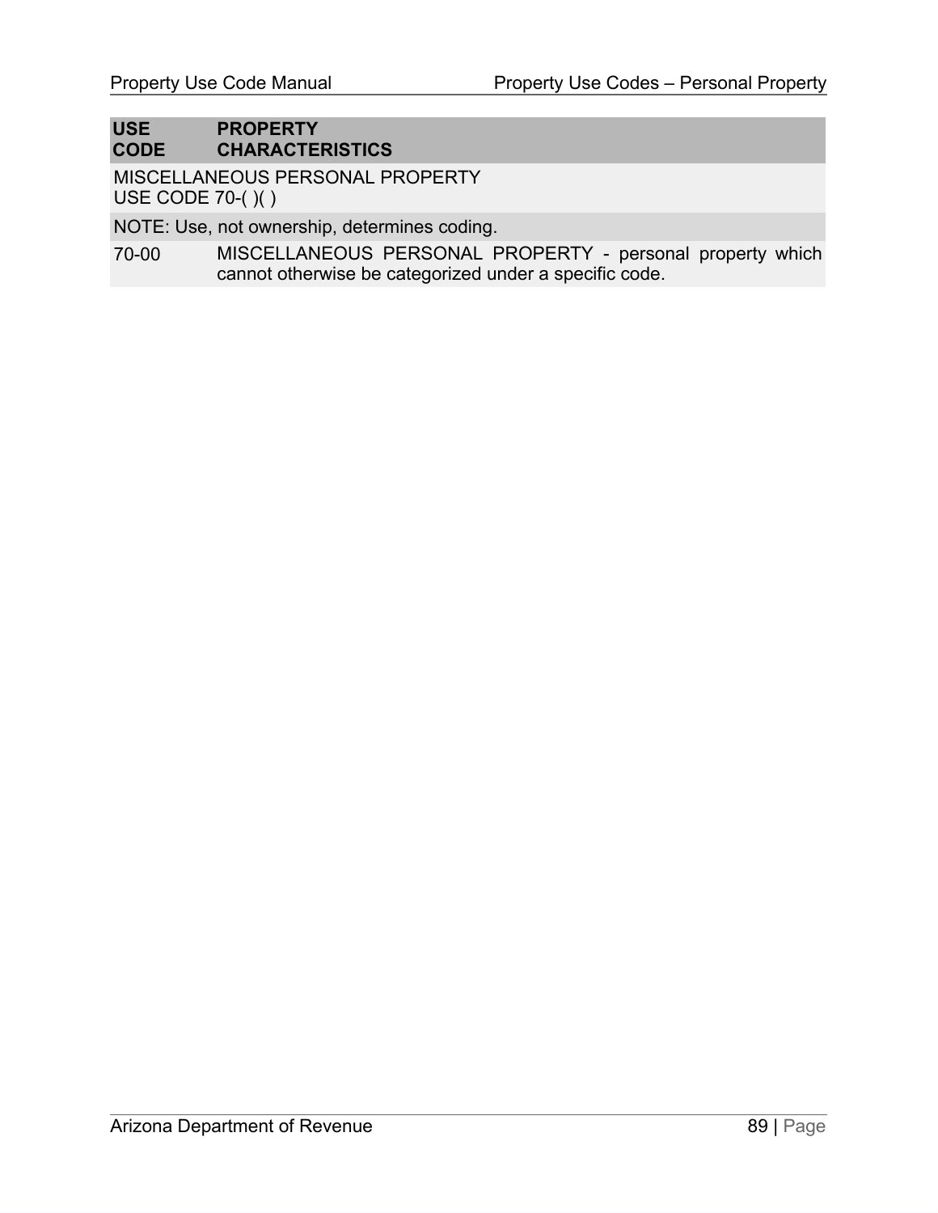| USE CODE | PROPERTY CHARACTERISTICS |
|---|---|
| MISCELLANEOUS PERSONAL PROPERTY<br>USE CODE 70-( )( ) | |
| NOTE: Use, not ownership, determines coding. | |
| 70-00 | MISCELLANEOUS PERSONAL PROPERTY - personal property which cannot otherwise be categorized under a specific code. |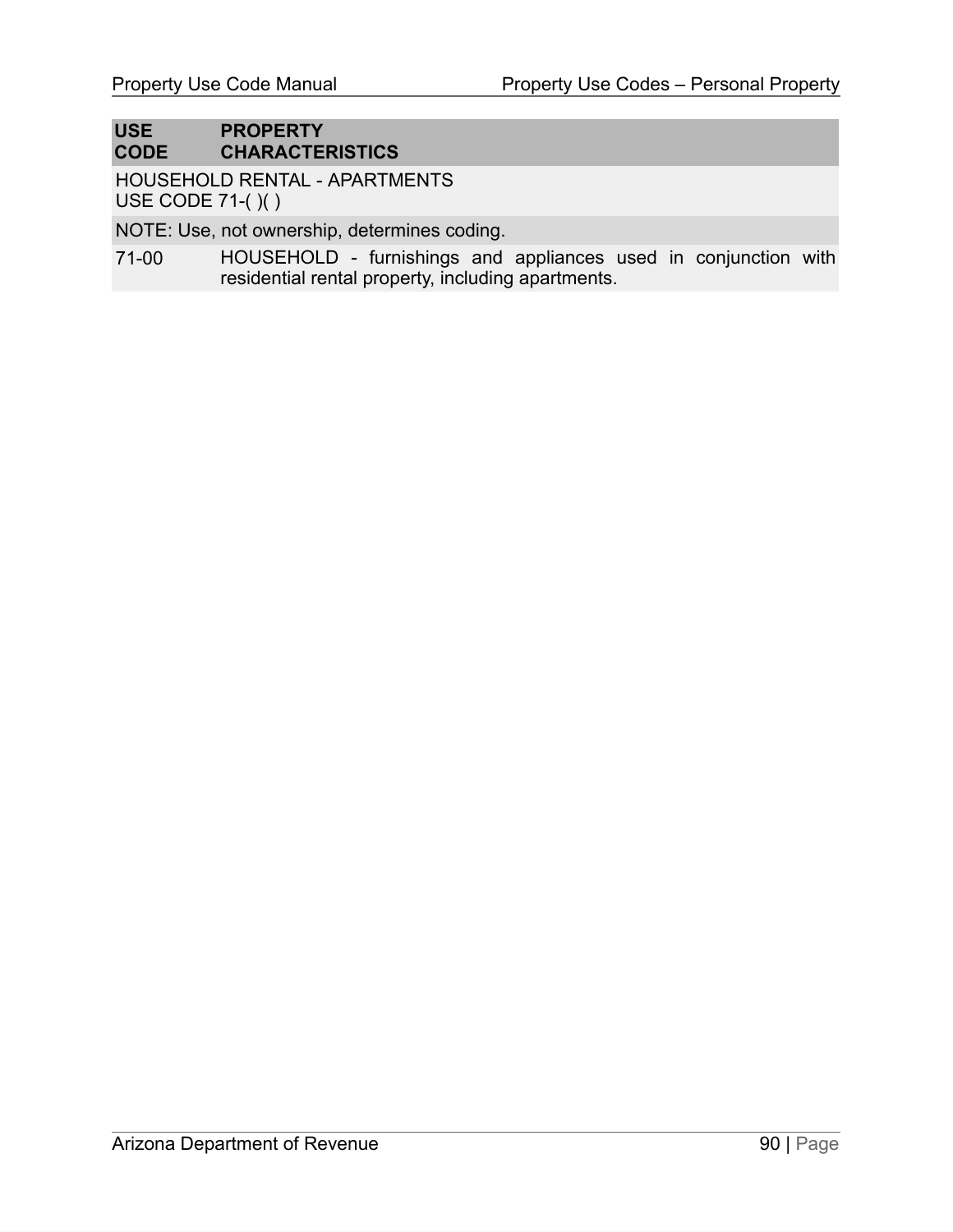| USE CODE | PROPERTY CHARACTERISTICS |
|---|---|
| HOUSEHOLD RENTAL - APARTMENTS<br>USE CODE 71-( )( ) | |
| NOTE: Use, not ownership, determines coding. | |
| 71-00 | HOUSEHOLD - furnishings and appliances used in conjunction with residential rental property, including apartments. |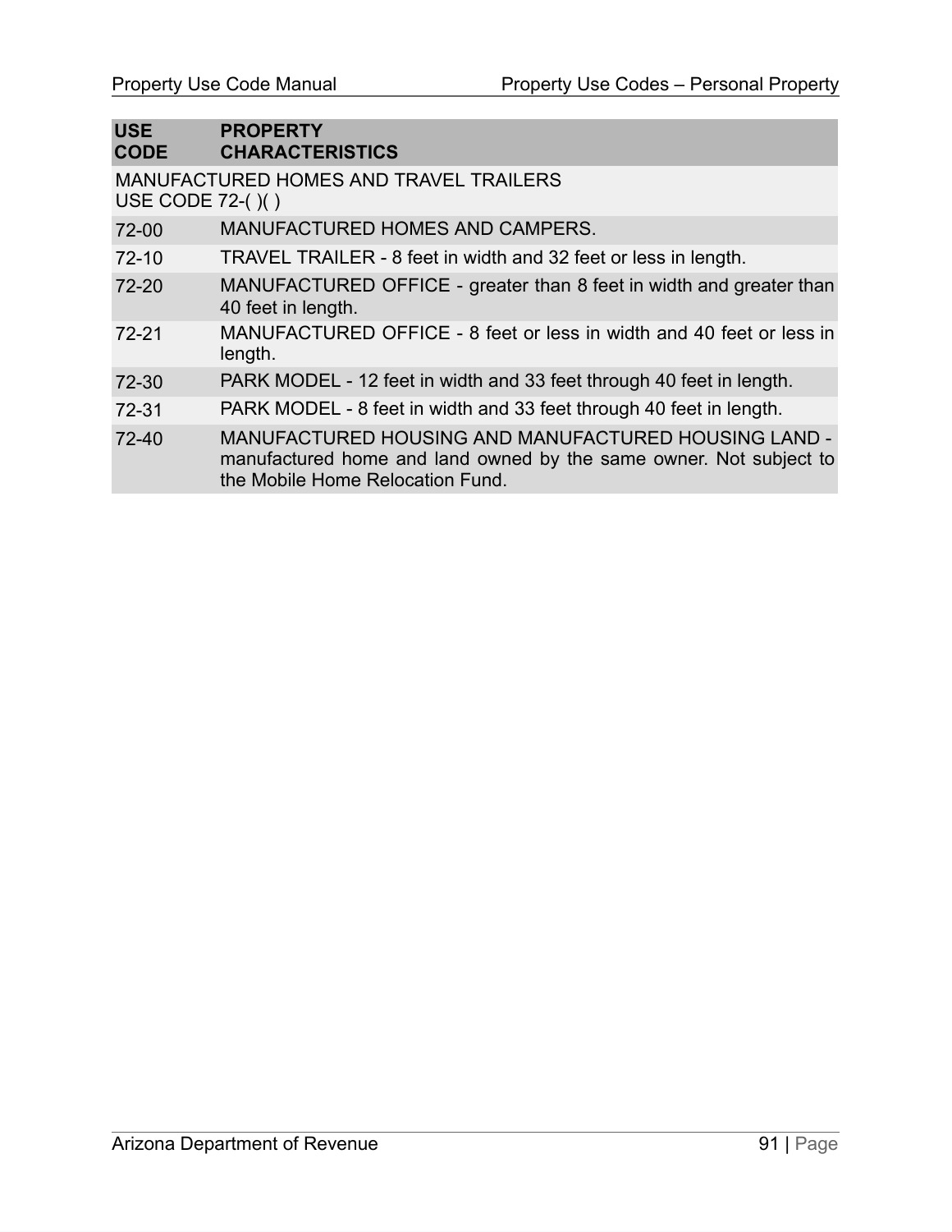| USE CODE | PROPERTY CHARACTERISTICS |
|---|---|
| MANUFACTURED HOMES AND TRAVEL TRAILERS USE CODE 72-( )( ) | |
| 72-00 | MANUFACTURED HOMES AND CAMPERS. |
| 72-10 | TRAVEL TRAILER - 8 feet in width and 32 feet or less in length. |
| 72-20 | MANUFACTURED OFFICE - greater than 8 feet in width and greater than 40 feet in length. |
| 72-21 | MANUFACTURED OFFICE - 8 feet or less in width and 40 feet or less in length. |
| 72-30 | PARK MODEL - 12 feet in width and 33 feet through 40 feet in length. |
| 72-31 | PARK MODEL - 8 feet in width and 33 feet through 40 feet in length. |
| 72-40 | MANUFACTURED HOUSING AND MANUFACTURED HOUSING LAND - manufactured home and land owned by the same owner. Not subject to the Mobile Home Relocation Fund. |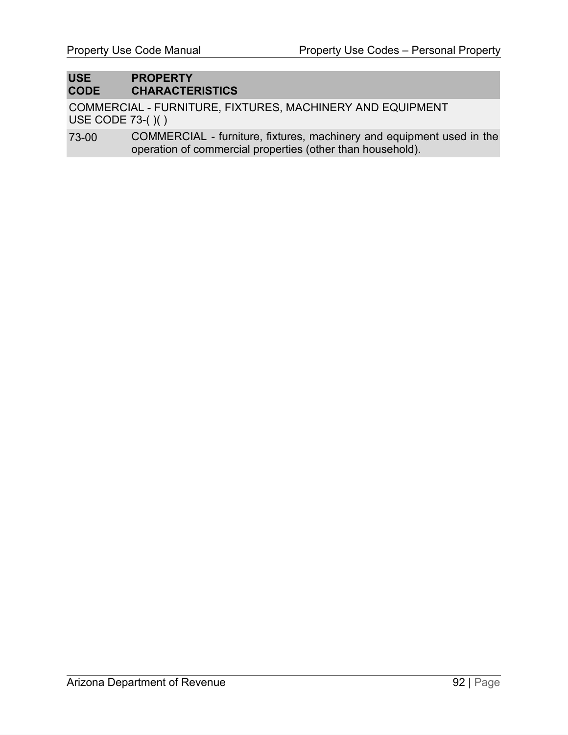| USE CODE | PROPERTY CHARACTERISTICS |
|---|---|
| COMMERCIAL - FURNITURE, FIXTURES, MACHINERY AND EQUIPMENT USE CODE 73-( )( ) | |
| 73-00 | COMMERCIAL - furniture, fixtures, machinery and equipment used in the operation of commercial properties (other than household). |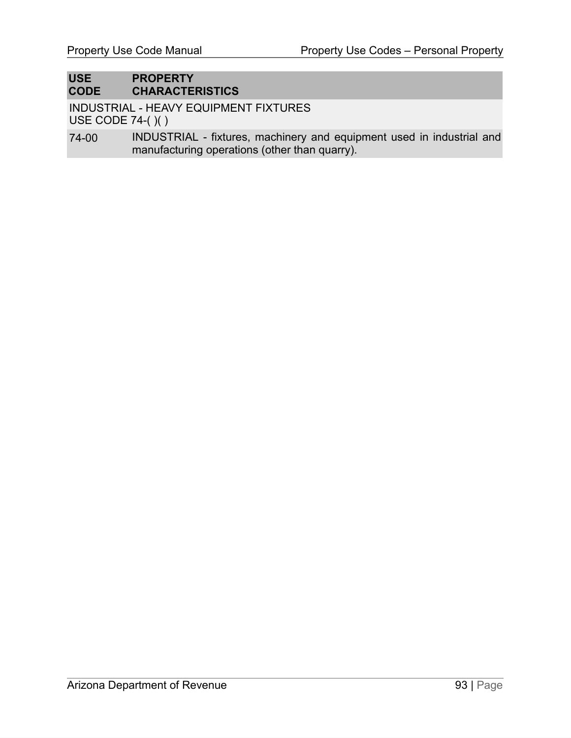| USE CODE | PROPERTY CHARACTERISTICS |
|---|---|
| INDUSTRIAL - HEAVY EQUIPMENT FIXTURES<br>USE CODE 74-( )( ) | |
| 74-00 | INDUSTRIAL - fixtures, machinery and equipment used in industrial and manufacturing operations (other than quarry). |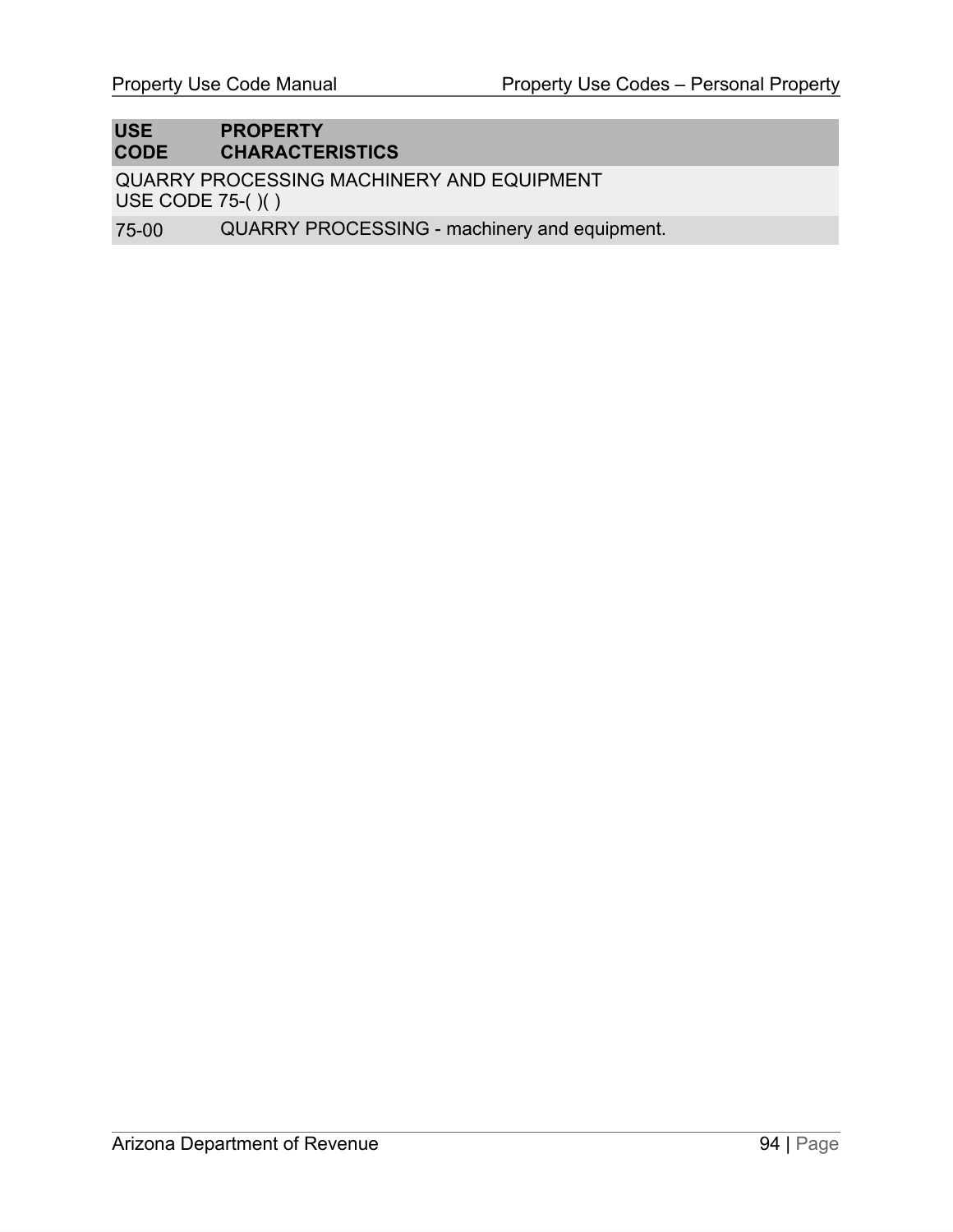| USE CODE | PROPERTY CHARACTERISTICS |
|---|---|
| QUARRY PROCESSING MACHINERY AND EQUIPMENT USE CODE 75-( )( ) | |
| 75-00 | QUARRY PROCESSING - machinery and equipment. |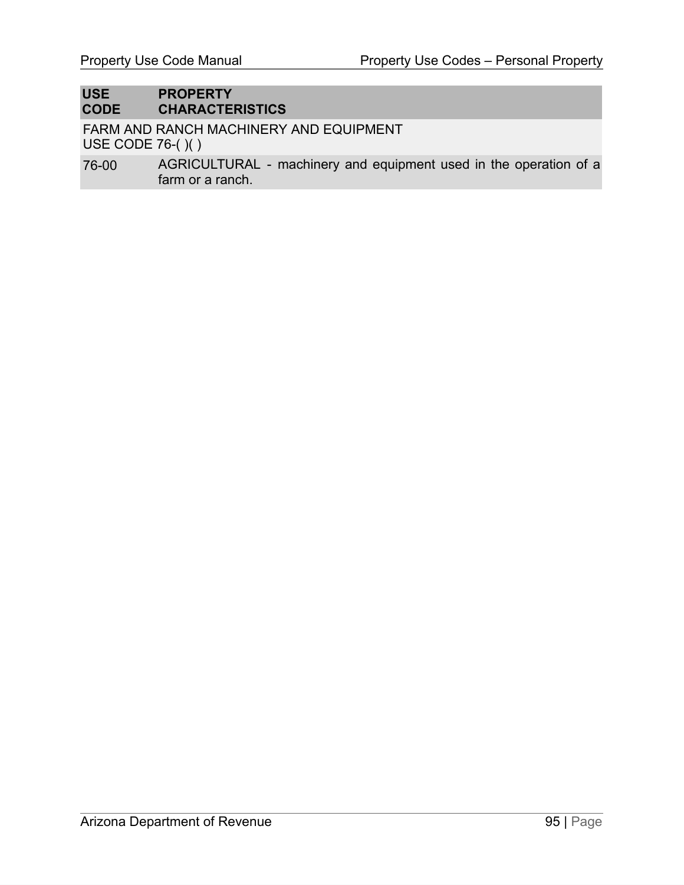| USE CODE | PROPERTY CHARACTERISTICS |
| --- | --- |
| FARM AND RANCH MACHINERY AND EQUIPMENT USE CODE 76-( )( ) | |
| 76-00 | AGRICULTURAL - machinery and equipment used in the operation of a farm or a ranch. |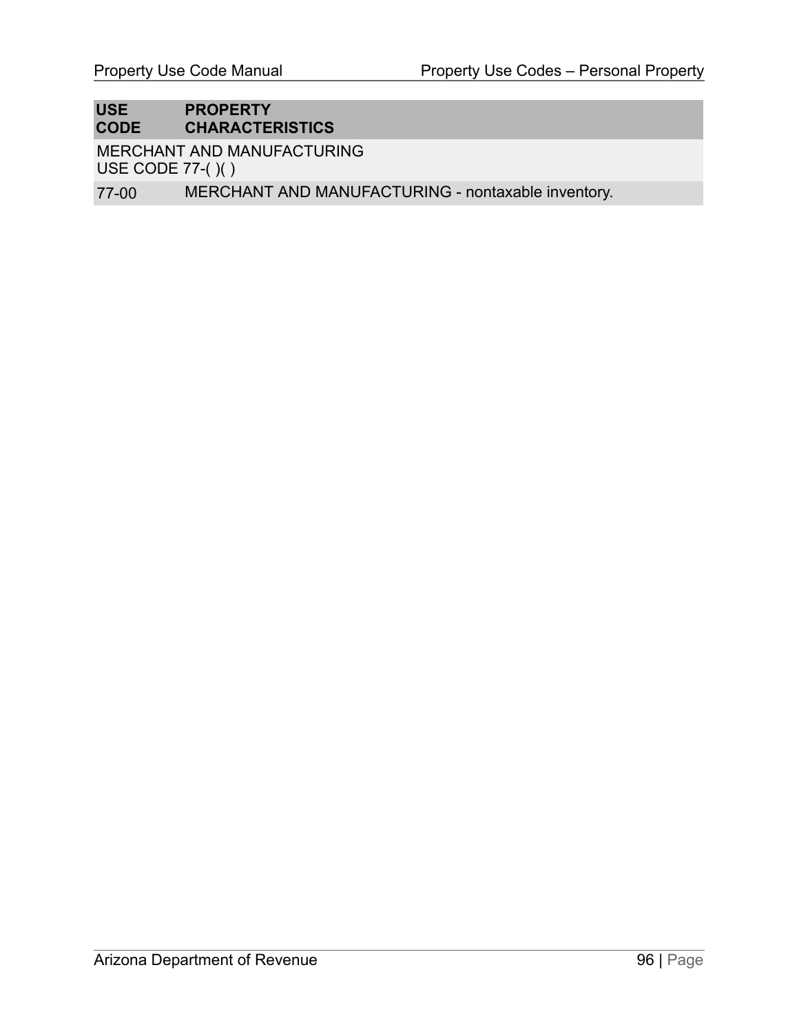| USE CODE | PROPERTY CHARACTERISTICS |
|---|---|
| MERCHANT AND MANUFACTURING<br>USE CODE 77-( )( ) | |
| 77-00 | MERCHANT AND MANUFACTURING - nontaxable inventory. |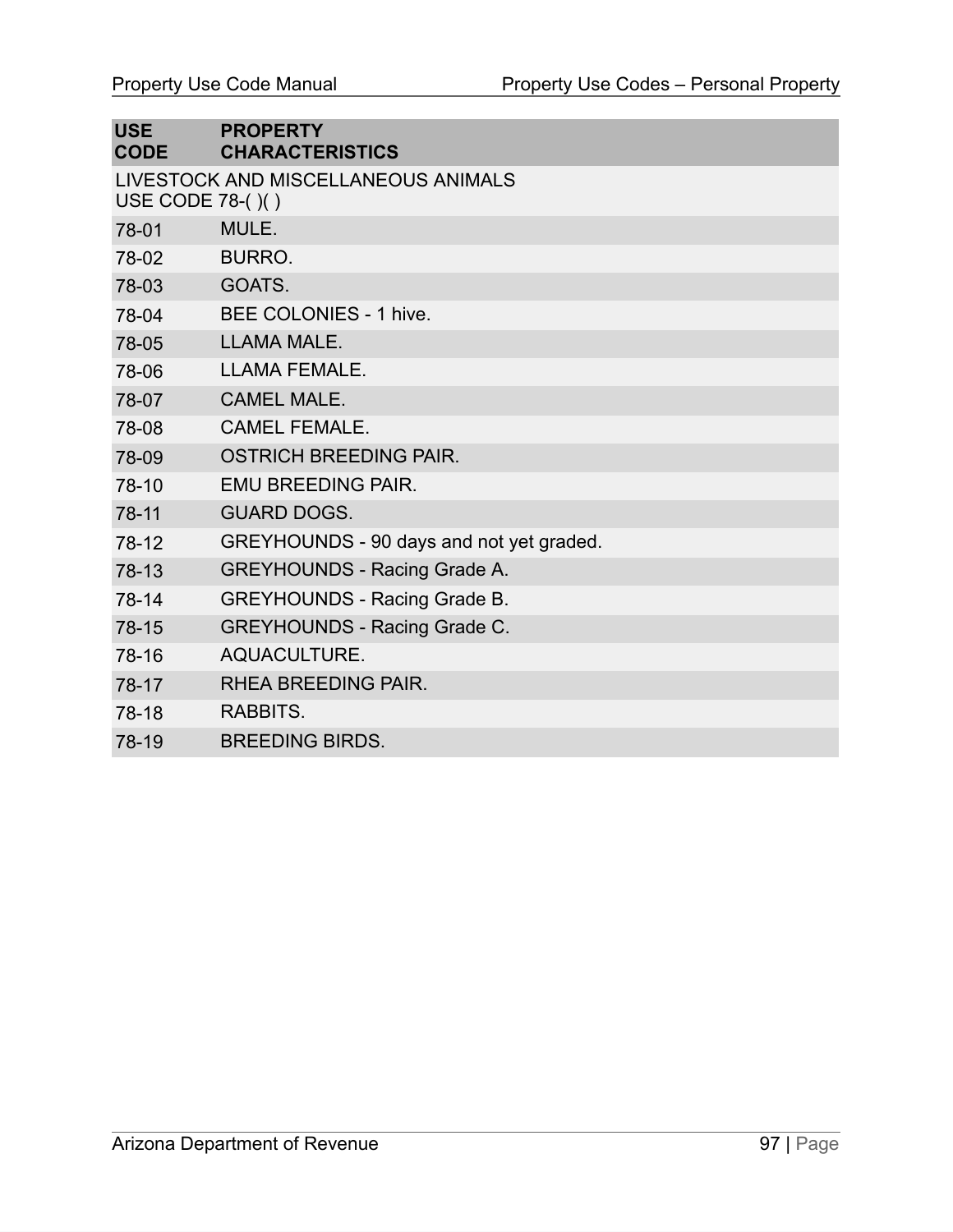| USE CODE | PROPERTY CHARACTERISTICS |
|---|---|
| LIVESTOCK AND MISCELLANEOUS ANIMALS USE CODE 78-( )( ) | |
| 78-01 | MULE. |
| 78-02 | BURRO. |
| 78-03 | GOATS. |
| 78-04 | BEE COLONIES - 1 hive. |
| 78-05 | LLAMA MALE. |
| 78-06 | LLAMA FEMALE. |
| 78-07 | CAMEL MALE. |
| 78-08 | CAMEL FEMALE. |
| 78-09 | OSTRICH BREEDING PAIR. |
| 78-10 | EMU BREEDING PAIR. |
| 78-11 | GUARD DOGS. |
| 78-12 | GREYHOUNDS - 90 days and not yet graded. |
| 78-13 | GREYHOUNDS - Racing Grade A. |
| 78-14 | GREYHOUNDS - Racing Grade B. |
| 78-15 | GREYHOUNDS - Racing Grade C. |
| 78-16 | AQUACULTURE. |
| 78-17 | RHEA BREEDING PAIR. |
| 78-18 | RABBITS. |
| 78-19 | BREEDING BIRDS. |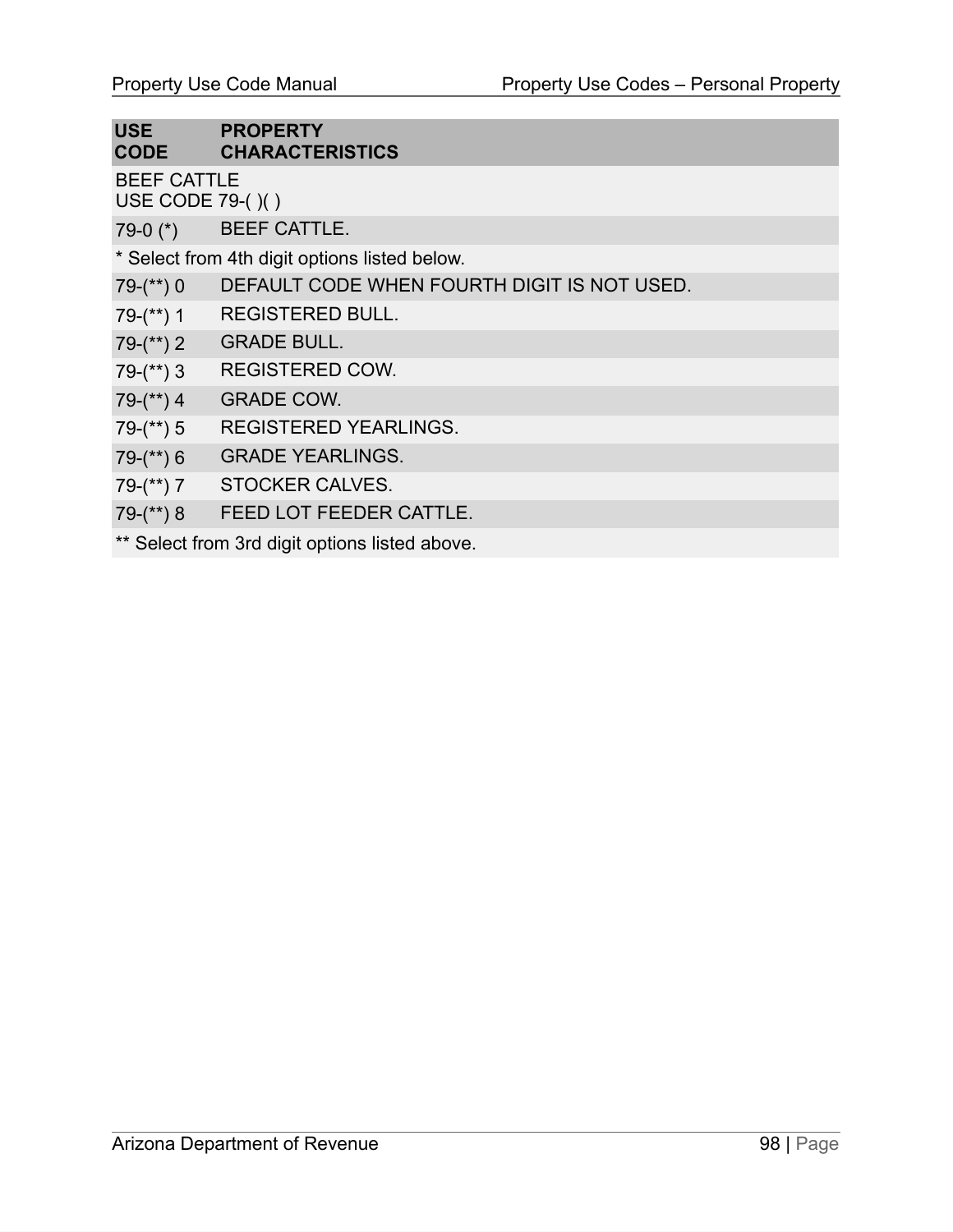| USE CODE | PROPERTY CHARACTERISTICS |
|---|---|
| BEEF CATTLE<br>USE CODE 79-( )( ) | |
| 79-0 (*) | BEEF CATTLE. |
| * Select from 4th digit options listed below. | |
| 79-(**) 0 | DEFAULT CODE WHEN FOURTH DIGIT IS NOT USED. |
| 79-(**) 1 | REGISTERED BULL. |
| 79-(**) 2 | GRADE BULL. |
| 79-(**) 3 | REGISTERED COW. |
| 79-(**) 4 | GRADE COW. |
| 79-(**) 5 | REGISTERED YEARLINGS. |
| 79-(**) 6 | GRADE YEARLINGS. |
| 79-(**) 7 | STOCKER CALVES. |
| 79-(**) 8 | FEED LOT FEEDER CATTLE. |
| ** Select from 3rd digit options listed above. | |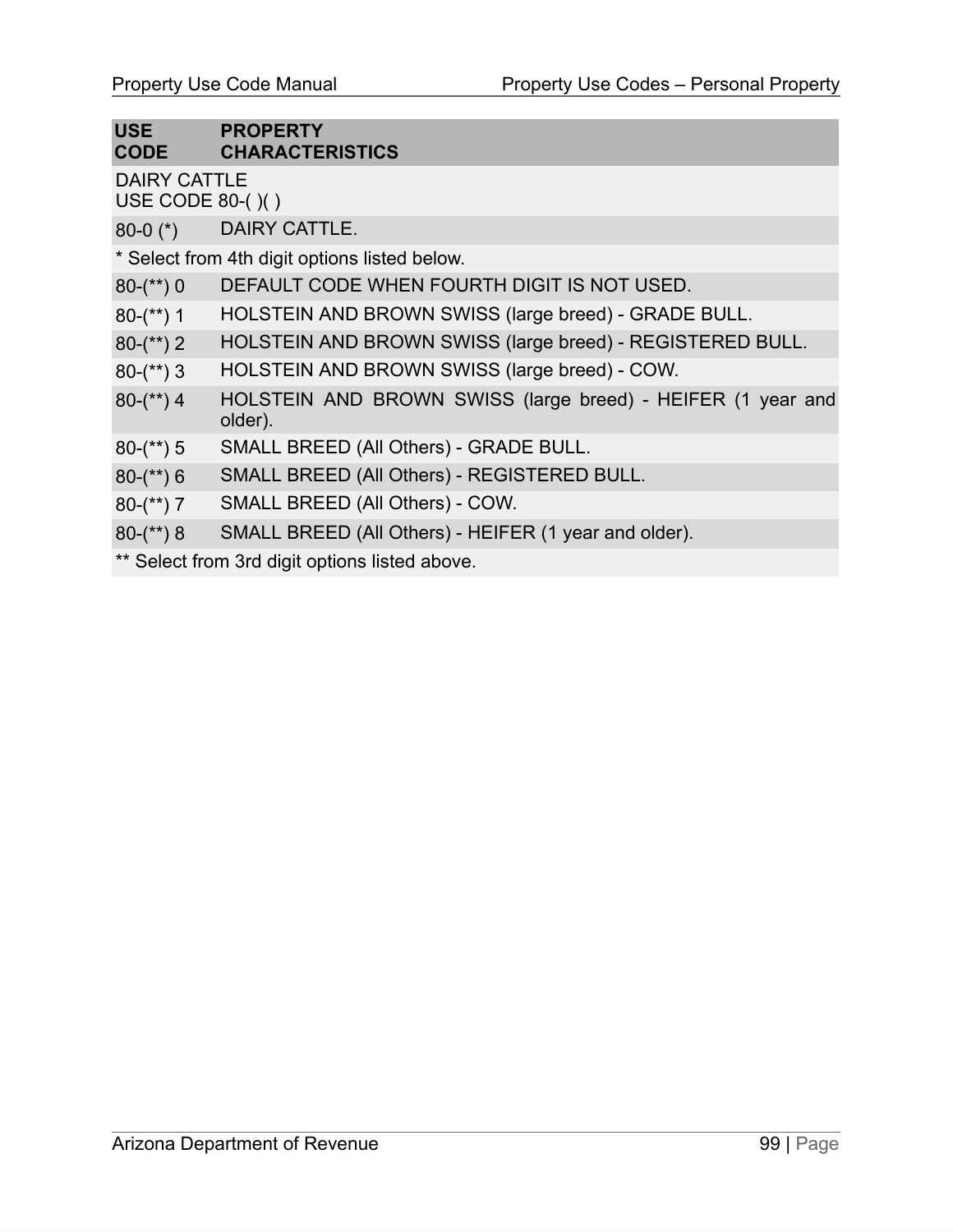| USE CODE | PROPERTY CHARACTERISTICS |
| --- | --- |
| DAIRY CATTLE<br>USE CODE 80-( )( ) | |
| 80-0 (*) | DAIRY CATTLE. |
| * Select from 4th digit options listed below. | |
| 80-(**) 0 | DEFAULT CODE WHEN FOURTH DIGIT IS NOT USED. |
| 80-(**) 1 | HOLSTEIN AND BROWN SWISS (large breed) - GRADE BULL. |
| 80-(**) 2 | HOLSTEIN AND BROWN SWISS (large breed) - REGISTERED BULL. |
| 80-(**) 3 | HOLSTEIN AND BROWN SWISS (large breed) - COW. |
| 80-(**) 4 | HOLSTEIN AND BROWN SWISS (large breed) - HEIFER (1 year and older). |
| 80-(**) 5 | SMALL BREED (All Others) - GRADE BULL. |
| 80-(**) 6 | SMALL BREED (All Others) - REGISTERED BULL. |
| 80-(**) 7 | SMALL BREED (All Others) - COW. |
| 80-(**) 8 | SMALL BREED (All Others) - HEIFER (1 year and older). |
| ** Select from 3rd digit options listed above. | |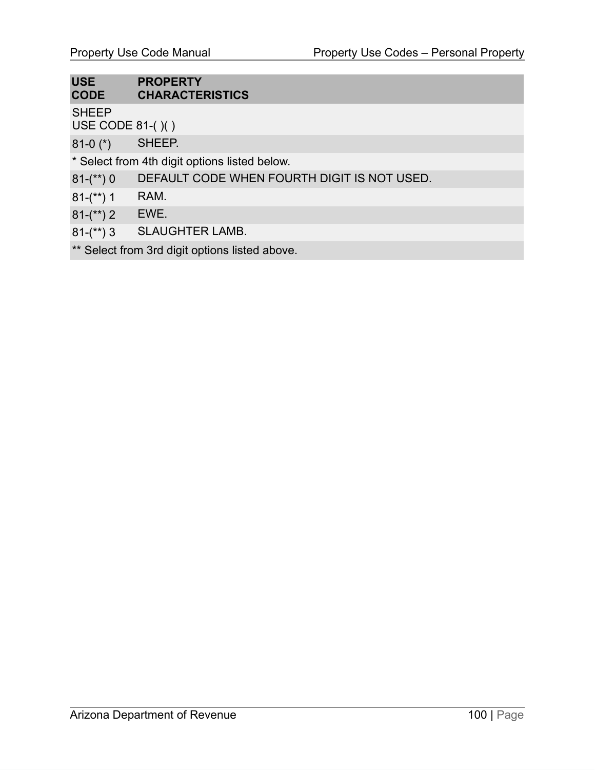| USE CODE | PROPERTY CHARACTERISTICS |
| --- | --- |
| SHEEP<br>USE CODE 81-( )( ) | |
| 81-0 (*) | SHEEP. |
| * Select from 4th digit options listed below. | |
| 81-(**) 0 | DEFAULT CODE WHEN FOURTH DIGIT IS NOT USED. |
| 81-(**) 1 | RAM. |
| 81-(**) 2 | EWE. |
| 81-(**) 3 | SLAUGHTER LAMB. |
| ** Select from 3rd digit options listed above. | |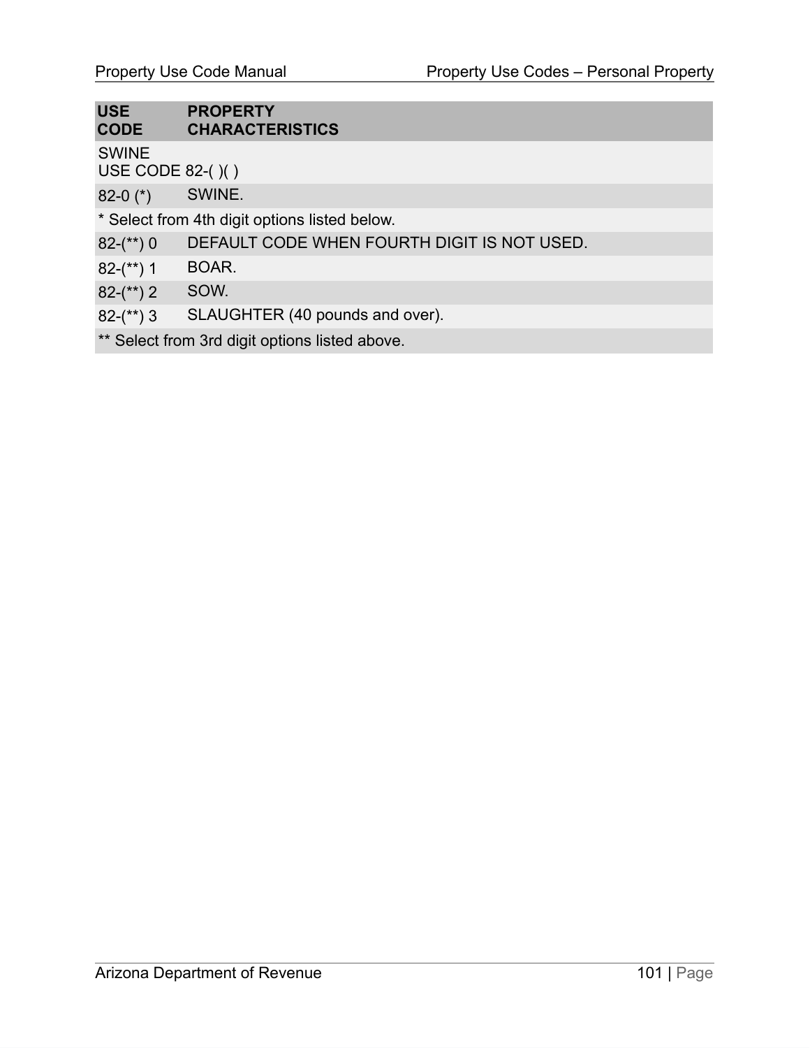| USE CODE | PROPERTY CHARACTERISTICS |
|---|---|
| SWINE<br>USE CODE 82-( )( ) | |
| 82-0 (*) | SWINE. |
| * Select from 4th digit options listed below. | |
| 82-(**) 0 | DEFAULT CODE WHEN FOURTH DIGIT IS NOT USED. |
| 82-(**) 1 | BOAR. |
| 82-(**) 2 | SOW. |
| 82-(**) 3 | SLAUGHTER (40 pounds and over). |
| ** Select from 3rd digit options listed above. | |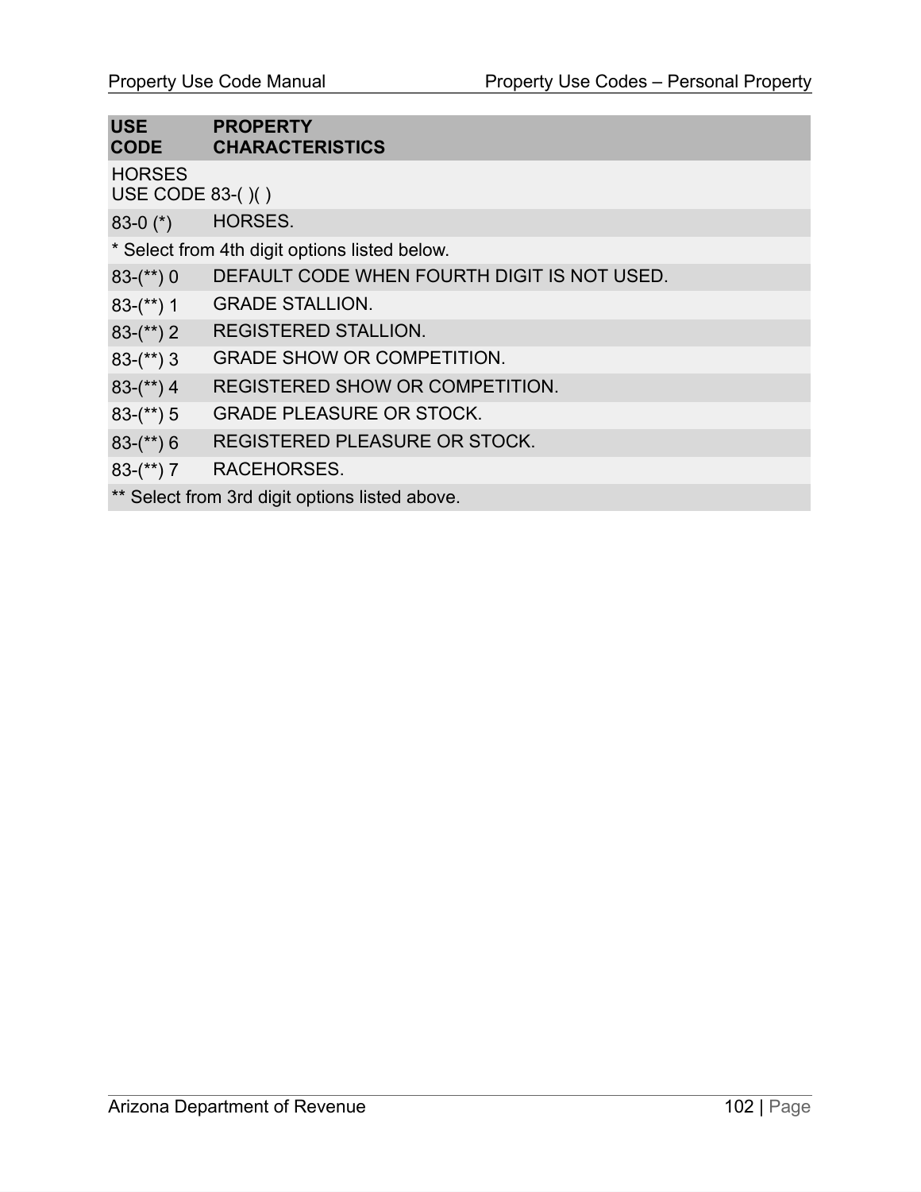| USE CODE | PROPERTY CHARACTERISTICS |
|---|---|
| HORSES<br>USE CODE 83-( )( ) | |
| 83-0 (*) | HORSES. |
| * Select from 4th digit options listed below. | |
| 83-(**) 0 | DEFAULT CODE WHEN FOURTH DIGIT IS NOT USED. |
| 83-(**) 1 | GRADE STALLION. |
| 83-(**) 2 | REGISTERED STALLION. |
| 83-(**) 3 | GRADE SHOW OR COMPETITION. |
| 83-(**) 4 | REGISTERED SHOW OR COMPETITION. |
| 83-(**) 5 | GRADE PLEASURE OR STOCK. |
| 83-(**) 6 | REGISTERED PLEASURE OR STOCK. |
| 83-(**) 7 | RACEHORSES. |
| ** Select from 3rd digit options listed above. | |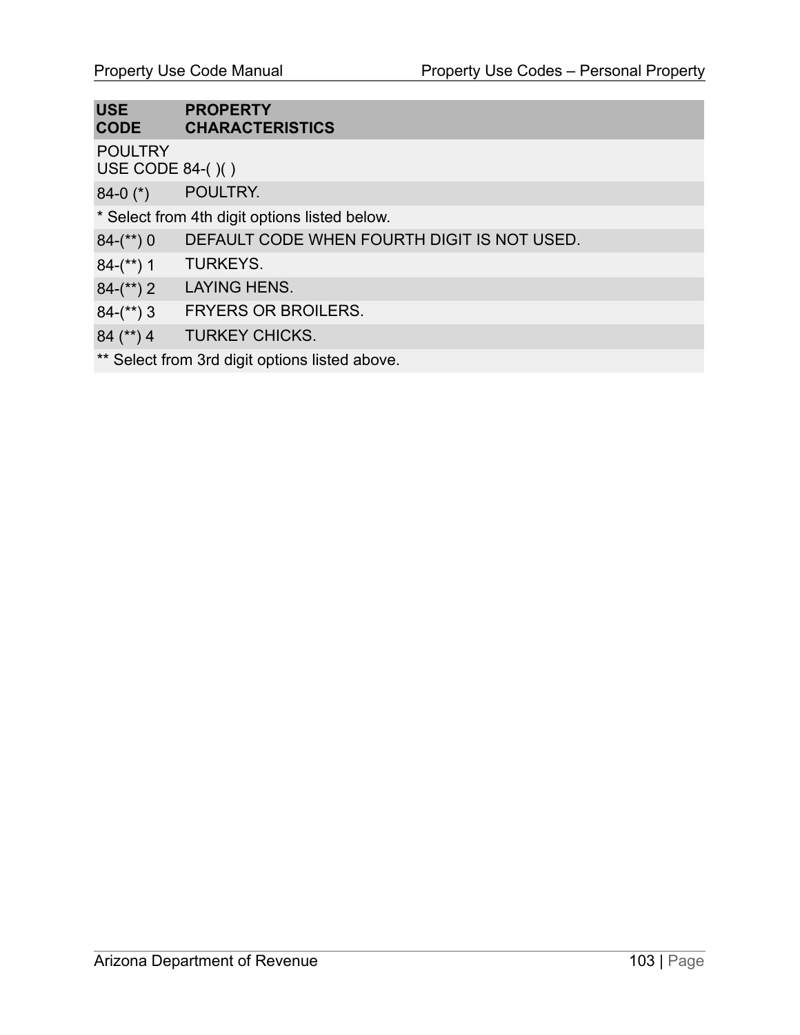| USE CODE | PROPERTY CHARACTERISTICS |
|---|---|
| POULTRY<br>USE CODE 84-( )( ) | |
| 84-0 (*) | POULTRY. |
| * Select from 4th digit options listed below. | |
| 84-(**) 0 | DEFAULT CODE WHEN FOURTH DIGIT IS NOT USED. |
| 84-(**) 1 | TURKEYS. |
| 84-(**) 2 | LAYING HENS. |
| 84-(**) 3 | FRYERS OR BROILERS. |
| 84 (**) 4 | TURKEY CHICKS. |
| ** Select from 3rd digit options listed above. | |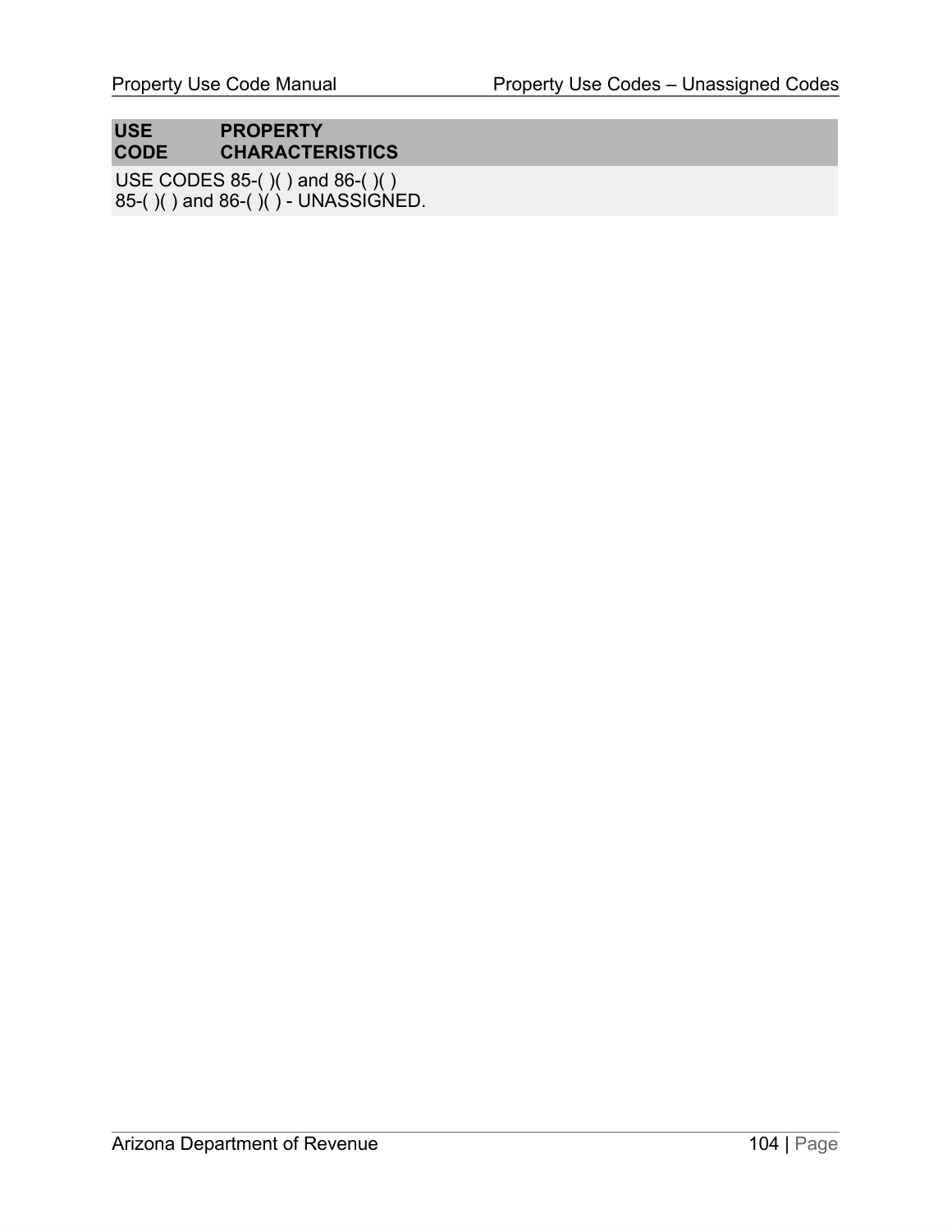| USE CODE | PROPERTY CHARACTERISTICS |
| --- | --- |
| USE CODES 85-( )( ) and 86-( )( ) | |
| 85-( )( ) and 86-( )( ) - UNASSIGNED. | |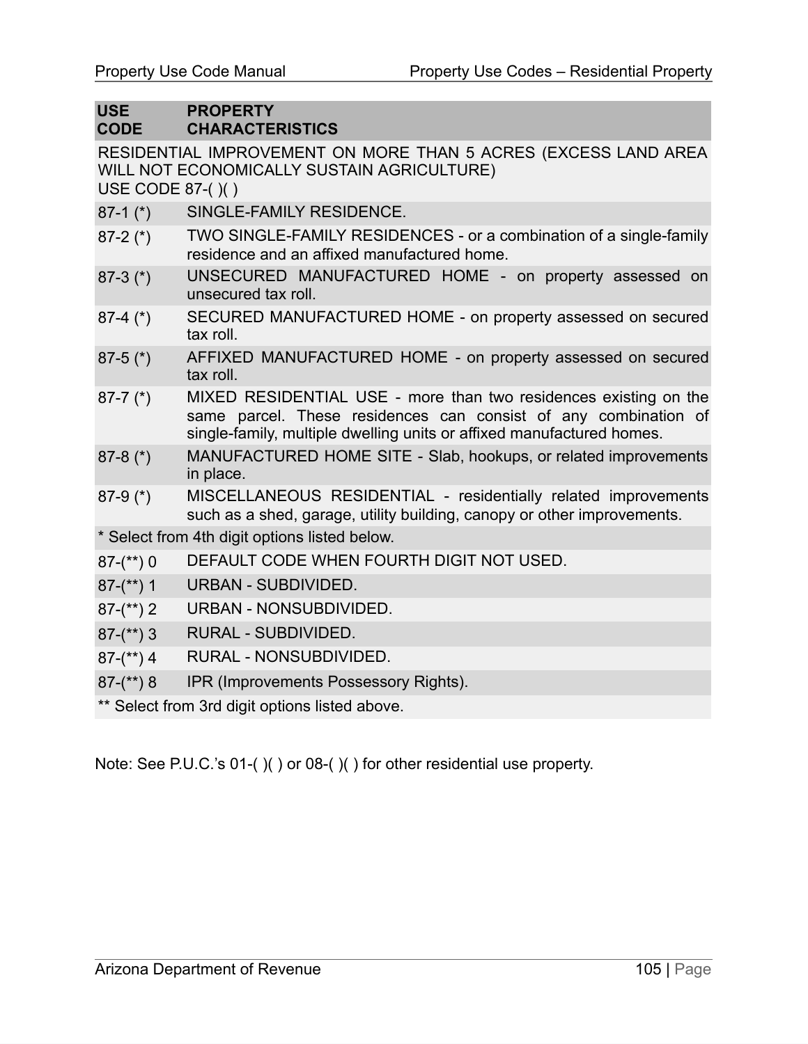| USE CODE | PROPERTY CHARACTERISTICS |
|---|---|
| RESIDENTIAL IMPROVEMENT ON MORE THAN 5 ACRES (EXCESS LAND AREA WILL NOT ECONOMICALLY SUSTAIN AGRICULTURE) USE CODE 87-( )( ) | |
| 87-1 (*) | SINGLE-FAMILY RESIDENCE. |
| 87-2 (*) | TWO SINGLE-FAMILY RESIDENCES - or a combination of a single-family residence and an affixed manufactured home. |
| 87-3 (*) | UNSECURED MANUFACTURED HOME - on property assessed on unsecured tax roll. |
| 87-4 (*) | SECURED MANUFACTURED HOME - on property assessed on secured tax roll. |
| 87-5 (*) | AFFIXED MANUFACTURED HOME - on property assessed on secured tax roll. |
| 87-7 (*) | MIXED RESIDENTIAL USE - more than two residences existing on the same parcel. These residences can consist of any combination of single-family, multiple dwelling units or affixed manufactured homes. |
| 87-8 (*) | MANUFACTURED HOME SITE - Slab, hookups, or related improvements in place. |
| 87-9 (*) | MISCELLANEOUS RESIDENTIAL - residentially related improvements such as a shed, garage, utility building, canopy or other improvements. |
| * Select from 4th digit options listed below. | |
| 87-(**) 0 | DEFAULT CODE WHEN FOURTH DIGIT NOT USED. |
| 87-(**) 1 | URBAN - SUBDIVIDED. |
| 87-(**) 2 | URBAN - NONSUBDIVIDED. |
| 87-(**) 3 | RURAL - SUBDIVIDED. |
| 87-(**) 4 | RURAL - NONSUBDIVIDED. |
| 87-(**) 8 | IPR (Improvements Possessory Rights). |
| ** Select from 3rd digit options listed above. | |

Note: See P.U.C.'s 01-( )( ) or 08-( )( ) for other residential use property.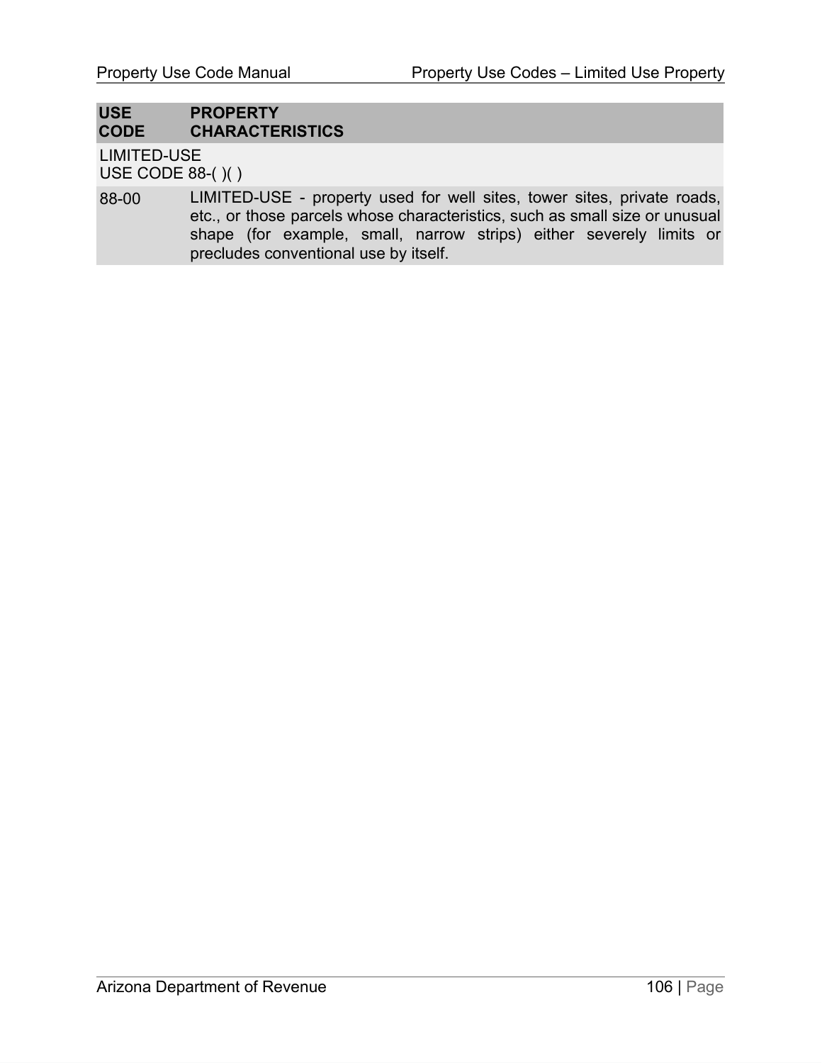| USE CODE | PROPERTY CHARACTERISTICS |
|---|---|
| LIMITED-USE<br>USE CODE 88-( )( ) | |
| 88-00 | LIMITED-USE - property used for well sites, tower sites, private roads, etc., or those parcels whose characteristics, such as small size or unusual shape (for example, small, narrow strips) either severely limits or precludes conventional use by itself. |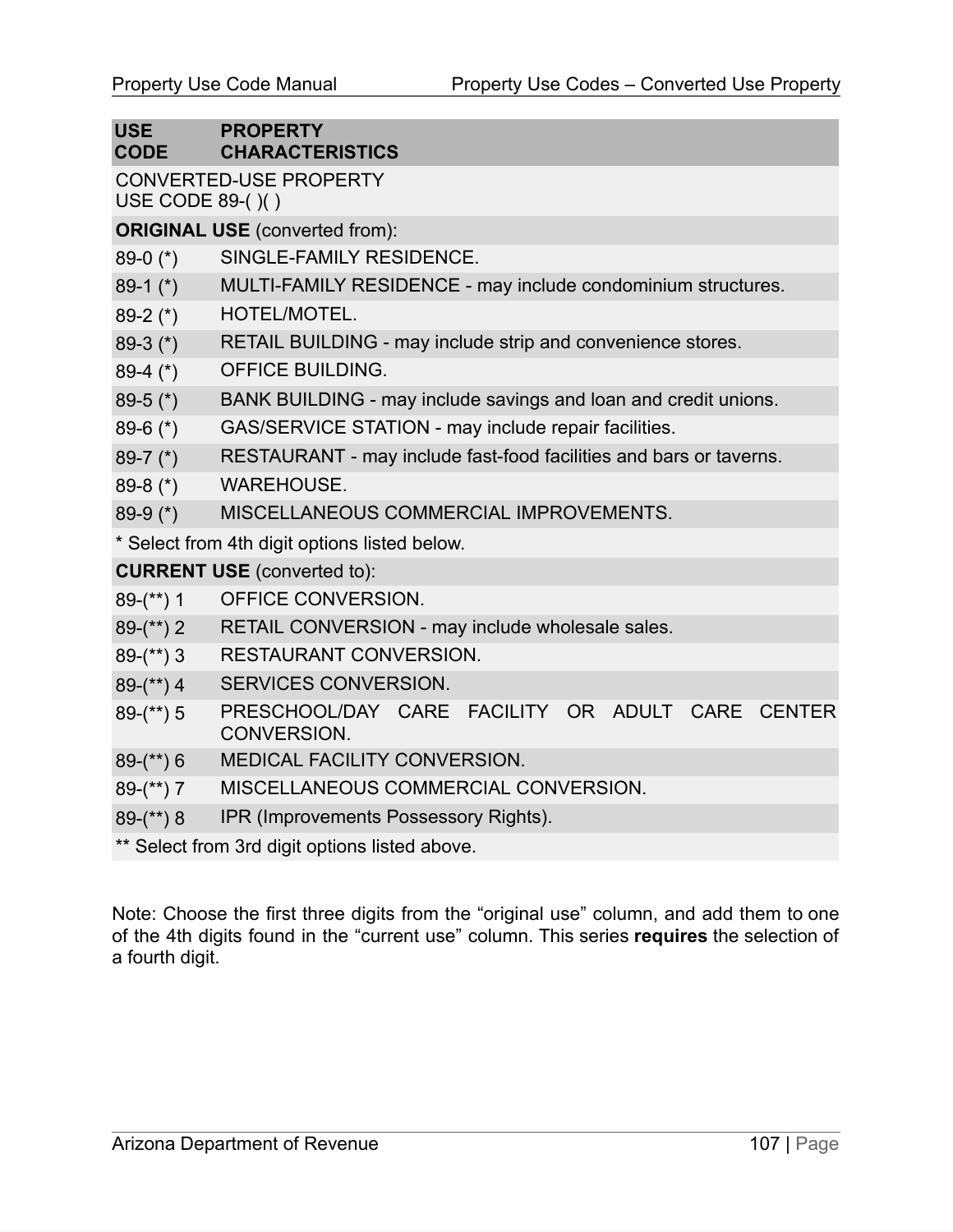| USE CODE | PROPERTY CHARACTERISTICS |
|---|---|
| CONVERTED-USE PROPERTY<br>USE CODE 89-( )( ) | |
| **ORIGINAL USE** (converted from): | |
| 89-0 (*) | SINGLE-FAMILY RESIDENCE. |
| 89-1 (*) | MULTI-FAMILY RESIDENCE - may include condominium structures. |
| 89-2 (*) | HOTEL/MOTEL. |
| 89-3 (*) | RETAIL BUILDING - may include strip and convenience stores. |
| 89-4 (*) | OFFICE BUILDING. |
| 89-5 (*) | BANK BUILDING - may include savings and loan and credit unions. |
| 89-6 (*) | GAS/SERVICE STATION - may include repair facilities. |
| 89-7 (*) | RESTAURANT - may include fast-food facilities and bars or taverns. |
| 89-8 (*) | WAREHOUSE. |
| 89-9 (*) | MISCELLANEOUS COMMERCIAL IMPROVEMENTS. |
| * Select from 4th digit options listed below. | |
| **CURRENT USE** (converted to): | |
| 89-(**) 1 | OFFICE CONVERSION. |
| 89-(**) 2 | RETAIL CONVERSION - may include wholesale sales. |
| 89-(**) 3 | RESTAURANT CONVERSION. |
| 89-(**) 4 | SERVICES CONVERSION. |
| 89-(**) 5 | PRESCHOOL/DAY CARE FACILITY OR ADULT CARE CENTER CONVERSION. |
| 89-(**) 6 | MEDICAL FACILITY CONVERSION. |
| 89-(**) 7 | MISCELLANEOUS COMMERCIAL CONVERSION. |
| 89-(**) 8 | IPR (Improvements Possessory Rights). |
| ** Select from 3rd digit options listed above. | |

Note: Choose the first three digits from the "original use" column, and add them to one of the 4th digits found in the "current use" column. This series **requires** the selection of a fourth digit.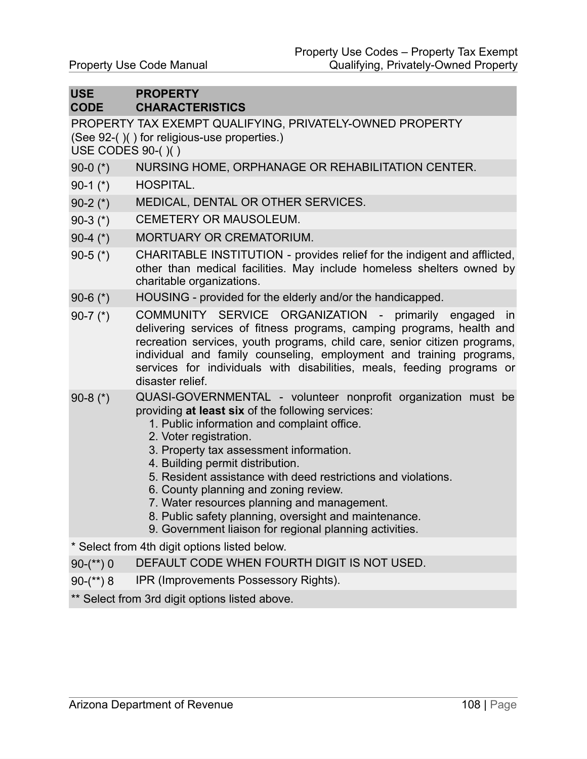| USE CODE | PROPERTY CHARACTERISTICS |
|---|---|
| PROPERTY TAX EXEMPT QUALIFYING, PRIVATELY-OWNED PROPERTY (See 92-( )( ) for religious-use properties.) USE CODES 90-( )( ) | |
| 90-0 (*) | NURSING HOME, ORPHANAGE OR REHABILITATION CENTER. |
| 90-1 (*) | HOSPITAL. |
| 90-2 (*) | MEDICAL, DENTAL OR OTHER SERVICES. |
| 90-3 (*) | CEMETERY OR MAUSOLEUM. |
| 90-4 (*) | MORTUARY OR CREMATORIUM. |
| 90-5 (*) | CHARITABLE INSTITUTION - provides relief for the indigent and afflicted, other than medical facilities. May include homeless shelters owned by charitable organizations. |
| 90-6 (*) | HOUSING - provided for the elderly and/or the handicapped. |
| 90-7 (*) | COMMUNITY SERVICE ORGANIZATION - primarily engaged in delivering services of fitness programs, camping programs, health and recreation services, youth programs, child care, senior citizen programs, individual and family counseling, employment and training programs, services for individuals with disabilities, meals, feeding programs or disaster relief. |
| 90-8 (*) | QUASI-GOVERNMENTAL - volunteer nonprofit organization must be providing **at least six** of the following services: 1. Public information and complaint office. 2. Voter registration. 3. Property tax assessment information. 4. Building permit distribution. 5. Resident assistance with deed restrictions and violations. 6. County planning and zoning review. 7. Water resources planning and management. 8. Public safety planning, oversight and maintenance. 9. Government liaison for regional planning activities. |
| * Select from 4th digit options listed below. | |
| 90-(**) 0 | DEFAULT CODE WHEN FOURTH DIGIT IS NOT USED. |
| 90-(**) 8 | IPR (Improvements Possessory Rights). |
| ** Select from 3rd digit options listed above. | |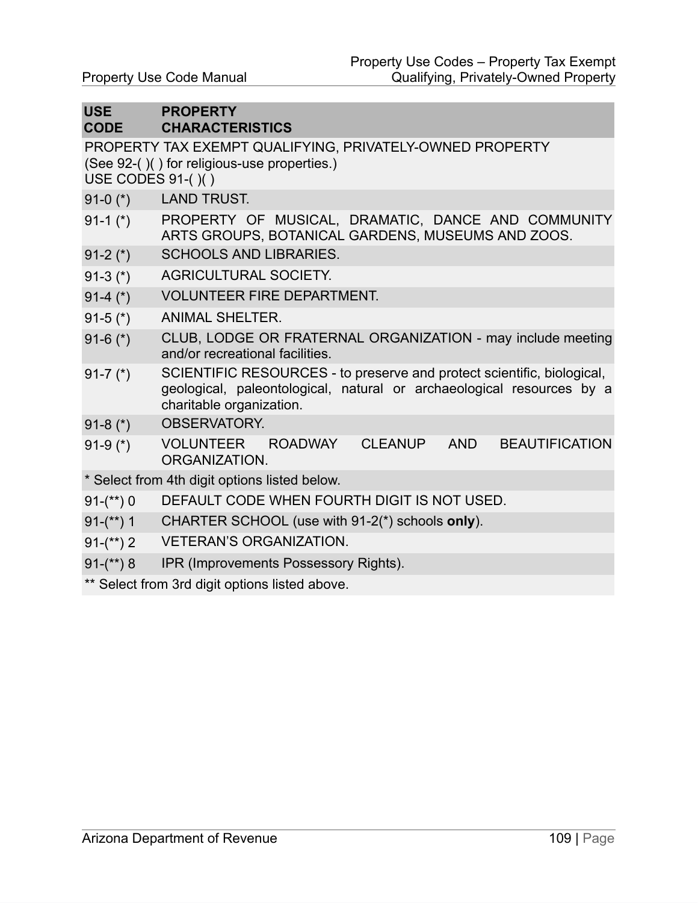| USE CODE | PROPERTY CHARACTERISTICS |
|---|---|
| PROPERTY TAX EXEMPT QUALIFYING, PRIVATELY-OWNED PROPERTY (See 92-( )( ) for religious-use properties.) USE CODES 91-( )( ) | |
| 91-0 (*) | LAND TRUST. |
| 91-1 (*) | PROPERTY OF MUSICAL, DRAMATIC, DANCE AND COMMUNITY ARTS GROUPS, BOTANICAL GARDENS, MUSEUMS AND ZOOS. |
| 91-2 (*) | SCHOOLS AND LIBRARIES. |
| 91-3 (*) | AGRICULTURAL SOCIETY. |
| 91-4 (*) | VOLUNTEER FIRE DEPARTMENT. |
| 91-5 (*) | ANIMAL SHELTER. |
| 91-6 (*) | CLUB, LODGE OR FRATERNAL ORGANIZATION - may include meeting and/or recreational facilities. |
| 91-7 (*) | SCIENTIFIC RESOURCES - to preserve and protect scientific, biological, geological, paleontological, natural or archaeological resources by a charitable organization. |
| 91-8 (*) | OBSERVATORY. |
| 91-9 (*) | VOLUNTEER ROADWAY CLEANUP AND BEAUTIFICATION ORGANIZATION. |
| * Select from 4th digit options listed below. | |
| 91-(**) 0 | DEFAULT CODE WHEN FOURTH DIGIT IS NOT USED. |
| 91-(**) 1 | CHARTER SCHOOL (use with 91-2(*) schools **only**). |
| 91-(**) 2 | VETERAN'S ORGANIZATION. |
| 91-(**) 8 | IPR (Improvements Possessory Rights). |
| ** Select from 3rd digit options listed above. | |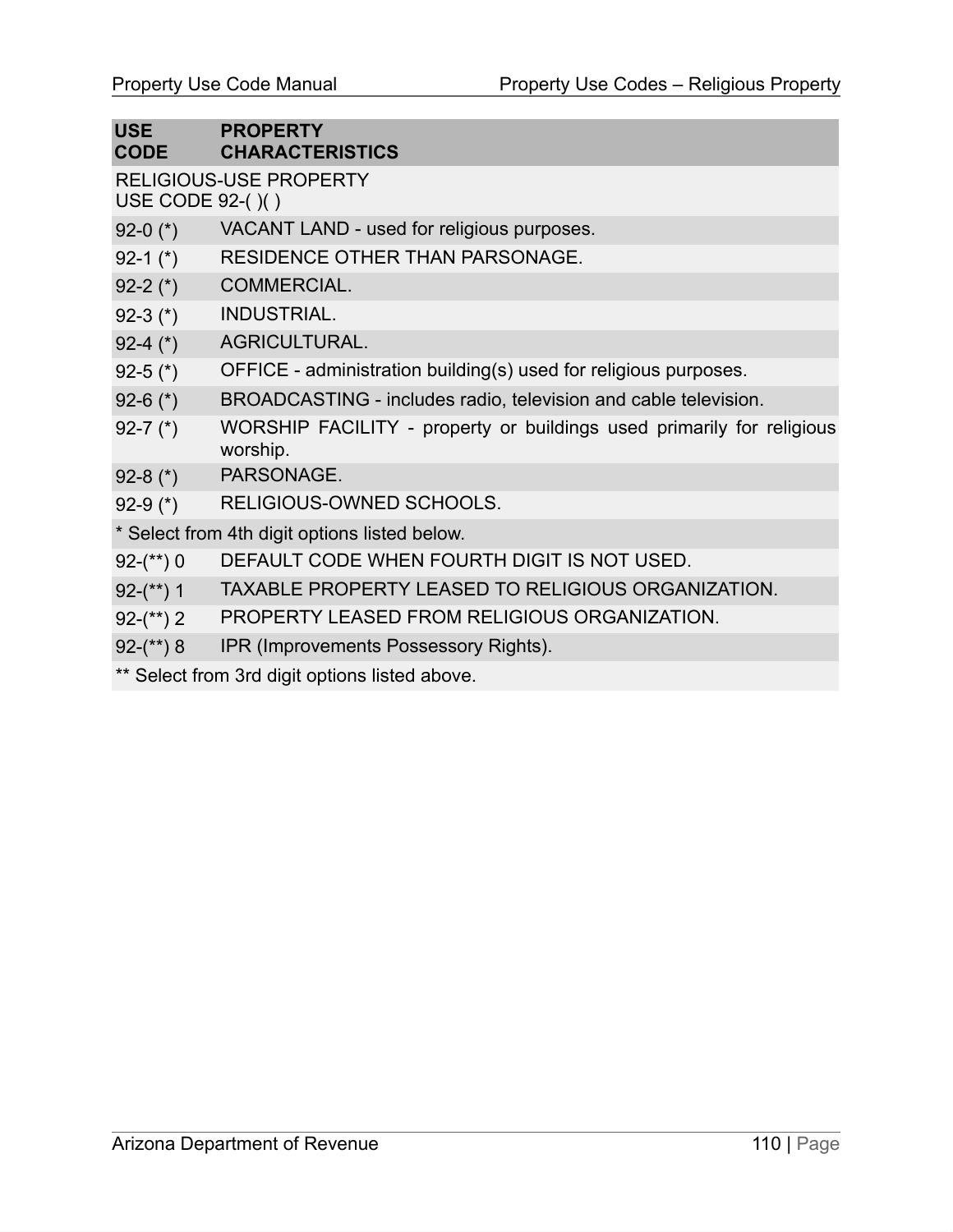| USE CODE | PROPERTY CHARACTERISTICS |
|---|---|
| RELIGIOUS-USE PROPERTY<br>USE CODE 92-( )( ) | |
| 92-0 (*) | VACANT LAND - used for religious purposes. |
| 92-1 (*) | RESIDENCE OTHER THAN PARSONAGE. |
| 92-2 (*) | COMMERCIAL. |
| 92-3 (*) | INDUSTRIAL. |
| 92-4 (*) | AGRICULTURAL. |
| 92-5 (*) | OFFICE - administration building(s) used for religious purposes. |
| 92-6 (*) | BROADCASTING - includes radio, television and cable television. |
| 92-7 (*) | WORSHIP FACILITY - property or buildings used primarily for religious worship. |
| 92-8 (*) | PARSONAGE. |
| 92-9 (*) | RELIGIOUS-OWNED SCHOOLS. |
| * Select from 4th digit options listed below. | |
| 92-(**) 0 | DEFAULT CODE WHEN FOURTH DIGIT IS NOT USED. |
| 92-(**) 1 | TAXABLE PROPERTY LEASED TO RELIGIOUS ORGANIZATION. |
| 92-(**) 2 | PROPERTY LEASED FROM RELIGIOUS ORGANIZATION. |
| 92-(**) 8 | IPR (Improvements Possessory Rights). |
| ** Select from 3rd digit options listed above. | |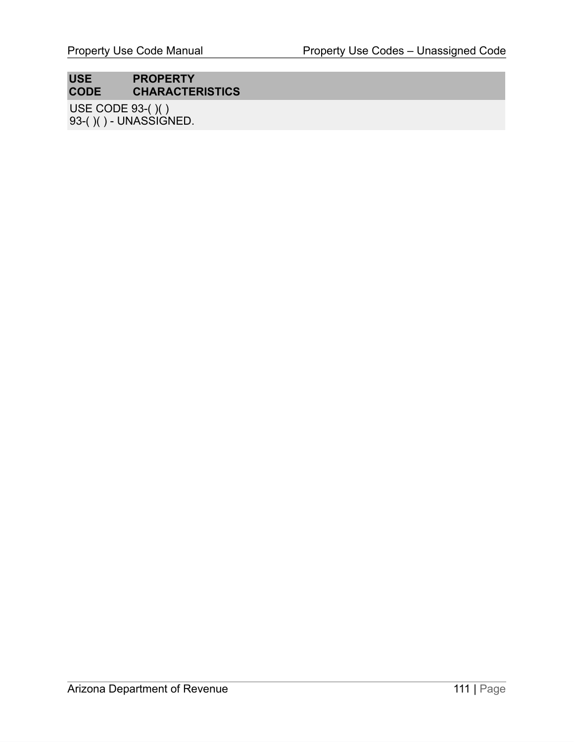| USE CODE | PROPERTY CHARACTERISTICS |
| --- | --- |
| USE CODE 93-( )( )<br>93-( )( ) - UNASSIGNED. | |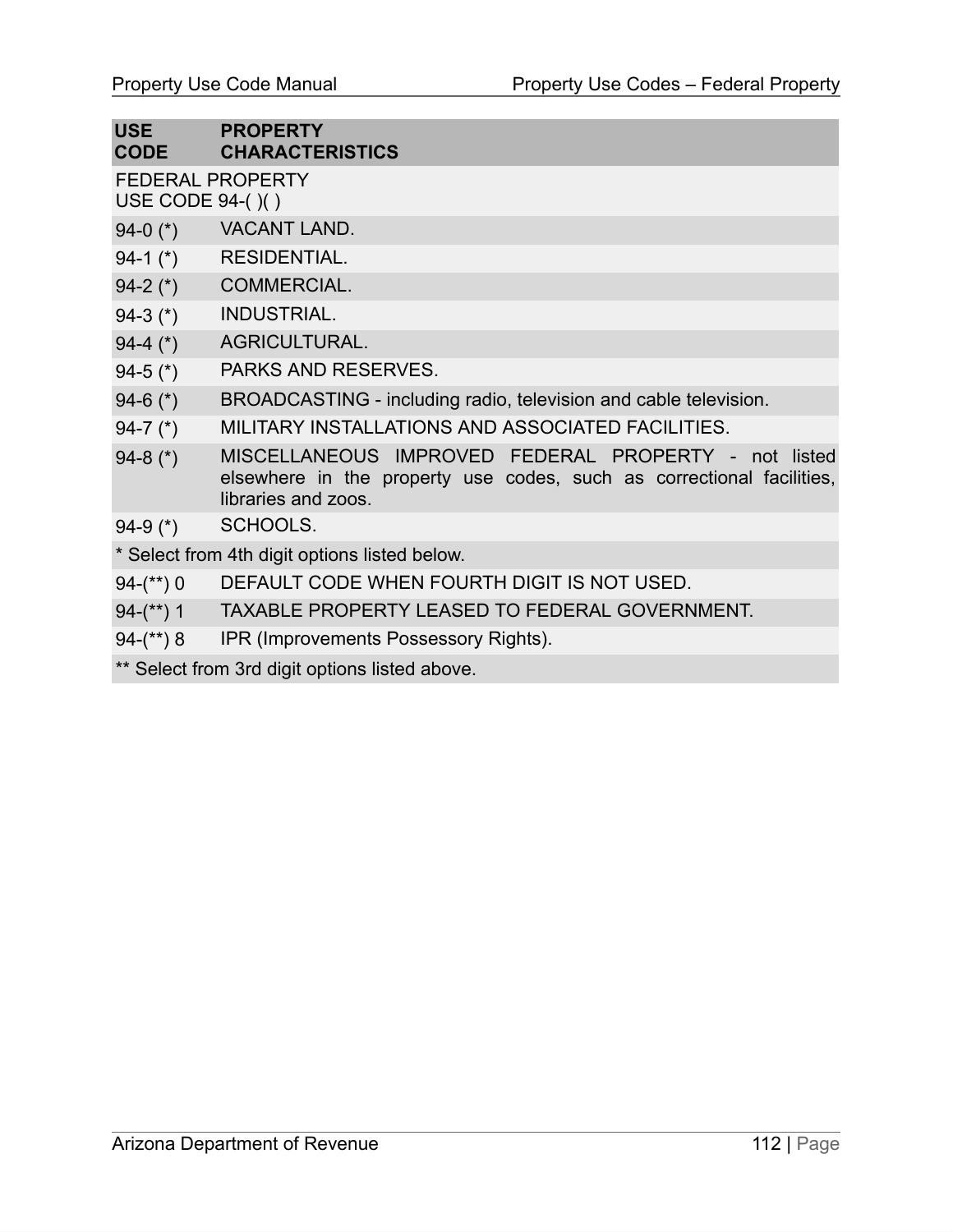| USE CODE | PROPERTY CHARACTERISTICS |
|---|---|
| FEDERAL PROPERTY USE CODE 94-( )( ) | |
| 94-0 (*) | VACANT LAND. |
| 94-1 (*) | RESIDENTIAL. |
| 94-2 (*) | COMMERCIAL. |
| 94-3 (*) | INDUSTRIAL. |
| 94-4 (*) | AGRICULTURAL. |
| 94-5 (*) | PARKS AND RESERVES. |
| 94-6 (*) | BROADCASTING - including radio, television and cable television. |
| 94-7 (*) | MILITARY INSTALLATIONS AND ASSOCIATED FACILITIES. |
| 94-8 (*) | MISCELLANEOUS IMPROVED FEDERAL PROPERTY - not listed elsewhere in the property use codes, such as correctional facilities, libraries and zoos. |
| 94-9 (*) | SCHOOLS. |
| * Select from 4th digit options listed below. | |
| 94-(**) 0 | DEFAULT CODE WHEN FOURTH DIGIT IS NOT USED. |
| 94-(**) 1 | TAXABLE PROPERTY LEASED TO FEDERAL GOVERNMENT. |
| 94-(**) 8 | IPR (Improvements Possessory Rights). |
| ** Select from 3rd digit options listed above. | |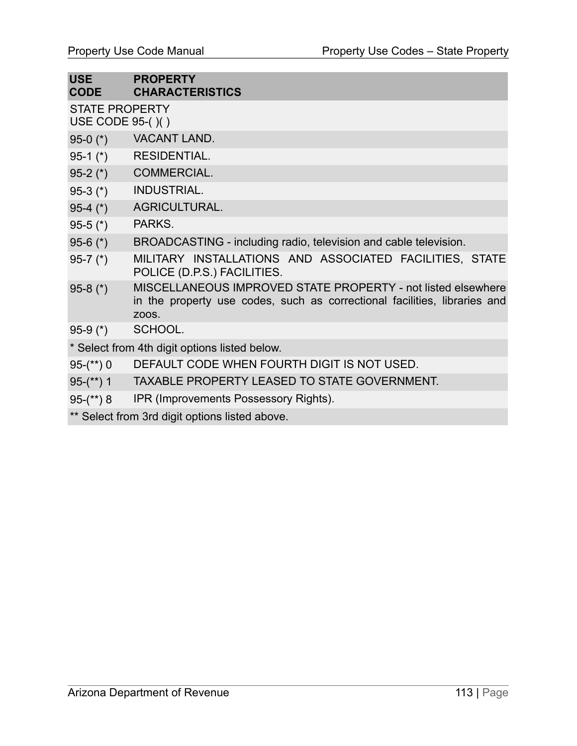| USE CODE | PROPERTY CHARACTERISTICS |
| --- | --- |
| STATE PROPERTY USE CODE 95-( )( ) | |
| 95-0 (*) | VACANT LAND. |
| 95-1 (*) | RESIDENTIAL. |
| 95-2 (*) | COMMERCIAL. |
| 95-3 (*) | INDUSTRIAL. |
| 95-4 (*) | AGRICULTURAL. |
| 95-5 (*) | PARKS. |
| 95-6 (*) | BROADCASTING - including radio, television and cable television. |
| 95-7 (*) | MILITARY INSTALLATIONS AND ASSOCIATED FACILITIES, STATE POLICE (D.P.S.) FACILITIES. |
| 95-8 (*) | MISCELLANEOUS IMPROVED STATE PROPERTY - not listed elsewhere in the property use codes, such as correctional facilities, libraries and zoos. |
| 95-9 (*) | SCHOOL. |
| * Select from 4th digit options listed below. | |
| 95-(**) 0 | DEFAULT CODE WHEN FOURTH DIGIT IS NOT USED. |
| 95-(**) 1 | TAXABLE PROPERTY LEASED TO STATE GOVERNMENT. |
| 95-(**) 8 | IPR (Improvements Possessory Rights). |
| ** Select from 3rd digit options listed above. | |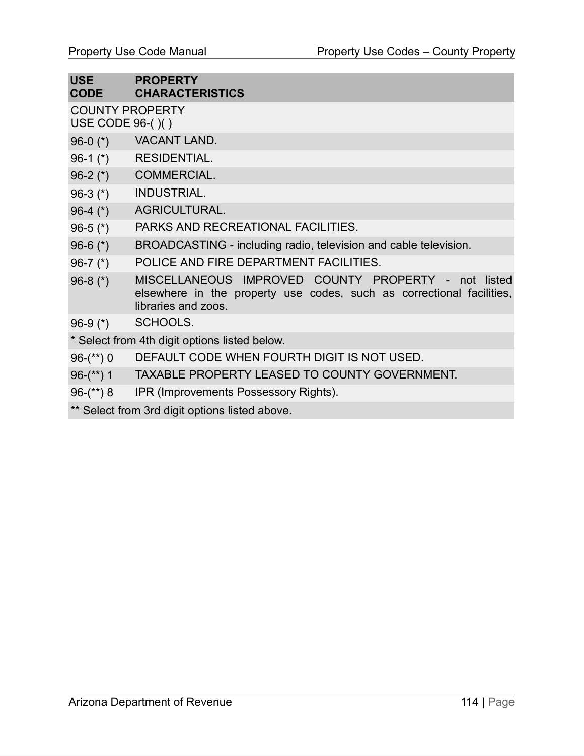| USE CODE | PROPERTY CHARACTERISTICS |
|---|---|
| COUNTY PROPERTY USE CODE 96-( )( ) | |
| 96-0 (*) | VACANT LAND. |
| 96-1 (*) | RESIDENTIAL. |
| 96-2 (*) | COMMERCIAL. |
| 96-3 (*) | INDUSTRIAL. |
| 96-4 (*) | AGRICULTURAL. |
| 96-5 (*) | PARKS AND RECREATIONAL FACILITIES. |
| 96-6 (*) | BROADCASTING - including radio, television and cable television. |
| 96-7 (*) | POLICE AND FIRE DEPARTMENT FACILITIES. |
| 96-8 (*) | MISCELLANEOUS IMPROVED COUNTY PROPERTY - not listed elsewhere in the property use codes, such as correctional facilities, libraries and zoos. |
| 96-9 (*) | SCHOOLS. |
| * Select from 4th digit options listed below. | |
| 96-(**) 0 | DEFAULT CODE WHEN FOURTH DIGIT IS NOT USED. |
| 96-(**) 1 | TAXABLE PROPERTY LEASED TO COUNTY GOVERNMENT. |
| 96-(**) 8 | IPR (Improvements Possessory Rights). |
| ** Select from 3rd digit options listed above. | |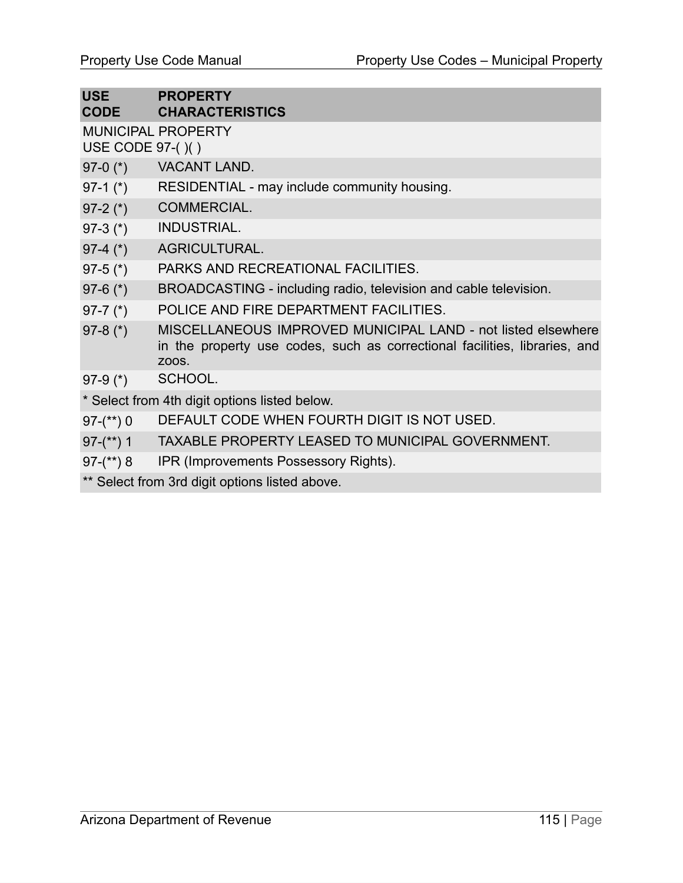| USE CODE | PROPERTY CHARACTERISTICS |
| --- | --- |
| MUNICIPAL PROPERTY USE CODE 97-( )( ) | |
| 97-0 (*) | VACANT LAND. |
| 97-1 (*) | RESIDENTIAL - may include community housing. |
| 97-2 (*) | COMMERCIAL. |
| 97-3 (*) | INDUSTRIAL. |
| 97-4 (*) | AGRICULTURAL. |
| 97-5 (*) | PARKS AND RECREATIONAL FACILITIES. |
| 97-6 (*) | BROADCASTING - including radio, television and cable television. |
| 97-7 (*) | POLICE AND FIRE DEPARTMENT FACILITIES. |
| 97-8 (*) | MISCELLANEOUS IMPROVED MUNICIPAL LAND - not listed elsewhere in the property use codes, such as correctional facilities, libraries, and zoos. |
| 97-9 (*) | SCHOOL. |
| * Select from 4th digit options listed below. | |
| 97-(**) 0 | DEFAULT CODE WHEN FOURTH DIGIT IS NOT USED. |
| 97-(**) 1 | TAXABLE PROPERTY LEASED TO MUNICIPAL GOVERNMENT. |
| 97-(**) 8 | IPR (Improvements Possessory Rights). |
| ** Select from 3rd digit options listed above. | |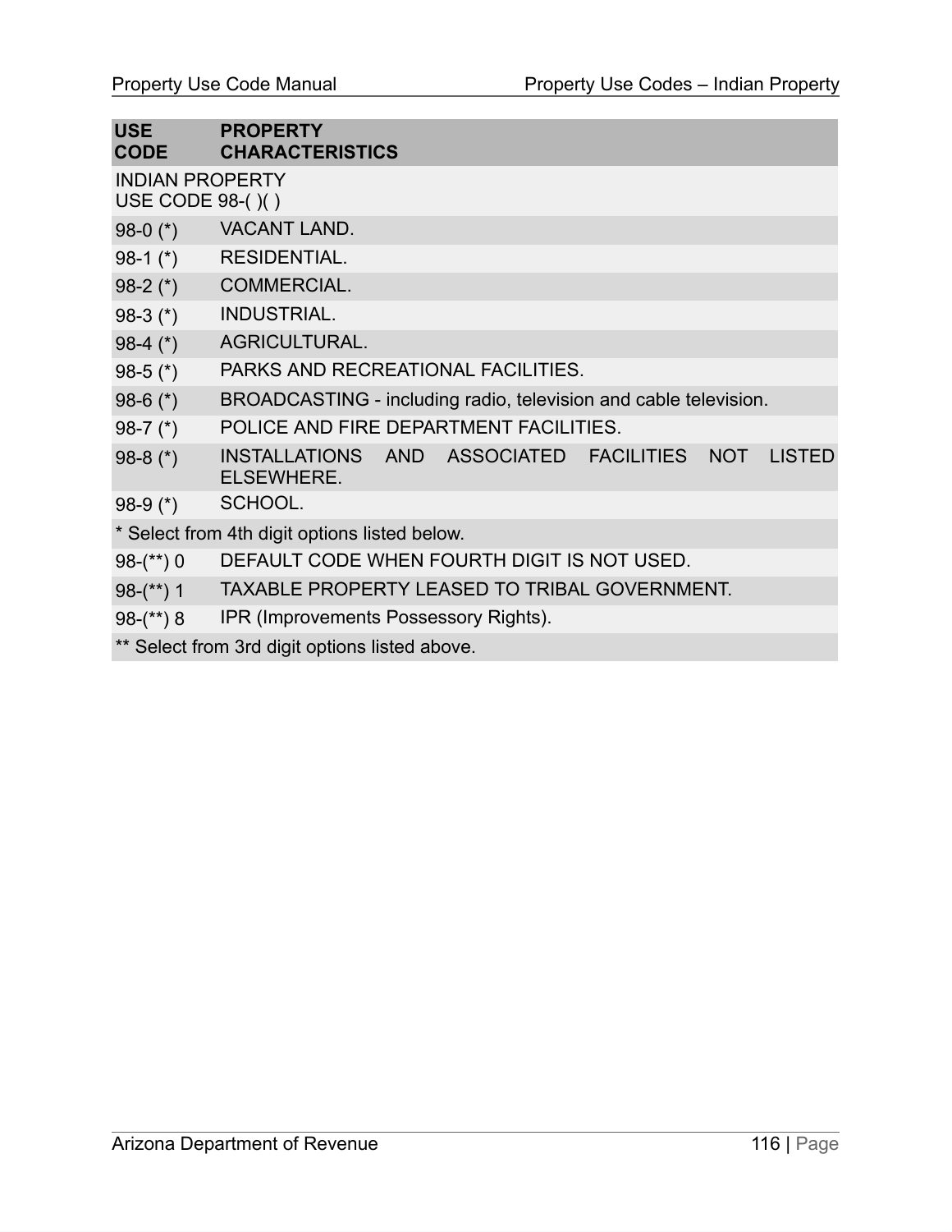| USE CODE | PROPERTY CHARACTERISTICS |
|---|---|
| INDIAN PROPERTY USE CODE 98-( )( ) | |
| 98-0 (*) | VACANT LAND. |
| 98-1 (*) | RESIDENTIAL. |
| 98-2 (*) | COMMERCIAL. |
| 98-3 (*) | INDUSTRIAL. |
| 98-4 (*) | AGRICULTURAL. |
| 98-5 (*) | PARKS AND RECREATIONAL FACILITIES. |
| 98-6 (*) | BROADCASTING - including radio, television and cable television. |
| 98-7 (*) | POLICE AND FIRE DEPARTMENT FACILITIES. |
| 98-8 (*) | INSTALLATIONS AND ASSOCIATED FACILITIES NOT LISTED ELSEWHERE. |
| 98-9 (*) | SCHOOL. |
| * Select from 4th digit options listed below. | |
| 98-(**) 0 | DEFAULT CODE WHEN FOURTH DIGIT IS NOT USED. |
| 98-(**) 1 | TAXABLE PROPERTY LEASED TO TRIBAL GOVERNMENT. |
| 98-(**) 8 | IPR (Improvements Possessory Rights). |
| ** Select from 3rd digit options listed above. | |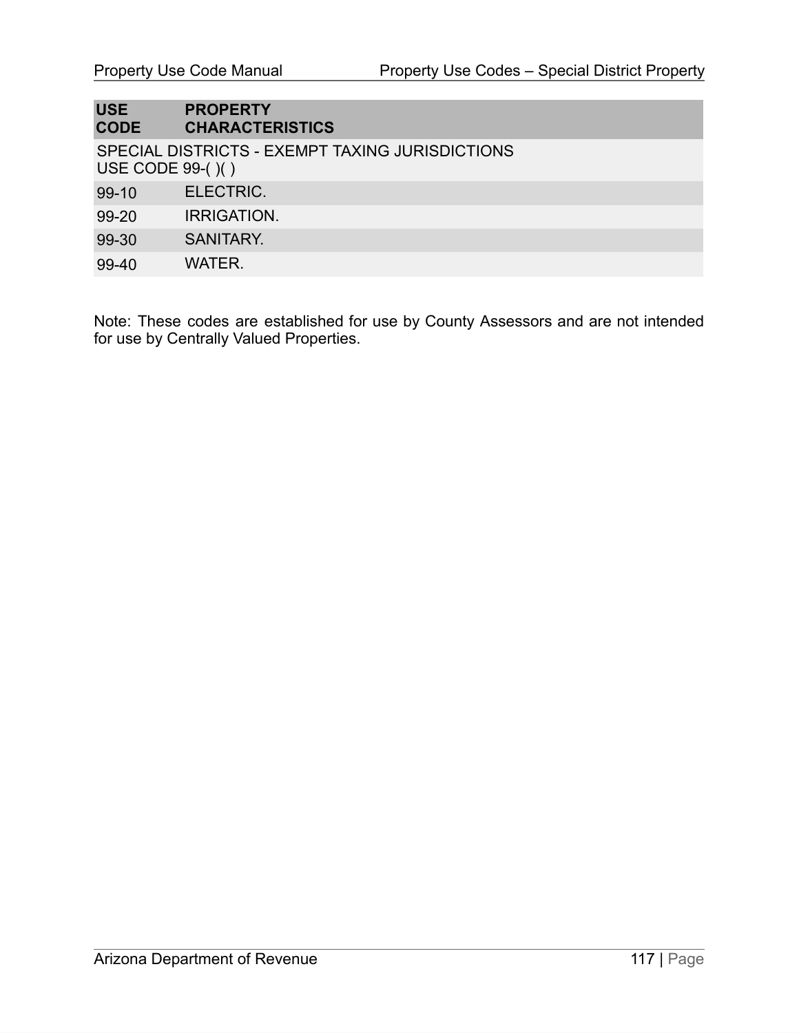| USE CODE | PROPERTY CHARACTERISTICS |
|---|---|
| SPECIAL DISTRICTS - EXEMPT TAXING JURISDICTIONS USE CODE 99-( )( ) | |
| 99-10 | ELECTRIC. |
| 99-20 | IRRIGATION. |
| 99-30 | SANITARY. |
| 99-40 | WATER. |

Note: These codes are established for use by County Assessors and are not intended for use by Centrally Valued Properties.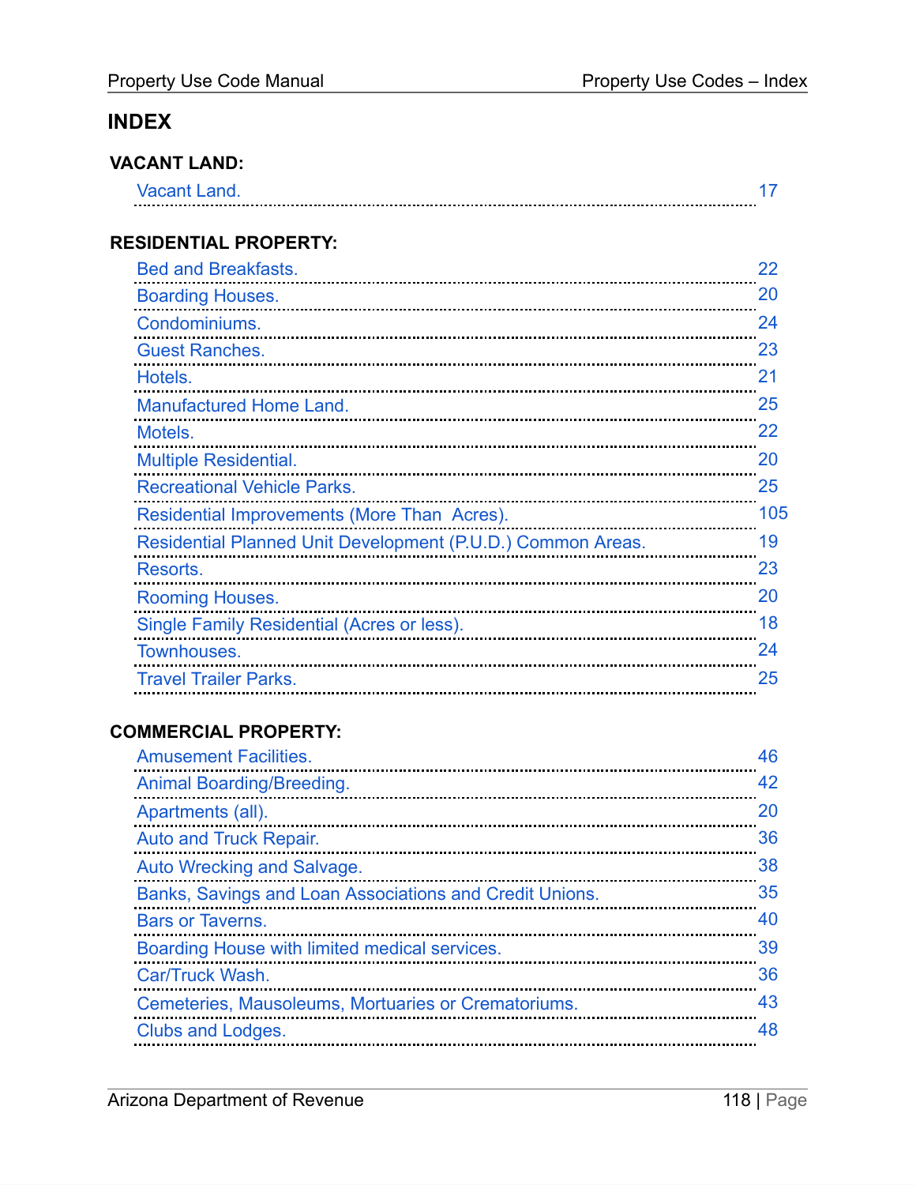# INDEX

**VACANT LAND:**

| | |
|---|---|
| Vacant Land. | 17 |

**RESIDENTIAL PROPERTY:**

| | |
|---|---|
| Bed and Breakfasts. | 22 |
| Boarding Houses. | 20 |
| Condominiums. | 24 |
| Guest Ranches. | 23 |
| Hotels. | 21 |
| Manufactured Home Land. | 25 |
| Motels. | 22 |
| Multiple Residential. | 20 |
| Recreational Vehicle Parks. | 25 |
| Residential Improvements (More Than  Acres). | 105 |
| Residential Planned Unit Development (P.U.D.) Common Areas. | 19 |
| Resorts. | 23 |
| Rooming Houses. | 20 |
| Single Family Residential (Acres or less). | 18 |
| Townhouses. | 24 |
| Travel Trailer Parks. | 25 |

**COMMERCIAL PROPERTY:**

| | |
|---|---|
| Amusement Facilities. | 46 |
| Animal Boarding/Breeding. | 42 |
| Apartments (all). | 20 |
| Auto and Truck Repair. | 36 |
| Auto Wrecking and Salvage. | 38 |
| Banks, Savings and Loan Associations and Credit Unions. | 35 |
| Bars or Taverns. | 40 |
| Boarding House with limited medical services. | 39 |
| Car/Truck Wash. | 36 |
| Cemeteries, Mausoleums, Mortuaries or Crematoriums. | 43 |
| Clubs and Lodges. | 48 |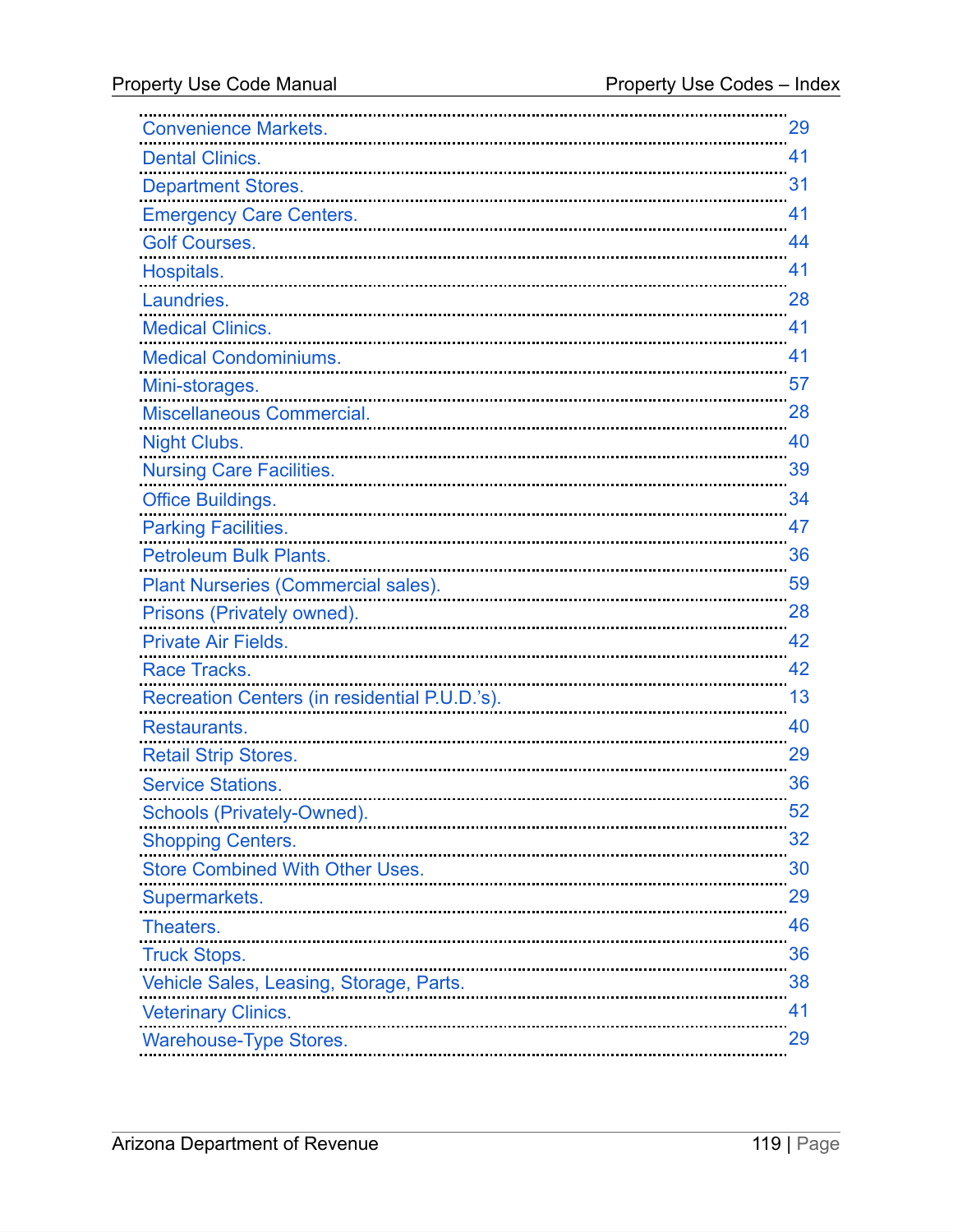| | |
|---|---|
| Convenience Markets. | 29 |
| Dental Clinics. | 41 |
| Department Stores. | 31 |
| Emergency Care Centers. | 41 |
| Golf Courses. | 44 |
| Hospitals. | 41 |
| Laundries. | 28 |
| Medical Clinics. | 41 |
| Medical Condominiums. | 41 |
| Mini-storages. | 57 |
| Miscellaneous Commercial. | 28 |
| Night Clubs. | 40 |
| Nursing Care Facilities. | 39 |
| Office Buildings. | 34 |
| Parking Facilities. | 47 |
| Petroleum Bulk Plants. | 36 |
| Plant Nurseries (Commercial sales). | 59 |
| Prisons (Privately owned). | 28 |
| Private Air Fields. | 42 |
| Race Tracks. | 42 |
| Recreation Centers (in residential P.U.D.'s). | 13 |
| Restaurants. | 40 |
| Retail Strip Stores. | 29 |
| Service Stations. | 36 |
| Schools (Privately-Owned). | 52 |
| Shopping Centers. | 32 |
| Store Combined With Other Uses. | 30 |
| Supermarkets. | 29 |
| Theaters. | 46 |
| Truck Stops. | 36 |
| Vehicle Sales, Leasing, Storage, Parts. | 38 |
| Veterinary Clinics. | 41 |
| Warehouse-Type Stores. | 29 |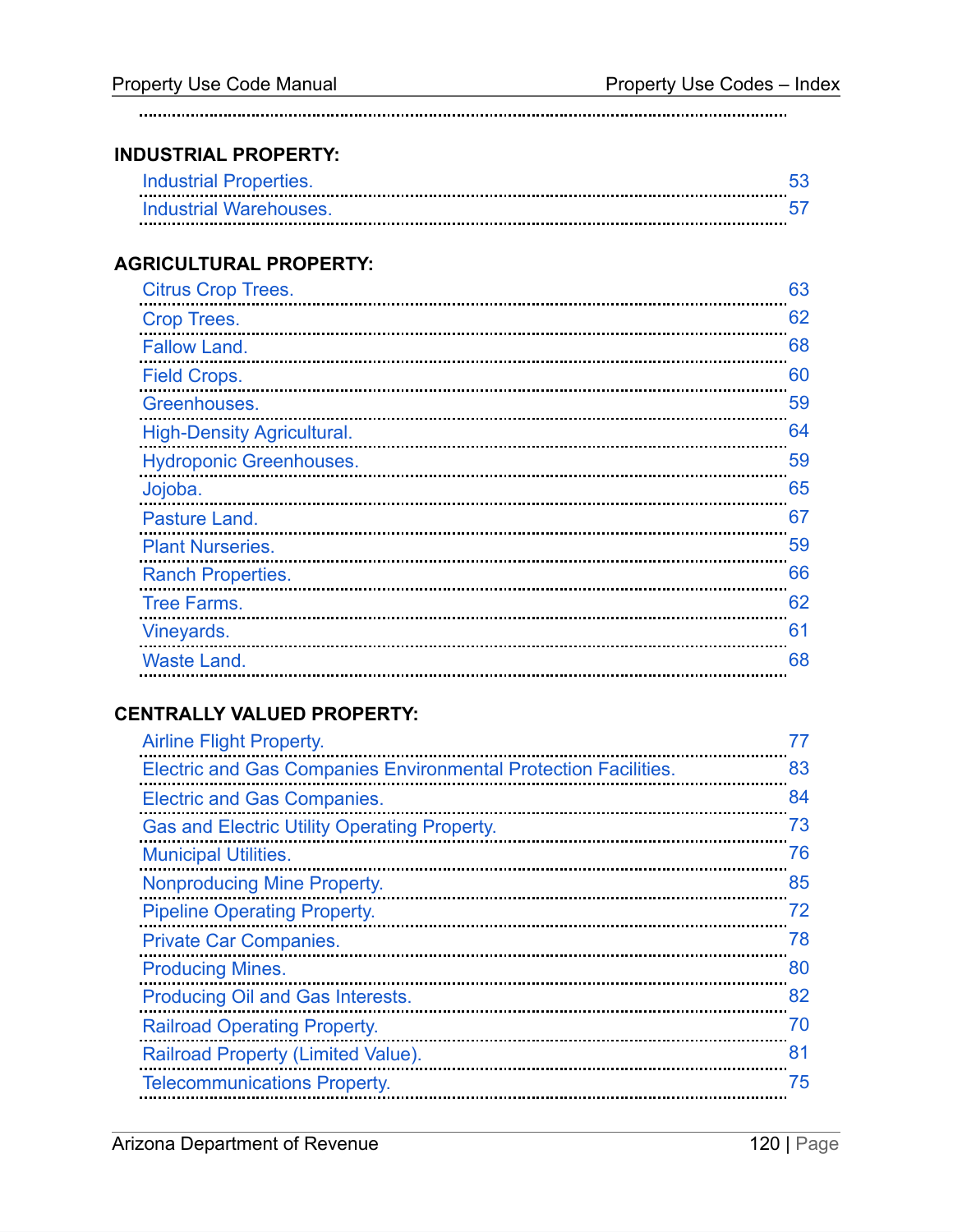**INDUSTRIAL PROPERTY:**

- Industrial Properties. .......... 53
- Industrial Warehouses. .......... 57

**AGRICULTURAL PROPERTY:**

- Citrus Crop Trees. .......... 63
- Crop Trees. .......... 62
- Fallow Land. .......... 68
- Field Crops. .......... 60
- Greenhouses. .......... 59
- High-Density Agricultural. .......... 64
- Hydroponic Greenhouses. .......... 59
- Jojoba. .......... 65
- Pasture Land. .......... 67
- Plant Nurseries. .......... 59
- Ranch Properties. .......... 66
- Tree Farms. .......... 62
- Vineyards. .......... 61
- Waste Land. .......... 68

**CENTRALLY VALUED PROPERTY:**

- Airline Flight Property. .......... 77
- Electric and Gas Companies Environmental Protection Facilities. .......... 83
- Electric and Gas Companies. .......... 84
- Gas and Electric Utility Operating Property. .......... 73
- Municipal Utilities. .......... 76
- Nonproducing Mine Property. .......... 85
- Pipeline Operating Property. .......... 72
- Private Car Companies. .......... 78
- Producing Mines. .......... 80
- Producing Oil and Gas Interests. .......... 82
- Railroad Operating Property. .......... 70
- Railroad Property (Limited Value). .......... 81
- Telecommunications Property. .......... 75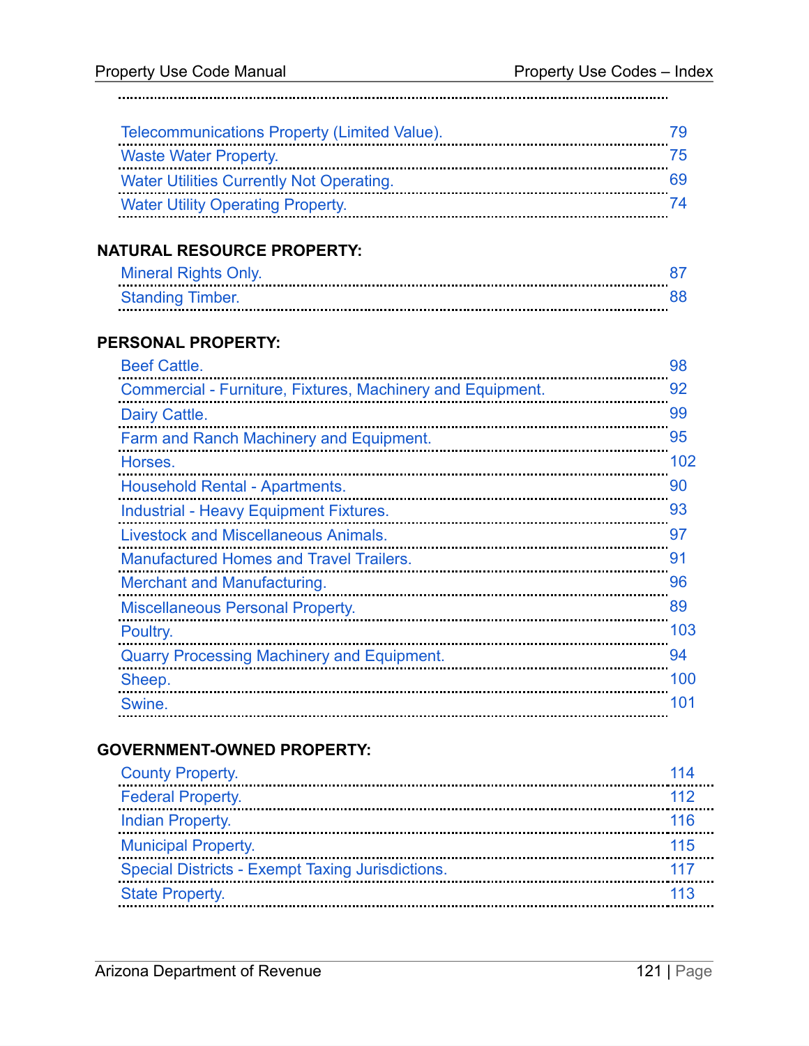Telecommunications Property (Limited Value). ........ 79
Waste Water Property. ........ 75
Water Utilities Currently Not Operating. ........ 69
Water Utility Operating Property. ........ 74

**NATURAL RESOURCE PROPERTY:**

Mineral Rights Only. ........ 87
Standing Timber. ........ 88

**PERSONAL PROPERTY:**

Beef Cattle. ........ 98
Commercial - Furniture, Fixtures, Machinery and Equipment. ........ 92
Dairy Cattle. ........ 99
Farm and Ranch Machinery and Equipment. ........ 95
Horses. ........ 102
Household Rental - Apartments. ........ 90
Industrial - Heavy Equipment Fixtures. ........ 93
Livestock and Miscellaneous Animals. ........ 97
Manufactured Homes and Travel Trailers. ........ 91
Merchant and Manufacturing. ........ 96
Miscellaneous Personal Property. ........ 89
Poultry. ........ 103
Quarry Processing Machinery and Equipment. ........ 94
Sheep. ........ 100
Swine. ........ 101

**GOVERNMENT-OWNED PROPERTY:**

County Property. ........ 114
Federal Property. ........ 112
Indian Property. ........ 116
Municipal Property. ........ 115
Special Districts - Exempt Taxing Jurisdictions. ........ 117
State Property. ........ 113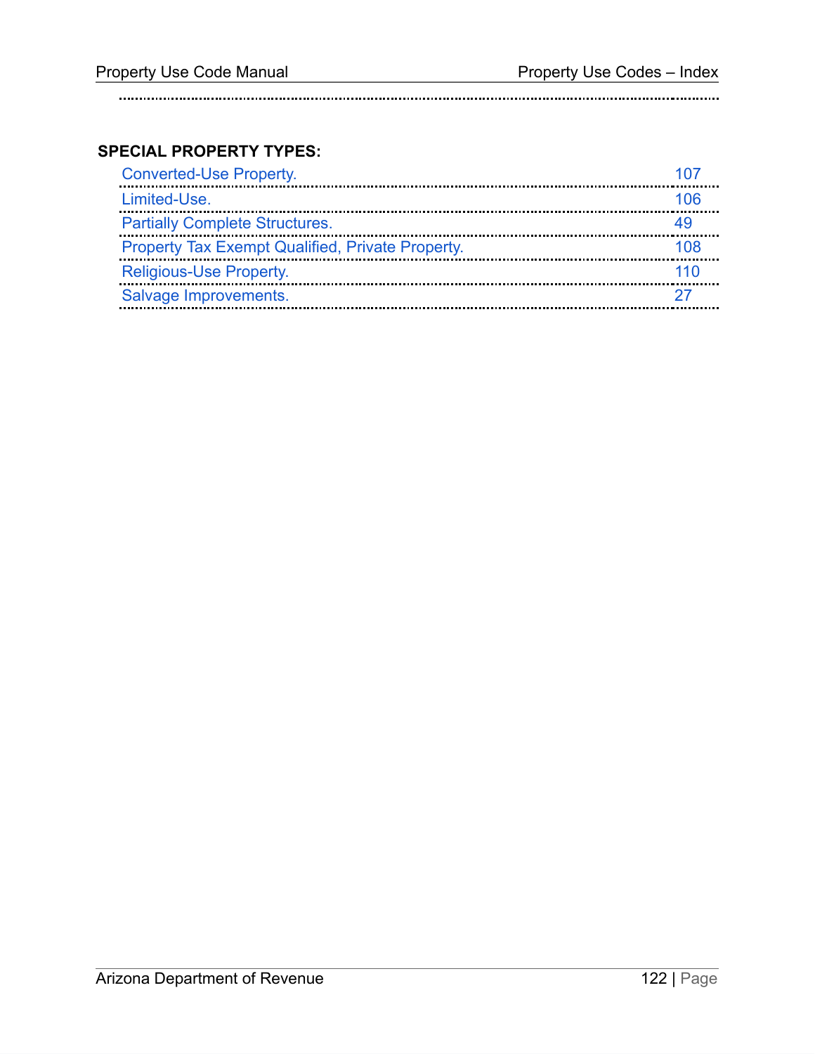**SPECIAL PROPERTY TYPES:**

| | |
|---|---|
| Converted-Use Property. | 107 |
| Limited-Use. | 106 |
| Partially Complete Structures. | 49 |
| Property Tax Exempt Qualified, Private Property. | 108 |
| Religious-Use Property. | 110 |
| Salvage Improvements. | 27 |